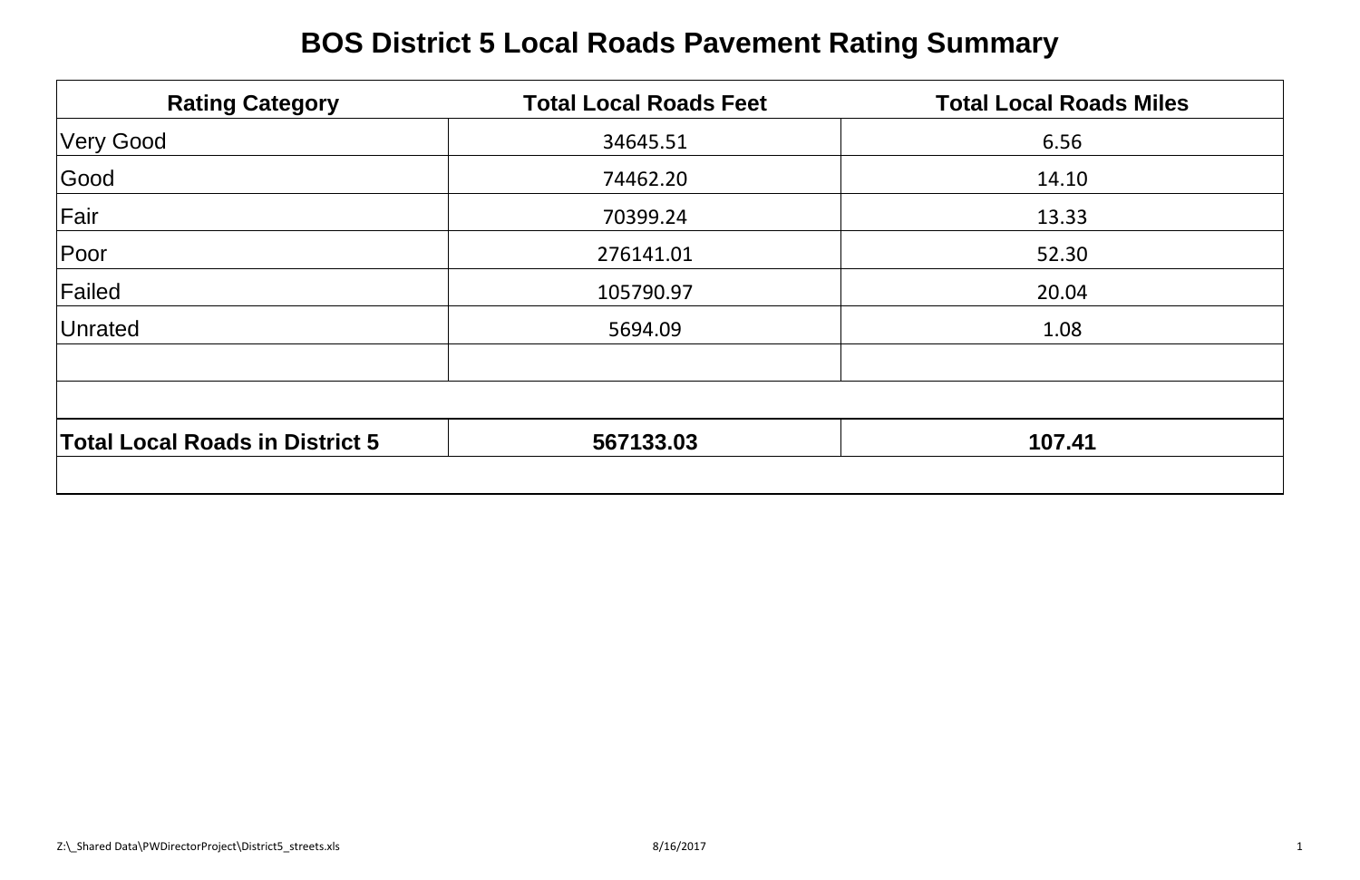# BOS District 5 Local Roads Pavement Rating Summary

| Rating Category | Total Local Roads Feet | Total Local Roads Miles |
|---|---|---|
| Very Good | 34645.51 | 6.56 |
| Good | 74462.20 | 14.10 |
| Fair | 70399.24 | 13.33 |
| Poor | 276141.01 | 52.30 |
| Failed | 105790.97 | 20.04 |
| Unrated | 5694.09 | 1.08 |
| | | |
| | | |
| **Total Local Roads in District 5** | **567133.03** | **107.41** |
| | | |

Z:\_Shared Data\PWDirectorProject\District5_streets.xls 8/16/2017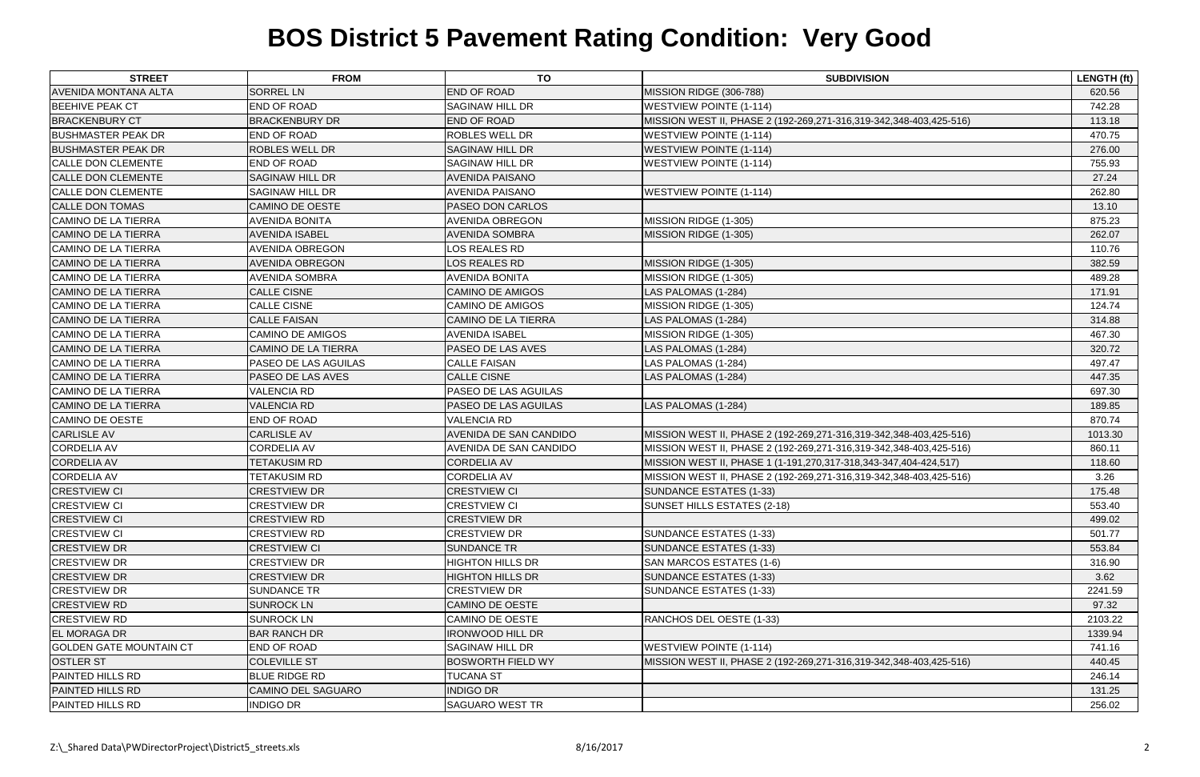# BOS District 5 Pavement Rating Condition: Very Good

| STREET | FROM | TO | SUBDIVISION | LENGTH (ft) |
|---|---|---|---|---|
| AVENIDA MONTANA ALTA | SORREL LN | END OF ROAD | MISSION RIDGE (306-788) | 620.56 |
| BEEHIVE PEAK CT | END OF ROAD | SAGINAW HILL DR | WESTVIEW POINTE (1-114) | 742.28 |
| BRACKENBURY CT | BRACKENBURY DR | END OF ROAD | MISSION WEST II, PHASE 2 (192-269,271-316,319-342,348-403,425-516) | 113.18 |
| BUSHMASTER PEAK DR | END OF ROAD | ROBLES WELL DR | WESTVIEW POINTE (1-114) | 470.75 |
| BUSHMASTER PEAK DR | ROBLES WELL DR | SAGINAW HILL DR | WESTVIEW POINTE (1-114) | 276.00 |
| CALLE DON CLEMENTE | END OF ROAD | SAGINAW HILL DR | WESTVIEW POINTE (1-114) | 755.93 |
| CALLE DON CLEMENTE | SAGINAW HILL DR | AVENIDA PAISANO | | 27.24 |
| CALLE DON CLEMENTE | SAGINAW HILL DR | AVENIDA PAISANO | WESTVIEW POINTE (1-114) | 262.80 |
| CALLE DON TOMAS | CAMINO DE OESTE | PASEO DON CARLOS | | 13.10 |
| CAMINO DE LA TIERRA | AVENIDA BONITA | AVENIDA OBREGON | MISSION RIDGE (1-305) | 875.23 |
| CAMINO DE LA TIERRA | AVENIDA ISABEL | AVENIDA SOMBRA | MISSION RIDGE (1-305) | 262.07 |
| CAMINO DE LA TIERRA | AVENIDA OBREGON | LOS REALES RD | | 110.76 |
| CAMINO DE LA TIERRA | AVENIDA OBREGON | LOS REALES RD | MISSION RIDGE (1-305) | 382.59 |
| CAMINO DE LA TIERRA | AVENIDA SOMBRA | AVENIDA BONITA | MISSION RIDGE (1-305) | 489.28 |
| CAMINO DE LA TIERRA | CALLE CISNE | CAMINO DE AMIGOS | LAS PALOMAS (1-284) | 171.91 |
| CAMINO DE LA TIERRA | CALLE CISNE | CAMINO DE AMIGOS | MISSION RIDGE (1-305) | 124.74 |
| CAMINO DE LA TIERRA | CALLE FAISAN | CAMINO DE LA TIERRA | LAS PALOMAS (1-284) | 314.88 |
| CAMINO DE LA TIERRA | CAMINO DE AMIGOS | AVENIDA ISABEL | MISSION RIDGE (1-305) | 467.30 |
| CAMINO DE LA TIERRA | CAMINO DE LA TIERRA | PASEO DE LAS AVES | LAS PALOMAS (1-284) | 320.72 |
| CAMINO DE LA TIERRA | PASEO DE LAS AGUILAS | CALLE FAISAN | LAS PALOMAS (1-284) | 497.47 |
| CAMINO DE LA TIERRA | PASEO DE LAS AVES | CALLE CISNE | LAS PALOMAS (1-284) | 447.35 |
| CAMINO DE LA TIERRA | VALENCIA RD | PASEO DE LAS AGUILAS | | 697.30 |
| CAMINO DE LA TIERRA | VALENCIA RD | PASEO DE LAS AGUILAS | LAS PALOMAS (1-284) | 189.85 |
| CAMINO DE OESTE | END OF ROAD | VALENCIA RD | | 870.74 |
| CARLISLE AV | CARLISLE AV | AVENIDA DE SAN CANDIDO | MISSION WEST II, PHASE 2 (192-269,271-316,319-342,348-403,425-516) | 1013.30 |
| CORDELIA AV | CORDELIA AV | AVENIDA DE SAN CANDIDO | MISSION WEST II, PHASE 2 (192-269,271-316,319-342,348-403,425-516) | 860.11 |
| CORDELIA AV | TETAKUSIM RD | CORDELIA AV | MISSION WEST II, PHASE 1 (1-191,270,317-318,343-347,404-424,517) | 118.60 |
| CORDELIA AV | TETAKUSIM RD | CORDELIA AV | MISSION WEST II, PHASE 2 (192-269,271-316,319-342,348-403,425-516) | 3.26 |
| CRESTVIEW CI | CRESTVIEW DR | CRESTVIEW CI | SUNDANCE ESTATES (1-33) | 175.48 |
| CRESTVIEW CI | CRESTVIEW DR | CRESTVIEW CI | SUNSET HILLS ESTATES (2-18) | 553.40 |
| CRESTVIEW CI | CRESTVIEW RD | CRESTVIEW DR | | 499.02 |
| CRESTVIEW CI | CRESTVIEW RD | CRESTVIEW DR | SUNDANCE ESTATES (1-33) | 501.77 |
| CRESTVIEW DR | CRESTVIEW CI | SUNDANCE TR | SUNDANCE ESTATES (1-33) | 553.84 |
| CRESTVIEW DR | CRESTVIEW DR | HIGHTON HILLS DR | SAN MARCOS ESTATES (1-6) | 316.90 |
| CRESTVIEW DR | CRESTVIEW DR | HIGHTON HILLS DR | SUNDANCE ESTATES (1-33) | 3.62 |
| CRESTVIEW DR | SUNDANCE TR | CRESTVIEW DR | SUNDANCE ESTATES (1-33) | 2241.59 |
| CRESTVIEW RD | SUNROCK LN | CAMINO DE OESTE | | 97.32 |
| CRESTVIEW RD | SUNROCK LN | CAMINO DE OESTE | RANCHOS DEL OESTE (1-33) | 2103.22 |
| EL MORAGA DR | BAR RANCH DR | IRONWOOD HILL DR | | 1339.94 |
| GOLDEN GATE MOUNTAIN CT | END OF ROAD | SAGINAW HILL DR | WESTVIEW POINTE (1-114) | 741.16 |
| OSTLER ST | COLEVILLE ST | BOSWORTH FIELD WY | MISSION WEST II, PHASE 2 (192-269,271-316,319-342,348-403,425-516) | 440.45 |
| PAINTED HILLS RD | BLUE RIDGE RD | TUCANA ST | | 246.14 |
| PAINTED HILLS RD | CAMINO DEL SAGUARO | INDIGO DR | | 131.25 |
| PAINTED HILLS RD | INDIGO DR | SAGUARO WEST TR | | 256.02 |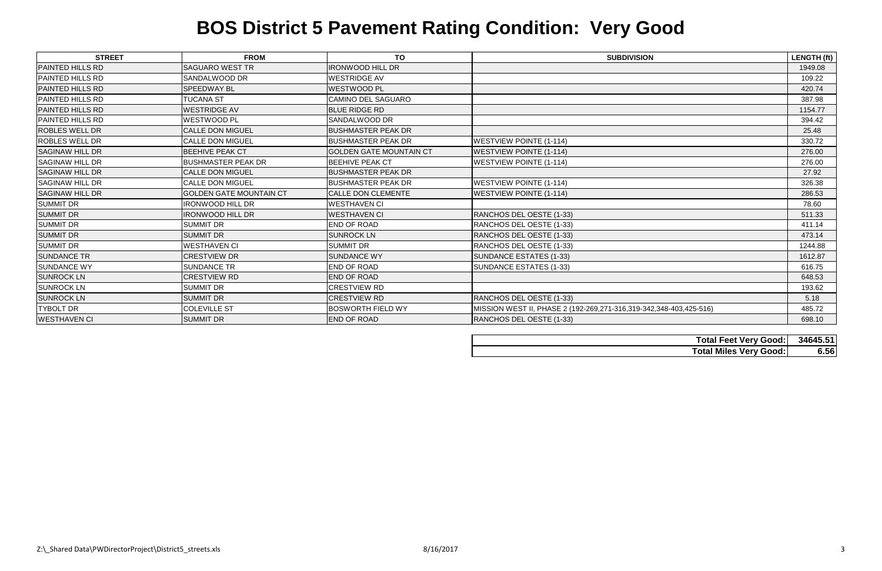# BOS District 5 Pavement Rating Condition: Very Good

| STREET | FROM | TO | SUBDIVISION | LENGTH (ft) |
|---|---|---|---|---|
| PAINTED HILLS RD | SAGUARO WEST TR | IRONWOOD HILL DR | | 1949.08 |
| PAINTED HILLS RD | SANDALWOOD DR | WESTRIDGE AV | | 109.22 |
| PAINTED HILLS RD | SPEEDWAY BL | WESTWOOD PL | | 420.74 |
| PAINTED HILLS RD | TUCANA ST | CAMINO DEL SAGUARO | | 387.98 |
| PAINTED HILLS RD | WESTRIDGE AV | BLUE RIDGE RD | | 1154.77 |
| PAINTED HILLS RD | WESTWOOD PL | SANDALWOOD DR | | 394.42 |
| ROBLES WELL DR | CALLE DON MIGUEL | BUSHMASTER PEAK DR | | 25.48 |
| ROBLES WELL DR | CALLE DON MIGUEL | BUSHMASTER PEAK DR | WESTVIEW POINTE (1-114) | 330.72 |
| SAGINAW HILL DR | BEEHIVE PEAK CT | GOLDEN GATE MOUNTAIN CT | WESTVIEW POINTE (1-114) | 276.00 |
| SAGINAW HILL DR | BUSHMASTER PEAK DR | BEEHIVE PEAK CT | WESTVIEW POINTE (1-114) | 276.00 |
| SAGINAW HILL DR | CALLE DON MIGUEL | BUSHMASTER PEAK DR | | 27.92 |
| SAGINAW HILL DR | CALLE DON MIGUEL | BUSHMASTER PEAK DR | WESTVIEW POINTE (1-114) | 326.38 |
| SAGINAW HILL DR | GOLDEN GATE MOUNTAIN CT | CALLE DON CLEMENTE | WESTVIEW POINTE (1-114) | 286.53 |
| SUMMIT DR | IRONWOOD HILL DR | WESTHAVEN CI | | 78.60 |
| SUMMIT DR | IRONWOOD HILL DR | WESTHAVEN CI | RANCHOS DEL OESTE (1-33) | 511.33 |
| SUMMIT DR | SUMMIT DR | END OF ROAD | RANCHOS DEL OESTE (1-33) | 411.14 |
| SUMMIT DR | SUMMIT DR | SUNROCK LN | RANCHOS DEL OESTE (1-33) | 473.14 |
| SUMMIT DR | WESTHAVEN CI | SUMMIT DR | RANCHOS DEL OESTE (1-33) | 1244.88 |
| SUNDANCE TR | CRESTVIEW DR | SUNDANCE WY | SUNDANCE ESTATES (1-33) | 1612.87 |
| SUNDANCE WY | SUNDANCE TR | END OF ROAD | SUNDANCE ESTATES (1-33) | 616.75 |
| SUNROCK LN | CRESTVIEW RD | END OF ROAD | | 648.53 |
| SUNROCK LN | SUMMIT DR | CRESTVIEW RD | | 193.62 |
| SUNROCK LN | SUMMIT DR | CRESTVIEW RD | RANCHOS DEL OESTE (1-33) | 5.18 |
| TYBOLT DR | COLEVILLE ST | BOSWORTH FIELD WY | MISSION WEST II, PHASE 2 (192-269,271-316,319-342,348-403,425-516) | 485.72 |
| WESTHAVEN CI | SUMMIT DR | END OF ROAD | RANCHOS DEL OESTE (1-33) | 698.10 |

| | |
|---|---|
| **Total Feet Very Good:** | **34645.51** |
| **Total Miles Very Good:** | **6.56** |

Z:\_Shared Data\PWDirectorProject\District5_streets.xls 8/16/2017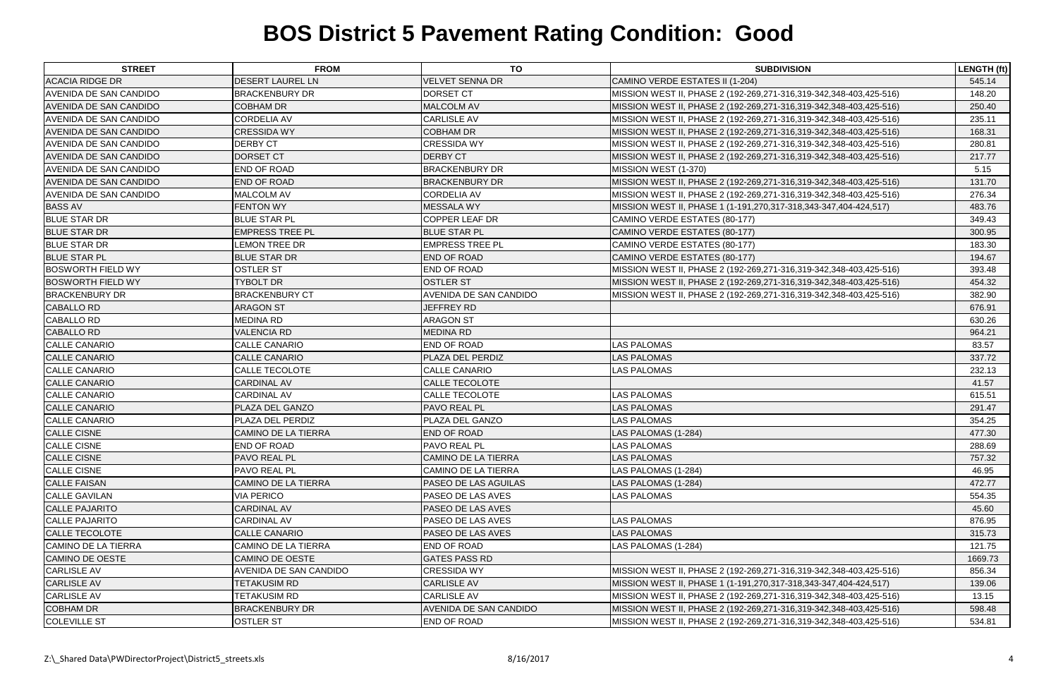# BOS District 5 Pavement Rating Condition: Good

| STREET | FROM | TO | SUBDIVISION | LENGTH (ft) |
|---|---|---|---|---|
| ACACIA RIDGE DR | DESERT LAUREL LN | VELVET SENNA DR | CAMINO VERDE ESTATES II (1-204) | 545.14 |
| AVENIDA DE SAN CANDIDO | BRACKENBURY DR | DORSET CT | MISSION WEST II, PHASE 2 (192-269,271-316,319-342,348-403,425-516) | 148.20 |
| AVENIDA DE SAN CANDIDO | COBHAM DR | MALCOLM AV | MISSION WEST II, PHASE 2 (192-269,271-316,319-342,348-403,425-516) | 250.40 |
| AVENIDA DE SAN CANDIDO | CORDELIA AV | CARLISLE AV | MISSION WEST II, PHASE 2 (192-269,271-316,319-342,348-403,425-516) | 235.11 |
| AVENIDA DE SAN CANDIDO | CRESSIDA WY | COBHAM DR | MISSION WEST II, PHASE 2 (192-269,271-316,319-342,348-403,425-516) | 168.31 |
| AVENIDA DE SAN CANDIDO | DERBY CT | CRESSIDA WY | MISSION WEST II, PHASE 2 (192-269,271-316,319-342,348-403,425-516) | 280.81 |
| AVENIDA DE SAN CANDIDO | DORSET CT | DERBY CT | MISSION WEST II, PHASE 2 (192-269,271-316,319-342,348-403,425-516) | 217.77 |
| AVENIDA DE SAN CANDIDO | END OF ROAD | BRACKENBURY DR | MISSION WEST (1-370) | 5.15 |
| AVENIDA DE SAN CANDIDO | END OF ROAD | BRACKENBURY DR | MISSION WEST II, PHASE 2 (192-269,271-316,319-342,348-403,425-516) | 131.70 |
| AVENIDA DE SAN CANDIDO | MALCOLM AV | CORDELIA AV | MISSION WEST II, PHASE 2 (192-269,271-316,319-342,348-403,425-516) | 276.34 |
| BASS AV | FENTON WY | MESSALA WY | MISSION WEST II, PHASE 1 (1-191,270,317-318,343-347,404-424,517) | 483.76 |
| BLUE STAR DR | BLUE STAR PL | COPPER LEAF DR | CAMINO VERDE ESTATES (80-177) | 349.43 |
| BLUE STAR DR | EMPRESS TREE PL | BLUE STAR PL | CAMINO VERDE ESTATES (80-177) | 300.95 |
| BLUE STAR DR | LEMON TREE DR | EMPRESS TREE PL | CAMINO VERDE ESTATES (80-177) | 183.30 |
| BLUE STAR PL | BLUE STAR DR | END OF ROAD | CAMINO VERDE ESTATES (80-177) | 194.67 |
| BOSWORTH FIELD WY | OSTLER ST | END OF ROAD | MISSION WEST II, PHASE 2 (192-269,271-316,319-342,348-403,425-516) | 393.48 |
| BOSWORTH FIELD WY | TYBOLT DR | OSTLER ST | MISSION WEST II, PHASE 2 (192-269,271-316,319-342,348-403,425-516) | 454.32 |
| BRACKENBURY DR | BRACKENBURY CT | AVENIDA DE SAN CANDIDO | MISSION WEST II, PHASE 2 (192-269,271-316,319-342,348-403,425-516) | 382.90 |
| CABALLO RD | ARAGON ST | JEFFREY RD | | 676.91 |
| CABALLO RD | MEDINA RD | ARAGON ST | | 630.26 |
| CABALLO RD | VALENCIA RD | MEDINA RD | | 964.21 |
| CALLE CANARIO | CALLE CANARIO | END OF ROAD | LAS PALOMAS | 83.57 |
| CALLE CANARIO | CALLE CANARIO | PLAZA DEL PERDIZ | LAS PALOMAS | 337.72 |
| CALLE CANARIO | CALLE TECOLOTE | CALLE CANARIO | LAS PALOMAS | 232.13 |
| CALLE CANARIO | CARDINAL AV | CALLE TECOLOTE | | 41.57 |
| CALLE CANARIO | CARDINAL AV | CALLE TECOLOTE | LAS PALOMAS | 615.51 |
| CALLE CANARIO | PLAZA DEL GANZO | PAVO REAL PL | LAS PALOMAS | 291.47 |
| CALLE CANARIO | PLAZA DEL PERDIZ | PLAZA DEL GANZO | LAS PALOMAS | 354.25 |
| CALLE CISNE | CAMINO DE LA TIERRA | END OF ROAD | LAS PALOMAS (1-284) | 477.30 |
| CALLE CISNE | END OF ROAD | PAVO REAL PL | LAS PALOMAS | 288.69 |
| CALLE CISNE | PAVO REAL PL | CAMINO DE LA TIERRA | LAS PALOMAS | 757.32 |
| CALLE CISNE | PAVO REAL PL | CAMINO DE LA TIERRA | LAS PALOMAS (1-284) | 46.95 |
| CALLE FAISAN | CAMINO DE LA TIERRA | PASEO DE LAS AGUILAS | LAS PALOMAS (1-284) | 472.77 |
| CALLE GAVILAN | VIA PERICO | PASEO DE LAS AVES | LAS PALOMAS | 554.35 |
| CALLE PAJARITO | CARDINAL AV | PASEO DE LAS AVES | | 45.60 |
| CALLE PAJARITO | CARDINAL AV | PASEO DE LAS AVES | LAS PALOMAS | 876.95 |
| CALLE TECOLOTE | CALLE CANARIO | PASEO DE LAS AVES | LAS PALOMAS | 315.73 |
| CAMINO DE LA TIERRA | CAMINO DE LA TIERRA | END OF ROAD | LAS PALOMAS (1-284) | 121.75 |
| CAMINO DE OESTE | CAMINO DE OESTE | GATES PASS RD | | 1669.73 |
| CARLISLE AV | AVENIDA DE SAN CANDIDO | CRESSIDA WY | MISSION WEST II, PHASE 2 (192-269,271-316,319-342,348-403,425-516) | 856.34 |
| CARLISLE AV | TETAKUSIM RD | CARLISLE AV | MISSION WEST II, PHASE 1 (1-191,270,317-318,343-347,404-424,517) | 139.06 |
| CARLISLE AV | TETAKUSIM RD | CARLISLE AV | MISSION WEST II, PHASE 2 (192-269,271-316,319-342,348-403,425-516) | 13.15 |
| COBHAM DR | BRACKENBURY DR | AVENIDA DE SAN CANDIDO | MISSION WEST II, PHASE 2 (192-269,271-316,319-342,348-403,425-516) | 598.48 |
| COLEVILLE ST | OSTLER ST | END OF ROAD | MISSION WEST II, PHASE 2 (192-269,271-316,319-342,348-403,425-516) | 534.81 |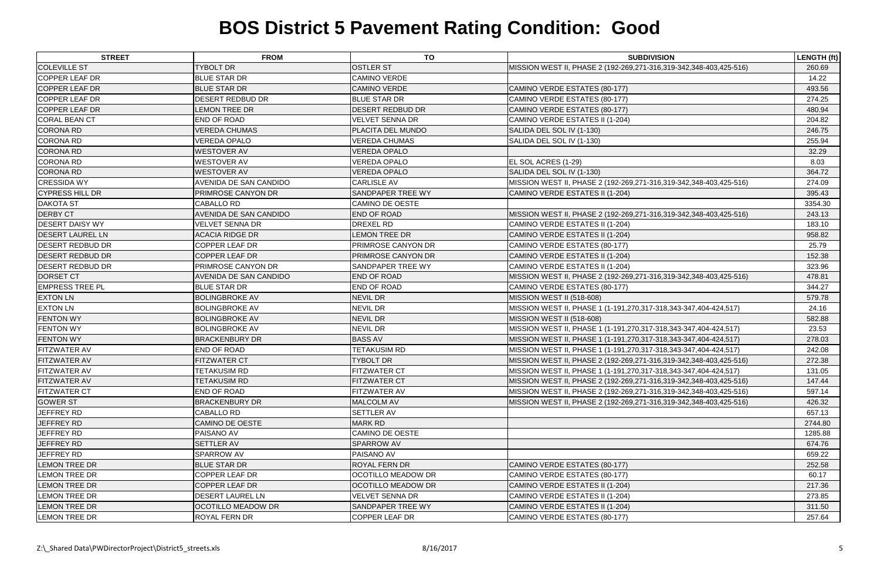# BOS District 5 Pavement Rating Condition: Good

| STREET | FROM | TO | SUBDIVISION | LENGTH (ft) |
|---|---|---|---|---|
| COLEVILLE ST | TYBOLT DR | OSTLER ST | MISSION WEST II, PHASE 2 (192-269,271-316,319-342,348-403,425-516) | 260.69 |
| COPPER LEAF DR | BLUE STAR DR | CAMINO VERDE | | 14.22 |
| COPPER LEAF DR | BLUE STAR DR | CAMINO VERDE | CAMINO VERDE ESTATES (80-177) | 493.56 |
| COPPER LEAF DR | DESERT REDBUD DR | BLUE STAR DR | CAMINO VERDE ESTATES (80-177) | 274.25 |
| COPPER LEAF DR | LEMON TREE DR | DESERT REDBUD DR | CAMINO VERDE ESTATES (80-177) | 480.94 |
| CORAL BEAN CT | END OF ROAD | VELVET SENNA DR | CAMINO VERDE ESTATES II (1-204) | 204.82 |
| CORONA RD | VEREDA CHUMAS | PLACITA DEL MUNDO | SALIDA DEL SOL IV (1-130) | 246.75 |
| CORONA RD | VEREDA OPALO | VEREDA CHUMAS | SALIDA DEL SOL IV (1-130) | 255.94 |
| CORONA RD | WESTOVER AV | VEREDA OPALO | | 32.29 |
| CORONA RD | WESTOVER AV | VEREDA OPALO | EL SOL ACRES (1-29) | 8.03 |
| CORONA RD | WESTOVER AV | VEREDA OPALO | SALIDA DEL SOL IV (1-130) | 364.72 |
| CRESSIDA WY | AVENIDA DE SAN CANDIDO | CARLISLE AV | MISSION WEST II, PHASE 2 (192-269,271-316,319-342,348-403,425-516) | 274.09 |
| CYPRESS HILL DR | PRIMROSE CANYON DR | SANDPAPER TREE WY | CAMINO VERDE ESTATES II (1-204) | 395.43 |
| DAKOTA ST | CABALLO RD | CAMINO DE OESTE | | 3354.30 |
| DERBY CT | AVENIDA DE SAN CANDIDO | END OF ROAD | MISSION WEST II, PHASE 2 (192-269,271-316,319-342,348-403,425-516) | 243.13 |
| DESERT DAISY WY | VELVET SENNA DR | DREXEL RD | CAMINO VERDE ESTATES II (1-204) | 183.10 |
| DESERT LAUREL LN | ACACIA RIDGE DR | LEMON TREE DR | CAMINO VERDE ESTATES II (1-204) | 958.82 |
| DESERT REDBUD DR | COPPER LEAF DR | PRIMROSE CANYON DR | CAMINO VERDE ESTATES (80-177) | 25.79 |
| DESERT REDBUD DR | COPPER LEAF DR | PRIMROSE CANYON DR | CAMINO VERDE ESTATES II (1-204) | 152.38 |
| DESERT REDBUD DR | PRIMROSE CANYON DR | SANDPAPER TREE WY | CAMINO VERDE ESTATES II (1-204) | 323.96 |
| DORSET CT | AVENIDA DE SAN CANDIDO | END OF ROAD | MISSION WEST II, PHASE 2 (192-269,271-316,319-342,348-403,425-516) | 478.81 |
| EMPRESS TREE PL | BLUE STAR DR | END OF ROAD | CAMINO VERDE ESTATES (80-177) | 344.27 |
| EXTON LN | BOLINGBROKE AV | NEVIL DR | MISSION WEST II (518-608) | 579.78 |
| EXTON LN | BOLINGBROKE AV | NEVIL DR | MISSION WEST II, PHASE 1 (1-191,270,317-318,343-347,404-424,517) | 24.16 |
| FENTON WY | BOLINGBROKE AV | NEVIL DR | MISSION WEST II (518-608) | 582.88 |
| FENTON WY | BOLINGBROKE AV | NEVIL DR | MISSION WEST II, PHASE 1 (1-191,270,317-318,343-347,404-424,517) | 23.53 |
| FENTON WY | BRACKENBURY DR | BASS AV | MISSION WEST II, PHASE 1 (1-191,270,317-318,343-347,404-424,517) | 278.03 |
| FITZWATER AV | END OF ROAD | TETAKUSIM RD | MISSION WEST II, PHASE 1 (1-191,270,317-318,343-347,404-424,517) | 242.08 |
| FITZWATER AV | FITZWATER CT | TYBOLT DR | MISSION WEST II, PHASE 2 (192-269,271-316,319-342,348-403,425-516) | 272.38 |
| FITZWATER AV | TETAKUSIM RD | FITZWATER CT | MISSION WEST II, PHASE 1 (1-191,270,317-318,343-347,404-424,517) | 131.05 |
| FITZWATER AV | TETAKUSIM RD | FITZWATER CT | MISSION WEST II, PHASE 2 (192-269,271-316,319-342,348-403,425-516) | 147.44 |
| FITZWATER CT | END OF ROAD | FITZWATER AV | MISSION WEST II, PHASE 2 (192-269,271-316,319-342,348-403,425-516) | 597.14 |
| GOWER ST | BRACKENBURY DR | MALCOLM AV | MISSION WEST II, PHASE 2 (192-269,271-316,319-342,348-403,425-516) | 426.32 |
| JEFFREY RD | CABALLO RD | SETTLER AV | | 657.13 |
| JEFFREY RD | CAMINO DE OESTE | MARK RD | | 2744.80 |
| JEFFREY RD | PAISANO AV | CAMINO DE OESTE | | 1285.88 |
| JEFFREY RD | SETTLER AV | SPARROW AV | | 674.76 |
| JEFFREY RD | SPARROW AV | PAISANO AV | | 659.22 |
| LEMON TREE DR | BLUE STAR DR | ROYAL FERN DR | CAMINO VERDE ESTATES (80-177) | 252.58 |
| LEMON TREE DR | COPPER LEAF DR | OCOTILLO MEADOW DR | CAMINO VERDE ESTATES (80-177) | 60.17 |
| LEMON TREE DR | COPPER LEAF DR | OCOTILLO MEADOW DR | CAMINO VERDE ESTATES II (1-204) | 217.36 |
| LEMON TREE DR | DESERT LAUREL LN | VELVET SENNA DR | CAMINO VERDE ESTATES II (1-204) | 273.85 |
| LEMON TREE DR | OCOTILLO MEADOW DR | SANDPAPER TREE WY | CAMINO VERDE ESTATES II (1-204) | 311.50 |
| LEMON TREE DR | ROYAL FERN DR | COPPER LEAF DR | CAMINO VERDE ESTATES (80-177) | 257.64 |

Z:\_Shared Data\PWDirectorProject\District5_streets.xls 8/16/2017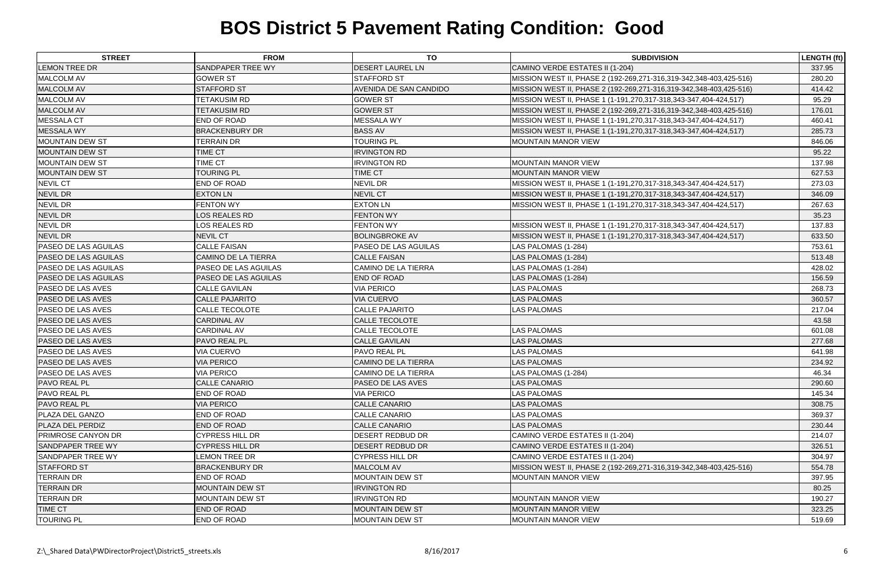# BOS District 5 Pavement Rating Condition: Good

| STREET | FROM | TO | SUBDIVISION | LENGTH (ft) |
|---|---|---|---|---|
| LEMON TREE DR | SANDPAPER TREE WY | DESERT LAUREL LN | CAMINO VERDE ESTATES II (1-204) | 337.95 |
| MALCOLM AV | GOWER ST | STAFFORD ST | MISSION WEST II, PHASE 2 (192-269,271-316,319-342,348-403,425-516) | 280.20 |
| MALCOLM AV | STAFFORD ST | AVENIDA DE SAN CANDIDO | MISSION WEST II, PHASE 2 (192-269,271-316,319-342,348-403,425-516) | 414.42 |
| MALCOLM AV | TETAKUSIM RD | GOWER ST | MISSION WEST II, PHASE 1 (1-191,270,317-318,343-347,404-424,517) | 95.29 |
| MALCOLM AV | TETAKUSIM RD | GOWER ST | MISSION WEST II, PHASE 2 (192-269,271-316,319-342,348-403,425-516) | 176.01 |
| MESSALA CT | END OF ROAD | MESSALA WY | MISSION WEST II, PHASE 1 (1-191,270,317-318,343-347,404-424,517) | 460.41 |
| MESSALA WY | BRACKENBURY DR | BASS AV | MISSION WEST II, PHASE 1 (1-191,270,317-318,343-347,404-424,517) | 285.73 |
| MOUNTAIN DEW ST | TERRAIN DR | TOURING PL | MOUNTAIN MANOR VIEW | 846.06 |
| MOUNTAIN DEW ST | TIME CT | IRVINGTON RD | | 95.22 |
| MOUNTAIN DEW ST | TIME CT | IRVINGTON RD | MOUNTAIN MANOR VIEW | 137.98 |
| MOUNTAIN DEW ST | TOURING PL | TIME CT | MOUNTAIN MANOR VIEW | 627.53 |
| NEVIL CT | END OF ROAD | NEVIL DR | MISSION WEST II, PHASE 1 (1-191,270,317-318,343-347,404-424,517) | 273.03 |
| NEVIL DR | EXTON LN | NEVIL CT | MISSION WEST II, PHASE 1 (1-191,270,317-318,343-347,404-424,517) | 346.09 |
| NEVIL DR | FENTON WY | EXTON LN | MISSION WEST II, PHASE 1 (1-191,270,317-318,343-347,404-424,517) | 267.63 |
| NEVIL DR | LOS REALES RD | FENTON WY | | 35.23 |
| NEVIL DR | LOS REALES RD | FENTON WY | MISSION WEST II, PHASE 1 (1-191,270,317-318,343-347,404-424,517) | 137.83 |
| NEVIL DR | NEVIL CT | BOLINGBROKE AV | MISSION WEST II, PHASE 1 (1-191,270,317-318,343-347,404-424,517) | 633.50 |
| PASEO DE LAS AGUILAS | CALLE FAISAN | PASEO DE LAS AGUILAS | LAS PALOMAS (1-284) | 753.61 |
| PASEO DE LAS AGUILAS | CAMINO DE LA TIERRA | CALLE FAISAN | LAS PALOMAS (1-284) | 513.48 |
| PASEO DE LAS AGUILAS | PASEO DE LAS AGUILAS | CAMINO DE LA TIERRA | LAS PALOMAS (1-284) | 428.02 |
| PASEO DE LAS AGUILAS | PASEO DE LAS AGUILAS | END OF ROAD | LAS PALOMAS (1-284) | 156.59 |
| PASEO DE LAS AVES | CALLE GAVILAN | VIA PERICO | LAS PALOMAS | 268.73 |
| PASEO DE LAS AVES | CALLE PAJARITO | VIA CUERVO | LAS PALOMAS | 360.57 |
| PASEO DE LAS AVES | CALLE TECOLOTE | CALLE PAJARITO | LAS PALOMAS | 217.04 |
| PASEO DE LAS AVES | CARDINAL AV | CALLE TECOLOTE | | 43.58 |
| PASEO DE LAS AVES | CARDINAL AV | CALLE TECOLOTE | LAS PALOMAS | 601.08 |
| PASEO DE LAS AVES | PAVO REAL PL | CALLE GAVILAN | LAS PALOMAS | 277.68 |
| PASEO DE LAS AVES | VIA CUERVO | PAVO REAL PL | LAS PALOMAS | 641.98 |
| PASEO DE LAS AVES | VIA PERICO | CAMINO DE LA TIERRA | LAS PALOMAS | 234.92 |
| PASEO DE LAS AVES | VIA PERICO | CAMINO DE LA TIERRA | LAS PALOMAS (1-284) | 46.34 |
| PAVO REAL PL | CALLE CANARIO | PASEO DE LAS AVES | LAS PALOMAS | 290.60 |
| PAVO REAL PL | END OF ROAD | VIA PERICO | LAS PALOMAS | 145.34 |
| PAVO REAL PL | VIA PERICO | CALLE CANARIO | LAS PALOMAS | 308.75 |
| PLAZA DEL GANZO | END OF ROAD | CALLE CANARIO | LAS PALOMAS | 369.37 |
| PLAZA DEL PERDIZ | END OF ROAD | CALLE CANARIO | LAS PALOMAS | 230.44 |
| PRIMROSE CANYON DR | CYPRESS HILL DR | DESERT REDBUD DR | CAMINO VERDE ESTATES II (1-204) | 214.07 |
| SANDPAPER TREE WY | CYPRESS HILL DR | DESERT REDBUD DR | CAMINO VERDE ESTATES II (1-204) | 326.51 |
| SANDPAPER TREE WY | LEMON TREE DR | CYPRESS HILL DR | CAMINO VERDE ESTATES II (1-204) | 304.97 |
| STAFFORD ST | BRACKENBURY DR | MALCOLM AV | MISSION WEST II, PHASE 2 (192-269,271-316,319-342,348-403,425-516) | 554.78 |
| TERRAIN DR | END OF ROAD | MOUNTAIN DEW ST | MOUNTAIN MANOR VIEW | 397.95 |
| TERRAIN DR | MOUNTAIN DEW ST | IRVINGTON RD | | 80.25 |
| TERRAIN DR | MOUNTAIN DEW ST | IRVINGTON RD | MOUNTAIN MANOR VIEW | 190.27 |
| TIME CT | END OF ROAD | MOUNTAIN DEW ST | MOUNTAIN MANOR VIEW | 323.25 |
| TOURING PL | END OF ROAD | MOUNTAIN DEW ST | MOUNTAIN MANOR VIEW | 519.69 |

Z:\_Shared Data\PWDirectorProject\District5_streets.xls 8/16/2017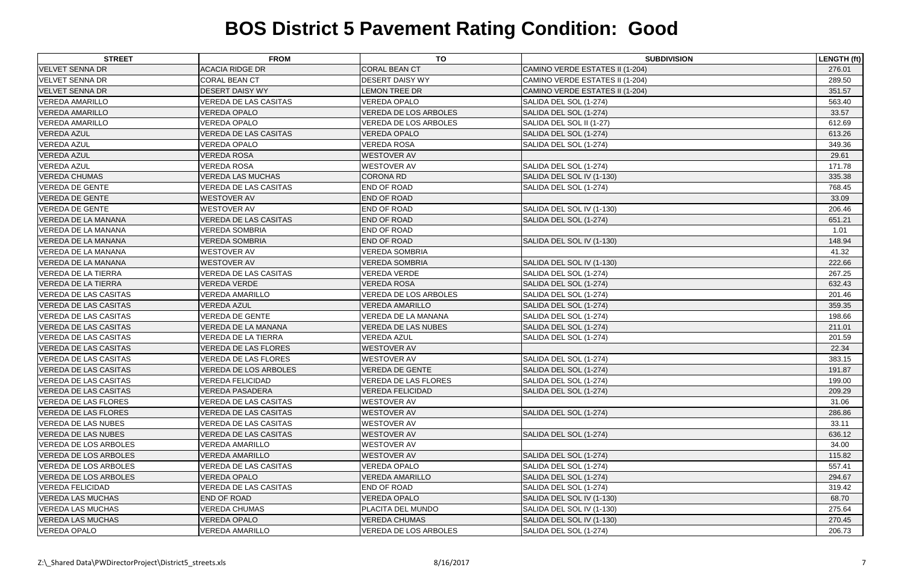# BOS District 5 Pavement Rating Condition: Good

| STREET | FROM | TO | SUBDIVISION | LENGTH (ft) |
|---|---|---|---|---|
| VELVET SENNA DR | ACACIA RIDGE DR | CORAL BEAN CT | CAMINO VERDE ESTATES II (1-204) | 276.01 |
| VELVET SENNA DR | CORAL BEAN CT | DESERT DAISY WY | CAMINO VERDE ESTATES II (1-204) | 289.50 |
| VELVET SENNA DR | DESERT DAISY WY | LEMON TREE DR | CAMINO VERDE ESTATES II (1-204) | 351.57 |
| VEREDA AMARILLO | VEREDA DE LAS CASITAS | VEREDA OPALO | SALIDA DEL SOL (1-274) | 563.40 |
| VEREDA AMARILLO | VEREDA OPALO | VEREDA DE LOS ARBOLES | SALIDA DEL SOL (1-274) | 33.57 |
| VEREDA AMARILLO | VEREDA OPALO | VEREDA DE LOS ARBOLES | SALIDA DEL SOL II (1-27) | 612.69 |
| VEREDA AZUL | VEREDA DE LAS CASITAS | VEREDA OPALO | SALIDA DEL SOL (1-274) | 613.26 |
| VEREDA AZUL | VEREDA OPALO | VEREDA ROSA | SALIDA DEL SOL (1-274) | 349.36 |
| VEREDA AZUL | VEREDA ROSA | WESTOVER AV | | 29.61 |
| VEREDA AZUL | VEREDA ROSA | WESTOVER AV | SALIDA DEL SOL (1-274) | 171.78 |
| VEREDA CHUMAS | VEREDA LAS MUCHAS | CORONA RD | SALIDA DEL SOL IV (1-130) | 335.38 |
| VEREDA DE GENTE | VEREDA DE LAS CASITAS | END OF ROAD | SALIDA DEL SOL (1-274) | 768.45 |
| VEREDA DE GENTE | WESTOVER AV | END OF ROAD | | 33.09 |
| VEREDA DE GENTE | WESTOVER AV | END OF ROAD | SALIDA DEL SOL IV (1-130) | 206.46 |
| VEREDA DE LA MANANA | VEREDA DE LAS CASITAS | END OF ROAD | SALIDA DEL SOL (1-274) | 651.21 |
| VEREDA DE LA MANANA | VEREDA SOMBRIA | END OF ROAD | | 1.01 |
| VEREDA DE LA MANANA | VEREDA SOMBRIA | END OF ROAD | SALIDA DEL SOL IV (1-130) | 148.94 |
| VEREDA DE LA MANANA | WESTOVER AV | VEREDA SOMBRIA | | 41.32 |
| VEREDA DE LA MANANA | WESTOVER AV | VEREDA SOMBRIA | SALIDA DEL SOL IV (1-130) | 222.66 |
| VEREDA DE LA TIERRA | VEREDA DE LAS CASITAS | VEREDA VERDE | SALIDA DEL SOL (1-274) | 267.25 |
| VEREDA DE LA TIERRA | VEREDA VERDE | VEREDA ROSA | SALIDA DEL SOL (1-274) | 632.43 |
| VEREDA DE LAS CASITAS | VEREDA AMARILLO | VEREDA DE LOS ARBOLES | SALIDA DEL SOL (1-274) | 201.46 |
| VEREDA DE LAS CASITAS | VEREDA AZUL | VEREDA AMARILLO | SALIDA DEL SOL (1-274) | 359.35 |
| VEREDA DE LAS CASITAS | VEREDA DE GENTE | VEREDA DE LA MANANA | SALIDA DEL SOL (1-274) | 198.66 |
| VEREDA DE LAS CASITAS | VEREDA DE LA MANANA | VEREDA DE LAS NUBES | SALIDA DEL SOL (1-274) | 211.01 |
| VEREDA DE LAS CASITAS | VEREDA DE LA TIERRA | VEREDA AZUL | SALIDA DEL SOL (1-274) | 201.59 |
| VEREDA DE LAS CASITAS | VEREDA DE LAS FLORES | WESTOVER AV | | 22.34 |
| VEREDA DE LAS CASITAS | VEREDA DE LAS FLORES | WESTOVER AV | SALIDA DEL SOL (1-274) | 383.15 |
| VEREDA DE LAS CASITAS | VEREDA DE LOS ARBOLES | VEREDA DE GENTE | SALIDA DEL SOL (1-274) | 191.87 |
| VEREDA DE LAS CASITAS | VEREDA FELICIDAD | VEREDA DE LAS FLORES | SALIDA DEL SOL (1-274) | 199.00 |
| VEREDA DE LAS CASITAS | VEREDA PASADERA | VEREDA FELICIDAD | SALIDA DEL SOL (1-274) | 209.29 |
| VEREDA DE LAS FLORES | VEREDA DE LAS CASITAS | WESTOVER AV | | 31.06 |
| VEREDA DE LAS FLORES | VEREDA DE LAS CASITAS | WESTOVER AV | SALIDA DEL SOL (1-274) | 286.86 |
| VEREDA DE LAS NUBES | VEREDA DE LAS CASITAS | WESTOVER AV | | 33.11 |
| VEREDA DE LAS NUBES | VEREDA DE LAS CASITAS | WESTOVER AV | SALIDA DEL SOL (1-274) | 636.12 |
| VEREDA DE LOS ARBOLES | VEREDA AMARILLO | WESTOVER AV | | 34.00 |
| VEREDA DE LOS ARBOLES | VEREDA AMARILLO | WESTOVER AV | SALIDA DEL SOL (1-274) | 115.82 |
| VEREDA DE LOS ARBOLES | VEREDA DE LAS CASITAS | VEREDA OPALO | SALIDA DEL SOL (1-274) | 557.41 |
| VEREDA DE LOS ARBOLES | VEREDA OPALO | VEREDA AMARILLO | SALIDA DEL SOL (1-274) | 294.67 |
| VEREDA FELICIDAD | VEREDA DE LAS CASITAS | END OF ROAD | SALIDA DEL SOL (1-274) | 319.42 |
| VEREDA LAS MUCHAS | END OF ROAD | VEREDA OPALO | SALIDA DEL SOL IV (1-130) | 68.70 |
| VEREDA LAS MUCHAS | VEREDA CHUMAS | PLACITA DEL MUNDO | SALIDA DEL SOL IV (1-130) | 275.64 |
| VEREDA LAS MUCHAS | VEREDA OPALO | VEREDA CHUMAS | SALIDA DEL SOL IV (1-130) | 270.45 |
| VEREDA OPALO | VEREDA AMARILLO | VEREDA DE LOS ARBOLES | SALIDA DEL SOL (1-274) | 206.73 |

Z:\_Shared Data\PWDirectorProject\District5_streets.xls    8/16/2017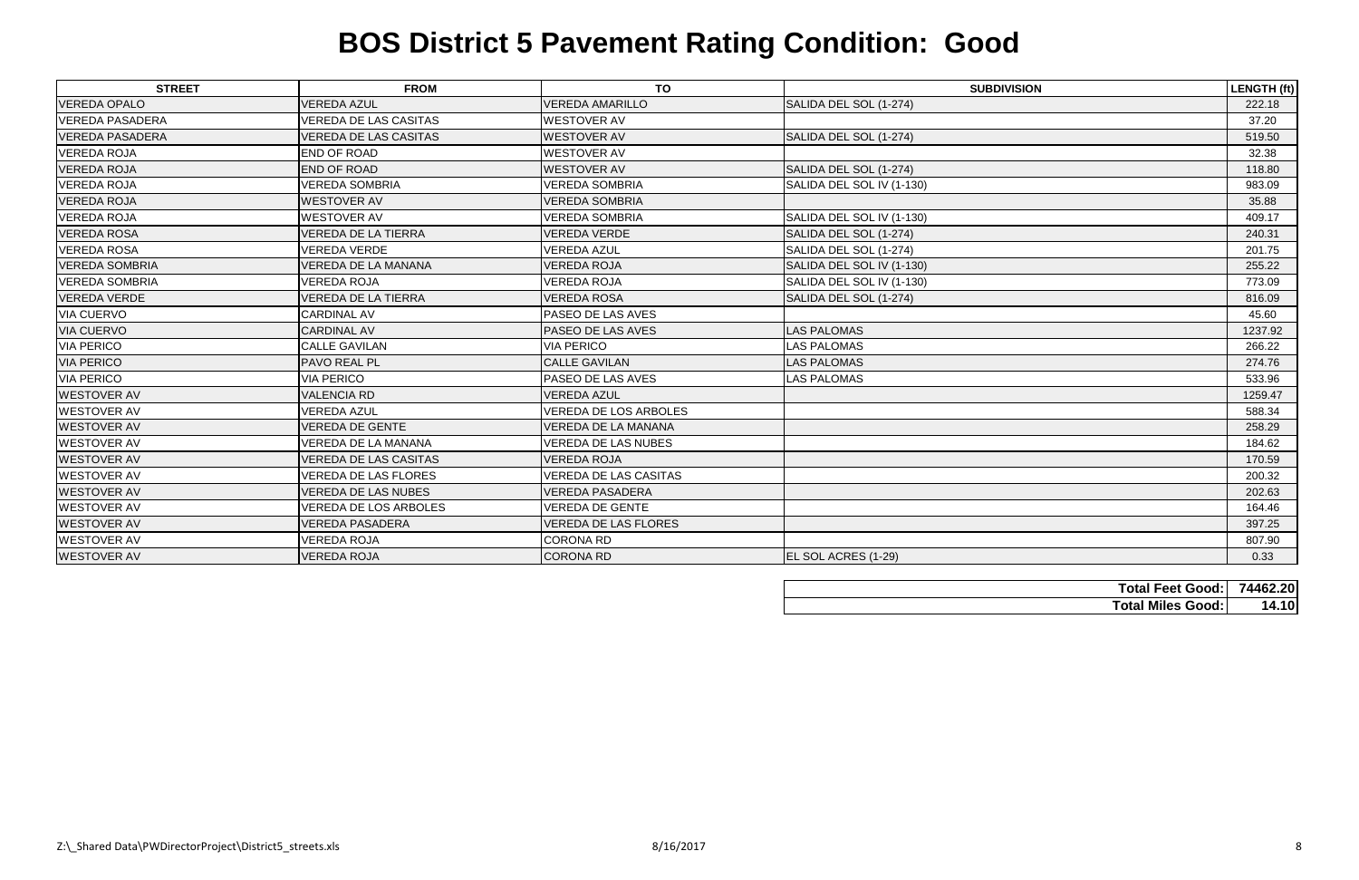# BOS District 5 Pavement Rating Condition: Good

| STREET | FROM | TO | SUBDIVISION | LENGTH (ft) |
|---|---|---|---|---|
| VEREDA OPALO | VEREDA AZUL | VEREDA AMARILLO | SALIDA DEL SOL (1-274) | 222.18 |
| VEREDA PASADERA | VEREDA DE LAS CASITAS | WESTOVER AV | | 37.20 |
| VEREDA PASADERA | VEREDA DE LAS CASITAS | WESTOVER AV | SALIDA DEL SOL (1-274) | 519.50 |
| VEREDA ROJA | END OF ROAD | WESTOVER AV | | 32.38 |
| VEREDA ROJA | END OF ROAD | WESTOVER AV | SALIDA DEL SOL (1-274) | 118.80 |
| VEREDA ROJA | VEREDA SOMBRIA | VEREDA SOMBRIA | SALIDA DEL SOL IV (1-130) | 983.09 |
| VEREDA ROJA | WESTOVER AV | VEREDA SOMBRIA | | 35.88 |
| VEREDA ROJA | WESTOVER AV | VEREDA SOMBRIA | SALIDA DEL SOL IV (1-130) | 409.17 |
| VEREDA ROSA | VEREDA DE LA TIERRA | VEREDA VERDE | SALIDA DEL SOL (1-274) | 240.31 |
| VEREDA ROSA | VEREDA VERDE | VEREDA AZUL | SALIDA DEL SOL (1-274) | 201.75 |
| VEREDA SOMBRIA | VEREDA DE LA MANANA | VEREDA ROJA | SALIDA DEL SOL IV (1-130) | 255.22 |
| VEREDA SOMBRIA | VEREDA ROJA | VEREDA ROJA | SALIDA DEL SOL IV (1-130) | 773.09 |
| VEREDA VERDE | VEREDA DE LA TIERRA | VEREDA ROSA | SALIDA DEL SOL (1-274) | 816.09 |
| VIA CUERVO | CARDINAL AV | PASEO DE LAS AVES | | 45.60 |
| VIA CUERVO | CARDINAL AV | PASEO DE LAS AVES | LAS PALOMAS | 1237.92 |
| VIA PERICO | CALLE GAVILAN | VIA PERICO | LAS PALOMAS | 266.22 |
| VIA PERICO | PAVO REAL PL | CALLE GAVILAN | LAS PALOMAS | 274.76 |
| VIA PERICO | VIA PERICO | PASEO DE LAS AVES | LAS PALOMAS | 533.96 |
| WESTOVER AV | VALENCIA RD | VEREDA AZUL | | 1259.47 |
| WESTOVER AV | VEREDA AZUL | VEREDA DE LOS ARBOLES | | 588.34 |
| WESTOVER AV | VEREDA DE GENTE | VEREDA DE LA MANANA | | 258.29 |
| WESTOVER AV | VEREDA DE LA MANANA | VEREDA DE LAS NUBES | | 184.62 |
| WESTOVER AV | VEREDA DE LAS CASITAS | VEREDA ROJA | | 170.59 |
| WESTOVER AV | VEREDA DE LAS FLORES | VEREDA DE LAS CASITAS | | 200.32 |
| WESTOVER AV | VEREDA DE LAS NUBES | VEREDA PASADERA | | 202.63 |
| WESTOVER AV | VEREDA DE LOS ARBOLES | VEREDA DE GENTE | | 164.46 |
| WESTOVER AV | VEREDA PASADERA | VEREDA DE LAS FLORES | | 397.25 |
| WESTOVER AV | VEREDA ROJA | CORONA RD | | 807.90 |
| WESTOVER AV | VEREDA ROJA | CORONA RD | EL SOL ACRES (1-29) | 0.33 |

| | |
|---|---|
| **Total Feet Good:** | **74462.20** |
| **Total Miles Good:** | **14.10** |

Z:\_Shared Data\PWDirectorProject\District5_streets.xls 8/16/2017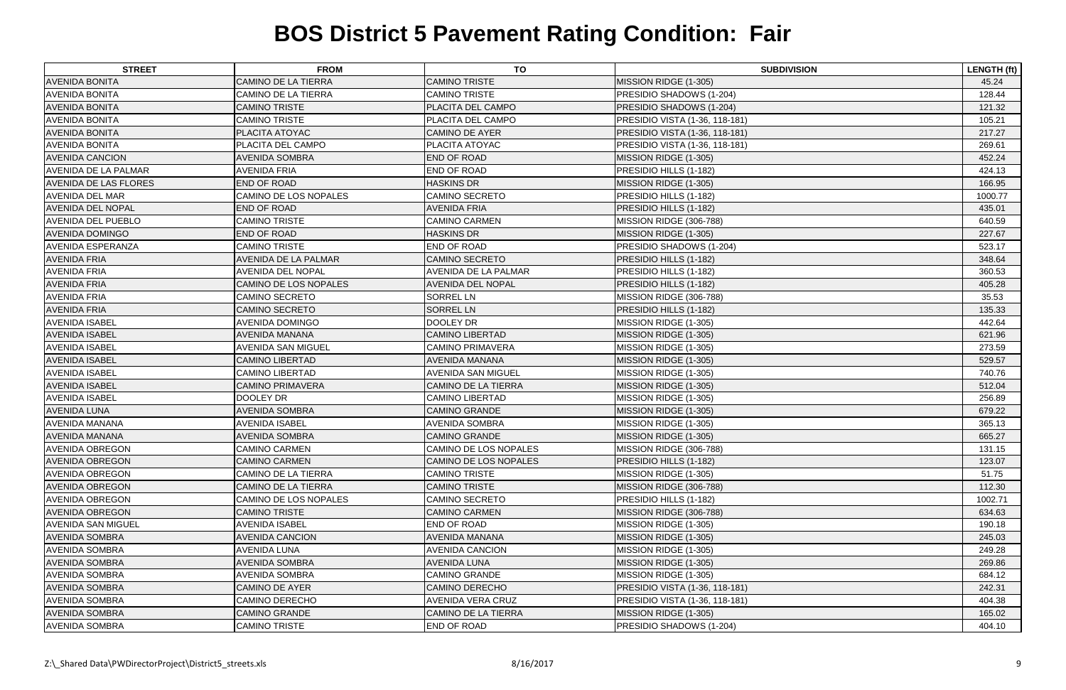# BOS District 5 Pavement Rating Condition: Fair

| STREET | FROM | TO | SUBDIVISION | LENGTH (ft) |
|---|---|---|---|---|
| AVENIDA BONITA | CAMINO DE LA TIERRA | CAMINO TRISTE | MISSION RIDGE (1-305) | 45.24 |
| AVENIDA BONITA | CAMINO DE LA TIERRA | CAMINO TRISTE | PRESIDIO SHADOWS (1-204) | 128.44 |
| AVENIDA BONITA | CAMINO TRISTE | PLACITA DEL CAMPO | PRESIDIO SHADOWS (1-204) | 121.32 |
| AVENIDA BONITA | CAMINO TRISTE | PLACITA DEL CAMPO | PRESIDIO VISTA (1-36, 118-181) | 105.21 |
| AVENIDA BONITA | PLACITA ATOYAC | CAMINO DE AYER | PRESIDIO VISTA (1-36, 118-181) | 217.27 |
| AVENIDA BONITA | PLACITA DEL CAMPO | PLACITA ATOYAC | PRESIDIO VISTA (1-36, 118-181) | 269.61 |
| AVENIDA CANCION | AVENIDA SOMBRA | END OF ROAD | MISSION RIDGE (1-305) | 452.24 |
| AVENIDA DE LA PALMAR | AVENIDA FRIA | END OF ROAD | PRESIDIO HILLS (1-182) | 424.13 |
| AVENIDA DE LAS FLORES | END OF ROAD | HASKINS DR | MISSION RIDGE (1-305) | 166.95 |
| AVENIDA DEL MAR | CAMINO DE LOS NOPALES | CAMINO SECRETO | PRESIDIO HILLS (1-182) | 1000.77 |
| AVENIDA DEL NOPAL | END OF ROAD | AVENIDA FRIA | PRESIDIO HILLS (1-182) | 435.01 |
| AVENIDA DEL PUEBLO | CAMINO TRISTE | CAMINO CARMEN | MISSION RIDGE (306-788) | 640.59 |
| AVENIDA DOMINGO | END OF ROAD | HASKINS DR | MISSION RIDGE (1-305) | 227.67 |
| AVENIDA ESPERANZA | CAMINO TRISTE | END OF ROAD | PRESIDIO SHADOWS (1-204) | 523.17 |
| AVENIDA FRIA | AVENIDA DE LA PALMAR | CAMINO SECRETO | PRESIDIO HILLS (1-182) | 348.64 |
| AVENIDA FRIA | AVENIDA DEL NOPAL | AVENIDA DE LA PALMAR | PRESIDIO HILLS (1-182) | 360.53 |
| AVENIDA FRIA | CAMINO DE LOS NOPALES | AVENIDA DEL NOPAL | PRESIDIO HILLS (1-182) | 405.28 |
| AVENIDA FRIA | CAMINO SECRETO | SORREL LN | MISSION RIDGE (306-788) | 35.53 |
| AVENIDA FRIA | CAMINO SECRETO | SORREL LN | PRESIDIO HILLS (1-182) | 135.33 |
| AVENIDA ISABEL | AVENIDA DOMINGO | DOOLEY DR | MISSION RIDGE (1-305) | 442.64 |
| AVENIDA ISABEL | AVENIDA MANANA | CAMINO LIBERTAD | MISSION RIDGE (1-305) | 621.96 |
| AVENIDA ISABEL | AVENIDA SAN MIGUEL | CAMINO PRIMAVERA | MISSION RIDGE (1-305) | 273.59 |
| AVENIDA ISABEL | CAMINO LIBERTAD | AVENIDA MANANA | MISSION RIDGE (1-305) | 529.57 |
| AVENIDA ISABEL | CAMINO LIBERTAD | AVENIDA SAN MIGUEL | MISSION RIDGE (1-305) | 740.76 |
| AVENIDA ISABEL | CAMINO PRIMAVERA | CAMINO DE LA TIERRA | MISSION RIDGE (1-305) | 512.04 |
| AVENIDA ISABEL | DOOLEY DR | CAMINO LIBERTAD | MISSION RIDGE (1-305) | 256.89 |
| AVENIDA LUNA | AVENIDA SOMBRA | CAMINO GRANDE | MISSION RIDGE (1-305) | 679.22 |
| AVENIDA MANANA | AVENIDA ISABEL | AVENIDA SOMBRA | MISSION RIDGE (1-305) | 365.13 |
| AVENIDA MANANA | AVENIDA SOMBRA | CAMINO GRANDE | MISSION RIDGE (1-305) | 665.27 |
| AVENIDA OBREGON | CAMINO CARMEN | CAMINO DE LOS NOPALES | MISSION RIDGE (306-788) | 131.15 |
| AVENIDA OBREGON | CAMINO CARMEN | CAMINO DE LOS NOPALES | PRESIDIO HILLS (1-182) | 123.07 |
| AVENIDA OBREGON | CAMINO DE LA TIERRA | CAMINO TRISTE | MISSION RIDGE (1-305) | 51.75 |
| AVENIDA OBREGON | CAMINO DE LA TIERRA | CAMINO TRISTE | MISSION RIDGE (306-788) | 112.30 |
| AVENIDA OBREGON | CAMINO DE LOS NOPALES | CAMINO SECRETO | PRESIDIO HILLS (1-182) | 1002.71 |
| AVENIDA OBREGON | CAMINO TRISTE | CAMINO CARMEN | MISSION RIDGE (306-788) | 634.63 |
| AVENIDA SAN MIGUEL | AVENIDA ISABEL | END OF ROAD | MISSION RIDGE (1-305) | 190.18 |
| AVENIDA SOMBRA | AVENIDA CANCION | AVENIDA MANANA | MISSION RIDGE (1-305) | 245.03 |
| AVENIDA SOMBRA | AVENIDA LUNA | AVENIDA CANCION | MISSION RIDGE (1-305) | 249.28 |
| AVENIDA SOMBRA | AVENIDA SOMBRA | AVENIDA LUNA | MISSION RIDGE (1-305) | 269.86 |
| AVENIDA SOMBRA | AVENIDA SOMBRA | CAMINO GRANDE | MISSION RIDGE (1-305) | 684.12 |
| AVENIDA SOMBRA | CAMINO DE AYER | CAMINO DERECHO | PRESIDIO VISTA (1-36, 118-181) | 242.31 |
| AVENIDA SOMBRA | CAMINO DERECHO | AVENIDA VERA CRUZ | PRESIDIO VISTA (1-36, 118-181) | 404.38 |
| AVENIDA SOMBRA | CAMINO GRANDE | CAMINO DE LA TIERRA | MISSION RIDGE (1-305) | 165.02 |
| AVENIDA SOMBRA | CAMINO TRISTE | END OF ROAD | PRESIDIO SHADOWS (1-204) | 404.10 |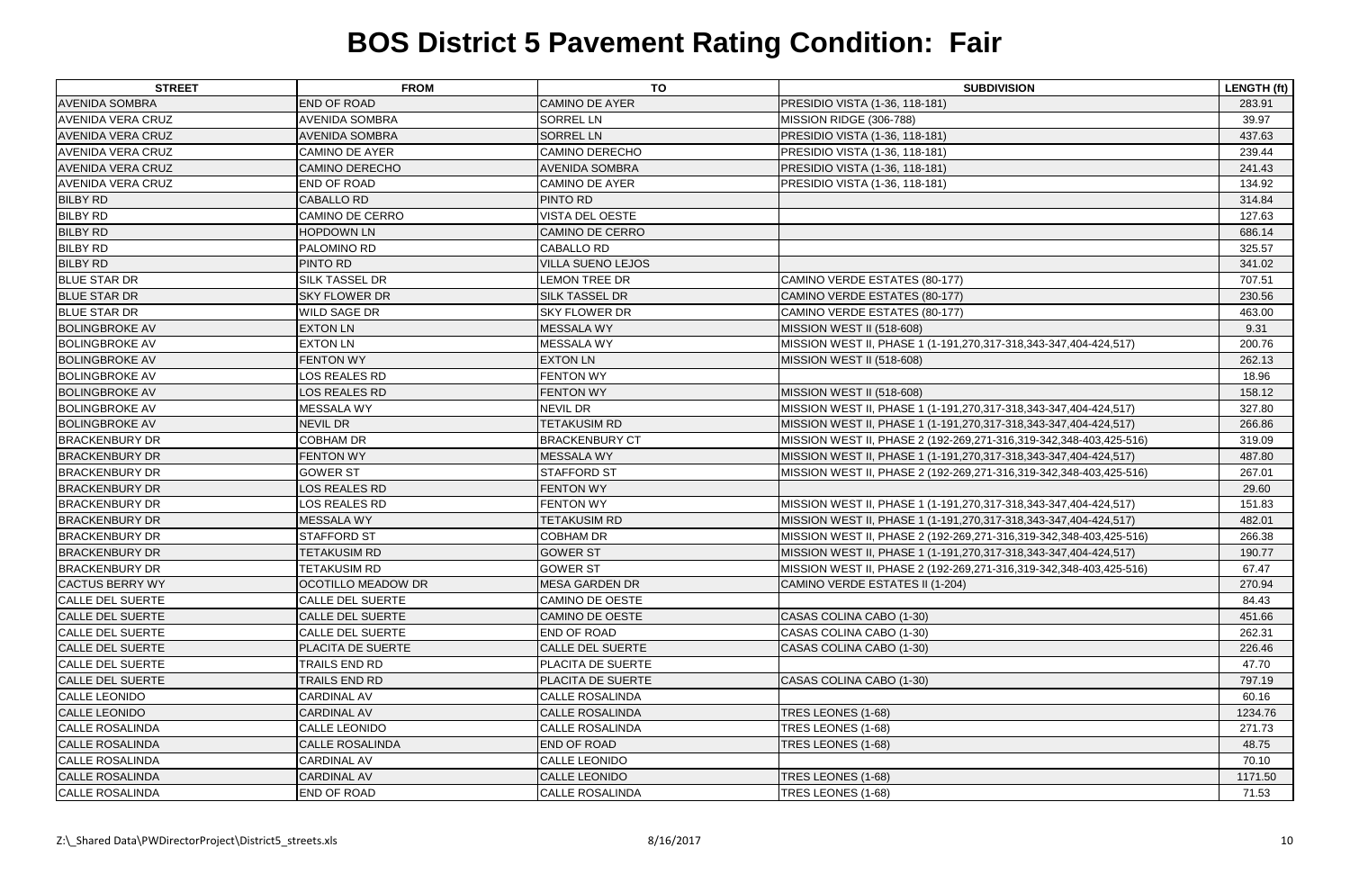# BOS District 5 Pavement Rating Condition: Fair

| STREET | FROM | TO | SUBDIVISION | LENGTH (ft) |
|---|---|---|---|---|
| AVENIDA SOMBRA | END OF ROAD | CAMINO DE AYER | PRESIDIO VISTA (1-36, 118-181) | 283.91 |
| AVENIDA VERA CRUZ | AVENIDA SOMBRA | SORREL LN | MISSION RIDGE (306-788) | 39.97 |
| AVENIDA VERA CRUZ | AVENIDA SOMBRA | SORREL LN | PRESIDIO VISTA (1-36, 118-181) | 437.63 |
| AVENIDA VERA CRUZ | CAMINO DE AYER | CAMINO DERECHO | PRESIDIO VISTA (1-36, 118-181) | 239.44 |
| AVENIDA VERA CRUZ | CAMINO DERECHO | AVENIDA SOMBRA | PRESIDIO VISTA (1-36, 118-181) | 241.43 |
| AVENIDA VERA CRUZ | END OF ROAD | CAMINO DE AYER | PRESIDIO VISTA (1-36, 118-181) | 134.92 |
| BILBY RD | CABALLO RD | PINTO RD | | 314.84 |
| BILBY RD | CAMINO DE CERRO | VISTA DEL OESTE | | 127.63 |
| BILBY RD | HOPDOWN LN | CAMINO DE CERRO | | 686.14 |
| BILBY RD | PALOMINO RD | CABALLO RD | | 325.57 |
| BILBY RD | PINTO RD | VILLA SUENO LEJOS | | 341.02 |
| BLUE STAR DR | SILK TASSEL DR | LEMON TREE DR | CAMINO VERDE ESTATES (80-177) | 707.51 |
| BLUE STAR DR | SKY FLOWER DR | SILK TASSEL DR | CAMINO VERDE ESTATES (80-177) | 230.56 |
| BLUE STAR DR | WILD SAGE DR | SKY FLOWER DR | CAMINO VERDE ESTATES (80-177) | 463.00 |
| BOLINGBROKE AV | EXTON LN | MESSALA WY | MISSION WEST II (518-608) | 9.31 |
| BOLINGBROKE AV | EXTON LN | MESSALA WY | MISSION WEST II, PHASE 1 (1-191,270,317-318,343-347,404-424,517) | 200.76 |
| BOLINGBROKE AV | FENTON WY | EXTON LN | MISSION WEST II (518-608) | 262.13 |
| BOLINGBROKE AV | LOS REALES RD | FENTON WY | | 18.96 |
| BOLINGBROKE AV | LOS REALES RD | FENTON WY | MISSION WEST II (518-608) | 158.12 |
| BOLINGBROKE AV | MESSALA WY | NEVIL DR | MISSION WEST II, PHASE 1 (1-191,270,317-318,343-347,404-424,517) | 327.80 |
| BOLINGBROKE AV | NEVIL DR | TETAKUSIM RD | MISSION WEST II, PHASE 1 (1-191,270,317-318,343-347,404-424,517) | 266.86 |
| BRACKENBURY DR | COBHAM DR | BRACKENBURY CT | MISSION WEST II, PHASE 2 (192-269,271-316,319-342,348-403,425-516) | 319.09 |
| BRACKENBURY DR | FENTON WY | MESSALA WY | MISSION WEST II, PHASE 1 (1-191,270,317-318,343-347,404-424,517) | 487.80 |
| BRACKENBURY DR | GOWER ST | STAFFORD ST | MISSION WEST II, PHASE 2 (192-269,271-316,319-342,348-403,425-516) | 267.01 |
| BRACKENBURY DR | LOS REALES RD | FENTON WY | | 29.60 |
| BRACKENBURY DR | LOS REALES RD | FENTON WY | MISSION WEST II, PHASE 1 (1-191,270,317-318,343-347,404-424,517) | 151.83 |
| BRACKENBURY DR | MESSALA WY | TETAKUSIM RD | MISSION WEST II, PHASE 1 (1-191,270,317-318,343-347,404-424,517) | 482.01 |
| BRACKENBURY DR | STAFFORD ST | COBHAM DR | MISSION WEST II, PHASE 2 (192-269,271-316,319-342,348-403,425-516) | 266.38 |
| BRACKENBURY DR | TETAKUSIM RD | GOWER ST | MISSION WEST II, PHASE 1 (1-191,270,317-318,343-347,404-424,517) | 190.77 |
| BRACKENBURY DR | TETAKUSIM RD | GOWER ST | MISSION WEST II, PHASE 2 (192-269,271-316,319-342,348-403,425-516) | 67.47 |
| CACTUS BERRY WY | OCOTILLO MEADOW DR | MESA GARDEN DR | CAMINO VERDE ESTATES II (1-204) | 270.94 |
| CALLE DEL SUERTE | CALLE DEL SUERTE | CAMINO DE OESTE | | 84.43 |
| CALLE DEL SUERTE | CALLE DEL SUERTE | CAMINO DE OESTE | CASAS COLINA CABO (1-30) | 451.66 |
| CALLE DEL SUERTE | CALLE DEL SUERTE | END OF ROAD | CASAS COLINA CABO (1-30) | 262.31 |
| CALLE DEL SUERTE | PLACITA DE SUERTE | CALLE DEL SUERTE | CASAS COLINA CABO (1-30) | 226.46 |
| CALLE DEL SUERTE | TRAILS END RD | PLACITA DE SUERTE | | 47.70 |
| CALLE DEL SUERTE | TRAILS END RD | PLACITA DE SUERTE | CASAS COLINA CABO (1-30) | 797.19 |
| CALLE LEONIDO | CARDINAL AV | CALLE ROSALINDA | | 60.16 |
| CALLE LEONIDO | CARDINAL AV | CALLE ROSALINDA | TRES LEONES (1-68) | 1234.76 |
| CALLE ROSALINDA | CALLE LEONIDO | CALLE ROSALINDA | TRES LEONES (1-68) | 271.73 |
| CALLE ROSALINDA | CALLE ROSALINDA | END OF ROAD | TRES LEONES (1-68) | 48.75 |
| CALLE ROSALINDA | CARDINAL AV | CALLE LEONIDO | | 70.10 |
| CALLE ROSALINDA | CARDINAL AV | CALLE LEONIDO | TRES LEONES (1-68) | 1171.50 |
| CALLE ROSALINDA | END OF ROAD | CALLE ROSALINDA | TRES LEONES (1-68) | 71.53 |

Z:\_Shared Data\PWDirectorProject\District5_streets.xls 8/16/2017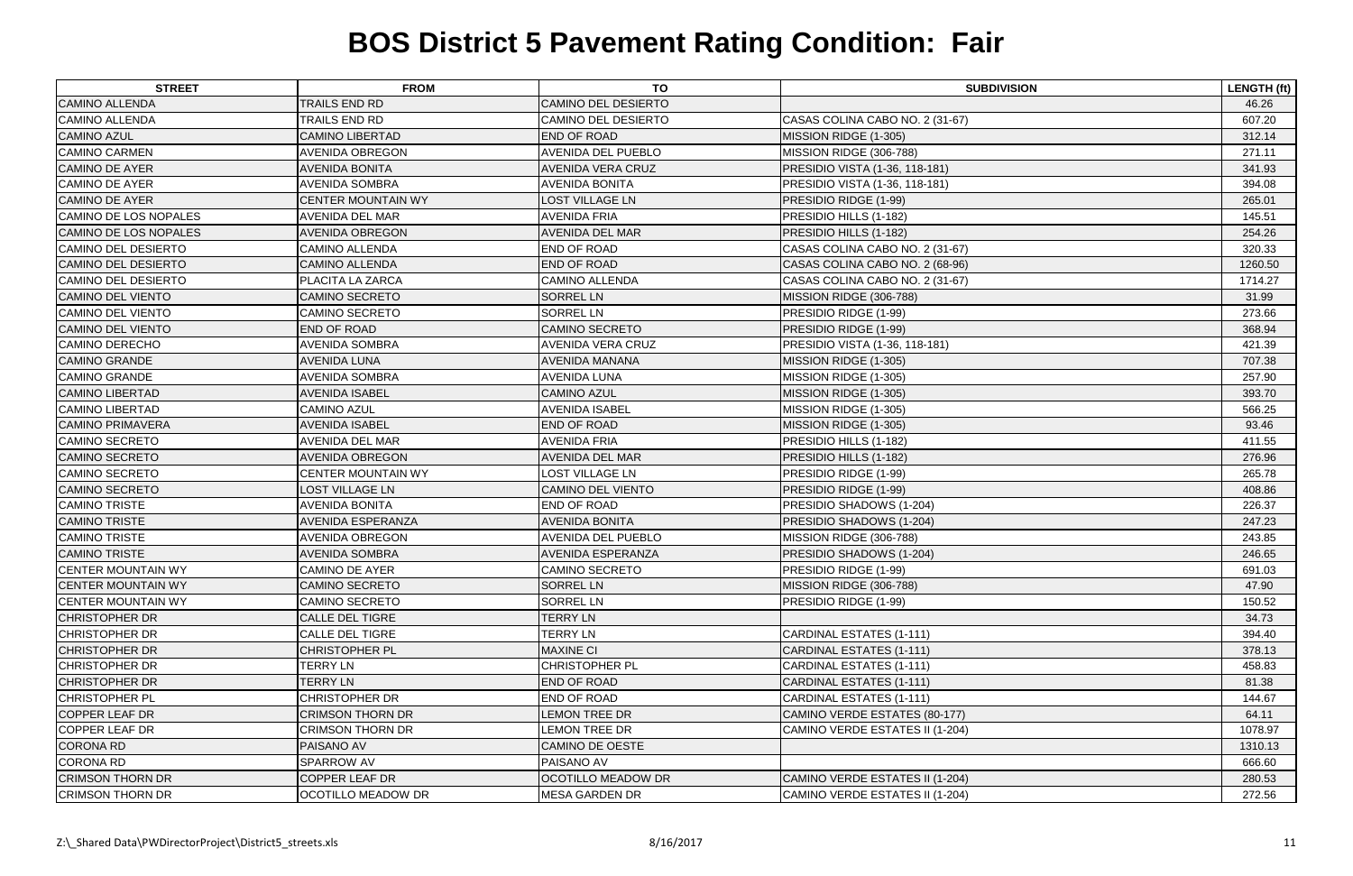# BOS District 5 Pavement Rating Condition: Fair

| STREET | FROM | TO | SUBDIVISION | LENGTH (ft) |
|---|---|---|---|---|
| CAMINO ALLENDA | TRAILS END RD | CAMINO DEL DESIERTO | | 46.26 |
| CAMINO ALLENDA | TRAILS END RD | CAMINO DEL DESIERTO | CASAS COLINA CABO NO. 2 (31-67) | 607.20 |
| CAMINO AZUL | CAMINO LIBERTAD | END OF ROAD | MISSION RIDGE (1-305) | 312.14 |
| CAMINO CARMEN | AVENIDA OBREGON | AVENIDA DEL PUEBLO | MISSION RIDGE (306-788) | 271.11 |
| CAMINO DE AYER | AVENIDA BONITA | AVENIDA VERA CRUZ | PRESIDIO VISTA (1-36, 118-181) | 341.93 |
| CAMINO DE AYER | AVENIDA SOMBRA | AVENIDA BONITA | PRESIDIO VISTA (1-36, 118-181) | 394.08 |
| CAMINO DE AYER | CENTER MOUNTAIN WY | LOST VILLAGE LN | PRESIDIO RIDGE (1-99) | 265.01 |
| CAMINO DE LOS NOPALES | AVENIDA DEL MAR | AVENIDA FRIA | PRESIDIO HILLS (1-182) | 145.51 |
| CAMINO DE LOS NOPALES | AVENIDA OBREGON | AVENIDA DEL MAR | PRESIDIO HILLS (1-182) | 254.26 |
| CAMINO DEL DESIERTO | CAMINO ALLENDA | END OF ROAD | CASAS COLINA CABO NO. 2 (31-67) | 320.33 |
| CAMINO DEL DESIERTO | CAMINO ALLENDA | END OF ROAD | CASAS COLINA CABO NO. 2 (68-96) | 1260.50 |
| CAMINO DEL DESIERTO | PLACITA LA ZARCA | CAMINO ALLENDA | CASAS COLINA CABO NO. 2 (31-67) | 1714.27 |
| CAMINO DEL VIENTO | CAMINO SECRETO | SORREL LN | MISSION RIDGE (306-788) | 31.99 |
| CAMINO DEL VIENTO | CAMINO SECRETO | SORREL LN | PRESIDIO RIDGE (1-99) | 273.66 |
| CAMINO DEL VIENTO | END OF ROAD | CAMINO SECRETO | PRESIDIO RIDGE (1-99) | 368.94 |
| CAMINO DERECHO | AVENIDA SOMBRA | AVENIDA VERA CRUZ | PRESIDIO VISTA (1-36, 118-181) | 421.39 |
| CAMINO GRANDE | AVENIDA LUNA | AVENIDA MANANA | MISSION RIDGE (1-305) | 707.38 |
| CAMINO GRANDE | AVENIDA SOMBRA | AVENIDA LUNA | MISSION RIDGE (1-305) | 257.90 |
| CAMINO LIBERTAD | AVENIDA ISABEL | CAMINO AZUL | MISSION RIDGE (1-305) | 393.70 |
| CAMINO LIBERTAD | CAMINO AZUL | AVENIDA ISABEL | MISSION RIDGE (1-305) | 566.25 |
| CAMINO PRIMAVERA | AVENIDA ISABEL | END OF ROAD | MISSION RIDGE (1-305) | 93.46 |
| CAMINO SECRETO | AVENIDA DEL MAR | AVENIDA FRIA | PRESIDIO HILLS (1-182) | 411.55 |
| CAMINO SECRETO | AVENIDA OBREGON | AVENIDA DEL MAR | PRESIDIO HILLS (1-182) | 276.96 |
| CAMINO SECRETO | CENTER MOUNTAIN WY | LOST VILLAGE LN | PRESIDIO RIDGE (1-99) | 265.78 |
| CAMINO SECRETO | LOST VILLAGE LN | CAMINO DEL VIENTO | PRESIDIO RIDGE (1-99) | 408.86 |
| CAMINO TRISTE | AVENIDA BONITA | END OF ROAD | PRESIDIO SHADOWS (1-204) | 226.37 |
| CAMINO TRISTE | AVENIDA ESPERANZA | AVENIDA BONITA | PRESIDIO SHADOWS (1-204) | 247.23 |
| CAMINO TRISTE | AVENIDA OBREGON | AVENIDA DEL PUEBLO | MISSION RIDGE (306-788) | 243.85 |
| CAMINO TRISTE | AVENIDA SOMBRA | AVENIDA ESPERANZA | PRESIDIO SHADOWS (1-204) | 246.65 |
| CENTER MOUNTAIN WY | CAMINO DE AYER | CAMINO SECRETO | PRESIDIO RIDGE (1-99) | 691.03 |
| CENTER MOUNTAIN WY | CAMINO SECRETO | SORREL LN | MISSION RIDGE (306-788) | 47.90 |
| CENTER MOUNTAIN WY | CAMINO SECRETO | SORREL LN | PRESIDIO RIDGE (1-99) | 150.52 |
| CHRISTOPHER DR | CALLE DEL TIGRE | TERRY LN | | 34.73 |
| CHRISTOPHER DR | CALLE DEL TIGRE | TERRY LN | CARDINAL ESTATES (1-111) | 394.40 |
| CHRISTOPHER DR | CHRISTOPHER PL | MAXINE CI | CARDINAL ESTATES (1-111) | 378.13 |
| CHRISTOPHER DR | TERRY LN | CHRISTOPHER PL | CARDINAL ESTATES (1-111) | 458.83 |
| CHRISTOPHER DR | TERRY LN | END OF ROAD | CARDINAL ESTATES (1-111) | 81.38 |
| CHRISTOPHER PL | CHRISTOPHER DR | END OF ROAD | CARDINAL ESTATES (1-111) | 144.67 |
| COPPER LEAF DR | CRIMSON THORN DR | LEMON TREE DR | CAMINO VERDE ESTATES (80-177) | 64.11 |
| COPPER LEAF DR | CRIMSON THORN DR | LEMON TREE DR | CAMINO VERDE ESTATES II (1-204) | 1078.97 |
| CORONA RD | PAISANO AV | CAMINO DE OESTE | | 1310.13 |
| CORONA RD | SPARROW AV | PAISANO AV | | 666.60 |
| CRIMSON THORN DR | COPPER LEAF DR | OCOTILLO MEADOW DR | CAMINO VERDE ESTATES II (1-204) | 280.53 |
| CRIMSON THORN DR | OCOTILLO MEADOW DR | MESA GARDEN DR | CAMINO VERDE ESTATES II (1-204) | 272.56 |

Z:\_Shared Data\PWDirectorProject\District5_streets.xls 8/16/2017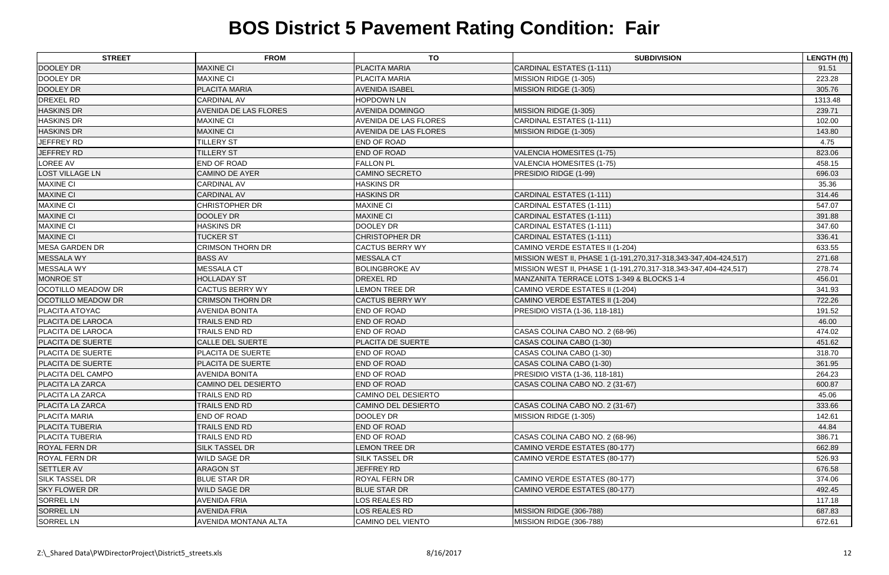# BOS District 5 Pavement Rating Condition: Fair

| STREET | FROM | TO | SUBDIVISION | LENGTH (ft) |
|---|---|---|---|---|
| DOOLEY DR | MAXINE CI | PLACITA MARIA | CARDINAL ESTATES (1-111) | 91.51 |
| DOOLEY DR | MAXINE CI | PLACITA MARIA | MISSION RIDGE (1-305) | 223.28 |
| DOOLEY DR | PLACITA MARIA | AVENIDA ISABEL | MISSION RIDGE (1-305) | 305.76 |
| DREXEL RD | CARDINAL AV | HOPDOWN LN | | 1313.48 |
| HASKINS DR | AVENIDA DE LAS FLORES | AVENIDA DOMINGO | MISSION RIDGE (1-305) | 239.71 |
| HASKINS DR | MAXINE CI | AVENIDA DE LAS FLORES | CARDINAL ESTATES (1-111) | 102.00 |
| HASKINS DR | MAXINE CI | AVENIDA DE LAS FLORES | MISSION RIDGE (1-305) | 143.80 |
| JEFFREY RD | TILLERY ST | END OF ROAD | | 4.75 |
| JEFFREY RD | TILLERY ST | END OF ROAD | VALENCIA HOMESITES (1-75) | 823.06 |
| LOREE AV | END OF ROAD | FALLON PL | VALENCIA HOMESITES (1-75) | 458.15 |
| LOST VILLAGE LN | CAMINO DE AYER | CAMINO SECRETO | PRESIDIO RIDGE (1-99) | 696.03 |
| MAXINE CI | CARDINAL AV | HASKINS DR | | 35.36 |
| MAXINE CI | CARDINAL AV | HASKINS DR | CARDINAL ESTATES (1-111) | 314.46 |
| MAXINE CI | CHRISTOPHER DR | MAXINE CI | CARDINAL ESTATES (1-111) | 547.07 |
| MAXINE CI | DOOLEY DR | MAXINE CI | CARDINAL ESTATES (1-111) | 391.88 |
| MAXINE CI | HASKINS DR | DOOLEY DR | CARDINAL ESTATES (1-111) | 347.60 |
| MAXINE CI | TUCKER ST | CHRISTOPHER DR | CARDINAL ESTATES (1-111) | 336.41 |
| MESA GARDEN DR | CRIMSON THORN DR | CACTUS BERRY WY | CAMINO VERDE ESTATES II (1-204) | 633.55 |
| MESSALA WY | BASS AV | MESSALA CT | MISSION WEST II, PHASE 1 (1-191,270,317-318,343-347,404-424,517) | 271.68 |
| MESSALA WY | MESSALA CT | BOLINGBROKE AV | MISSION WEST II, PHASE 1 (1-191,270,317-318,343-347,404-424,517) | 278.74 |
| MONROE ST | HOLLADAY ST | DREXEL RD | MANZANITA TERRACE LOTS 1-349 & BLOCKS 1-4 | 456.01 |
| OCOTILLO MEADOW DR | CACTUS BERRY WY | LEMON TREE DR | CAMINO VERDE ESTATES II (1-204) | 341.93 |
| OCOTILLO MEADOW DR | CRIMSON THORN DR | CACTUS BERRY WY | CAMINO VERDE ESTATES II (1-204) | 722.26 |
| PLACITA ATOYAC | AVENIDA BONITA | END OF ROAD | PRESIDIO VISTA (1-36, 118-181) | 191.52 |
| PLACITA DE LAROCA | TRAILS END RD | END OF ROAD | | 46.00 |
| PLACITA DE LAROCA | TRAILS END RD | END OF ROAD | CASAS COLINA CABO NO. 2 (68-96) | 474.02 |
| PLACITA DE SUERTE | CALLE DEL SUERTE | PLACITA DE SUERTE | CASAS COLINA CABO (1-30) | 451.62 |
| PLACITA DE SUERTE | PLACITA DE SUERTE | END OF ROAD | CASAS COLINA CABO (1-30) | 318.70 |
| PLACITA DE SUERTE | PLACITA DE SUERTE | END OF ROAD | CASAS COLINA CABO (1-30) | 361.95 |
| PLACITA DEL CAMPO | AVENIDA BONITA | END OF ROAD | PRESIDIO VISTA (1-36, 118-181) | 264.23 |
| PLACITA LA ZARCA | CAMINO DEL DESIERTO | END OF ROAD | CASAS COLINA CABO NO. 2 (31-67) | 600.87 |
| PLACITA LA ZARCA | TRAILS END RD | CAMINO DEL DESIERTO | | 45.06 |
| PLACITA LA ZARCA | TRAILS END RD | CAMINO DEL DESIERTO | CASAS COLINA CABO NO. 2 (31-67) | 333.66 |
| PLACITA MARIA | END OF ROAD | DOOLEY DR | MISSION RIDGE (1-305) | 142.61 |
| PLACITA TUBERIA | TRAILS END RD | END OF ROAD | | 44.84 |
| PLACITA TUBERIA | TRAILS END RD | END OF ROAD | CASAS COLINA CABO NO. 2 (68-96) | 386.71 |
| ROYAL FERN DR | SILK TASSEL DR | LEMON TREE DR | CAMINO VERDE ESTATES (80-177) | 662.89 |
| ROYAL FERN DR | WILD SAGE DR | SILK TASSEL DR | CAMINO VERDE ESTATES (80-177) | 526.93 |
| SETTLER AV | ARAGON ST | JEFFREY RD | | 676.58 |
| SILK TASSEL DR | BLUE STAR DR | ROYAL FERN DR | CAMINO VERDE ESTATES (80-177) | 374.06 |
| SKY FLOWER DR | WILD SAGE DR | BLUE STAR DR | CAMINO VERDE ESTATES (80-177) | 492.45 |
| SORREL LN | AVENIDA FRIA | LOS REALES RD | | 117.18 |
| SORREL LN | AVENIDA FRIA | LOS REALES RD | MISSION RIDGE (306-788) | 687.83 |
| SORREL LN | AVENIDA MONTANA ALTA | CAMINO DEL VIENTO | MISSION RIDGE (306-788) | 672.61 |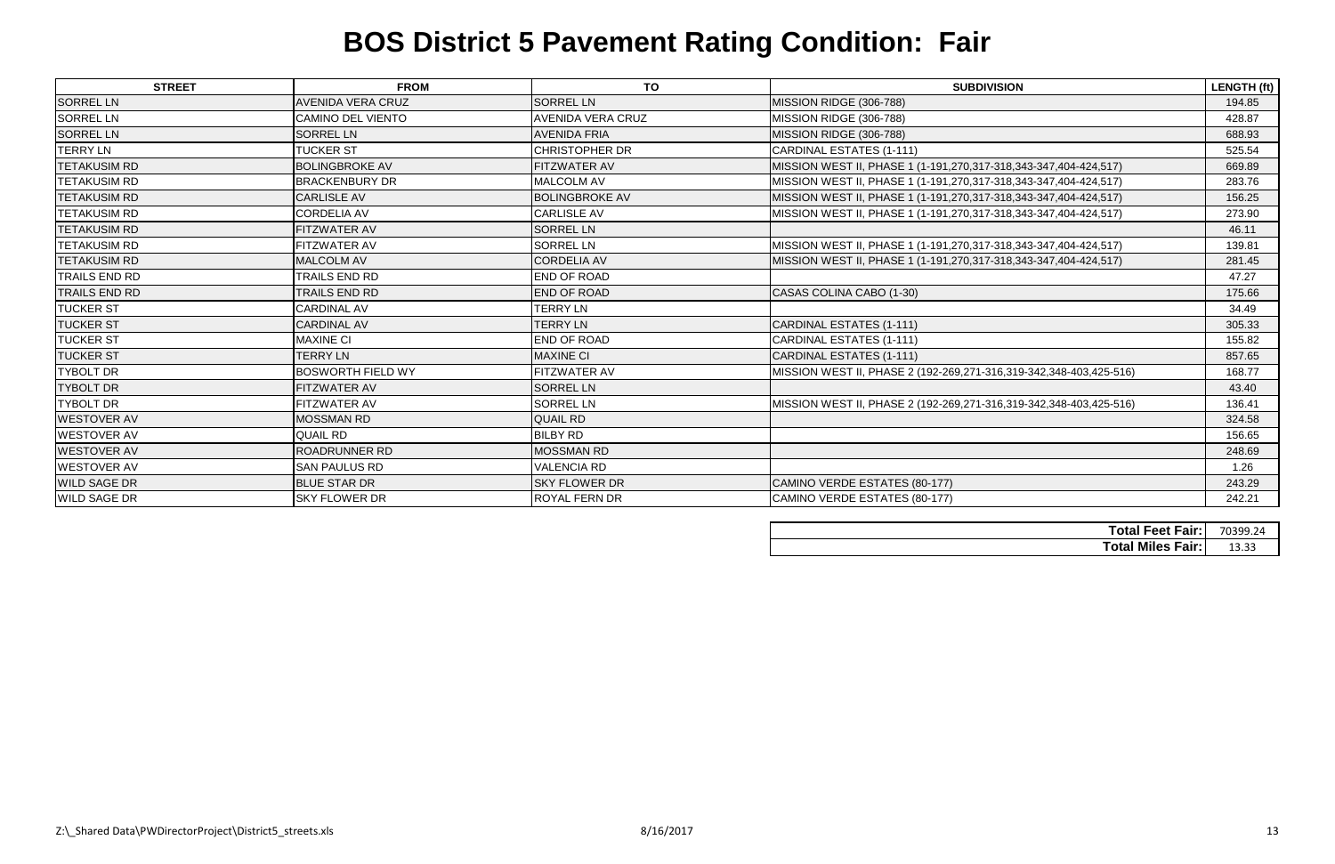# BOS District 5 Pavement Rating Condition: Fair

| STREET | FROM | TO | SUBDIVISION | LENGTH (ft) |
|---|---|---|---|---|
| SORREL LN | AVENIDA VERA CRUZ | SORREL LN | MISSION RIDGE (306-788) | 194.85 |
| SORREL LN | CAMINO DEL VIENTO | AVENIDA VERA CRUZ | MISSION RIDGE (306-788) | 428.87 |
| SORREL LN | SORREL LN | AVENIDA FRIA | MISSION RIDGE (306-788) | 688.93 |
| TERRY LN | TUCKER ST | CHRISTOPHER DR | CARDINAL ESTATES (1-111) | 525.54 |
| TETAKUSIM RD | BOLINGBROKE AV | FITZWATER AV | MISSION WEST II, PHASE 1 (1-191,270,317-318,343-347,404-424,517) | 669.89 |
| TETAKUSIM RD | BRACKENBURY DR | MALCOLM AV | MISSION WEST II, PHASE 1 (1-191,270,317-318,343-347,404-424,517) | 283.76 |
| TETAKUSIM RD | CARLISLE AV | BOLINGBROKE AV | MISSION WEST II, PHASE 1 (1-191,270,317-318,343-347,404-424,517) | 156.25 |
| TETAKUSIM RD | CORDELIA AV | CARLISLE AV | MISSION WEST II, PHASE 1 (1-191,270,317-318,343-347,404-424,517) | 273.90 |
| TETAKUSIM RD | FITZWATER AV | SORREL LN | | 46.11 |
| TETAKUSIM RD | FITZWATER AV | SORREL LN | MISSION WEST II, PHASE 1 (1-191,270,317-318,343-347,404-424,517) | 139.81 |
| TETAKUSIM RD | MALCOLM AV | CORDELIA AV | MISSION WEST II, PHASE 1 (1-191,270,317-318,343-347,404-424,517) | 281.45 |
| TRAILS END RD | TRAILS END RD | END OF ROAD | | 47.27 |
| TRAILS END RD | TRAILS END RD | END OF ROAD | CASAS COLINA CABO (1-30) | 175.66 |
| TUCKER ST | CARDINAL AV | TERRY LN | | 34.49 |
| TUCKER ST | CARDINAL AV | TERRY LN | CARDINAL ESTATES (1-111) | 305.33 |
| TUCKER ST | MAXINE CI | END OF ROAD | CARDINAL ESTATES (1-111) | 155.82 |
| TUCKER ST | TERRY LN | MAXINE CI | CARDINAL ESTATES (1-111) | 857.65 |
| TYBOLT DR | BOSWORTH FIELD WY | FITZWATER AV | MISSION WEST II, PHASE 2 (192-269,271-316,319-342,348-403,425-516) | 168.77 |
| TYBOLT DR | FITZWATER AV | SORREL LN | | 43.40 |
| TYBOLT DR | FITZWATER AV | SORREL LN | MISSION WEST II, PHASE 2 (192-269,271-316,319-342,348-403,425-516) | 136.41 |
| WESTOVER AV | MOSSMAN RD | QUAIL RD | | 324.58 |
| WESTOVER AV | QUAIL RD | BILBY RD | | 156.65 |
| WESTOVER AV | ROADRUNNER RD | MOSSMAN RD | | 248.69 |
| WESTOVER AV | SAN PAULUS RD | VALENCIA RD | | 1.26 |
| WILD SAGE DR | BLUE STAR DR | SKY FLOWER DR | CAMINO VERDE ESTATES (80-177) | 243.29 |
| WILD SAGE DR | SKY FLOWER DR | ROYAL FERN DR | CAMINO VERDE ESTATES (80-177) | 242.21 |

| | |
|---|---|
| **Total Feet Fair:** | 70399.24 |
| **Total Miles Fair:** | 13.33 |

Z:\_Shared Data\PWDirectorProject\District5_streets.xls 8/16/2017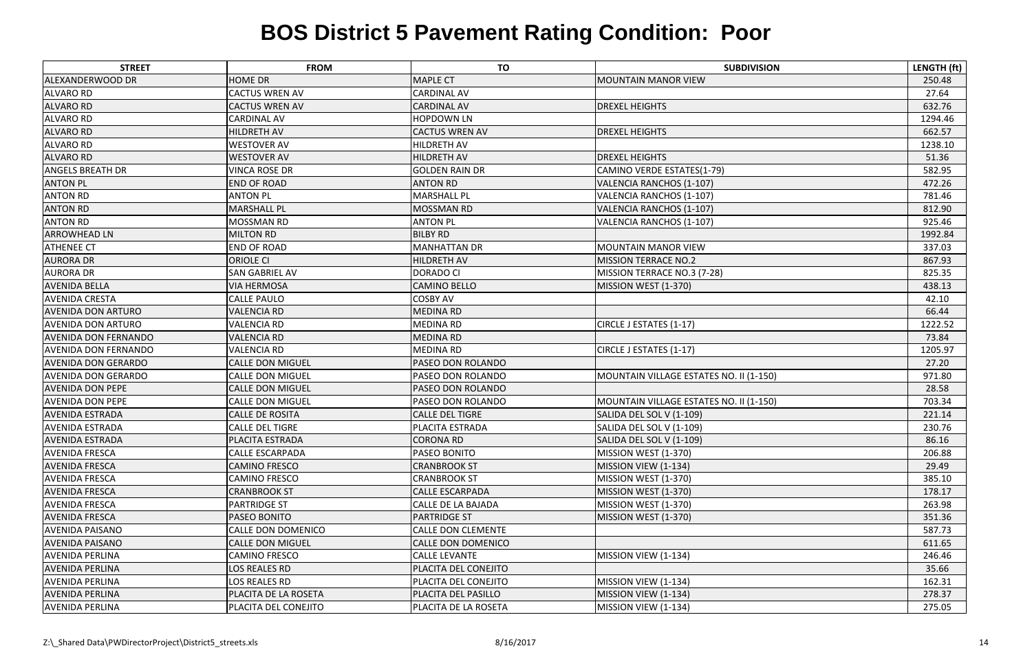# BOS District 5 Pavement Rating Condition: Poor

| STREET | FROM | TO | SUBDIVISION | LENGTH (ft) |
|---|---|---|---|---|
| ALEXANDERWOOD DR | HOME DR | MAPLE CT | MOUNTAIN MANOR VIEW | 250.48 |
| ALVARO RD | CACTUS WREN AV | CARDINAL AV | | 27.64 |
| ALVARO RD | CACTUS WREN AV | CARDINAL AV | DREXEL HEIGHTS | 632.76 |
| ALVARO RD | CARDINAL AV | HOPDOWN LN | | 1294.46 |
| ALVARO RD | HILDRETH AV | CACTUS WREN AV | DREXEL HEIGHTS | 662.57 |
| ALVARO RD | WESTOVER AV | HILDRETH AV | | 1238.10 |
| ALVARO RD | WESTOVER AV | HILDRETH AV | DREXEL HEIGHTS | 51.36 |
| ANGELS BREATH DR | VINCA ROSE DR | GOLDEN RAIN DR | CAMINO VERDE ESTATES(1-79) | 582.95 |
| ANTON PL | END OF ROAD | ANTON RD | VALENCIA RANCHOS (1-107) | 472.26 |
| ANTON RD | ANTON PL | MARSHALL PL | VALENCIA RANCHOS (1-107) | 781.46 |
| ANTON RD | MARSHALL PL | MOSSMAN RD | VALENCIA RANCHOS (1-107) | 812.90 |
| ANTON RD | MOSSMAN RD | ANTON PL | VALENCIA RANCHOS (1-107) | 925.46 |
| ARROWHEAD LN | MILTON RD | BILBY RD | | 1992.84 |
| ATHENEE CT | END OF ROAD | MANHATTAN DR | MOUNTAIN MANOR VIEW | 337.03 |
| AURORA DR | ORIOLE CI | HILDRETH AV | MISSION TERRACE NO.2 | 867.93 |
| AURORA DR | SAN GABRIEL AV | DORADO CI | MISSION TERRACE NO.3 (7-28) | 825.35 |
| AVENIDA BELLA | VIA HERMOSA | CAMINO BELLO | MISSION WEST (1-370) | 438.13 |
| AVENIDA CRESTA | CALLE PAULO | COSBY AV | | 42.10 |
| AVENIDA DON ARTURO | VALENCIA RD | MEDINA RD | | 66.44 |
| AVENIDA DON ARTURO | VALENCIA RD | MEDINA RD | CIRCLE J ESTATES (1-17) | 1222.52 |
| AVENIDA DON FERNANDO | VALENCIA RD | MEDINA RD | | 73.84 |
| AVENIDA DON FERNANDO | VALENCIA RD | MEDINA RD | CIRCLE J ESTATES (1-17) | 1205.97 |
| AVENIDA DON GERARDO | CALLE DON MIGUEL | PASEO DON ROLANDO | | 27.20 |
| AVENIDA DON GERARDO | CALLE DON MIGUEL | PASEO DON ROLANDO | MOUNTAIN VILLAGE ESTATES NO. II (1-150) | 971.80 |
| AVENIDA DON PEPE | CALLE DON MIGUEL | PASEO DON ROLANDO | | 28.58 |
| AVENIDA DON PEPE | CALLE DON MIGUEL | PASEO DON ROLANDO | MOUNTAIN VILLAGE ESTATES NO. II (1-150) | 703.34 |
| AVENIDA ESTRADA | CALLE DE ROSITA | CALLE DEL TIGRE | SALIDA DEL SOL V (1-109) | 221.14 |
| AVENIDA ESTRADA | CALLE DEL TIGRE | PLACITA ESTRADA | SALIDA DEL SOL V (1-109) | 230.76 |
| AVENIDA ESTRADA | PLACITA ESTRADA | CORONA RD | SALIDA DEL SOL V (1-109) | 86.16 |
| AVENIDA FRESCA | CALLE ESCARPADA | PASEO BONITO | MISSION WEST (1-370) | 206.88 |
| AVENIDA FRESCA | CAMINO FRESCO | CRANBROOK ST | MISSION VIEW (1-134) | 29.49 |
| AVENIDA FRESCA | CAMINO FRESCO | CRANBROOK ST | MISSION WEST (1-370) | 385.10 |
| AVENIDA FRESCA | CRANBROOK ST | CALLE ESCARPADA | MISSION WEST (1-370) | 178.17 |
| AVENIDA FRESCA | PARTRIDGE ST | CALLE DE LA BAJADA | MISSION WEST (1-370) | 263.98 |
| AVENIDA FRESCA | PASEO BONITO | PARTRIDGE ST | MISSION WEST (1-370) | 351.36 |
| AVENIDA PAISANO | CALLE DON DOMENICO | CALLE DON CLEMENTE | | 587.73 |
| AVENIDA PAISANO | CALLE DON MIGUEL | CALLE DON DOMENICO | | 611.65 |
| AVENIDA PERLINA | CAMINO FRESCO | CALLE LEVANTE | MISSION VIEW (1-134) | 246.46 |
| AVENIDA PERLINA | LOS REALES RD | PLACITA DEL CONEJITO | | 35.66 |
| AVENIDA PERLINA | LOS REALES RD | PLACITA DEL CONEJITO | MISSION VIEW (1-134) | 162.31 |
| AVENIDA PERLINA | PLACITA DE LA ROSETA | PLACITA DEL PASILLO | MISSION VIEW (1-134) | 278.37 |
| AVENIDA PERLINA | PLACITA DEL CONEJITO | PLACITA DE LA ROSETA | MISSION VIEW (1-134) | 275.05 |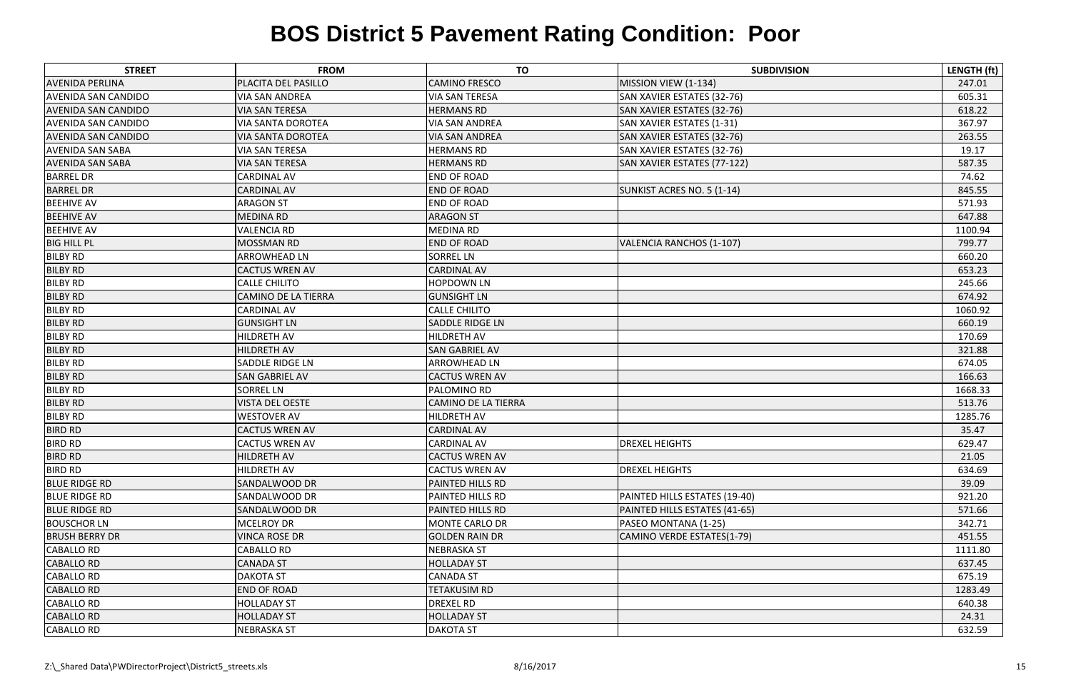# BOS District 5 Pavement Rating Condition: Poor

| STREET | FROM | TO | SUBDIVISION | LENGTH (ft) |
|---|---|---|---|---|
| AVENIDA PERLINA | PLACITA DEL PASILLO | CAMINO FRESCO | MISSION VIEW (1-134) | 247.01 |
| AVENIDA SAN CANDIDO | VIA SAN ANDREA | VIA SAN TERESA | SAN XAVIER ESTATES (32-76) | 605.31 |
| AVENIDA SAN CANDIDO | VIA SAN TERESA | HERMANS RD | SAN XAVIER ESTATES (32-76) | 618.22 |
| AVENIDA SAN CANDIDO | VIA SANTA DOROTEA | VIA SAN ANDREA | SAN XAVIER ESTATES (1-31) | 367.97 |
| AVENIDA SAN CANDIDO | VIA SANTA DOROTEA | VIA SAN ANDREA | SAN XAVIER ESTATES (32-76) | 263.55 |
| AVENIDA SAN SABA | VIA SAN TERESA | HERMANS RD | SAN XAVIER ESTATES (32-76) | 19.17 |
| AVENIDA SAN SABA | VIA SAN TERESA | HERMANS RD | SAN XAVIER ESTATES (77-122) | 587.35 |
| BARREL DR | CARDINAL AV | END OF ROAD | | 74.62 |
| BARREL DR | CARDINAL AV | END OF ROAD | SUNKIST ACRES NO. 5 (1-14) | 845.55 |
| BEEHIVE AV | ARAGON ST | END OF ROAD | | 571.93 |
| BEEHIVE AV | MEDINA RD | ARAGON ST | | 647.88 |
| BEEHIVE AV | VALENCIA RD | MEDINA RD | | 1100.94 |
| BIG HILL PL | MOSSMAN RD | END OF ROAD | VALENCIA RANCHOS (1-107) | 799.77 |
| BILBY RD | ARROWHEAD LN | SORREL LN | | 660.20 |
| BILBY RD | CACTUS WREN AV | CARDINAL AV | | 653.23 |
| BILBY RD | CALLE CHILITO | HOPDOWN LN | | 245.66 |
| BILBY RD | CAMINO DE LA TIERRA | GUNSIGHT LN | | 674.92 |
| BILBY RD | CARDINAL AV | CALLE CHILITO | | 1060.92 |
| BILBY RD | GUNSIGHT LN | SADDLE RIDGE LN | | 660.19 |
| BILBY RD | HILDRETH AV | HILDRETH AV | | 170.69 |
| BILBY RD | HILDRETH AV | SAN GABRIEL AV | | 321.88 |
| BILBY RD | SADDLE RIDGE LN | ARROWHEAD LN | | 674.05 |
| BILBY RD | SAN GABRIEL AV | CACTUS WREN AV | | 166.63 |
| BILBY RD | SORREL LN | PALOMINO RD | | 1668.33 |
| BILBY RD | VISTA DEL OESTE | CAMINO DE LA TIERRA | | 513.76 |
| BILBY RD | WESTOVER AV | HILDRETH AV | | 1285.76 |
| BIRD RD | CACTUS WREN AV | CARDINAL AV | | 35.47 |
| BIRD RD | CACTUS WREN AV | CARDINAL AV | DREXEL HEIGHTS | 629.47 |
| BIRD RD | HILDRETH AV | CACTUS WREN AV | | 21.05 |
| BIRD RD | HILDRETH AV | CACTUS WREN AV | DREXEL HEIGHTS | 634.69 |
| BLUE RIDGE RD | SANDALWOOD DR | PAINTED HILLS RD | | 39.09 |
| BLUE RIDGE RD | SANDALWOOD DR | PAINTED HILLS RD | PAINTED HILLS ESTATES (19-40) | 921.20 |
| BLUE RIDGE RD | SANDALWOOD DR | PAINTED HILLS RD | PAINTED HILLS ESTATES (41-65) | 571.66 |
| BOUSCHOR LN | MCELROY DR | MONTE CARLO DR | PASEO MONTANA (1-25) | 342.71 |
| BRUSH BERRY DR | VINCA ROSE DR | GOLDEN RAIN DR | CAMINO VERDE ESTATES(1-79) | 451.55 |
| CABALLO RD | CABALLO RD | NEBRASKA ST | | 1111.80 |
| CABALLO RD | CANADA ST | HOLLADAY ST | | 637.45 |
| CABALLO RD | DAKOTA ST | CANADA ST | | 675.19 |
| CABALLO RD | END OF ROAD | TETAKUSIM RD | | 1283.49 |
| CABALLO RD | HOLLADAY ST | DREXEL RD | | 640.38 |
| CABALLO RD | HOLLADAY ST | HOLLADAY ST | | 24.31 |
| CABALLO RD | NEBRASKA ST | DAKOTA ST | | 632.59 |

Z:\_Shared Data\PWDirectorProject\District5_streets.xls 8/16/2017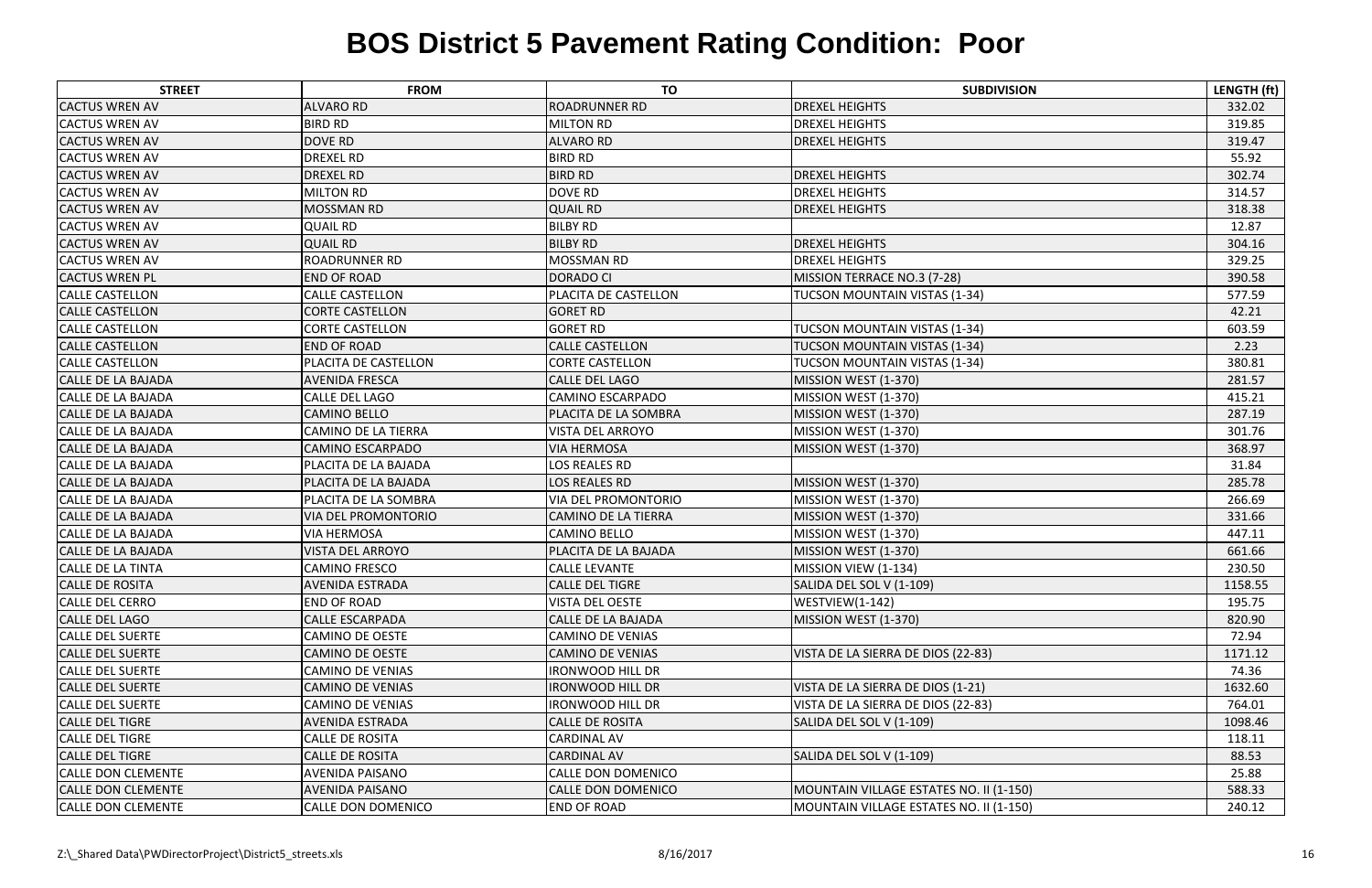# BOS District 5 Pavement Rating Condition: Poor

| STREET | FROM | TO | SUBDIVISION | LENGTH (ft) |
|---|---|---|---|---|
| CACTUS WREN AV | ALVARO RD | ROADRUNNER RD | DREXEL HEIGHTS | 332.02 |
| CACTUS WREN AV | BIRD RD | MILTON RD | DREXEL HEIGHTS | 319.85 |
| CACTUS WREN AV | DOVE RD | ALVARO RD | DREXEL HEIGHTS | 319.47 |
| CACTUS WREN AV | DREXEL RD | BIRD RD | | 55.92 |
| CACTUS WREN AV | DREXEL RD | BIRD RD | DREXEL HEIGHTS | 302.74 |
| CACTUS WREN AV | MILTON RD | DOVE RD | DREXEL HEIGHTS | 314.57 |
| CACTUS WREN AV | MOSSMAN RD | QUAIL RD | DREXEL HEIGHTS | 318.38 |
| CACTUS WREN AV | QUAIL RD | BILBY RD | | 12.87 |
| CACTUS WREN AV | QUAIL RD | BILBY RD | DREXEL HEIGHTS | 304.16 |
| CACTUS WREN AV | ROADRUNNER RD | MOSSMAN RD | DREXEL HEIGHTS | 329.25 |
| CACTUS WREN PL | END OF ROAD | DORADO CI | MISSION TERRACE NO.3 (7-28) | 390.58 |
| CALLE CASTELLON | CALLE CASTELLON | PLACITA DE CASTELLON | TUCSON MOUNTAIN VISTAS (1-34) | 577.59 |
| CALLE CASTELLON | CORTE CASTELLON | GORET RD | | 42.21 |
| CALLE CASTELLON | CORTE CASTELLON | GORET RD | TUCSON MOUNTAIN VISTAS (1-34) | 603.59 |
| CALLE CASTELLON | END OF ROAD | CALLE CASTELLON | TUCSON MOUNTAIN VISTAS (1-34) | 2.23 |
| CALLE CASTELLON | PLACITA DE CASTELLON | CORTE CASTELLON | TUCSON MOUNTAIN VISTAS (1-34) | 380.81 |
| CALLE DE LA BAJADA | AVENIDA FRESCA | CALLE DEL LAGO | MISSION WEST (1-370) | 281.57 |
| CALLE DE LA BAJADA | CALLE DEL LAGO | CAMINO ESCARPADO | MISSION WEST (1-370) | 415.21 |
| CALLE DE LA BAJADA | CAMINO BELLO | PLACITA DE LA SOMBRA | MISSION WEST (1-370) | 287.19 |
| CALLE DE LA BAJADA | CAMINO DE LA TIERRA | VISTA DEL ARROYO | MISSION WEST (1-370) | 301.76 |
| CALLE DE LA BAJADA | CAMINO ESCARPADO | VIA HERMOSA | MISSION WEST (1-370) | 368.97 |
| CALLE DE LA BAJADA | PLACITA DE LA BAJADA | LOS REALES RD | | 31.84 |
| CALLE DE LA BAJADA | PLACITA DE LA BAJADA | LOS REALES RD | MISSION WEST (1-370) | 285.78 |
| CALLE DE LA BAJADA | PLACITA DE LA SOMBRA | VIA DEL PROMONTORIO | MISSION WEST (1-370) | 266.69 |
| CALLE DE LA BAJADA | VIA DEL PROMONTORIO | CAMINO DE LA TIERRA | MISSION WEST (1-370) | 331.66 |
| CALLE DE LA BAJADA | VIA HERMOSA | CAMINO BELLO | MISSION WEST (1-370) | 447.11 |
| CALLE DE LA BAJADA | VISTA DEL ARROYO | PLACITA DE LA BAJADA | MISSION WEST (1-370) | 661.66 |
| CALLE DE LA TINTA | CAMINO FRESCO | CALLE LEVANTE | MISSION VIEW (1-134) | 230.50 |
| CALLE DE ROSITA | AVENIDA ESTRADA | CALLE DEL TIGRE | SALIDA DEL SOL V (1-109) | 1158.55 |
| CALLE DEL CERRO | END OF ROAD | VISTA DEL OESTE | WESTVIEW(1-142) | 195.75 |
| CALLE DEL LAGO | CALLE ESCARPADA | CALLE DE LA BAJADA | MISSION WEST (1-370) | 820.90 |
| CALLE DEL SUERTE | CAMINO DE OESTE | CAMINO DE VENIAS | | 72.94 |
| CALLE DEL SUERTE | CAMINO DE OESTE | CAMINO DE VENIAS | VISTA DE LA SIERRA DE DIOS (22-83) | 1171.12 |
| CALLE DEL SUERTE | CAMINO DE VENIAS | IRONWOOD HILL DR | | 74.36 |
| CALLE DEL SUERTE | CAMINO DE VENIAS | IRONWOOD HILL DR | VISTA DE LA SIERRA DE DIOS (1-21) | 1632.60 |
| CALLE DEL SUERTE | CAMINO DE VENIAS | IRONWOOD HILL DR | VISTA DE LA SIERRA DE DIOS (22-83) | 764.01 |
| CALLE DEL TIGRE | AVENIDA ESTRADA | CALLE DE ROSITA | SALIDA DEL SOL V (1-109) | 1098.46 |
| CALLE DEL TIGRE | CALLE DE ROSITA | CARDINAL AV | | 118.11 |
| CALLE DEL TIGRE | CALLE DE ROSITA | CARDINAL AV | SALIDA DEL SOL V (1-109) | 88.53 |
| CALLE DON CLEMENTE | AVENIDA PAISANO | CALLE DON DOMENICO | | 25.88 |
| CALLE DON CLEMENTE | AVENIDA PAISANO | CALLE DON DOMENICO | MOUNTAIN VILLAGE ESTATES NO. II (1-150) | 588.33 |
| CALLE DON CLEMENTE | CALLE DON DOMENICO | END OF ROAD | MOUNTAIN VILLAGE ESTATES NO. II (1-150) | 240.12 |

Z:\_Shared Data\PWDirectorProject\District5_streets.xls 8/16/2017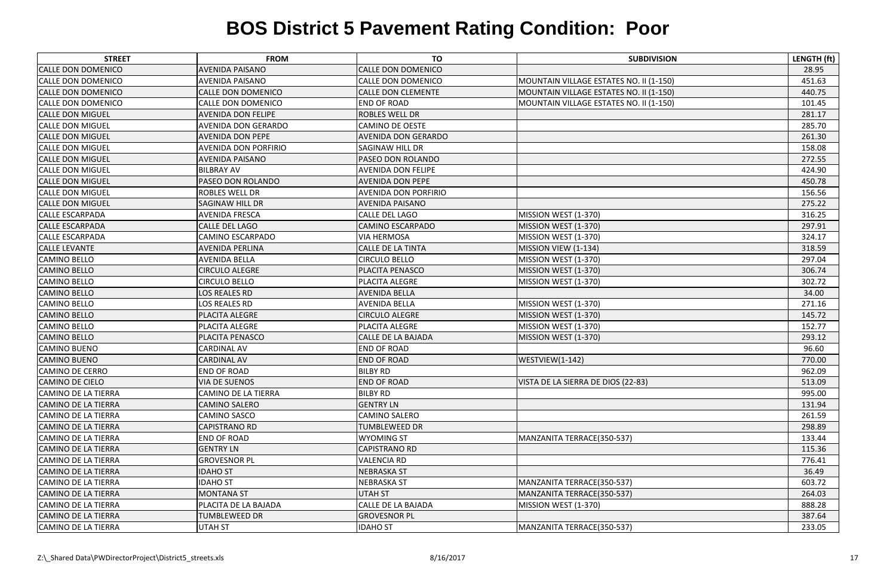# BOS District 5 Pavement Rating Condition: Poor

| STREET | FROM | TO | SUBDIVISION | LENGTH (ft) |
|---|---|---|---|---|
| CALLE DON DOMENICO | AVENIDA PAISANO | CALLE DON DOMENICO | | 28.95 |
| CALLE DON DOMENICO | AVENIDA PAISANO | CALLE DON DOMENICO | MOUNTAIN VILLAGE ESTATES NO. II (1-150) | 451.63 |
| CALLE DON DOMENICO | CALLE DON DOMENICO | CALLE DON CLEMENTE | MOUNTAIN VILLAGE ESTATES NO. II (1-150) | 440.75 |
| CALLE DON DOMENICO | CALLE DON DOMENICO | END OF ROAD | MOUNTAIN VILLAGE ESTATES NO. II (1-150) | 101.45 |
| CALLE DON MIGUEL | AVENIDA DON FELIPE | ROBLES WELL DR | | 281.17 |
| CALLE DON MIGUEL | AVENIDA DON GERARDO | CAMINO DE OESTE | | 285.70 |
| CALLE DON MIGUEL | AVENIDA DON PEPE | AVENIDA DON GERARDO | | 261.30 |
| CALLE DON MIGUEL | AVENIDA DON PORFIRIO | SAGINAW HILL DR | | 158.08 |
| CALLE DON MIGUEL | AVENIDA PAISANO | PASEO DON ROLANDO | | 272.55 |
| CALLE DON MIGUEL | BILBRAY AV | AVENIDA DON FELIPE | | 424.90 |
| CALLE DON MIGUEL | PASEO DON ROLANDO | AVENIDA DON PEPE | | 450.78 |
| CALLE DON MIGUEL | ROBLES WELL DR | AVENIDA DON PORFIRIO | | 156.56 |
| CALLE DON MIGUEL | SAGINAW HILL DR | AVENIDA PAISANO | | 275.22 |
| CALLE ESCARPADA | AVENIDA FRESCA | CALLE DEL LAGO | MISSION WEST (1-370) | 316.25 |
| CALLE ESCARPADA | CALLE DEL LAGO | CAMINO ESCARPADO | MISSION WEST (1-370) | 297.91 |
| CALLE ESCARPADA | CAMINO ESCARPADO | VIA HERMOSA | MISSION WEST (1-370) | 324.17 |
| CALLE LEVANTE | AVENIDA PERLINA | CALLE DE LA TINTA | MISSION VIEW (1-134) | 318.59 |
| CAMINO BELLO | AVENIDA BELLA | CIRCULO BELLO | MISSION WEST (1-370) | 297.04 |
| CAMINO BELLO | CIRCULO ALEGRE | PLACITA PENASCO | MISSION WEST (1-370) | 306.74 |
| CAMINO BELLO | CIRCULO BELLO | PLACITA ALEGRE | MISSION WEST (1-370) | 302.72 |
| CAMINO BELLO | LOS REALES RD | AVENIDA BELLA | | 34.00 |
| CAMINO BELLO | LOS REALES RD | AVENIDA BELLA | MISSION WEST (1-370) | 271.16 |
| CAMINO BELLO | PLACITA ALEGRE | CIRCULO ALEGRE | MISSION WEST (1-370) | 145.72 |
| CAMINO BELLO | PLACITA ALEGRE | PLACITA ALEGRE | MISSION WEST (1-370) | 152.77 |
| CAMINO BELLO | PLACITA PENASCO | CALLE DE LA BAJADA | MISSION WEST (1-370) | 293.12 |
| CAMINO BUENO | CARDINAL AV | END OF ROAD | | 96.60 |
| CAMINO BUENO | CARDINAL AV | END OF ROAD | WESTVIEW(1-142) | 770.00 |
| CAMINO DE CERRO | END OF ROAD | BILBY RD | | 962.09 |
| CAMINO DE CIELO | VIA DE SUENOS | END OF ROAD | VISTA DE LA SIERRA DE DIOS (22-83) | 513.09 |
| CAMINO DE LA TIERRA | CAMINO DE LA TIERRA | BILBY RD | | 995.00 |
| CAMINO DE LA TIERRA | CAMINO SALERO | GENTRY LN | | 131.94 |
| CAMINO DE LA TIERRA | CAMINO SASCO | CAMINO SALERO | | 261.59 |
| CAMINO DE LA TIERRA | CAPISTRANO RD | TUMBLEWEED DR | | 298.89 |
| CAMINO DE LA TIERRA | END OF ROAD | WYOMING ST | MANZANITA TERRACE(350-537) | 133.44 |
| CAMINO DE LA TIERRA | GENTRY LN | CAPISTRANO RD | | 115.36 |
| CAMINO DE LA TIERRA | GROVESNOR PL | VALENCIA RD | | 776.41 |
| CAMINO DE LA TIERRA | IDAHO ST | NEBRASKA ST | | 36.49 |
| CAMINO DE LA TIERRA | IDAHO ST | NEBRASKA ST | MANZANITA TERRACE(350-537) | 603.72 |
| CAMINO DE LA TIERRA | MONTANA ST | UTAH ST | MANZANITA TERRACE(350-537) | 264.03 |
| CAMINO DE LA TIERRA | PLACITA DE LA BAJADA | CALLE DE LA BAJADA | MISSION WEST (1-370) | 888.28 |
| CAMINO DE LA TIERRA | TUMBLEWEED DR | GROVESNOR PL | | 387.64 |
| CAMINO DE LA TIERRA | UTAH ST | IDAHO ST | MANZANITA TERRACE(350-537) | 233.05 |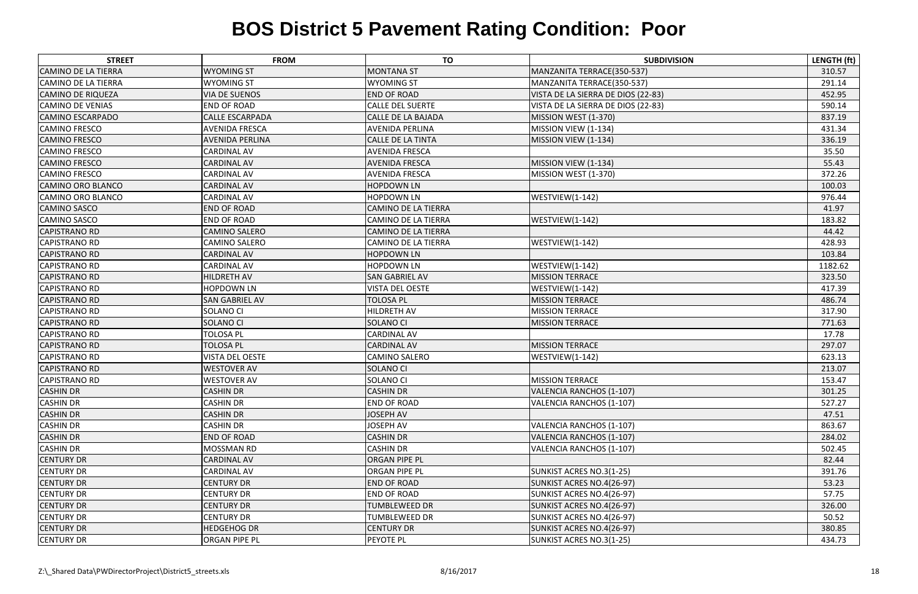# BOS District 5 Pavement Rating Condition: Poor

| STREET | FROM | TO | SUBDIVISION | LENGTH (ft) |
|---|---|---|---|---|
| CAMINO DE LA TIERRA | WYOMING ST | MONTANA ST | MANZANITA TERRACE(350-537) | 310.57 |
| CAMINO DE LA TIERRA | WYOMING ST | WYOMING ST | MANZANITA TERRACE(350-537) | 291.14 |
| CAMINO DE RIQUEZA | VIA DE SUENOS | END OF ROAD | VISTA DE LA SIERRA DE DIOS (22-83) | 452.95 |
| CAMINO DE VENIAS | END OF ROAD | CALLE DEL SUERTE | VISTA DE LA SIERRA DE DIOS (22-83) | 590.14 |
| CAMINO ESCARPADO | CALLE ESCARPADA | CALLE DE LA BAJADA | MISSION WEST (1-370) | 837.19 |
| CAMINO FRESCO | AVENIDA FRESCA | AVENIDA PERLINA | MISSION VIEW (1-134) | 431.34 |
| CAMINO FRESCO | AVENIDA PERLINA | CALLE DE LA TINTA | MISSION VIEW (1-134) | 336.19 |
| CAMINO FRESCO | CARDINAL AV | AVENIDA FRESCA | | 35.50 |
| CAMINO FRESCO | CARDINAL AV | AVENIDA FRESCA | MISSION VIEW (1-134) | 55.43 |
| CAMINO FRESCO | CARDINAL AV | AVENIDA FRESCA | MISSION WEST (1-370) | 372.26 |
| CAMINO ORO BLANCO | CARDINAL AV | HOPDOWN LN | | 100.03 |
| CAMINO ORO BLANCO | CARDINAL AV | HOPDOWN LN | WESTVIEW(1-142) | 976.44 |
| CAMINO SASCO | END OF ROAD | CAMINO DE LA TIERRA | | 41.97 |
| CAMINO SASCO | END OF ROAD | CAMINO DE LA TIERRA | WESTVIEW(1-142) | 183.82 |
| CAPISTRANO RD | CAMINO SALERO | CAMINO DE LA TIERRA | | 44.42 |
| CAPISTRANO RD | CAMINO SALERO | CAMINO DE LA TIERRA | WESTVIEW(1-142) | 428.93 |
| CAPISTRANO RD | CARDINAL AV | HOPDOWN LN | | 103.84 |
| CAPISTRANO RD | CARDINAL AV | HOPDOWN LN | WESTVIEW(1-142) | 1182.62 |
| CAPISTRANO RD | HILDRETH AV | SAN GABRIEL AV | MISSION TERRACE | 323.50 |
| CAPISTRANO RD | HOPDOWN LN | VISTA DEL OESTE | WESTVIEW(1-142) | 417.39 |
| CAPISTRANO RD | SAN GABRIEL AV | TOLOSA PL | MISSION TERRACE | 486.74 |
| CAPISTRANO RD | SOLANO CI | HILDRETH AV | MISSION TERRACE | 317.90 |
| CAPISTRANO RD | SOLANO CI | SOLANO CI | MISSION TERRACE | 771.63 |
| CAPISTRANO RD | TOLOSA PL | CARDINAL AV | | 17.78 |
| CAPISTRANO RD | TOLOSA PL | CARDINAL AV | MISSION TERRACE | 297.07 |
| CAPISTRANO RD | VISTA DEL OESTE | CAMINO SALERO | WESTVIEW(1-142) | 623.13 |
| CAPISTRANO RD | WESTOVER AV | SOLANO CI | | 213.07 |
| CAPISTRANO RD | WESTOVER AV | SOLANO CI | MISSION TERRACE | 153.47 |
| CASHIN DR | CASHIN DR | CASHIN DR | VALENCIA RANCHOS (1-107) | 301.25 |
| CASHIN DR | CASHIN DR | END OF ROAD | VALENCIA RANCHOS (1-107) | 527.27 |
| CASHIN DR | CASHIN DR | JOSEPH AV | | 47.51 |
| CASHIN DR | CASHIN DR | JOSEPH AV | VALENCIA RANCHOS (1-107) | 863.67 |
| CASHIN DR | END OF ROAD | CASHIN DR | VALENCIA RANCHOS (1-107) | 284.02 |
| CASHIN DR | MOSSMAN RD | CASHIN DR | VALENCIA RANCHOS (1-107) | 502.45 |
| CENTURY DR | CARDINAL AV | ORGAN PIPE PL | | 82.44 |
| CENTURY DR | CARDINAL AV | ORGAN PIPE PL | SUNKIST ACRES NO.3(1-25) | 391.76 |
| CENTURY DR | CENTURY DR | END OF ROAD | SUNKIST ACRES NO.4(26-97) | 53.23 |
| CENTURY DR | CENTURY DR | END OF ROAD | SUNKIST ACRES NO.4(26-97) | 57.75 |
| CENTURY DR | CENTURY DR | TUMBLEWEED DR | SUNKIST ACRES NO.4(26-97) | 326.00 |
| CENTURY DR | CENTURY DR | TUMBLEWEED DR | SUNKIST ACRES NO.4(26-97) | 50.52 |
| CENTURY DR | HEDGEHOG DR | CENTURY DR | SUNKIST ACRES NO.4(26-97) | 380.85 |
| CENTURY DR | ORGAN PIPE PL | PEYOTE PL | SUNKIST ACRES NO.3(1-25) | 434.73 |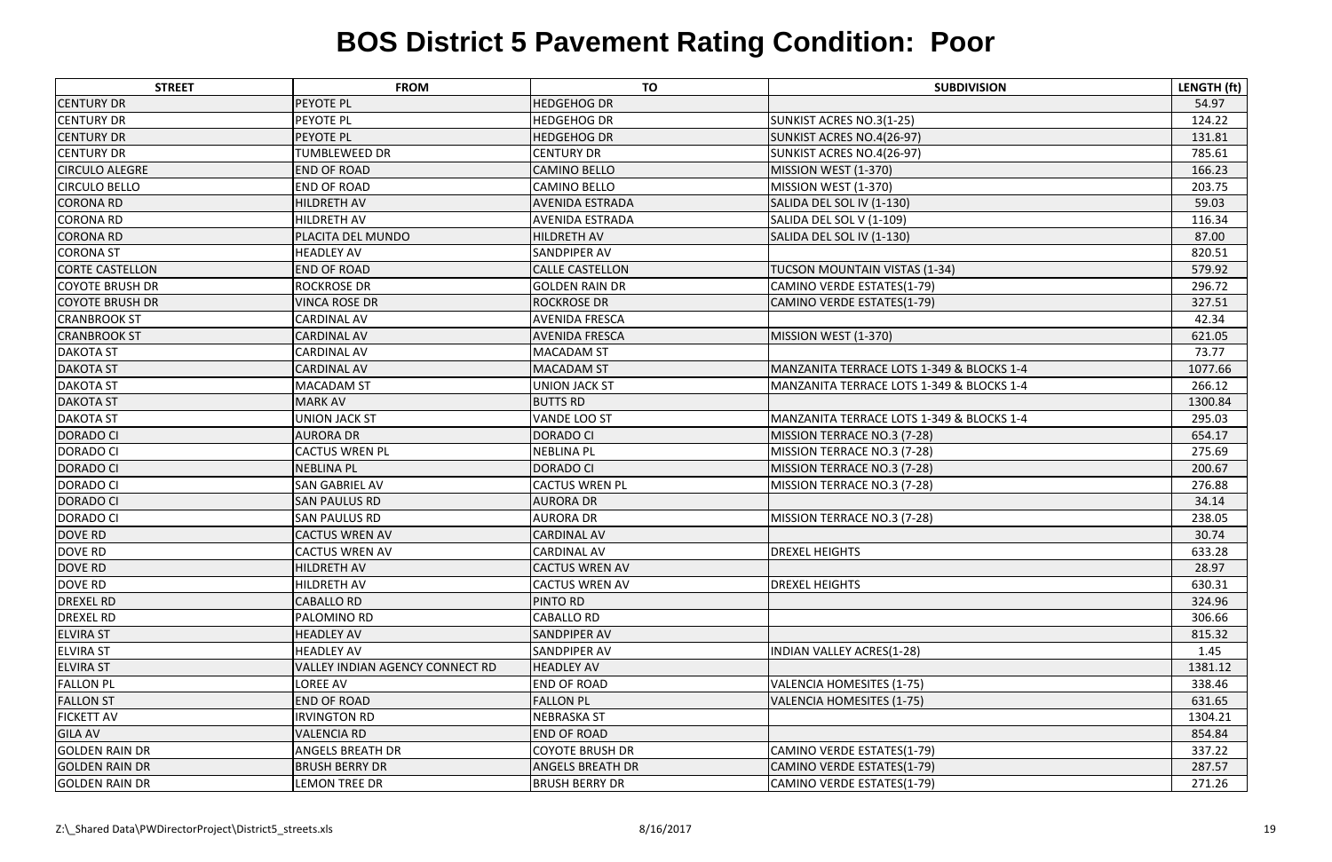# BOS District 5 Pavement Rating Condition: Poor

| STREET | FROM | TO | SUBDIVISION | LENGTH (ft) |
|---|---|---|---|---|
| CENTURY DR | PEYOTE PL | HEDGEHOG DR | | 54.97 |
| CENTURY DR | PEYOTE PL | HEDGEHOG DR | SUNKIST ACRES NO.3(1-25) | 124.22 |
| CENTURY DR | PEYOTE PL | HEDGEHOG DR | SUNKIST ACRES NO.4(26-97) | 131.81 |
| CENTURY DR | TUMBLEWEED DR | CENTURY DR | SUNKIST ACRES NO.4(26-97) | 785.61 |
| CIRCULO ALEGRE | END OF ROAD | CAMINO BELLO | MISSION WEST (1-370) | 166.23 |
| CIRCULO BELLO | END OF ROAD | CAMINO BELLO | MISSION WEST (1-370) | 203.75 |
| CORONA RD | HILDRETH AV | AVENIDA ESTRADA | SALIDA DEL SOL IV (1-130) | 59.03 |
| CORONA RD | HILDRETH AV | AVENIDA ESTRADA | SALIDA DEL SOL V (1-109) | 116.34 |
| CORONA RD | PLACITA DEL MUNDO | HILDRETH AV | SALIDA DEL SOL IV (1-130) | 87.00 |
| CORONA ST | HEADLEY AV | SANDPIPER AV | | 820.51 |
| CORTE CASTELLON | END OF ROAD | CALLE CASTELLON | TUCSON MOUNTAIN VISTAS (1-34) | 579.92 |
| COYOTE BRUSH DR | ROCKROSE DR | GOLDEN RAIN DR | CAMINO VERDE ESTATES(1-79) | 296.72 |
| COYOTE BRUSH DR | VINCA ROSE DR | ROCKROSE DR | CAMINO VERDE ESTATES(1-79) | 327.51 |
| CRANBROOK ST | CARDINAL AV | AVENIDA FRESCA | | 42.34 |
| CRANBROOK ST | CARDINAL AV | AVENIDA FRESCA | MISSION WEST (1-370) | 621.05 |
| DAKOTA ST | CARDINAL AV | MACADAM ST | | 73.77 |
| DAKOTA ST | CARDINAL AV | MACADAM ST | MANZANITA TERRACE LOTS 1-349 & BLOCKS 1-4 | 1077.66 |
| DAKOTA ST | MACADAM ST | UNION JACK ST | MANZANITA TERRACE LOTS 1-349 & BLOCKS 1-4 | 266.12 |
| DAKOTA ST | MARK AV | BUTTS RD | | 1300.84 |
| DAKOTA ST | UNION JACK ST | VANDE LOO ST | MANZANITA TERRACE LOTS 1-349 & BLOCKS 1-4 | 295.03 |
| DORADO CI | AURORA DR | DORADO CI | MISSION TERRACE NO.3 (7-28) | 654.17 |
| DORADO CI | CACTUS WREN PL | NEBLINA PL | MISSION TERRACE NO.3 (7-28) | 275.69 |
| DORADO CI | NEBLINA PL | DORADO CI | MISSION TERRACE NO.3 (7-28) | 200.67 |
| DORADO CI | SAN GABRIEL AV | CACTUS WREN PL | MISSION TERRACE NO.3 (7-28) | 276.88 |
| DORADO CI | SAN PAULUS RD | AURORA DR | | 34.14 |
| DORADO CI | SAN PAULUS RD | AURORA DR | MISSION TERRACE NO.3 (7-28) | 238.05 |
| DOVE RD | CACTUS WREN AV | CARDINAL AV | | 30.74 |
| DOVE RD | CACTUS WREN AV | CARDINAL AV | DREXEL HEIGHTS | 633.28 |
| DOVE RD | HILDRETH AV | CACTUS WREN AV | | 28.97 |
| DOVE RD | HILDRETH AV | CACTUS WREN AV | DREXEL HEIGHTS | 630.31 |
| DREXEL RD | CABALLO RD | PINTO RD | | 324.96 |
| DREXEL RD | PALOMINO RD | CABALLO RD | | 306.66 |
| ELVIRA ST | HEADLEY AV | SANDPIPER AV | | 815.32 |
| ELVIRA ST | HEADLEY AV | SANDPIPER AV | INDIAN VALLEY ACRES(1-28) | 1.45 |
| ELVIRA ST | VALLEY INDIAN AGENCY CONNECT RD | HEADLEY AV | | 1381.12 |
| FALLON PL | LOREE AV | END OF ROAD | VALENCIA HOMESITES (1-75) | 338.46 |
| FALLON ST | END OF ROAD | FALLON PL | VALENCIA HOMESITES (1-75) | 631.65 |
| FICKETT AV | IRVINGTON RD | NEBRASKA ST | | 1304.21 |
| GILA AV | VALENCIA RD | END OF ROAD | | 854.84 |
| GOLDEN RAIN DR | ANGELS BREATH DR | COYOTE BRUSH DR | CAMINO VERDE ESTATES(1-79) | 337.22 |
| GOLDEN RAIN DR | BRUSH BERRY DR | ANGELS BREATH DR | CAMINO VERDE ESTATES(1-79) | 287.57 |
| GOLDEN RAIN DR | LEMON TREE DR | BRUSH BERRY DR | CAMINO VERDE ESTATES(1-79) | 271.26 |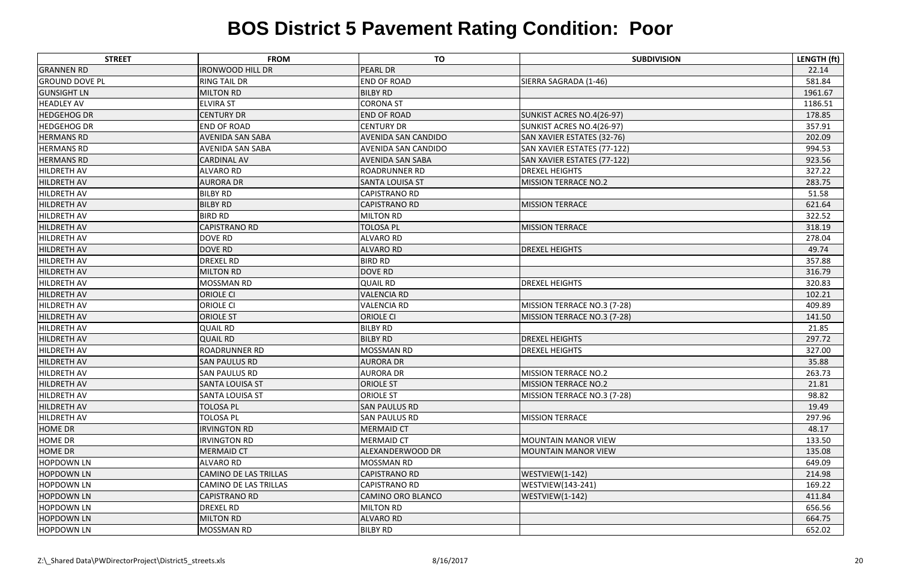# BOS District 5 Pavement Rating Condition: Poor

| STREET | FROM | TO | SUBDIVISION | LENGTH (ft) |
|---|---|---|---|---|
| GRANNEN RD | IRONWOOD HILL DR | PEARL DR | | 22.14 |
| GROUND DOVE PL | RING TAIL DR | END OF ROAD | SIERRA SAGRADA (1-46) | 581.84 |
| GUNSIGHT LN | MILTON RD | BILBY RD | | 1961.67 |
| HEADLEY AV | ELVIRA ST | CORONA ST | | 1186.51 |
| HEDGEHOG DR | CENTURY DR | END OF ROAD | SUNKIST ACRES NO.4(26-97) | 178.85 |
| HEDGEHOG DR | END OF ROAD | CENTURY DR | SUNKIST ACRES NO.4(26-97) | 357.91 |
| HERMANS RD | AVENIDA SAN SABA | AVENIDA SAN CANDIDO | SAN XAVIER ESTATES (32-76) | 202.09 |
| HERMANS RD | AVENIDA SAN SABA | AVENIDA SAN CANDIDO | SAN XAVIER ESTATES (77-122) | 994.53 |
| HERMANS RD | CARDINAL AV | AVENIDA SAN SABA | SAN XAVIER ESTATES (77-122) | 923.56 |
| HILDRETH AV | ALVARO RD | ROADRUNNER RD | DREXEL HEIGHTS | 327.22 |
| HILDRETH AV | AURORA DR | SANTA LOUISA ST | MISSION TERRACE NO.2 | 283.75 |
| HILDRETH AV | BILBY RD | CAPISTRANO RD | | 51.58 |
| HILDRETH AV | BILBY RD | CAPISTRANO RD | MISSION TERRACE | 621.64 |
| HILDRETH AV | BIRD RD | MILTON RD | | 322.52 |
| HILDRETH AV | CAPISTRANO RD | TOLOSA PL | MISSION TERRACE | 318.19 |
| HILDRETH AV | DOVE RD | ALVARO RD | | 278.04 |
| HILDRETH AV | DOVE RD | ALVARO RD | DREXEL HEIGHTS | 49.74 |
| HILDRETH AV | DREXEL RD | BIRD RD | | 357.88 |
| HILDRETH AV | MILTON RD | DOVE RD | | 316.79 |
| HILDRETH AV | MOSSMAN RD | QUAIL RD | DREXEL HEIGHTS | 320.83 |
| HILDRETH AV | ORIOLE CI | VALENCIA RD | | 102.21 |
| HILDRETH AV | ORIOLE CI | VALENCIA RD | MISSION TERRACE NO.3 (7-28) | 409.89 |
| HILDRETH AV | ORIOLE ST | ORIOLE CI | MISSION TERRACE NO.3 (7-28) | 141.50 |
| HILDRETH AV | QUAIL RD | BILBY RD | | 21.85 |
| HILDRETH AV | QUAIL RD | BILBY RD | DREXEL HEIGHTS | 297.72 |
| HILDRETH AV | ROADRUNNER RD | MOSSMAN RD | DREXEL HEIGHTS | 327.00 |
| HILDRETH AV | SAN PAULUS RD | AURORA DR | | 35.88 |
| HILDRETH AV | SAN PAULUS RD | AURORA DR | MISSION TERRACE NO.2 | 263.73 |
| HILDRETH AV | SANTA LOUISA ST | ORIOLE ST | MISSION TERRACE NO.2 | 21.81 |
| HILDRETH AV | SANTA LOUISA ST | ORIOLE ST | MISSION TERRACE NO.3 (7-28) | 98.82 |
| HILDRETH AV | TOLOSA PL | SAN PAULUS RD | | 19.49 |
| HILDRETH AV | TOLOSA PL | SAN PAULUS RD | MISSION TERRACE | 297.96 |
| HOME DR | IRVINGTON RD | MERMAID CT | | 48.17 |
| HOME DR | IRVINGTON RD | MERMAID CT | MOUNTAIN MANOR VIEW | 133.50 |
| HOME DR | MERMAID CT | ALEXANDERWOOD DR | MOUNTAIN MANOR VIEW | 135.08 |
| HOPDOWN LN | ALVARO RD | MOSSMAN RD | | 649.09 |
| HOPDOWN LN | CAMINO DE LAS TRILLAS | CAPISTRANO RD | WESTVIEW(1-142) | 214.98 |
| HOPDOWN LN | CAMINO DE LAS TRILLAS | CAPISTRANO RD | WESTVIEW(143-241) | 169.22 |
| HOPDOWN LN | CAPISTRANO RD | CAMINO ORO BLANCO | WESTVIEW(1-142) | 411.84 |
| HOPDOWN LN | DREXEL RD | MILTON RD | | 656.56 |
| HOPDOWN LN | MILTON RD | ALVARO RD | | 664.75 |
| HOPDOWN LN | MOSSMAN RD | BILBY RD | | 652.02 |

Z:\_Shared Data\PWDirectorProject\District5_streets.xls 8/16/2017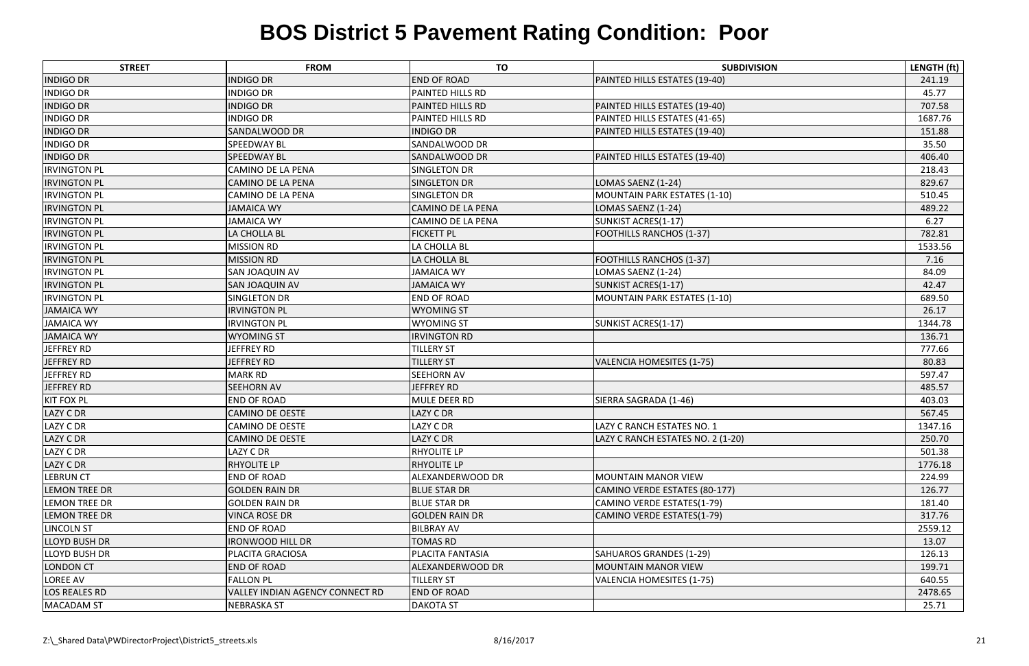# BOS District 5 Pavement Rating Condition: Poor

| STREET | FROM | TO | SUBDIVISION | LENGTH (ft) |
|---|---|---|---|---|
| INDIGO DR | INDIGO DR | END OF ROAD | PAINTED HILLS ESTATES (19-40) | 241.19 |
| INDIGO DR | INDIGO DR | PAINTED HILLS RD | | 45.77 |
| INDIGO DR | INDIGO DR | PAINTED HILLS RD | PAINTED HILLS ESTATES (19-40) | 707.58 |
| INDIGO DR | INDIGO DR | PAINTED HILLS RD | PAINTED HILLS ESTATES (41-65) | 1687.76 |
| INDIGO DR | SANDALWOOD DR | INDIGO DR | PAINTED HILLS ESTATES (19-40) | 151.88 |
| INDIGO DR | SPEEDWAY BL | SANDALWOOD DR | | 35.50 |
| INDIGO DR | SPEEDWAY BL | SANDALWOOD DR | PAINTED HILLS ESTATES (19-40) | 406.40 |
| IRVINGTON PL | CAMINO DE LA PENA | SINGLETON DR | | 218.43 |
| IRVINGTON PL | CAMINO DE LA PENA | SINGLETON DR | LOMAS SAENZ (1-24) | 829.67 |
| IRVINGTON PL | CAMINO DE LA PENA | SINGLETON DR | MOUNTAIN PARK ESTATES (1-10) | 510.45 |
| IRVINGTON PL | JAMAICA WY | CAMINO DE LA PENA | LOMAS SAENZ (1-24) | 489.22 |
| IRVINGTON PL | JAMAICA WY | CAMINO DE LA PENA | SUNKIST ACRES(1-17) | 6.27 |
| IRVINGTON PL | LA CHOLLA BL | FICKETT PL | FOOTHILLS RANCHOS (1-37) | 782.81 |
| IRVINGTON PL | MISSION RD | LA CHOLLA BL | | 1533.56 |
| IRVINGTON PL | MISSION RD | LA CHOLLA BL | FOOTHILLS RANCHOS (1-37) | 7.16 |
| IRVINGTON PL | SAN JOAQUIN AV | JAMAICA WY | LOMAS SAENZ (1-24) | 84.09 |
| IRVINGTON PL | SAN JOAQUIN AV | JAMAICA WY | SUNKIST ACRES(1-17) | 42.47 |
| IRVINGTON PL | SINGLETON DR | END OF ROAD | MOUNTAIN PARK ESTATES (1-10) | 689.50 |
| JAMAICA WY | IRVINGTON PL | WYOMING ST | | 26.17 |
| JAMAICA WY | IRVINGTON PL | WYOMING ST | SUNKIST ACRES(1-17) | 1344.78 |
| JAMAICA WY | WYOMING ST | IRVINGTON RD | | 136.71 |
| JEFFREY RD | JEFFREY RD | TILLERY ST | | 777.66 |
| JEFFREY RD | JEFFREY RD | TILLERY ST | VALENCIA HOMESITES (1-75) | 80.83 |
| JEFFREY RD | MARK RD | SEEHORN AV | | 597.47 |
| JEFFREY RD | SEEHORN AV | JEFFREY RD | | 485.57 |
| KIT FOX PL | END OF ROAD | MULE DEER RD | SIERRA SAGRADA (1-46) | 403.03 |
| LAZY C DR | CAMINO DE OESTE | LAZY C DR | | 567.45 |
| LAZY C DR | CAMINO DE OESTE | LAZY C DR | LAZY C RANCH ESTATES NO. 1 | 1347.16 |
| LAZY C DR | CAMINO DE OESTE | LAZY C DR | LAZY C RANCH ESTATES NO. 2 (1-20) | 250.70 |
| LAZY C DR | LAZY C DR | RHYOLITE LP | | 501.38 |
| LAZY C DR | RHYOLITE LP | RHYOLITE LP | | 1776.18 |
| LEBRUN CT | END OF ROAD | ALEXANDERWOOD DR | MOUNTAIN MANOR VIEW | 224.99 |
| LEMON TREE DR | GOLDEN RAIN DR | BLUE STAR DR | CAMINO VERDE ESTATES (80-177) | 126.77 |
| LEMON TREE DR | GOLDEN RAIN DR | BLUE STAR DR | CAMINO VERDE ESTATES(1-79) | 181.40 |
| LEMON TREE DR | VINCA ROSE DR | GOLDEN RAIN DR | CAMINO VERDE ESTATES(1-79) | 317.76 |
| LINCOLN ST | END OF ROAD | BILBRAY AV | | 2559.12 |
| LLOYD BUSH DR | IRONWOOD HILL DR | TOMAS RD | | 13.07 |
| LLOYD BUSH DR | PLACITA GRACIOSA | PLACITA FANTASIA | SAHUAROS GRANDES (1-29) | 126.13 |
| LONDON CT | END OF ROAD | ALEXANDERWOOD DR | MOUNTAIN MANOR VIEW | 199.71 |
| LOREE AV | FALLON PL | TILLERY ST | VALENCIA HOMESITES (1-75) | 640.55 |
| LOS REALES RD | VALLEY INDIAN AGENCY CONNECT RD | END OF ROAD | | 2478.65 |
| MACADAM ST | NEBRASKA ST | DAKOTA ST | | 25.71 |

Z:\_Shared Data\PWDirectorProject\District5_streets.xls 8/16/2017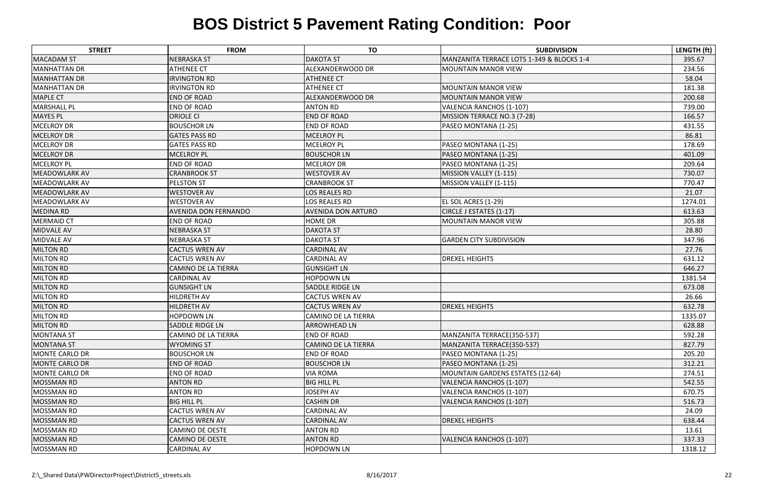# BOS District 5 Pavement Rating Condition: Poor

| STREET | FROM | TO | SUBDIVISION | LENGTH (ft) |
|---|---|---|---|---|
| MACADAM ST | NEBRASKA ST | DAKOTA ST | MANZANITA TERRACE LOTS 1-349 & BLOCKS 1-4 | 395.67 |
| MANHATTAN DR | ATHENEE CT | ALEXANDERWOOD DR | MOUNTAIN MANOR VIEW | 234.56 |
| MANHATTAN DR | IRVINGTON RD | ATHENEE CT | | 58.04 |
| MANHATTAN DR | IRVINGTON RD | ATHENEE CT | MOUNTAIN MANOR VIEW | 181.38 |
| MAPLE CT | END OF ROAD | ALEXANDERWOOD DR | MOUNTAIN MANOR VIEW | 200.68 |
| MARSHALL PL | END OF ROAD | ANTON RD | VALENCIA RANCHOS (1-107) | 739.00 |
| MAYES PL | ORIOLE CI | END OF ROAD | MISSION TERRACE NO.3 (7-28) | 166.57 |
| MCELROY DR | BOUSCHOR LN | END OF ROAD | PASEO MONTANA (1-25) | 431.55 |
| MCELROY DR | GATES PASS RD | MCELROY PL | | 86.81 |
| MCELROY DR | GATES PASS RD | MCELROY PL | PASEO MONTANA (1-25) | 178.69 |
| MCELROY DR | MCELROY PL | BOUSCHOR LN | PASEO MONTANA (1-25) | 401.09 |
| MCELROY PL | END OF ROAD | MCELROY DR | PASEO MONTANA (1-25) | 209.64 |
| MEADOWLARK AV | CRANBROOK ST | WESTOVER AV | MISSION VALLEY (1-115) | 730.07 |
| MEADOWLARK AV | PELSTON ST | CRANBROOK ST | MISSION VALLEY (1-115) | 770.47 |
| MEADOWLARK AV | WESTOVER AV | LOS REALES RD | | 21.07 |
| MEADOWLARK AV | WESTOVER AV | LOS REALES RD | EL SOL ACRES (1-29) | 1274.01 |
| MEDINA RD | AVENIDA DON FERNANDO | AVENIDA DON ARTURO | CIRCLE J ESTATES (1-17) | 613.63 |
| MERMAID CT | END OF ROAD | HOME DR | MOUNTAIN MANOR VIEW | 305.88 |
| MIDVALE AV | NEBRASKA ST | DAKOTA ST | | 28.80 |
| MIDVALE AV | NEBRASKA ST | DAKOTA ST | GARDEN CITY SUBDIVISION | 347.96 |
| MILTON RD | CACTUS WREN AV | CARDINAL AV | | 27.76 |
| MILTON RD | CACTUS WREN AV | CARDINAL AV | DREXEL HEIGHTS | 631.12 |
| MILTON RD | CAMINO DE LA TIERRA | GUNSIGHT LN | | 646.27 |
| MILTON RD | CARDINAL AV | HOPDOWN LN | | 1381.54 |
| MILTON RD | GUNSIGHT LN | SADDLE RIDGE LN | | 673.08 |
| MILTON RD | HILDRETH AV | CACTUS WREN AV | | 26.66 |
| MILTON RD | HILDRETH AV | CACTUS WREN AV | DREXEL HEIGHTS | 632.78 |
| MILTON RD | HOPDOWN LN | CAMINO DE LA TIERRA | | 1335.07 |
| MILTON RD | SADDLE RIDGE LN | ARROWHEAD LN | | 628.88 |
| MONTANA ST | CAMINO DE LA TIERRA | END OF ROAD | MANZANITA TERRACE(350-537) | 592.28 |
| MONTANA ST | WYOMING ST | CAMINO DE LA TIERRA | MANZANITA TERRACE(350-537) | 827.79 |
| MONTE CARLO DR | BOUSCHOR LN | END OF ROAD | PASEO MONTANA (1-25) | 205.20 |
| MONTE CARLO DR | END OF ROAD | BOUSCHOR LN | PASEO MONTANA (1-25) | 312.21 |
| MONTE CARLO DR | END OF ROAD | VIA ROMA | MOUNTAIN GARDENS ESTATES (12-64) | 274.51 |
| MOSSMAN RD | ANTON RD | BIG HILL PL | VALENCIA RANCHOS (1-107) | 542.55 |
| MOSSMAN RD | ANTON RD | JOSEPH AV | VALENCIA RANCHOS (1-107) | 670.75 |
| MOSSMAN RD | BIG HILL PL | CASHIN DR | VALENCIA RANCHOS (1-107) | 516.73 |
| MOSSMAN RD | CACTUS WREN AV | CARDINAL AV | | 24.09 |
| MOSSMAN RD | CACTUS WREN AV | CARDINAL AV | DREXEL HEIGHTS | 638.44 |
| MOSSMAN RD | CAMINO DE OESTE | ANTON RD | | 13.61 |
| MOSSMAN RD | CAMINO DE OESTE | ANTON RD | VALENCIA RANCHOS (1-107) | 337.33 |
| MOSSMAN RD | CARDINAL AV | HOPDOWN LN | | 1318.12 |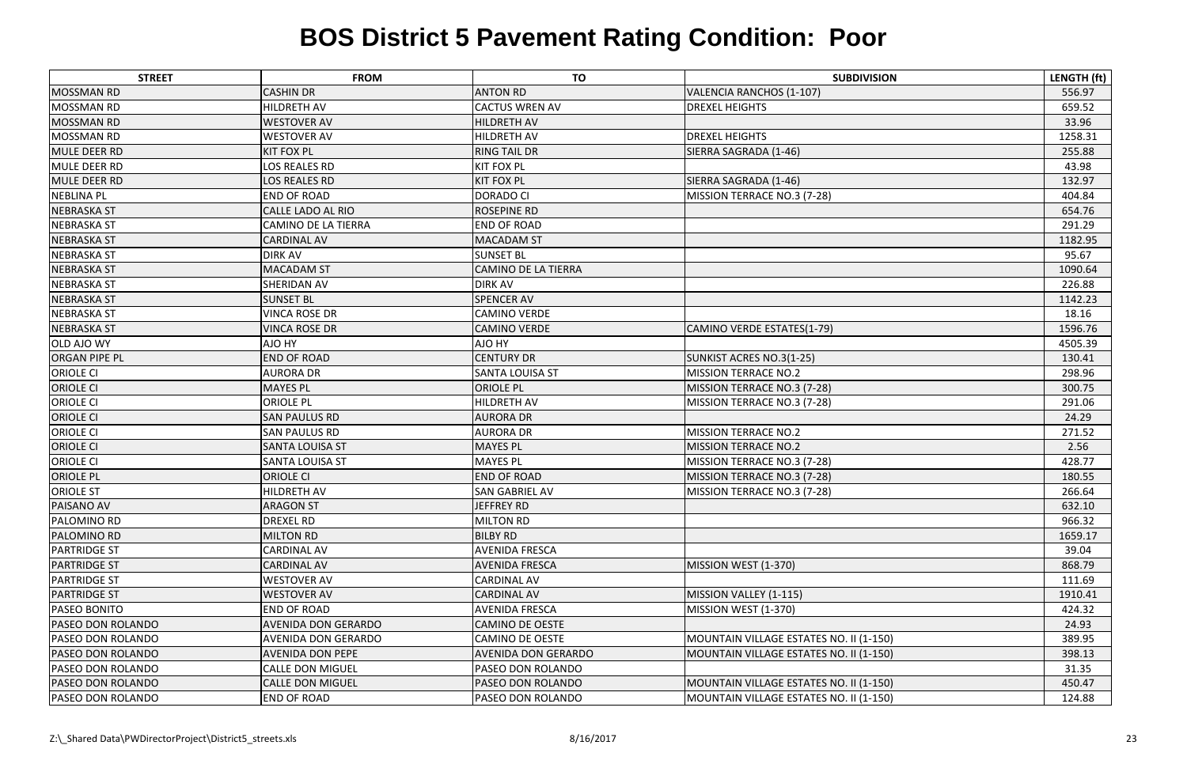# BOS District 5 Pavement Rating Condition: Poor

| STREET | FROM | TO | SUBDIVISION | LENGTH (ft) |
|---|---|---|---|---|
| MOSSMAN RD | CASHIN DR | ANTON RD | VALENCIA RANCHOS (1-107) | 556.97 |
| MOSSMAN RD | HILDRETH AV | CACTUS WREN AV | DREXEL HEIGHTS | 659.52 |
| MOSSMAN RD | WESTOVER AV | HILDRETH AV | | 33.96 |
| MOSSMAN RD | WESTOVER AV | HILDRETH AV | DREXEL HEIGHTS | 1258.31 |
| MULE DEER RD | KIT FOX PL | RING TAIL DR | SIERRA SAGRADA (1-46) | 255.88 |
| MULE DEER RD | LOS REALES RD | KIT FOX PL | | 43.98 |
| MULE DEER RD | LOS REALES RD | KIT FOX PL | SIERRA SAGRADA (1-46) | 132.97 |
| NEBLINA PL | END OF ROAD | DORADO CI | MISSION TERRACE NO.3 (7-28) | 404.84 |
| NEBRASKA ST | CALLE LADO AL RIO | ROSEPINE RD | | 654.76 |
| NEBRASKA ST | CAMINO DE LA TIERRA | END OF ROAD | | 291.29 |
| NEBRASKA ST | CARDINAL AV | MACADAM ST | | 1182.95 |
| NEBRASKA ST | DIRK AV | SUNSET BL | | 95.67 |
| NEBRASKA ST | MACADAM ST | CAMINO DE LA TIERRA | | 1090.64 |
| NEBRASKA ST | SHERIDAN AV | DIRK AV | | 226.88 |
| NEBRASKA ST | SUNSET BL | SPENCER AV | | 1142.23 |
| NEBRASKA ST | VINCA ROSE DR | CAMINO VERDE | | 18.16 |
| NEBRASKA ST | VINCA ROSE DR | CAMINO VERDE | CAMINO VERDE ESTATES(1-79) | 1596.76 |
| OLD AJO WY | AJO HY | AJO HY | | 4505.39 |
| ORGAN PIPE PL | END OF ROAD | CENTURY DR | SUNKIST ACRES NO.3(1-25) | 130.41 |
| ORIOLE CI | AURORA DR | SANTA LOUISA ST | MISSION TERRACE NO.2 | 298.96 |
| ORIOLE CI | MAYES PL | ORIOLE PL | MISSION TERRACE NO.3 (7-28) | 300.75 |
| ORIOLE CI | ORIOLE PL | HILDRETH AV | MISSION TERRACE NO.3 (7-28) | 291.06 |
| ORIOLE CI | SAN PAULUS RD | AURORA DR | | 24.29 |
| ORIOLE CI | SAN PAULUS RD | AURORA DR | MISSION TERRACE NO.2 | 271.52 |
| ORIOLE CI | SANTA LOUISA ST | MAYES PL | MISSION TERRACE NO.2 | 2.56 |
| ORIOLE CI | SANTA LOUISA ST | MAYES PL | MISSION TERRACE NO.3 (7-28) | 428.77 |
| ORIOLE PL | ORIOLE CI | END OF ROAD | MISSION TERRACE NO.3 (7-28) | 180.55 |
| ORIOLE ST | HILDRETH AV | SAN GABRIEL AV | MISSION TERRACE NO.3 (7-28) | 266.64 |
| PAISANO AV | ARAGON ST | JEFFREY RD | | 632.10 |
| PALOMINO RD | DREXEL RD | MILTON RD | | 966.32 |
| PALOMINO RD | MILTON RD | BILBY RD | | 1659.17 |
| PARTRIDGE ST | CARDINAL AV | AVENIDA FRESCA | | 39.04 |
| PARTRIDGE ST | CARDINAL AV | AVENIDA FRESCA | MISSION WEST (1-370) | 868.79 |
| PARTRIDGE ST | WESTOVER AV | CARDINAL AV | | 111.69 |
| PARTRIDGE ST | WESTOVER AV | CARDINAL AV | MISSION VALLEY (1-115) | 1910.41 |
| PASEO BONITO | END OF ROAD | AVENIDA FRESCA | MISSION WEST (1-370) | 424.32 |
| PASEO DON ROLANDO | AVENIDA DON GERARDO | CAMINO DE OESTE | | 24.93 |
| PASEO DON ROLANDO | AVENIDA DON GERARDO | CAMINO DE OESTE | MOUNTAIN VILLAGE ESTATES NO. II (1-150) | 389.95 |
| PASEO DON ROLANDO | AVENIDA DON PEPE | AVENIDA DON GERARDO | MOUNTAIN VILLAGE ESTATES NO. II (1-150) | 398.13 |
| PASEO DON ROLANDO | CALLE DON MIGUEL | PASEO DON ROLANDO | | 31.35 |
| PASEO DON ROLANDO | CALLE DON MIGUEL | PASEO DON ROLANDO | MOUNTAIN VILLAGE ESTATES NO. II (1-150) | 450.47 |
| PASEO DON ROLANDO | END OF ROAD | PASEO DON ROLANDO | MOUNTAIN VILLAGE ESTATES NO. II (1-150) | 124.88 |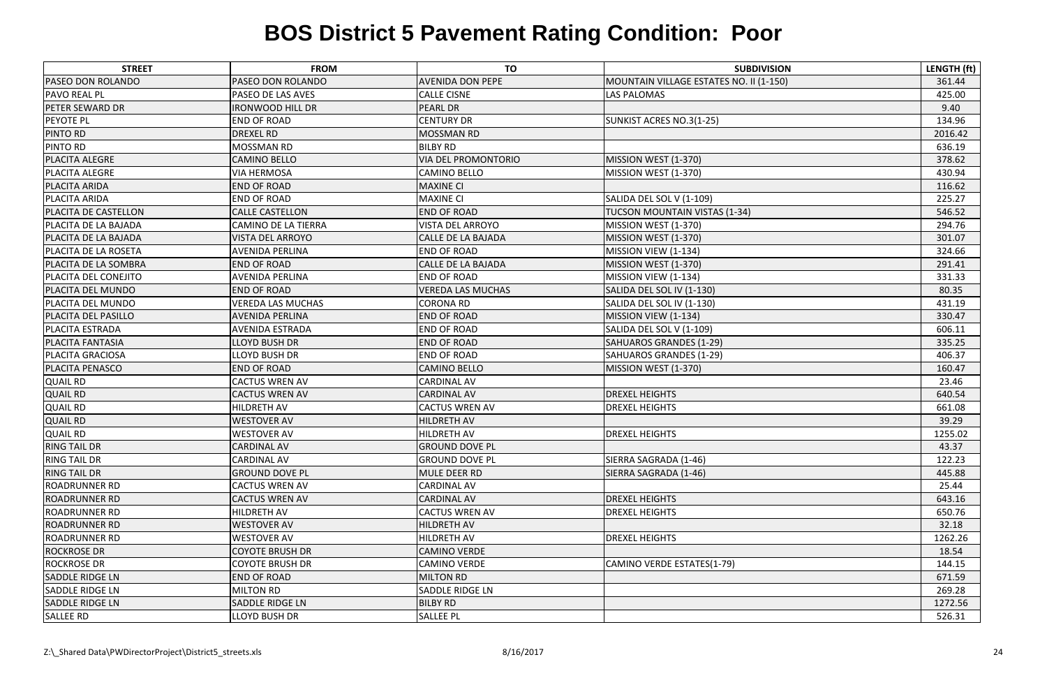# BOS District 5 Pavement Rating Condition: Poor

| STREET | FROM | TO | SUBDIVISION | LENGTH (ft) |
|---|---|---|---|---|
| PASEO DON ROLANDO | PASEO DON ROLANDO | AVENIDA DON PEPE | MOUNTAIN VILLAGE ESTATES NO. II (1-150) | 361.44 |
| PAVO REAL PL | PASEO DE LAS AVES | CALLE CISNE | LAS PALOMAS | 425.00 |
| PETER SEWARD DR | IRONWOOD HILL DR | PEARL DR | | 9.40 |
| PEYOTE PL | END OF ROAD | CENTURY DR | SUNKIST ACRES NO.3(1-25) | 134.96 |
| PINTO RD | DREXEL RD | MOSSMAN RD | | 2016.42 |
| PINTO RD | MOSSMAN RD | BILBY RD | | 636.19 |
| PLACITA ALEGRE | CAMINO BELLO | VIA DEL PROMONTORIO | MISSION WEST (1-370) | 378.62 |
| PLACITA ALEGRE | VIA HERMOSA | CAMINO BELLO | MISSION WEST (1-370) | 430.94 |
| PLACITA ARIDA | END OF ROAD | MAXINE CI | | 116.62 |
| PLACITA ARIDA | END OF ROAD | MAXINE CI | SALIDA DEL SOL V (1-109) | 225.27 |
| PLACITA DE CASTELLON | CALLE CASTELLON | END OF ROAD | TUCSON MOUNTAIN VISTAS (1-34) | 546.52 |
| PLACITA DE LA BAJADA | CAMINO DE LA TIERRA | VISTA DEL ARROYO | MISSION WEST (1-370) | 294.76 |
| PLACITA DE LA BAJADA | VISTA DEL ARROYO | CALLE DE LA BAJADA | MISSION WEST (1-370) | 301.07 |
| PLACITA DE LA ROSETA | AVENIDA PERLINA | END OF ROAD | MISSION VIEW (1-134) | 324.66 |
| PLACITA DE LA SOMBRA | END OF ROAD | CALLE DE LA BAJADA | MISSION WEST (1-370) | 291.41 |
| PLACITA DEL CONEJITO | AVENIDA PERLINA | END OF ROAD | MISSION VIEW (1-134) | 331.33 |
| PLACITA DEL MUNDO | END OF ROAD | VEREDA LAS MUCHAS | SALIDA DEL SOL IV (1-130) | 80.35 |
| PLACITA DEL MUNDO | VEREDA LAS MUCHAS | CORONA RD | SALIDA DEL SOL IV (1-130) | 431.19 |
| PLACITA DEL PASILLO | AVENIDA PERLINA | END OF ROAD | MISSION VIEW (1-134) | 330.47 |
| PLACITA ESTRADA | AVENIDA ESTRADA | END OF ROAD | SALIDA DEL SOL V (1-109) | 606.11 |
| PLACITA FANTASIA | LLOYD BUSH DR | END OF ROAD | SAHUAROS GRANDES (1-29) | 335.25 |
| PLACITA GRACIOSA | LLOYD BUSH DR | END OF ROAD | SAHUAROS GRANDES (1-29) | 406.37 |
| PLACITA PENASCO | END OF ROAD | CAMINO BELLO | MISSION WEST (1-370) | 160.47 |
| QUAIL RD | CACTUS WREN AV | CARDINAL AV | | 23.46 |
| QUAIL RD | CACTUS WREN AV | CARDINAL AV | DREXEL HEIGHTS | 640.54 |
| QUAIL RD | HILDRETH AV | CACTUS WREN AV | DREXEL HEIGHTS | 661.08 |
| QUAIL RD | WESTOVER AV | HILDRETH AV | | 39.29 |
| QUAIL RD | WESTOVER AV | HILDRETH AV | DREXEL HEIGHTS | 1255.02 |
| RING TAIL DR | CARDINAL AV | GROUND DOVE PL | | 43.37 |
| RING TAIL DR | CARDINAL AV | GROUND DOVE PL | SIERRA SAGRADA (1-46) | 122.23 |
| RING TAIL DR | GROUND DOVE PL | MULE DEER RD | SIERRA SAGRADA (1-46) | 445.88 |
| ROADRUNNER RD | CACTUS WREN AV | CARDINAL AV | | 25.44 |
| ROADRUNNER RD | CACTUS WREN AV | CARDINAL AV | DREXEL HEIGHTS | 643.16 |
| ROADRUNNER RD | HILDRETH AV | CACTUS WREN AV | DREXEL HEIGHTS | 650.76 |
| ROADRUNNER RD | WESTOVER AV | HILDRETH AV | | 32.18 |
| ROADRUNNER RD | WESTOVER AV | HILDRETH AV | DREXEL HEIGHTS | 1262.26 |
| ROCKROSE DR | COYOTE BRUSH DR | CAMINO VERDE | | 18.54 |
| ROCKROSE DR | COYOTE BRUSH DR | CAMINO VERDE | CAMINO VERDE ESTATES(1-79) | 144.15 |
| SADDLE RIDGE LN | END OF ROAD | MILTON RD | | 671.59 |
| SADDLE RIDGE LN | MILTON RD | SADDLE RIDGE LN | | 269.28 |
| SADDLE RIDGE LN | SADDLE RIDGE LN | BILBY RD | | 1272.56 |
| SALLEE RD | LLOYD BUSH DR | SALLEE PL | | 526.31 |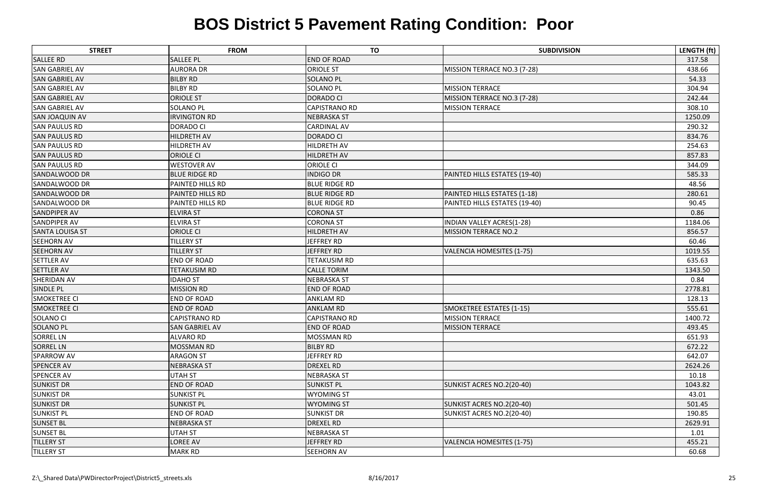# BOS District 5 Pavement Rating Condition:  Poor

| STREET | FROM | TO | SUBDIVISION | LENGTH (ft) |
|---|---|---|---|---|
| SALLEE RD | SALLEE PL | END OF ROAD | | 317.58 |
| SAN GABRIEL AV | AURORA DR | ORIOLE ST | MISSION TERRACE NO.3 (7-28) | 438.66 |
| SAN GABRIEL AV | BILBY RD | SOLANO PL | | 54.33 |
| SAN GABRIEL AV | BILBY RD | SOLANO PL | MISSION TERRACE | 304.94 |
| SAN GABRIEL AV | ORIOLE ST | DORADO CI | MISSION TERRACE NO.3 (7-28) | 242.44 |
| SAN GABRIEL AV | SOLANO PL | CAPISTRANO RD | MISSION TERRACE | 308.10 |
| SAN JOAQUIN AV | IRVINGTON RD | NEBRASKA ST | | 1250.09 |
| SAN PAULUS RD | DORADO CI | CARDINAL AV | | 290.32 |
| SAN PAULUS RD | HILDRETH AV | DORADO CI | | 834.76 |
| SAN PAULUS RD | HILDRETH AV | HILDRETH AV | | 254.63 |
| SAN PAULUS RD | ORIOLE CI | HILDRETH AV | | 857.83 |
| SAN PAULUS RD | WESTOVER AV | ORIOLE CI | | 344.09 |
| SANDALWOOD DR | BLUE RIDGE RD | INDIGO DR | PAINTED HILLS ESTATES (19-40) | 585.33 |
| SANDALWOOD DR | PAINTED HILLS RD | BLUE RIDGE RD | | 48.56 |
| SANDALWOOD DR | PAINTED HILLS RD | BLUE RIDGE RD | PAINTED HILLS ESTATES (1-18) | 280.61 |
| SANDALWOOD DR | PAINTED HILLS RD | BLUE RIDGE RD | PAINTED HILLS ESTATES (19-40) | 90.45 |
| SANDPIPER AV | ELVIRA ST | CORONA ST | | 0.86 |
| SANDPIPER AV | ELVIRA ST | CORONA ST | INDIAN VALLEY ACRES(1-28) | 1184.06 |
| SANTA LOUISA ST | ORIOLE CI | HILDRETH AV | MISSION TERRACE NO.2 | 856.57 |
| SEEHORN AV | TILLERY ST | JEFFREY RD | | 60.46 |
| SEEHORN AV | TILLERY ST | JEFFREY RD | VALENCIA HOMESITES (1-75) | 1019.55 |
| SETTLER AV | END OF ROAD | TETAKUSIM RD | | 635.63 |
| SETTLER AV | TETAKUSIM RD | CALLE TORIM | | 1343.50 |
| SHERIDAN AV | IDAHO ST | NEBRASKA ST | | 0.84 |
| SINDLE PL | MISSION RD | END OF ROAD | | 2778.81 |
| SMOKETREE CI | END OF ROAD | ANKLAM RD | | 128.13 |
| SMOKETREE CI | END OF ROAD | ANKLAM RD | SMOKETREE ESTATES (1-15) | 555.61 |
| SOLANO CI | CAPISTRANO RD | CAPISTRANO RD | MISSION TERRACE | 1400.72 |
| SOLANO PL | SAN GABRIEL AV | END OF ROAD | MISSION TERRACE | 493.45 |
| SORREL LN | ALVARO RD | MOSSMAN RD | | 651.93 |
| SORREL LN | MOSSMAN RD | BILBY RD | | 672.22 |
| SPARROW AV | ARAGON ST | JEFFREY RD | | 642.07 |
| SPENCER AV | NEBRASKA ST | DREXEL RD | | 2624.26 |
| SPENCER AV | UTAH ST | NEBRASKA ST | | 10.18 |
| SUNKIST DR | END OF ROAD | SUNKIST PL | SUNKIST ACRES NO.2(20-40) | 1043.82 |
| SUNKIST DR | SUNKIST PL | WYOMING ST | | 43.01 |
| SUNKIST DR | SUNKIST PL | WYOMING ST | SUNKIST ACRES NO.2(20-40) | 501.45 |
| SUNKIST PL | END OF ROAD | SUNKIST DR | SUNKIST ACRES NO.2(20-40) | 190.85 |
| SUNSET BL | NEBRASKA ST | DREXEL RD | | 2629.91 |
| SUNSET BL | UTAH ST | NEBRASKA ST | | 1.01 |
| TILLERY ST | LOREE AV | JEFFREY RD | VALENCIA HOMESITES (1-75) | 455.21 |
| TILLERY ST | MARK RD | SEEHORN AV | | 60.68 |

Z:\_Shared Data\PWDirectorProject\District5_streets.xls 8/16/2017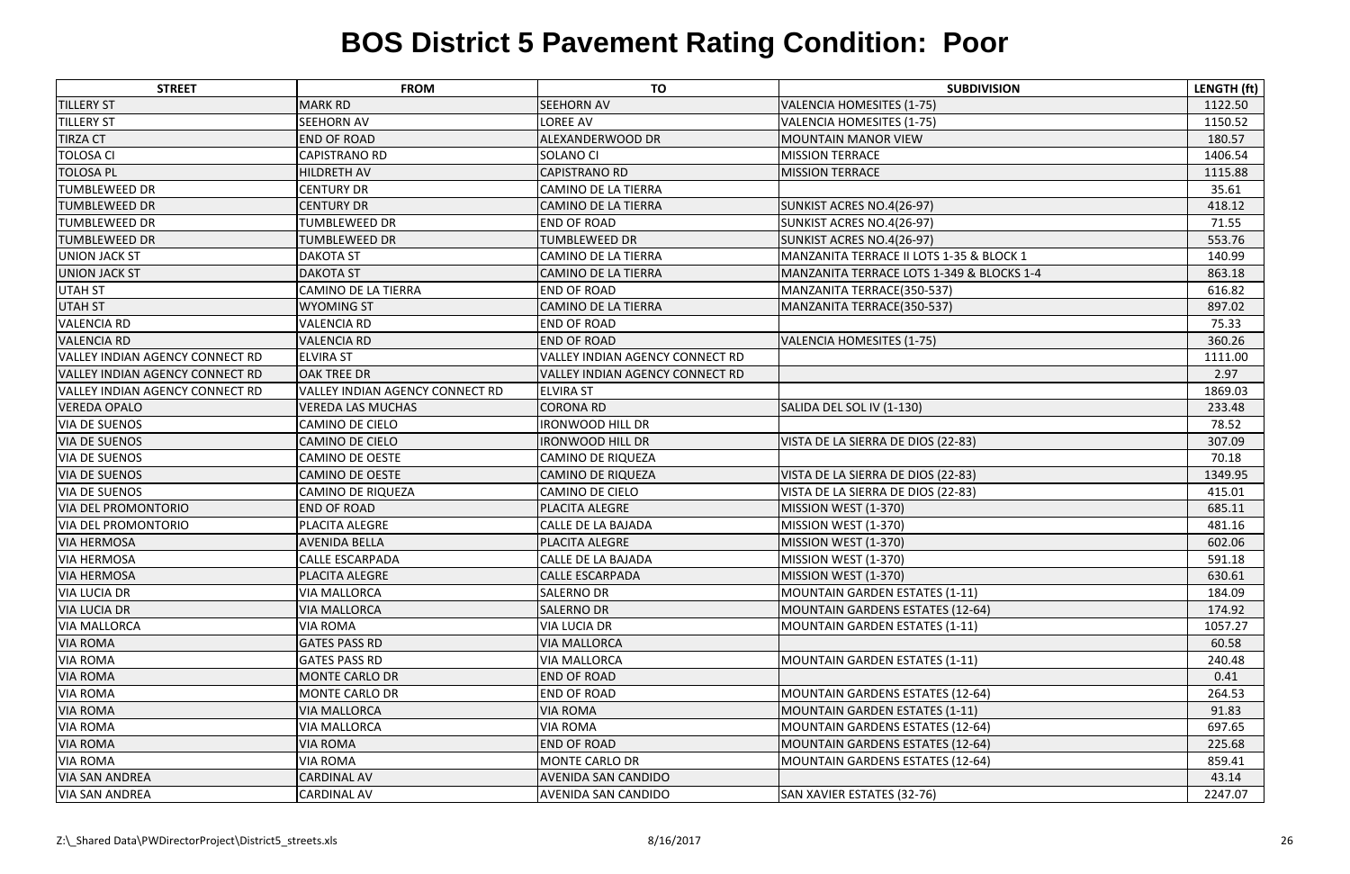# BOS District 5 Pavement Rating Condition: Poor

| STREET | FROM | TO | SUBDIVISION | LENGTH (ft) |
|---|---|---|---|---|
| TILLERY ST | MARK RD | SEEHORN AV | VALENCIA HOMESITES (1-75) | 1122.50 |
| TILLERY ST | SEEHORN AV | LOREE AV | VALENCIA HOMESITES (1-75) | 1150.52 |
| TIRZA CT | END OF ROAD | ALEXANDERWOOD DR | MOUNTAIN MANOR VIEW | 180.57 |
| TOLOSA CI | CAPISTRANO RD | SOLANO CI | MISSION TERRACE | 1406.54 |
| TOLOSA PL | HILDRETH AV | CAPISTRANO RD | MISSION TERRACE | 1115.88 |
| TUMBLEWEED DR | CENTURY DR | CAMINO DE LA TIERRA | | 35.61 |
| TUMBLEWEED DR | CENTURY DR | CAMINO DE LA TIERRA | SUNKIST ACRES NO.4(26-97) | 418.12 |
| TUMBLEWEED DR | TUMBLEWEED DR | END OF ROAD | SUNKIST ACRES NO.4(26-97) | 71.55 |
| TUMBLEWEED DR | TUMBLEWEED DR | TUMBLEWEED DR | SUNKIST ACRES NO.4(26-97) | 553.76 |
| UNION JACK ST | DAKOTA ST | CAMINO DE LA TIERRA | MANZANITA TERRACE II LOTS 1-35 & BLOCK 1 | 140.99 |
| UNION JACK ST | DAKOTA ST | CAMINO DE LA TIERRA | MANZANITA TERRACE LOTS 1-349 & BLOCKS 1-4 | 863.18 |
| UTAH ST | CAMINO DE LA TIERRA | END OF ROAD | MANZANITA TERRACE(350-537) | 616.82 |
| UTAH ST | WYOMING ST | CAMINO DE LA TIERRA | MANZANITA TERRACE(350-537) | 897.02 |
| VALENCIA RD | VALENCIA RD | END OF ROAD | | 75.33 |
| VALENCIA RD | VALENCIA RD | END OF ROAD | VALENCIA HOMESITES (1-75) | 360.26 |
| VALLEY INDIAN AGENCY CONNECT RD | ELVIRA ST | VALLEY INDIAN AGENCY CONNECT RD | | 1111.00 |
| VALLEY INDIAN AGENCY CONNECT RD | OAK TREE DR | VALLEY INDIAN AGENCY CONNECT RD | | 2.97 |
| VALLEY INDIAN AGENCY CONNECT RD | VALLEY INDIAN AGENCY CONNECT RD | ELVIRA ST | | 1869.03 |
| VEREDA OPALO | VEREDA LAS MUCHAS | CORONA RD | SALIDA DEL SOL IV (1-130) | 233.48 |
| VIA DE SUENOS | CAMINO DE CIELO | IRONWOOD HILL DR | | 78.52 |
| VIA DE SUENOS | CAMINO DE CIELO | IRONWOOD HILL DR | VISTA DE LA SIERRA DE DIOS (22-83) | 307.09 |
| VIA DE SUENOS | CAMINO DE OESTE | CAMINO DE RIQUEZA | | 70.18 |
| VIA DE SUENOS | CAMINO DE OESTE | CAMINO DE RIQUEZA | VISTA DE LA SIERRA DE DIOS (22-83) | 1349.95 |
| VIA DE SUENOS | CAMINO DE RIQUEZA | CAMINO DE CIELO | VISTA DE LA SIERRA DE DIOS (22-83) | 415.01 |
| VIA DEL PROMONTORIO | END OF ROAD | PLACITA ALEGRE | MISSION WEST (1-370) | 685.11 |
| VIA DEL PROMONTORIO | PLACITA ALEGRE | CALLE DE LA BAJADA | MISSION WEST (1-370) | 481.16 |
| VIA HERMOSA | AVENIDA BELLA | PLACITA ALEGRE | MISSION WEST (1-370) | 602.06 |
| VIA HERMOSA | CALLE ESCARPADA | CALLE DE LA BAJADA | MISSION WEST (1-370) | 591.18 |
| VIA HERMOSA | PLACITA ALEGRE | CALLE ESCARPADA | MISSION WEST (1-370) | 630.61 |
| VIA LUCIA DR | VIA MALLORCA | SALERNO DR | MOUNTAIN GARDEN ESTATES (1-11) | 184.09 |
| VIA LUCIA DR | VIA MALLORCA | SALERNO DR | MOUNTAIN GARDENS ESTATES (12-64) | 174.92 |
| VIA MALLORCA | VIA ROMA | VIA LUCIA DR | MOUNTAIN GARDEN ESTATES (1-11) | 1057.27 |
| VIA ROMA | GATES PASS RD | VIA MALLORCA | | 60.58 |
| VIA ROMA | GATES PASS RD | VIA MALLORCA | MOUNTAIN GARDEN ESTATES (1-11) | 240.48 |
| VIA ROMA | MONTE CARLO DR | END OF ROAD | | 0.41 |
| VIA ROMA | MONTE CARLO DR | END OF ROAD | MOUNTAIN GARDENS ESTATES (12-64) | 264.53 |
| VIA ROMA | VIA MALLORCA | VIA ROMA | MOUNTAIN GARDEN ESTATES (1-11) | 91.83 |
| VIA ROMA | VIA MALLORCA | VIA ROMA | MOUNTAIN GARDENS ESTATES (12-64) | 697.65 |
| VIA ROMA | VIA ROMA | END OF ROAD | MOUNTAIN GARDENS ESTATES (12-64) | 225.68 |
| VIA ROMA | VIA ROMA | MONTE CARLO DR | MOUNTAIN GARDENS ESTATES (12-64) | 859.41 |
| VIA SAN ANDREA | CARDINAL AV | AVENIDA SAN CANDIDO | | 43.14 |
| VIA SAN ANDREA | CARDINAL AV | AVENIDA SAN CANDIDO | SAN XAVIER ESTATES (32-76) | 2247.07 |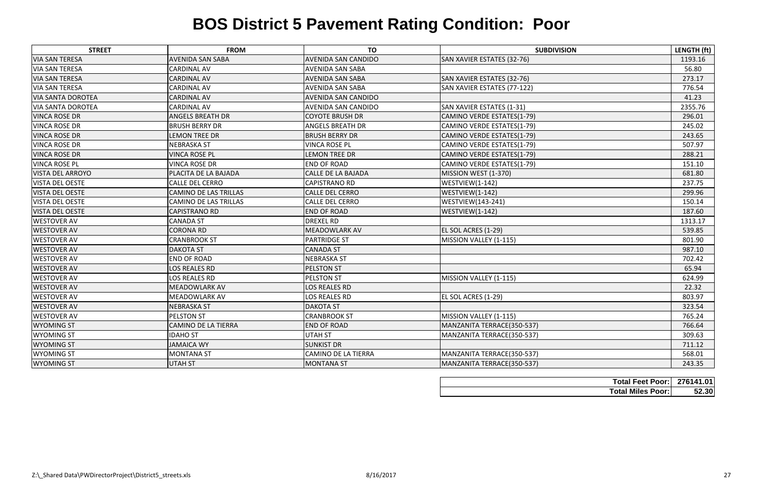# BOS District 5 Pavement Rating Condition: Poor

| STREET | FROM | TO | SUBDIVISION | LENGTH (ft) |
|---|---|---|---|---|
| VIA SAN TERESA | AVENIDA SAN SABA | AVENIDA SAN CANDIDO | SAN XAVIER ESTATES (32-76) | 1193.16 |
| VIA SAN TERESA | CARDINAL AV | AVENIDA SAN SABA | | 56.80 |
| VIA SAN TERESA | CARDINAL AV | AVENIDA SAN SABA | SAN XAVIER ESTATES (32-76) | 273.17 |
| VIA SAN TERESA | CARDINAL AV | AVENIDA SAN SABA | SAN XAVIER ESTATES (77-122) | 776.54 |
| VIA SANTA DOROTEA | CARDINAL AV | AVENIDA SAN CANDIDO | | 41.23 |
| VIA SANTA DOROTEA | CARDINAL AV | AVENIDA SAN CANDIDO | SAN XAVIER ESTATES (1-31) | 2355.76 |
| VINCA ROSE DR | ANGELS BREATH DR | COYOTE BRUSH DR | CAMINO VERDE ESTATES(1-79) | 296.01 |
| VINCA ROSE DR | BRUSH BERRY DR | ANGELS BREATH DR | CAMINO VERDE ESTATES(1-79) | 245.02 |
| VINCA ROSE DR | LEMON TREE DR | BRUSH BERRY DR | CAMINO VERDE ESTATES(1-79) | 243.65 |
| VINCA ROSE DR | NEBRASKA ST | VINCA ROSE PL | CAMINO VERDE ESTATES(1-79) | 507.97 |
| VINCA ROSE DR | VINCA ROSE PL | LEMON TREE DR | CAMINO VERDE ESTATES(1-79) | 288.21 |
| VINCA ROSE PL | VINCA ROSE DR | END OF ROAD | CAMINO VERDE ESTATES(1-79) | 151.10 |
| VISTA DEL ARROYO | PLACITA DE LA BAJADA | CALLE DE LA BAJADA | MISSION WEST (1-370) | 681.80 |
| VISTA DEL OESTE | CALLE DEL CERRO | CAPISTRANO RD | WESTVIEW(1-142) | 237.75 |
| VISTA DEL OESTE | CAMINO DE LAS TRILLAS | CALLE DEL CERRO | WESTVIEW(1-142) | 299.96 |
| VISTA DEL OESTE | CAMINO DE LAS TRILLAS | CALLE DEL CERRO | WESTVIEW(143-241) | 150.14 |
| VISTA DEL OESTE | CAPISTRANO RD | END OF ROAD | WESTVIEW(1-142) | 187.60 |
| WESTOVER AV | CANADA ST | DREXEL RD | | 1313.17 |
| WESTOVER AV | CORONA RD | MEADOWLARK AV | EL SOL ACRES (1-29) | 539.85 |
| WESTOVER AV | CRANBROOK ST | PARTRIDGE ST | MISSION VALLEY (1-115) | 801.90 |
| WESTOVER AV | DAKOTA ST | CANADA ST | | 987.10 |
| WESTOVER AV | END OF ROAD | NEBRASKA ST | | 702.42 |
| WESTOVER AV | LOS REALES RD | PELSTON ST | | 65.94 |
| WESTOVER AV | LOS REALES RD | PELSTON ST | MISSION VALLEY (1-115) | 624.99 |
| WESTOVER AV | MEADOWLARK AV | LOS REALES RD | | 22.32 |
| WESTOVER AV | MEADOWLARK AV | LOS REALES RD | EL SOL ACRES (1-29) | 803.97 |
| WESTOVER AV | NEBRASKA ST | DAKOTA ST | | 323.54 |
| WESTOVER AV | PELSTON ST | CRANBROOK ST | MISSION VALLEY (1-115) | 765.24 |
| WYOMING ST | CAMINO DE LA TIERRA | END OF ROAD | MANZANITA TERRACE(350-537) | 766.64 |
| WYOMING ST | IDAHO ST | UTAH ST | MANZANITA TERRACE(350-537) | 309.63 |
| WYOMING ST | JAMAICA WY | SUNKIST DR | | 711.12 |
| WYOMING ST | MONTANA ST | CAMINO DE LA TIERRA | MANZANITA TERRACE(350-537) | 568.01 |
| WYOMING ST | UTAH ST | MONTANA ST | MANZANITA TERRACE(350-537) | 243.35 |

| | |
|---|---|
| **Total Feet Poor:** | **276141.01** |
| **Total Miles Poor:** | **52.30** |

Z:\_Shared Data\PWDirectorProject\District5_streets.xls 8/16/2017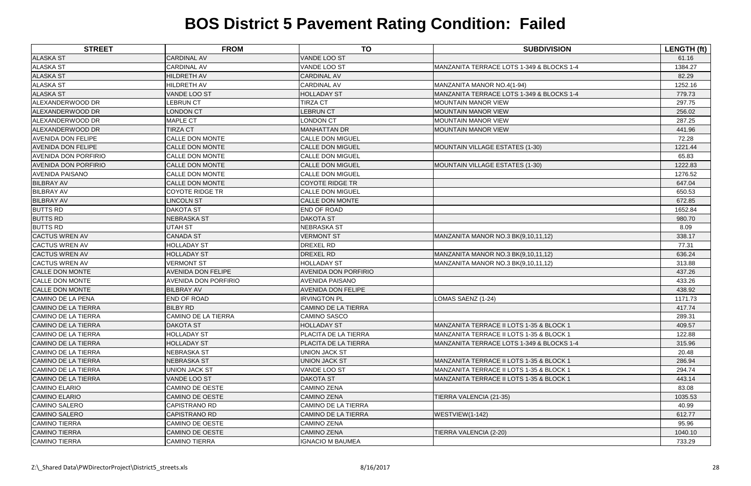# BOS District 5 Pavement Rating Condition: Failed

| STREET | FROM | TO | SUBDIVISION | LENGTH (ft) |
|---|---|---|---|---|
| ALASKA ST | CARDINAL AV | VANDE LOO ST | | 61.16 |
| ALASKA ST | CARDINAL AV | VANDE LOO ST | MANZANITA TERRACE LOTS 1-349 & BLOCKS 1-4 | 1384.27 |
| ALASKA ST | HILDRETH AV | CARDINAL AV | | 82.29 |
| ALASKA ST | HILDRETH AV | CARDINAL AV | MANZANITA MANOR NO.4(1-94) | 1252.16 |
| ALASKA ST | VANDE LOO ST | HOLLADAY ST | MANZANITA TERRACE LOTS 1-349 & BLOCKS 1-4 | 779.73 |
| ALEXANDERWOOD DR | LEBRUN CT | TIRZA CT | MOUNTAIN MANOR VIEW | 297.75 |
| ALEXANDERWOOD DR | LONDON CT | LEBRUN CT | MOUNTAIN MANOR VIEW | 256.02 |
| ALEXANDERWOOD DR | MAPLE CT | LONDON CT | MOUNTAIN MANOR VIEW | 287.25 |
| ALEXANDERWOOD DR | TIRZA CT | MANHATTAN DR | MOUNTAIN MANOR VIEW | 441.96 |
| AVENIDA DON FELIPE | CALLE DON MONTE | CALLE DON MIGUEL | | 72.28 |
| AVENIDA DON FELIPE | CALLE DON MONTE | CALLE DON MIGUEL | MOUNTAIN VILLAGE ESTATES (1-30) | 1221.44 |
| AVENIDA DON PORFIRIO | CALLE DON MONTE | CALLE DON MIGUEL | | 65.83 |
| AVENIDA DON PORFIRIO | CALLE DON MONTE | CALLE DON MIGUEL | MOUNTAIN VILLAGE ESTATES (1-30) | 1222.83 |
| AVENIDA PAISANO | CALLE DON MONTE | CALLE DON MIGUEL | | 1276.52 |
| BILBRAY AV | CALLE DON MONTE | COYOTE RIDGE TR | | 647.04 |
| BILBRAY AV | COYOTE RIDGE TR | CALLE DON MIGUEL | | 650.53 |
| BILBRAY AV | LINCOLN ST | CALLE DON MONTE | | 672.85 |
| BUTTS RD | DAKOTA ST | END OF ROAD | | 1652.84 |
| BUTTS RD | NEBRASKA ST | DAKOTA ST | | 980.70 |
| BUTTS RD | UTAH ST | NEBRASKA ST | | 8.09 |
| CACTUS WREN AV | CANADA ST | VERMONT ST | MANZANITA MANOR NO.3 BK(9,10,11,12) | 338.17 |
| CACTUS WREN AV | HOLLADAY ST | DREXEL RD | | 77.31 |
| CACTUS WREN AV | HOLLADAY ST | DREXEL RD | MANZANITA MANOR NO.3 BK(9,10,11,12) | 636.24 |
| CACTUS WREN AV | VERMONT ST | HOLLADAY ST | MANZANITA MANOR NO.3 BK(9,10,11,12) | 313.88 |
| CALLE DON MONTE | AVENIDA DON FELIPE | AVENIDA DON PORFIRIO | | 437.26 |
| CALLE DON MONTE | AVENIDA DON PORFIRIO | AVENIDA PAISANO | | 433.26 |
| CALLE DON MONTE | BILBRAY AV | AVENIDA DON FELIPE | | 438.92 |
| CAMINO DE LA PENA | END OF ROAD | IRVINGTON PL | LOMAS SAENZ (1-24) | 1171.73 |
| CAMINO DE LA TIERRA | BILBY RD | CAMINO DE LA TIERRA | | 417.74 |
| CAMINO DE LA TIERRA | CAMINO DE LA TIERRA | CAMINO SASCO | | 289.31 |
| CAMINO DE LA TIERRA | DAKOTA ST | HOLLADAY ST | MANZANITA TERRACE II LOTS 1-35 & BLOCK 1 | 409.57 |
| CAMINO DE LA TIERRA | HOLLADAY ST | PLACITA DE LA TIERRA | MANZANITA TERRACE II LOTS 1-35 & BLOCK 1 | 122.88 |
| CAMINO DE LA TIERRA | HOLLADAY ST | PLACITA DE LA TIERRA | MANZANITA TERRACE LOTS 1-349 & BLOCKS 1-4 | 315.96 |
| CAMINO DE LA TIERRA | NEBRASKA ST | UNION JACK ST | | 20.48 |
| CAMINO DE LA TIERRA | NEBRASKA ST | UNION JACK ST | MANZANITA TERRACE II LOTS 1-35 & BLOCK 1 | 286.94 |
| CAMINO DE LA TIERRA | UNION JACK ST | VANDE LOO ST | MANZANITA TERRACE II LOTS 1-35 & BLOCK 1 | 294.74 |
| CAMINO DE LA TIERRA | VANDE LOO ST | DAKOTA ST | MANZANITA TERRACE II LOTS 1-35 & BLOCK 1 | 443.14 |
| CAMINO ELARIO | CAMINO DE OESTE | CAMINO ZENA | | 83.08 |
| CAMINO ELARIO | CAMINO DE OESTE | CAMINO ZENA | TIERRA VALENCIA (21-35) | 1035.53 |
| CAMINO SALERO | CAPISTRANO RD | CAMINO DE LA TIERRA | | 40.99 |
| CAMINO SALERO | CAPISTRANO RD | CAMINO DE LA TIERRA | WESTVIEW(1-142) | 612.77 |
| CAMINO TIERRA | CAMINO DE OESTE | CAMINO ZENA | | 95.96 |
| CAMINO TIERRA | CAMINO DE OESTE | CAMINO ZENA | TIERRA VALENCIA (2-20) | 1040.10 |
| CAMINO TIERRA | CAMINO TIERRA | IGNACIO M BAUMEA | | 733.29 |

Z:\_Shared Data\PWDirectorProject\District5_streets.xls 8/16/2017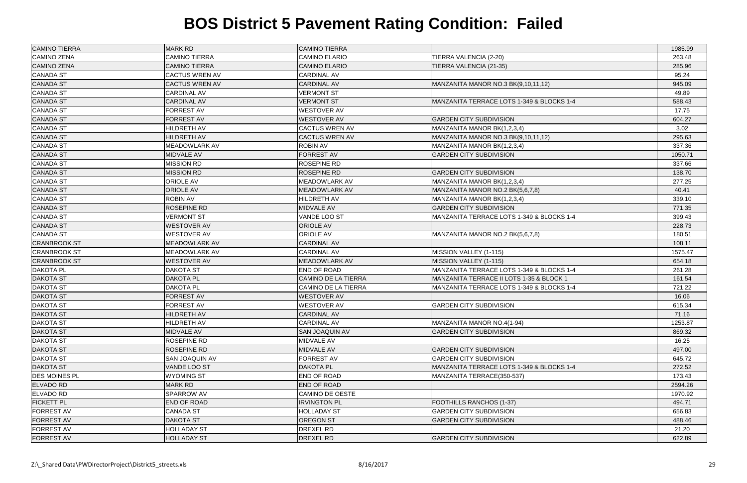# BOS District 5 Pavement Rating Condition: Failed

| | | | | |
|---|---|---|---|---|
| CAMINO TIERRA | MARK RD | CAMINO TIERRA | | 1985.99 |
| CAMINO ZENA | CAMINO TIERRA | CAMINO ELARIO | TIERRA VALENCIA (2-20) | 263.48 |
| CAMINO ZENA | CAMINO TIERRA | CAMINO ELARIO | TIERRA VALENCIA (21-35) | 285.96 |
| CANADA ST | CACTUS WREN AV | CARDINAL AV | | 95.24 |
| CANADA ST | CACTUS WREN AV | CARDINAL AV | MANZANITA MANOR NO.3 BK(9,10,11,12) | 945.09 |
| CANADA ST | CARDINAL AV | VERMONT ST | | 49.89 |
| CANADA ST | CARDINAL AV | VERMONT ST | MANZANITA TERRACE LOTS 1-349 & BLOCKS 1-4 | 588.43 |
| CANADA ST | FORREST AV | WESTOVER AV | | 17.75 |
| CANADA ST | FORREST AV | WESTOVER AV | GARDEN CITY SUBDIVISION | 604.27 |
| CANADA ST | HILDRETH AV | CACTUS WREN AV | MANZANITA MANOR BK(1,2,3,4) | 3.02 |
| CANADA ST | HILDRETH AV | CACTUS WREN AV | MANZANITA MANOR NO.3 BK(9,10,11,12) | 295.63 |
| CANADA ST | MEADOWLARK AV | ROBIN AV | MANZANITA MANOR BK(1,2,3,4) | 337.36 |
| CANADA ST | MIDVALE AV | FORREST AV | GARDEN CITY SUBDIVISION | 1050.71 |
| CANADA ST | MISSION RD | ROSEPINE RD | | 337.66 |
| CANADA ST | MISSION RD | ROSEPINE RD | GARDEN CITY SUBDIVISION | 138.70 |
| CANADA ST | ORIOLE AV | MEADOWLARK AV | MANZANITA MANOR BK(1,2,3,4) | 277.25 |
| CANADA ST | ORIOLE AV | MEADOWLARK AV | MANZANITA MANOR NO.2 BK(5,6,7,8) | 40.41 |
| CANADA ST | ROBIN AV | HILDRETH AV | MANZANITA MANOR BK(1,2,3,4) | 339.10 |
| CANADA ST | ROSEPINE RD | MIDVALE AV | GARDEN CITY SUBDIVISION | 771.35 |
| CANADA ST | VERMONT ST | VANDE LOO ST | MANZANITA TERRACE LOTS 1-349 & BLOCKS 1-4 | 399.43 |
| CANADA ST | WESTOVER AV | ORIOLE AV | | 228.73 |
| CANADA ST | WESTOVER AV | ORIOLE AV | MANZANITA MANOR NO.2 BK(5,6,7,8) | 180.51 |
| CRANBROOK ST | MEADOWLARK AV | CARDINAL AV | | 108.11 |
| CRANBROOK ST | MEADOWLARK AV | CARDINAL AV | MISSION VALLEY (1-115) | 1575.47 |
| CRANBROOK ST | WESTOVER AV | MEADOWLARK AV | MISSION VALLEY (1-115) | 654.18 |
| DAKOTA PL | DAKOTA ST | END OF ROAD | MANZANITA TERRACE LOTS 1-349 & BLOCKS 1-4 | 261.28 |
| DAKOTA ST | DAKOTA PL | CAMINO DE LA TIERRA | MANZANITA TERRACE II LOTS 1-35 & BLOCK 1 | 161.54 |
| DAKOTA ST | DAKOTA PL | CAMINO DE LA TIERRA | MANZANITA TERRACE LOTS 1-349 & BLOCKS 1-4 | 721.22 |
| DAKOTA ST | FORREST AV | WESTOVER AV | | 16.06 |
| DAKOTA ST | FORREST AV | WESTOVER AV | GARDEN CITY SUBDIVISION | 615.34 |
| DAKOTA ST | HILDRETH AV | CARDINAL AV | | 71.16 |
| DAKOTA ST | HILDRETH AV | CARDINAL AV | MANZANITA MANOR NO.4(1-94) | 1253.87 |
| DAKOTA ST | MIDVALE AV | SAN JOAQUIN AV | GARDEN CITY SUBDIVISION | 869.32 |
| DAKOTA ST | ROSEPINE RD | MIDVALE AV | | 16.25 |
| DAKOTA ST | ROSEPINE RD | MIDVALE AV | GARDEN CITY SUBDIVISION | 497.00 |
| DAKOTA ST | SAN JOAQUIN AV | FORREST AV | GARDEN CITY SUBDIVISION | 645.72 |
| DAKOTA ST | VANDE LOO ST | DAKOTA PL | MANZANITA TERRACE LOTS 1-349 & BLOCKS 1-4 | 272.52 |
| DES MOINES PL | WYOMING ST | END OF ROAD | MANZANITA TERRACE(350-537) | 173.43 |
| ELVADO RD | MARK RD | END OF ROAD | | 2594.26 |
| ELVADO RD | SPARROW AV | CAMINO DE OESTE | | 1970.92 |
| FICKETT PL | END OF ROAD | IRVINGTON PL | FOOTHILLS RANCHOS (1-37) | 494.71 |
| FORREST AV | CANADA ST | HOLLADAY ST | GARDEN CITY SUBDIVISION | 656.83 |
| FORREST AV | DAKOTA ST | OREGON ST | GARDEN CITY SUBDIVISION | 488.46 |
| FORREST AV | HOLLADAY ST | DREXEL RD | | 21.20 |
| FORREST AV | HOLLADAY ST | DREXEL RD | GARDEN CITY SUBDIVISION | 622.89 |

Z:\_Shared Data\PWDirectorProject\District5_streets.xls 8/16/2017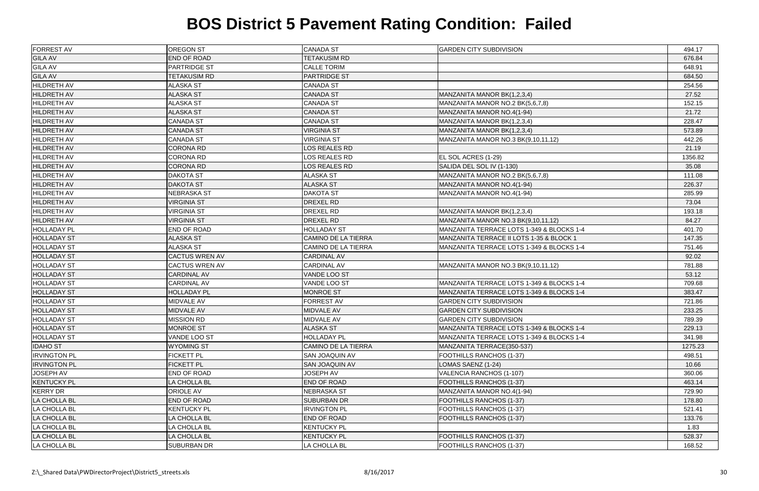# BOS District 5 Pavement Rating Condition: Failed

| | | | | |
|---|---|---|---|---|
| FORREST AV | OREGON ST | CANADA ST | GARDEN CITY SUBDIVISION | 494.17 |
| GILA AV | END OF ROAD | TETAKUSIM RD | | 676.84 |
| GILA AV | PARTRIDGE ST | CALLE TORIM | | 648.91 |
| GILA AV | TETAKUSIM RD | PARTRIDGE ST | | 684.50 |
| HILDRETH AV | ALASKA ST | CANADA ST | | 254.56 |
| HILDRETH AV | ALASKA ST | CANADA ST | MANZANITA MANOR BK(1,2,3,4) | 27.52 |
| HILDRETH AV | ALASKA ST | CANADA ST | MANZANITA MANOR NO.2 BK(5,6,7,8) | 152.15 |
| HILDRETH AV | ALASKA ST | CANADA ST | MANZANITA MANOR NO.4(1-94) | 21.72 |
| HILDRETH AV | CANADA ST | CANADA ST | MANZANITA MANOR BK(1,2,3,4) | 228.47 |
| HILDRETH AV | CANADA ST | VIRGINIA ST | MANZANITA MANOR BK(1,2,3,4) | 573.89 |
| HILDRETH AV | CANADA ST | VIRGINIA ST | MANZANITA MANOR NO.3 BK(9,10,11,12) | 442.26 |
| HILDRETH AV | CORONA RD | LOS REALES RD | | 21.19 |
| HILDRETH AV | CORONA RD | LOS REALES RD | EL SOL ACRES (1-29) | 1356.82 |
| HILDRETH AV | CORONA RD | LOS REALES RD | SALIDA DEL SOL IV (1-130) | 35.08 |
| HILDRETH AV | DAKOTA ST | ALASKA ST | MANZANITA MANOR NO.2 BK(5,6,7,8) | 111.08 |
| HILDRETH AV | DAKOTA ST | ALASKA ST | MANZANITA MANOR NO.4(1-94) | 226.37 |
| HILDRETH AV | NEBRASKA ST | DAKOTA ST | MANZANITA MANOR NO.4(1-94) | 285.99 |
| HILDRETH AV | VIRGINIA ST | DREXEL RD | | 73.04 |
| HILDRETH AV | VIRGINIA ST | DREXEL RD | MANZANITA MANOR BK(1,2,3,4) | 193.18 |
| HILDRETH AV | VIRGINIA ST | DREXEL RD | MANZANITA MANOR NO.3 BK(9,10,11,12) | 84.27 |
| HOLLADAY PL | END OF ROAD | HOLLADAY ST | MANZANITA TERRACE LOTS 1-349 & BLOCKS 1-4 | 401.70 |
| HOLLADAY ST | ALASKA ST | CAMINO DE LA TIERRA | MANZANITA TERRACE II LOTS 1-35 & BLOCK 1 | 147.35 |
| HOLLADAY ST | ALASKA ST | CAMINO DE LA TIERRA | MANZANITA TERRACE LOTS 1-349 & BLOCKS 1-4 | 751.46 |
| HOLLADAY ST | CACTUS WREN AV | CARDINAL AV | | 92.02 |
| HOLLADAY ST | CACTUS WREN AV | CARDINAL AV | MANZANITA MANOR NO.3 BK(9,10,11,12) | 781.88 |
| HOLLADAY ST | CARDINAL AV | VANDE LOO ST | | 53.12 |
| HOLLADAY ST | CARDINAL AV | VANDE LOO ST | MANZANITA TERRACE LOTS 1-349 & BLOCKS 1-4 | 709.68 |
| HOLLADAY ST | HOLLADAY PL | MONROE ST | MANZANITA TERRACE LOTS 1-349 & BLOCKS 1-4 | 383.47 |
| HOLLADAY ST | MIDVALE AV | FORREST AV | GARDEN CITY SUBDIVISION | 721.86 |
| HOLLADAY ST | MIDVALE AV | MIDVALE AV | GARDEN CITY SUBDIVISION | 233.25 |
| HOLLADAY ST | MISSION RD | MIDVALE AV | GARDEN CITY SUBDIVISION | 789.39 |
| HOLLADAY ST | MONROE ST | ALASKA ST | MANZANITA TERRACE LOTS 1-349 & BLOCKS 1-4 | 229.13 |
| HOLLADAY ST | VANDE LOO ST | HOLLADAY PL | MANZANITA TERRACE LOTS 1-349 & BLOCKS 1-4 | 341.98 |
| IDAHO ST | WYOMING ST | CAMINO DE LA TIERRA | MANZANITA TERRACE(350-537) | 1275.23 |
| IRVINGTON PL | FICKETT PL | SAN JOAQUIN AV | FOOTHILLS RANCHOS (1-37) | 498.51 |
| IRVINGTON PL | FICKETT PL | SAN JOAQUIN AV | LOMAS SAENZ (1-24) | 10.66 |
| JOSEPH AV | END OF ROAD | JOSEPH AV | VALENCIA RANCHOS (1-107) | 360.06 |
| KENTUCKY PL | LA CHOLLA BL | END OF ROAD | FOOTHILLS RANCHOS (1-37) | 463.14 |
| KERRY DR | ORIOLE AV | NEBRASKA ST | MANZANITA MANOR NO.4(1-94) | 729.90 |
| LA CHOLLA BL | END OF ROAD | SUBURBAN DR | FOOTHILLS RANCHOS (1-37) | 178.80 |
| LA CHOLLA BL | KENTUCKY PL | IRVINGTON PL | FOOTHILLS RANCHOS (1-37) | 521.41 |
| LA CHOLLA BL | LA CHOLLA BL | END OF ROAD | FOOTHILLS RANCHOS (1-37) | 133.76 |
| LA CHOLLA BL | LA CHOLLA BL | KENTUCKY PL | | 1.83 |
| LA CHOLLA BL | LA CHOLLA BL | KENTUCKY PL | FOOTHILLS RANCHOS (1-37) | 528.37 |
| LA CHOLLA BL | SUBURBAN DR | LA CHOLLA BL | FOOTHILLS RANCHOS (1-37) | 168.52 |

Z:\_Shared Data\PWDirectorProject\District5_streets.xls 8/16/2017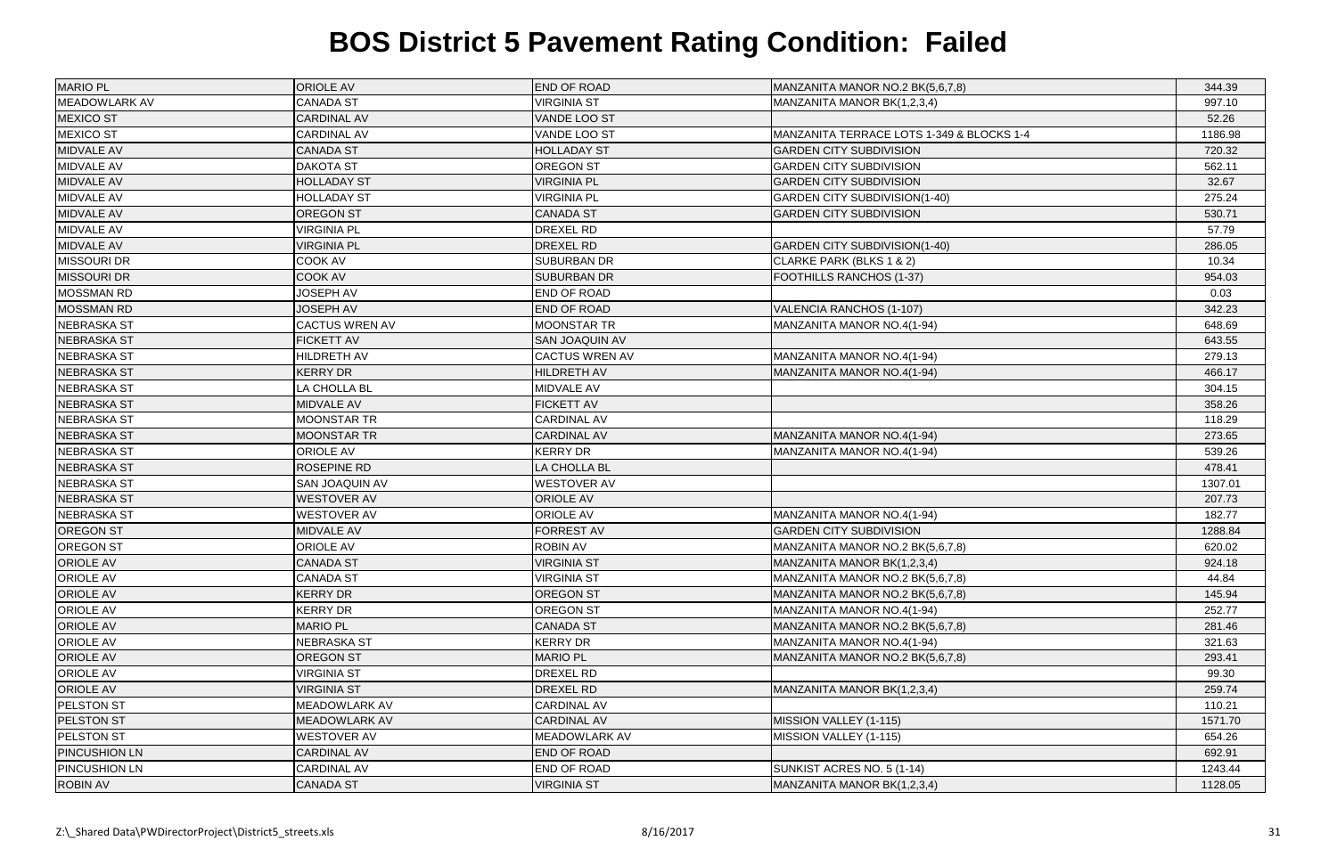# BOS District 5 Pavement Rating Condition: Failed

| | | | | |
|---|---|---|---|---|
| MARIO PL | ORIOLE AV | END OF ROAD | MANZANITA MANOR NO.2 BK(5,6,7,8) | 344.39 |
| MEADOWLARK AV | CANADA ST | VIRGINIA ST | MANZANITA MANOR BK(1,2,3,4) | 997.10 |
| MEXICO ST | CARDINAL AV | VANDE LOO ST | | 52.26 |
| MEXICO ST | CARDINAL AV | VANDE LOO ST | MANZANITA TERRACE LOTS 1-349 & BLOCKS 1-4 | 1186.98 |
| MIDVALE AV | CANADA ST | HOLLADAY ST | GARDEN CITY SUBDIVISION | 720.32 |
| MIDVALE AV | DAKOTA ST | OREGON ST | GARDEN CITY SUBDIVISION | 562.11 |
| MIDVALE AV | HOLLADAY ST | VIRGINIA PL | GARDEN CITY SUBDIVISION | 32.67 |
| MIDVALE AV | HOLLADAY ST | VIRGINIA PL | GARDEN CITY SUBDIVISION(1-40) | 275.24 |
| MIDVALE AV | OREGON ST | CANADA ST | GARDEN CITY SUBDIVISION | 530.71 |
| MIDVALE AV | VIRGINIA PL | DREXEL RD | | 57.79 |
| MIDVALE AV | VIRGINIA PL | DREXEL RD | GARDEN CITY SUBDIVISION(1-40) | 286.05 |
| MISSOURI DR | COOK AV | SUBURBAN DR | CLARKE PARK (BLKS 1 & 2) | 10.34 |
| MISSOURI DR | COOK AV | SUBURBAN DR | FOOTHILLS RANCHOS (1-37) | 954.03 |
| MOSSMAN RD | JOSEPH AV | END OF ROAD | | 0.03 |
| MOSSMAN RD | JOSEPH AV | END OF ROAD | VALENCIA RANCHOS (1-107) | 342.23 |
| NEBRASKA ST | CACTUS WREN AV | MOONSTAR TR | MANZANITA MANOR NO.4(1-94) | 648.69 |
| NEBRASKA ST | FICKETT AV | SAN JOAQUIN AV | | 643.55 |
| NEBRASKA ST | HILDRETH AV | CACTUS WREN AV | MANZANITA MANOR NO.4(1-94) | 279.13 |
| NEBRASKA ST | KERRY DR | HILDRETH AV | MANZANITA MANOR NO.4(1-94) | 466.17 |
| NEBRASKA ST | LA CHOLLA BL | MIDVALE AV | | 304.15 |
| NEBRASKA ST | MIDVALE AV | FICKETT AV | | 358.26 |
| NEBRASKA ST | MOONSTAR TR | CARDINAL AV | | 118.29 |
| NEBRASKA ST | MOONSTAR TR | CARDINAL AV | MANZANITA MANOR NO.4(1-94) | 273.65 |
| NEBRASKA ST | ORIOLE AV | KERRY DR | MANZANITA MANOR NO.4(1-94) | 539.26 |
| NEBRASKA ST | ROSEPINE RD | LA CHOLLA BL | | 478.41 |
| NEBRASKA ST | SAN JOAQUIN AV | WESTOVER AV | | 1307.01 |
| NEBRASKA ST | WESTOVER AV | ORIOLE AV | | 207.73 |
| NEBRASKA ST | WESTOVER AV | ORIOLE AV | MANZANITA MANOR NO.4(1-94) | 182.77 |
| OREGON ST | MIDVALE AV | FORREST AV | GARDEN CITY SUBDIVISION | 1288.84 |
| OREGON ST | ORIOLE AV | ROBIN AV | MANZANITA MANOR NO.2 BK(5,6,7,8) | 620.02 |
| ORIOLE AV | CANADA ST | VIRGINIA ST | MANZANITA MANOR BK(1,2,3,4) | 924.18 |
| ORIOLE AV | CANADA ST | VIRGINIA ST | MANZANITA MANOR NO.2 BK(5,6,7,8) | 44.84 |
| ORIOLE AV | KERRY DR | OREGON ST | MANZANITA MANOR NO.2 BK(5,6,7,8) | 145.94 |
| ORIOLE AV | KERRY DR | OREGON ST | MANZANITA MANOR NO.4(1-94) | 252.77 |
| ORIOLE AV | MARIO PL | CANADA ST | MANZANITA MANOR NO.2 BK(5,6,7,8) | 281.46 |
| ORIOLE AV | NEBRASKA ST | KERRY DR | MANZANITA MANOR NO.4(1-94) | 321.63 |
| ORIOLE AV | OREGON ST | MARIO PL | MANZANITA MANOR NO.2 BK(5,6,7,8) | 293.41 |
| ORIOLE AV | VIRGINIA ST | DREXEL RD | | 99.30 |
| ORIOLE AV | VIRGINIA ST | DREXEL RD | MANZANITA MANOR BK(1,2,3,4) | 259.74 |
| PELSTON ST | MEADOWLARK AV | CARDINAL AV | | 110.21 |
| PELSTON ST | MEADOWLARK AV | CARDINAL AV | MISSION VALLEY (1-115) | 1571.70 |
| PELSTON ST | WESTOVER AV | MEADOWLARK AV | MISSION VALLEY (1-115) | 654.26 |
| PINCUSHION LN | CARDINAL AV | END OF ROAD | | 692.91 |
| PINCUSHION LN | CARDINAL AV | END OF ROAD | SUNKIST ACRES NO. 5 (1-14) | 1243.44 |
| ROBIN AV | CANADA ST | VIRGINIA ST | MANZANITA MANOR BK(1,2,3,4) | 1128.05 |

Z:\_Shared Data\PWDirectorProject\District5_streets.xls 8/16/2017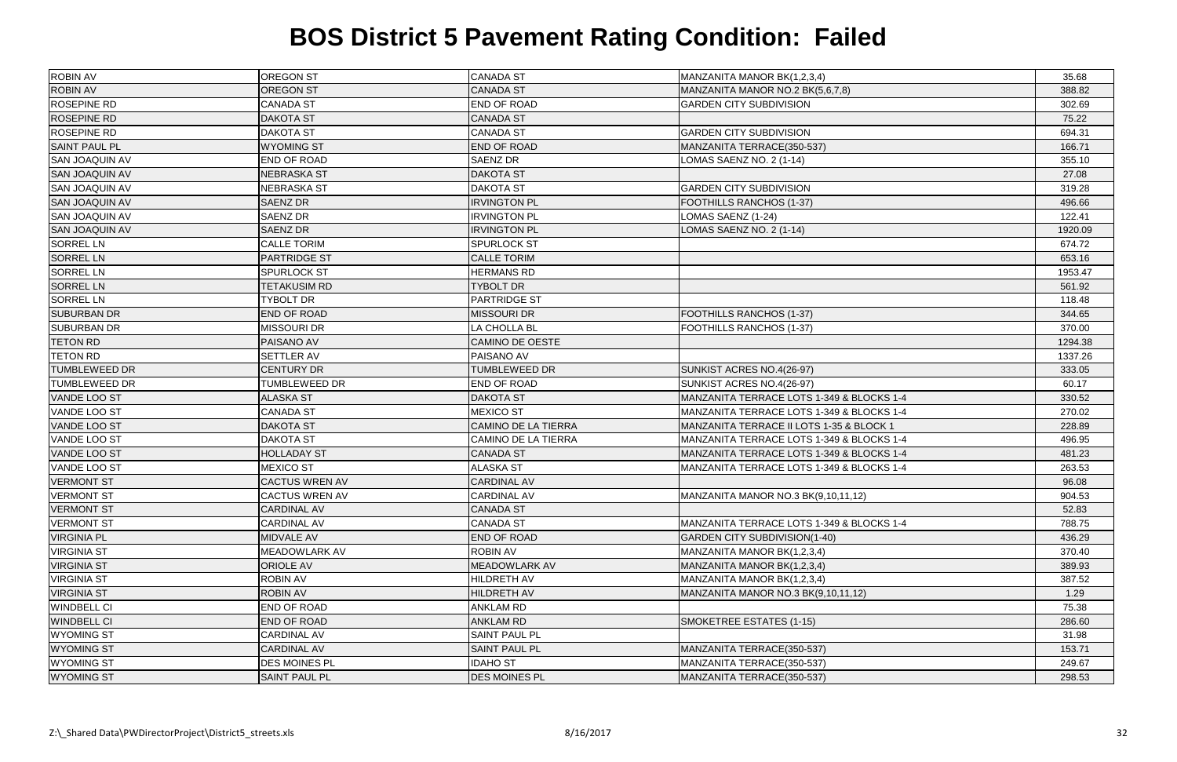# BOS District 5 Pavement Rating Condition: Failed

| | | | | |
|---|---|---|---|---|
| ROBIN AV | OREGON ST | CANADA ST | MANZANITA MANOR BK(1,2,3,4) | 35.68 |
| ROBIN AV | OREGON ST | CANADA ST | MANZANITA MANOR NO.2 BK(5,6,7,8) | 388.82 |
| ROSEPINE RD | CANADA ST | END OF ROAD | GARDEN CITY SUBDIVISION | 302.69 |
| ROSEPINE RD | DAKOTA ST | CANADA ST | | 75.22 |
| ROSEPINE RD | DAKOTA ST | CANADA ST | GARDEN CITY SUBDIVISION | 694.31 |
| SAINT PAUL PL | WYOMING ST | END OF ROAD | MANZANITA TERRACE(350-537) | 166.71 |
| SAN JOAQUIN AV | END OF ROAD | SAENZ DR | LOMAS SAENZ NO. 2 (1-14) | 355.10 |
| SAN JOAQUIN AV | NEBRASKA ST | DAKOTA ST | | 27.08 |
| SAN JOAQUIN AV | NEBRASKA ST | DAKOTA ST | GARDEN CITY SUBDIVISION | 319.28 |
| SAN JOAQUIN AV | SAENZ DR | IRVINGTON PL | FOOTHILLS RANCHOS (1-37) | 496.66 |
| SAN JOAQUIN AV | SAENZ DR | IRVINGTON PL | LOMAS SAENZ (1-24) | 122.41 |
| SAN JOAQUIN AV | SAENZ DR | IRVINGTON PL | LOMAS SAENZ NO. 2 (1-14) | 1920.09 |
| SORREL LN | CALLE TORIM | SPURLOCK ST | | 674.72 |
| SORREL LN | PARTRIDGE ST | CALLE TORIM | | 653.16 |
| SORREL LN | SPURLOCK ST | HERMANS RD | | 1953.47 |
| SORREL LN | TETAKUSIM RD | TYBOLT DR | | 561.92 |
| SORREL LN | TYBOLT DR | PARTRIDGE ST | | 118.48 |
| SUBURBAN DR | END OF ROAD | MISSOURI DR | FOOTHILLS RANCHOS (1-37) | 344.65 |
| SUBURBAN DR | MISSOURI DR | LA CHOLLA BL | FOOTHILLS RANCHOS (1-37) | 370.00 |
| TETON RD | PAISANO AV | CAMINO DE OESTE | | 1294.38 |
| TETON RD | SETTLER AV | PAISANO AV | | 1337.26 |
| TUMBLEWEED DR | CENTURY DR | TUMBLEWEED DR | SUNKIST ACRES NO.4(26-97) | 333.05 |
| TUMBLEWEED DR | TUMBLEWEED DR | END OF ROAD | SUNKIST ACRES NO.4(26-97) | 60.17 |
| VANDE LOO ST | ALASKA ST | DAKOTA ST | MANZANITA TERRACE LOTS 1-349 & BLOCKS 1-4 | 330.52 |
| VANDE LOO ST | CANADA ST | MEXICO ST | MANZANITA TERRACE LOTS 1-349 & BLOCKS 1-4 | 270.02 |
| VANDE LOO ST | DAKOTA ST | CAMINO DE LA TIERRA | MANZANITA TERRACE II LOTS 1-35 & BLOCK 1 | 228.89 |
| VANDE LOO ST | DAKOTA ST | CAMINO DE LA TIERRA | MANZANITA TERRACE LOTS 1-349 & BLOCKS 1-4 | 496.95 |
| VANDE LOO ST | HOLLADAY ST | CANADA ST | MANZANITA TERRACE LOTS 1-349 & BLOCKS 1-4 | 481.23 |
| VANDE LOO ST | MEXICO ST | ALASKA ST | MANZANITA TERRACE LOTS 1-349 & BLOCKS 1-4 | 263.53 |
| VERMONT ST | CACTUS WREN AV | CARDINAL AV | | 96.08 |
| VERMONT ST | CACTUS WREN AV | CARDINAL AV | MANZANITA MANOR NO.3 BK(9,10,11,12) | 904.53 |
| VERMONT ST | CARDINAL AV | CANADA ST | | 52.83 |
| VERMONT ST | CARDINAL AV | CANADA ST | MANZANITA TERRACE LOTS 1-349 & BLOCKS 1-4 | 788.75 |
| VIRGINIA PL | MIDVALE AV | END OF ROAD | GARDEN CITY SUBDIVISION(1-40) | 436.29 |
| VIRGINIA ST | MEADOWLARK AV | ROBIN AV | MANZANITA MANOR BK(1,2,3,4) | 370.40 |
| VIRGINIA ST | ORIOLE AV | MEADOWLARK AV | MANZANITA MANOR BK(1,2,3,4) | 389.93 |
| VIRGINIA ST | ROBIN AV | HILDRETH AV | MANZANITA MANOR BK(1,2,3,4) | 387.52 |
| VIRGINIA ST | ROBIN AV | HILDRETH AV | MANZANITA MANOR NO.3 BK(9,10,11,12) | 1.29 |
| WINDBELL CI | END OF ROAD | ANKLAM RD | | 75.38 |
| WINDBELL CI | END OF ROAD | ANKLAM RD | SMOKETREE ESTATES (1-15) | 286.60 |
| WYOMING ST | CARDINAL AV | SAINT PAUL PL | | 31.98 |
| WYOMING ST | CARDINAL AV | SAINT PAUL PL | MANZANITA TERRACE(350-537) | 153.71 |
| WYOMING ST | DES MOINES PL | IDAHO ST | MANZANITA TERRACE(350-537) | 249.67 |
| WYOMING ST | SAINT PAUL PL | DES MOINES PL | MANZANITA TERRACE(350-537) | 298.53 |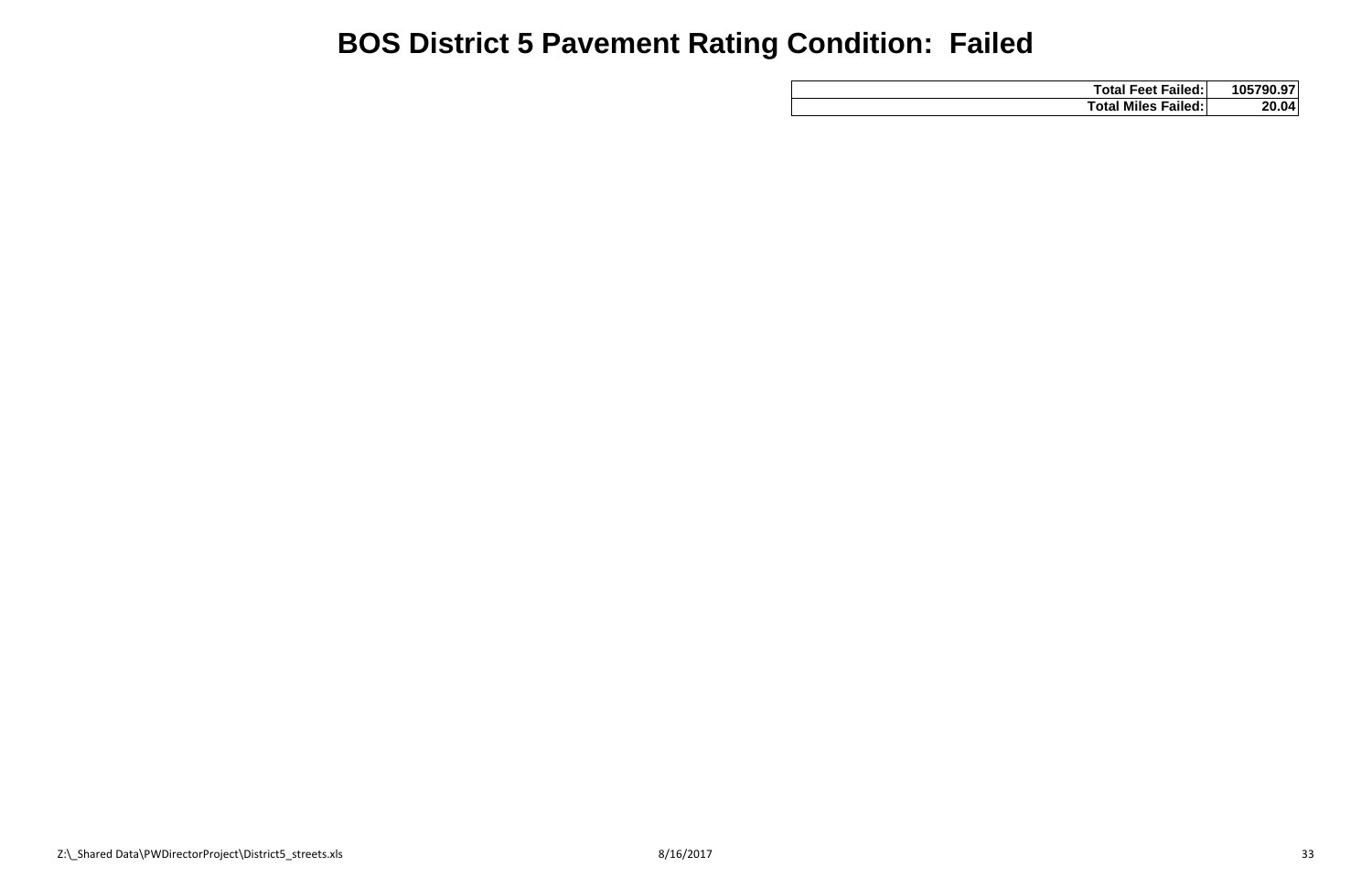# BOS District 5 Pavement Rating Condition:  Failed

| | |
|---:|---:|
| **Total Feet Failed:** | **105790.97** |
| **Total Miles Failed:** | **20.04** |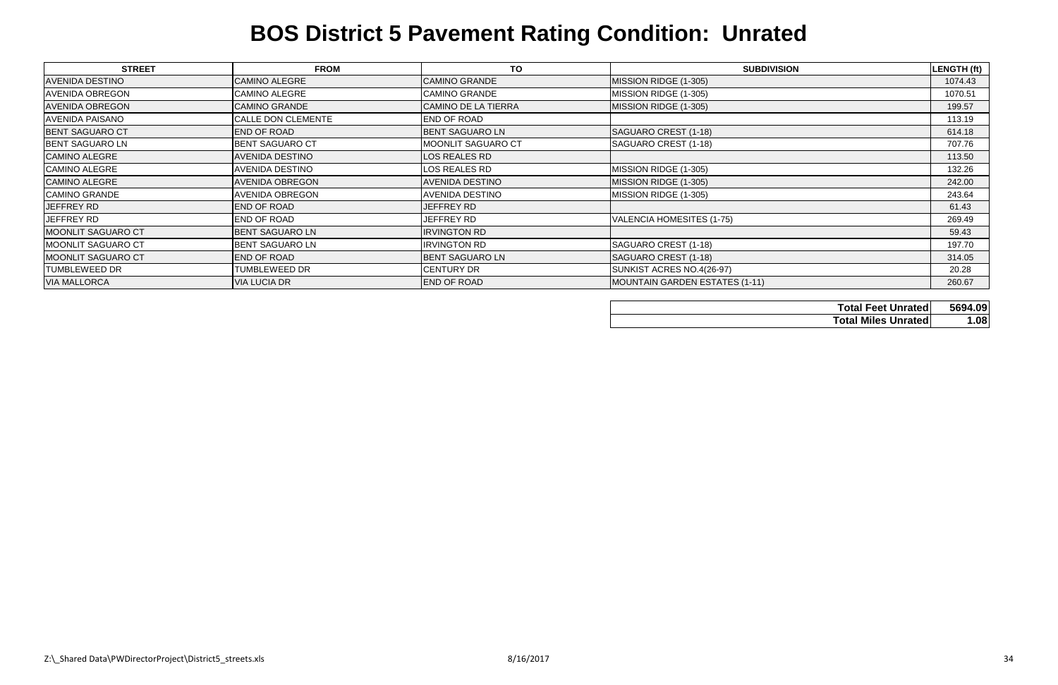# BOS District 5 Pavement Rating Condition: Unrated

| STREET | FROM | TO | SUBDIVISION | LENGTH (ft) |
|---|---|---|---|---|
| AVENIDA DESTINO | CAMINO ALEGRE | CAMINO GRANDE | MISSION RIDGE (1-305) | 1074.43 |
| AVENIDA OBREGON | CAMINO ALEGRE | CAMINO GRANDE | MISSION RIDGE (1-305) | 1070.51 |
| AVENIDA OBREGON | CAMINO GRANDE | CAMINO DE LA TIERRA | MISSION RIDGE (1-305) | 199.57 |
| AVENIDA PAISANO | CALLE DON CLEMENTE | END OF ROAD | | 113.19 |
| BENT SAGUARO CT | END OF ROAD | BENT SAGUARO LN | SAGUARO CREST (1-18) | 614.18 |
| BENT SAGUARO LN | BENT SAGUARO CT | MOONLIT SAGUARO CT | SAGUARO CREST (1-18) | 707.76 |
| CAMINO ALEGRE | AVENIDA DESTINO | LOS REALES RD | | 113.50 |
| CAMINO ALEGRE | AVENIDA DESTINO | LOS REALES RD | MISSION RIDGE (1-305) | 132.26 |
| CAMINO ALEGRE | AVENIDA OBREGON | AVENIDA DESTINO | MISSION RIDGE (1-305) | 242.00 |
| CAMINO GRANDE | AVENIDA OBREGON | AVENIDA DESTINO | MISSION RIDGE (1-305) | 243.64 |
| JEFFREY RD | END OF ROAD | JEFFREY RD | | 61.43 |
| JEFFREY RD | END OF ROAD | JEFFREY RD | VALENCIA HOMESITES (1-75) | 269.49 |
| MOONLIT SAGUARO CT | BENT SAGUARO LN | IRVINGTON RD | | 59.43 |
| MOONLIT SAGUARO CT | BENT SAGUARO LN | IRVINGTON RD | SAGUARO CREST (1-18) | 197.70 |
| MOONLIT SAGUARO CT | END OF ROAD | BENT SAGUARO LN | SAGUARO CREST (1-18) | 314.05 |
| TUMBLEWEED DR | TUMBLEWEED DR | CENTURY DR | SUNKIST ACRES NO.4(26-97) | 20.28 |
| VIA MALLORCA | VIA LUCIA DR | END OF ROAD | MOUNTAIN GARDEN ESTATES (1-11) | 260.67 |

| | |
|---|---|
| **Total Feet Unrated** | **5694.09** |
| **Total Miles Unrated** | **1.08** |

Z:\_Shared Data\PWDirectorProject\District5_streets.xls 8/16/2017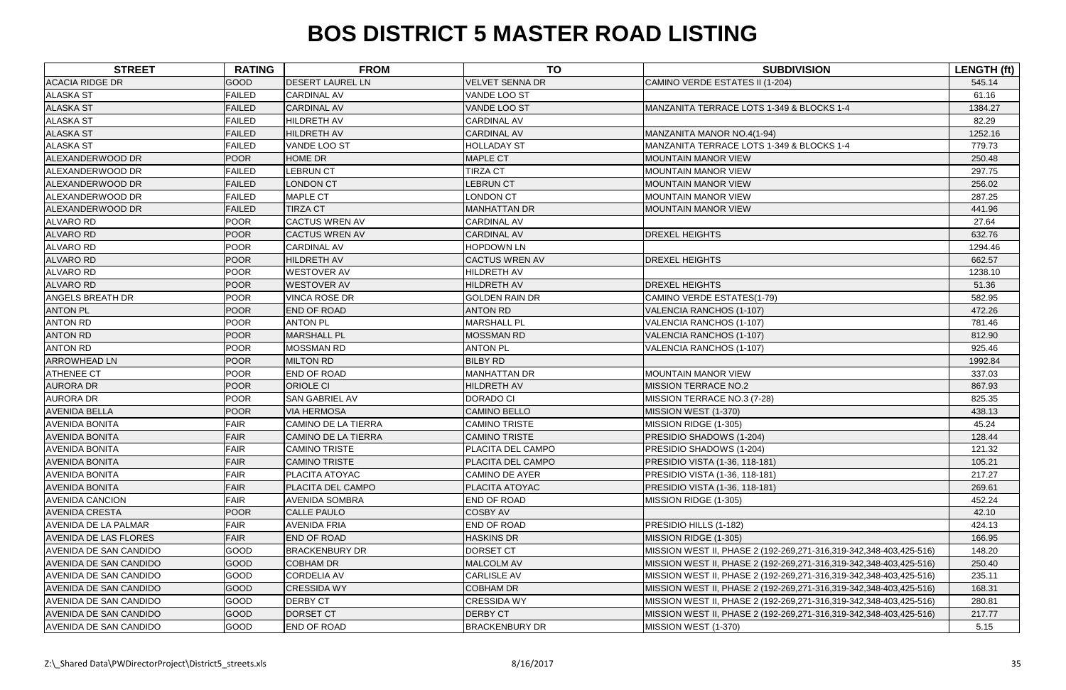# BOS DISTRICT 5 MASTER ROAD LISTING

| STREET | RATING | FROM | TO | SUBDIVISION | LENGTH (ft) |
|---|---|---|---|---|---|
| ACACIA RIDGE DR | GOOD | DESERT LAUREL LN | VELVET SENNA DR | CAMINO VERDE ESTATES II (1-204) | 545.14 |
| ALASKA ST | FAILED | CARDINAL AV | VANDE LOO ST | | 61.16 |
| ALASKA ST | FAILED | CARDINAL AV | VANDE LOO ST | MANZANITA TERRACE LOTS 1-349 & BLOCKS 1-4 | 1384.27 |
| ALASKA ST | FAILED | HILDRETH AV | CARDINAL AV | | 82.29 |
| ALASKA ST | FAILED | HILDRETH AV | CARDINAL AV | MANZANITA MANOR NO.4(1-94) | 1252.16 |
| ALASKA ST | FAILED | VANDE LOO ST | HOLLADAY ST | MANZANITA TERRACE LOTS 1-349 & BLOCKS 1-4 | 779.73 |
| ALEXANDERWOOD DR | POOR | HOME DR | MAPLE CT | MOUNTAIN MANOR VIEW | 250.48 |
| ALEXANDERWOOD DR | FAILED | LEBRUN CT | TIRZA CT | MOUNTAIN MANOR VIEW | 297.75 |
| ALEXANDERWOOD DR | FAILED | LONDON CT | LEBRUN CT | MOUNTAIN MANOR VIEW | 256.02 |
| ALEXANDERWOOD DR | FAILED | MAPLE CT | LONDON CT | MOUNTAIN MANOR VIEW | 287.25 |
| ALEXANDERWOOD DR | FAILED | TIRZA CT | MANHATTAN DR | MOUNTAIN MANOR VIEW | 441.96 |
| ALVARO RD | POOR | CACTUS WREN AV | CARDINAL AV | | 27.64 |
| ALVARO RD | POOR | CACTUS WREN AV | CARDINAL AV | DREXEL HEIGHTS | 632.76 |
| ALVARO RD | POOR | CARDINAL AV | HOPDOWN LN | | 1294.46 |
| ALVARO RD | POOR | HILDRETH AV | CACTUS WREN AV | DREXEL HEIGHTS | 662.57 |
| ALVARO RD | POOR | WESTOVER AV | HILDRETH AV | | 1238.10 |
| ALVARO RD | POOR | WESTOVER AV | HILDRETH AV | DREXEL HEIGHTS | 51.36 |
| ANGELS BREATH DR | POOR | VINCA ROSE DR | GOLDEN RAIN DR | CAMINO VERDE ESTATES(1-79) | 582.95 |
| ANTON PL | POOR | END OF ROAD | ANTON RD | VALENCIA RANCHOS (1-107) | 472.26 |
| ANTON RD | POOR | ANTON PL | MARSHALL PL | VALENCIA RANCHOS (1-107) | 781.46 |
| ANTON RD | POOR | MARSHALL PL | MOSSMAN RD | VALENCIA RANCHOS (1-107) | 812.90 |
| ANTON RD | POOR | MOSSMAN RD | ANTON PL | VALENCIA RANCHOS (1-107) | 925.46 |
| ARROWHEAD LN | POOR | MILTON RD | BILBY RD | | 1992.84 |
| ATHENEE CT | POOR | END OF ROAD | MANHATTAN DR | MOUNTAIN MANOR VIEW | 337.03 |
| AURORA DR | POOR | ORIOLE CI | HILDRETH AV | MISSION TERRACE NO.2 | 867.93 |
| AURORA DR | POOR | SAN GABRIEL AV | DORADO CI | MISSION TERRACE NO.3 (7-28) | 825.35 |
| AVENIDA BELLA | POOR | VIA HERMOSA | CAMINO BELLO | MISSION WEST (1-370) | 438.13 |
| AVENIDA BONITA | FAIR | CAMINO DE LA TIERRA | CAMINO TRISTE | MISSION RIDGE (1-305) | 45.24 |
| AVENIDA BONITA | FAIR | CAMINO DE LA TIERRA | CAMINO TRISTE | PRESIDIO SHADOWS (1-204) | 128.44 |
| AVENIDA BONITA | FAIR | CAMINO TRISTE | PLACITA DEL CAMPO | PRESIDIO SHADOWS (1-204) | 121.32 |
| AVENIDA BONITA | FAIR | CAMINO TRISTE | PLACITA DEL CAMPO | PRESIDIO VISTA (1-36, 118-181) | 105.21 |
| AVENIDA BONITA | FAIR | PLACITA ATOYAC | CAMINO DE AYER | PRESIDIO VISTA (1-36, 118-181) | 217.27 |
| AVENIDA BONITA | FAIR | PLACITA DEL CAMPO | PLACITA ATOYAC | PRESIDIO VISTA (1-36, 118-181) | 269.61 |
| AVENIDA CANCION | FAIR | AVENIDA SOMBRA | END OF ROAD | MISSION RIDGE (1-305) | 452.24 |
| AVENIDA CRESTA | POOR | CALLE PAULO | COSBY AV | | 42.10 |
| AVENIDA DE LA PALMAR | FAIR | AVENIDA FRIA | END OF ROAD | PRESIDIO HILLS (1-182) | 424.13 |
| AVENIDA DE LAS FLORES | FAIR | END OF ROAD | HASKINS DR | MISSION RIDGE (1-305) | 166.95 |
| AVENIDA DE SAN CANDIDO | GOOD | BRACKENBURY DR | DORSET CT | MISSION WEST II, PHASE 2 (192-269,271-316,319-342,348-403,425-516) | 148.20 |
| AVENIDA DE SAN CANDIDO | GOOD | COBHAM DR | MALCOLM AV | MISSION WEST II, PHASE 2 (192-269,271-316,319-342,348-403,425-516) | 250.40 |
| AVENIDA DE SAN CANDIDO | GOOD | CORDELIA AV | CARLISLE AV | MISSION WEST II, PHASE 2 (192-269,271-316,319-342,348-403,425-516) | 235.11 |
| AVENIDA DE SAN CANDIDO | GOOD | CRESSIDA WY | COBHAM DR | MISSION WEST II, PHASE 2 (192-269,271-316,319-342,348-403,425-516) | 168.31 |
| AVENIDA DE SAN CANDIDO | GOOD | DERBY CT | CRESSIDA WY | MISSION WEST II, PHASE 2 (192-269,271-316,319-342,348-403,425-516) | 280.81 |
| AVENIDA DE SAN CANDIDO | GOOD | DORSET CT | DERBY CT | MISSION WEST II, PHASE 2 (192-269,271-316,319-342,348-403,425-516) | 217.77 |
| AVENIDA DE SAN CANDIDO | GOOD | END OF ROAD | BRACKENBURY DR | MISSION WEST (1-370) | 5.15 |

Z:\_Shared Data\PWDirectorProject\District5_streets.xls 8/16/2017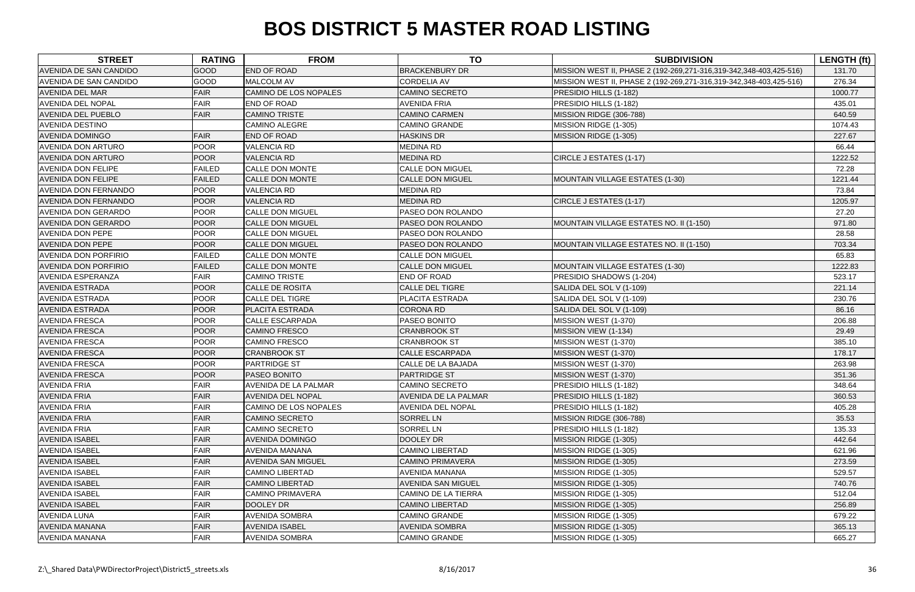# BOS DISTRICT 5 MASTER ROAD LISTING

| STREET | RATING | FROM | TO | SUBDIVISION | LENGTH (ft) |
|---|---|---|---|---|---|
| AVENIDA DE SAN CANDIDO | GOOD | END OF ROAD | BRACKENBURY DR | MISSION WEST II, PHASE 2 (192-269,271-316,319-342,348-403,425-516) | 131.70 |
| AVENIDA DE SAN CANDIDO | GOOD | MALCOLM AV | CORDELIA AV | MISSION WEST II, PHASE 2 (192-269,271-316,319-342,348-403,425-516) | 276.34 |
| AVENIDA DEL MAR | FAIR | CAMINO DE LOS NOPALES | CAMINO SECRETO | PRESIDIO HILLS (1-182) | 1000.77 |
| AVENIDA DEL NOPAL | FAIR | END OF ROAD | AVENIDA FRIA | PRESIDIO HILLS (1-182) | 435.01 |
| AVENIDA DEL PUEBLO | FAIR | CAMINO TRISTE | CAMINO CARMEN | MISSION RIDGE (306-788) | 640.59 |
| AVENIDA DESTINO | | CAMINO ALEGRE | CAMINO GRANDE | MISSION RIDGE (1-305) | 1074.43 |
| AVENIDA DOMINGO | FAIR | END OF ROAD | HASKINS DR | MISSION RIDGE (1-305) | 227.67 |
| AVENIDA DON ARTURO | POOR | VALENCIA RD | MEDINA RD | | 66.44 |
| AVENIDA DON ARTURO | POOR | VALENCIA RD | MEDINA RD | CIRCLE J ESTATES (1-17) | 1222.52 |
| AVENIDA DON FELIPE | FAILED | CALLE DON MONTE | CALLE DON MIGUEL | | 72.28 |
| AVENIDA DON FELIPE | FAILED | CALLE DON MONTE | CALLE DON MIGUEL | MOUNTAIN VILLAGE ESTATES (1-30) | 1221.44 |
| AVENIDA DON FERNANDO | POOR | VALENCIA RD | MEDINA RD | | 73.84 |
| AVENIDA DON FERNANDO | POOR | VALENCIA RD | MEDINA RD | CIRCLE J ESTATES (1-17) | 1205.97 |
| AVENIDA DON GERARDO | POOR | CALLE DON MIGUEL | PASEO DON ROLANDO | | 27.20 |
| AVENIDA DON GERARDO | POOR | CALLE DON MIGUEL | PASEO DON ROLANDO | MOUNTAIN VILLAGE ESTATES NO. II (1-150) | 971.80 |
| AVENIDA DON PEPE | POOR | CALLE DON MIGUEL | PASEO DON ROLANDO | | 28.58 |
| AVENIDA DON PEPE | POOR | CALLE DON MIGUEL | PASEO DON ROLANDO | MOUNTAIN VILLAGE ESTATES NO. II (1-150) | 703.34 |
| AVENIDA DON PORFIRIO | FAILED | CALLE DON MONTE | CALLE DON MIGUEL | | 65.83 |
| AVENIDA DON PORFIRIO | FAILED | CALLE DON MONTE | CALLE DON MIGUEL | MOUNTAIN VILLAGE ESTATES (1-30) | 1222.83 |
| AVENIDA ESPERANZA | FAIR | CAMINO TRISTE | END OF ROAD | PRESIDIO SHADOWS (1-204) | 523.17 |
| AVENIDA ESTRADA | POOR | CALLE DE ROSITA | CALLE DEL TIGRE | SALIDA DEL SOL V (1-109) | 221.14 |
| AVENIDA ESTRADA | POOR | CALLE DEL TIGRE | PLACITA ESTRADA | SALIDA DEL SOL V (1-109) | 230.76 |
| AVENIDA ESTRADA | POOR | PLACITA ESTRADA | CORONA RD | SALIDA DEL SOL V (1-109) | 86.16 |
| AVENIDA FRESCA | POOR | CALLE ESCARPADA | PASEO BONITO | MISSION WEST (1-370) | 206.88 |
| AVENIDA FRESCA | POOR | CAMINO FRESCO | CRANBROOK ST | MISSION VIEW (1-134) | 29.49 |
| AVENIDA FRESCA | POOR | CAMINO FRESCO | CRANBROOK ST | MISSION WEST (1-370) | 385.10 |
| AVENIDA FRESCA | POOR | CRANBROOK ST | CALLE ESCARPADA | MISSION WEST (1-370) | 178.17 |
| AVENIDA FRESCA | POOR | PARTRIDGE ST | CALLE DE LA BAJADA | MISSION WEST (1-370) | 263.98 |
| AVENIDA FRESCA | POOR | PASEO BONITO | PARTRIDGE ST | MISSION WEST (1-370) | 351.36 |
| AVENIDA FRIA | FAIR | AVENIDA DE LA PALMAR | CAMINO SECRETO | PRESIDIO HILLS (1-182) | 348.64 |
| AVENIDA FRIA | FAIR | AVENIDA DEL NOPAL | AVENIDA DE LA PALMAR | PRESIDIO HILLS (1-182) | 360.53 |
| AVENIDA FRIA | FAIR | CAMINO DE LOS NOPALES | AVENIDA DEL NOPAL | PRESIDIO HILLS (1-182) | 405.28 |
| AVENIDA FRIA | FAIR | CAMINO SECRETO | SORREL LN | MISSION RIDGE (306-788) | 35.53 |
| AVENIDA FRIA | FAIR | CAMINO SECRETO | SORREL LN | PRESIDIO HILLS (1-182) | 135.33 |
| AVENIDA ISABEL | FAIR | AVENIDA DOMINGO | DOOLEY DR | MISSION RIDGE (1-305) | 442.64 |
| AVENIDA ISABEL | FAIR | AVENIDA MANANA | CAMINO LIBERTAD | MISSION RIDGE (1-305) | 621.96 |
| AVENIDA ISABEL | FAIR | AVENIDA SAN MIGUEL | CAMINO PRIMAVERA | MISSION RIDGE (1-305) | 273.59 |
| AVENIDA ISABEL | FAIR | CAMINO LIBERTAD | AVENIDA MANANA | MISSION RIDGE (1-305) | 529.57 |
| AVENIDA ISABEL | FAIR | CAMINO LIBERTAD | AVENIDA SAN MIGUEL | MISSION RIDGE (1-305) | 740.76 |
| AVENIDA ISABEL | FAIR | CAMINO PRIMAVERA | CAMINO DE LA TIERRA | MISSION RIDGE (1-305) | 512.04 |
| AVENIDA ISABEL | FAIR | DOOLEY DR | CAMINO LIBERTAD | MISSION RIDGE (1-305) | 256.89 |
| AVENIDA LUNA | FAIR | AVENIDA SOMBRA | CAMINO GRANDE | MISSION RIDGE (1-305) | 679.22 |
| AVENIDA MANANA | FAIR | AVENIDA ISABEL | AVENIDA SOMBRA | MISSION RIDGE (1-305) | 365.13 |
| AVENIDA MANANA | FAIR | AVENIDA SOMBRA | CAMINO GRANDE | MISSION RIDGE (1-305) | 665.27 |

Z:\_Shared Data\PWDirectorProject\District5_streets.xls 8/16/2017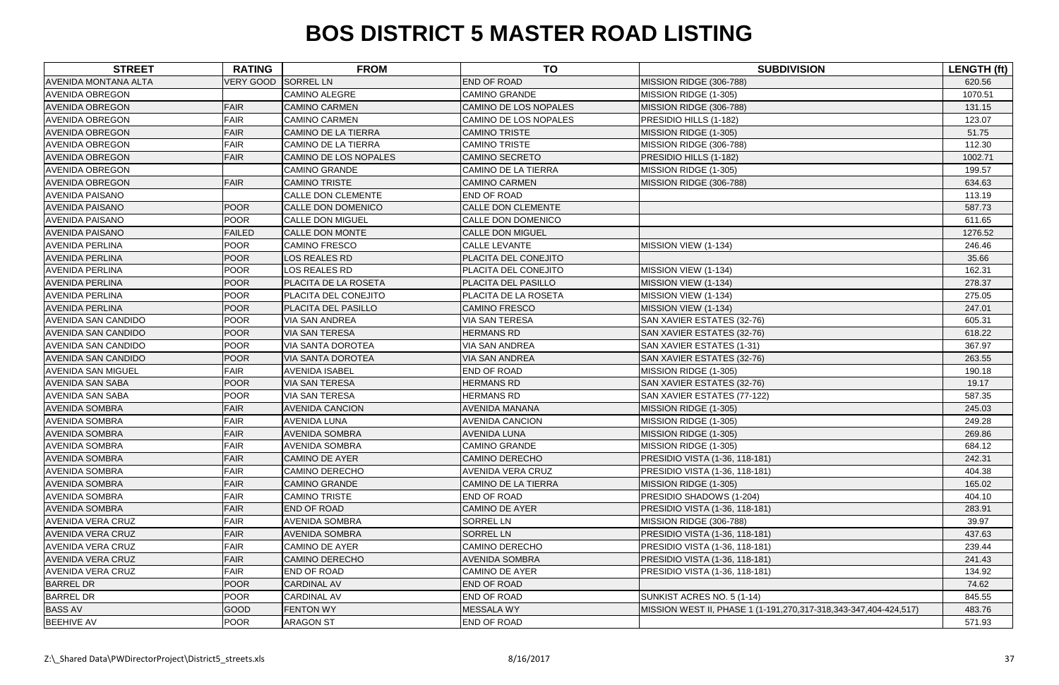# BOS DISTRICT 5 MASTER ROAD LISTING

| STREET | RATING | FROM | TO | SUBDIVISION | LENGTH (ft) |
|---|---|---|---|---|---|
| AVENIDA MONTANA ALTA | VERY GOOD | SORREL LN | END OF ROAD | MISSION RIDGE (306-788) | 620.56 |
| AVENIDA OBREGON | | CAMINO ALEGRE | CAMINO GRANDE | MISSION RIDGE (1-305) | 1070.51 |
| AVENIDA OBREGON | FAIR | CAMINO CARMEN | CAMINO DE LOS NOPALES | MISSION RIDGE (306-788) | 131.15 |
| AVENIDA OBREGON | FAIR | CAMINO CARMEN | CAMINO DE LOS NOPALES | PRESIDIO HILLS (1-182) | 123.07 |
| AVENIDA OBREGON | FAIR | CAMINO DE LA TIERRA | CAMINO TRISTE | MISSION RIDGE (1-305) | 51.75 |
| AVENIDA OBREGON | FAIR | CAMINO DE LA TIERRA | CAMINO TRISTE | MISSION RIDGE (306-788) | 112.30 |
| AVENIDA OBREGON | FAIR | CAMINO DE LOS NOPALES | CAMINO SECRETO | PRESIDIO HILLS (1-182) | 1002.71 |
| AVENIDA OBREGON | | CAMINO GRANDE | CAMINO DE LA TIERRA | MISSION RIDGE (1-305) | 199.57 |
| AVENIDA OBREGON | FAIR | CAMINO TRISTE | CAMINO CARMEN | MISSION RIDGE (306-788) | 634.63 |
| AVENIDA PAISANO | | CALLE DON CLEMENTE | END OF ROAD | | 113.19 |
| AVENIDA PAISANO | POOR | CALLE DON DOMENICO | CALLE DON CLEMENTE | | 587.73 |
| AVENIDA PAISANO | POOR | CALLE DON MIGUEL | CALLE DON DOMENICO | | 611.65 |
| AVENIDA PAISANO | FAILED | CALLE DON MONTE | CALLE DON MIGUEL | | 1276.52 |
| AVENIDA PERLINA | POOR | CAMINO FRESCO | CALLE LEVANTE | MISSION VIEW (1-134) | 246.46 |
| AVENIDA PERLINA | POOR | LOS REALES RD | PLACITA DEL CONEJITO | | 35.66 |
| AVENIDA PERLINA | POOR | LOS REALES RD | PLACITA DEL CONEJITO | MISSION VIEW (1-134) | 162.31 |
| AVENIDA PERLINA | POOR | PLACITA DE LA ROSETA | PLACITA DEL PASILLO | MISSION VIEW (1-134) | 278.37 |
| AVENIDA PERLINA | POOR | PLACITA DEL CONEJITO | PLACITA DE LA ROSETA | MISSION VIEW (1-134) | 275.05 |
| AVENIDA PERLINA | POOR | PLACITA DEL PASILLO | CAMINO FRESCO | MISSION VIEW (1-134) | 247.01 |
| AVENIDA SAN CANDIDO | POOR | VIA SAN ANDREA | VIA SAN TERESA | SAN XAVIER ESTATES (32-76) | 605.31 |
| AVENIDA SAN CANDIDO | POOR | VIA SAN TERESA | HERMANS RD | SAN XAVIER ESTATES (32-76) | 618.22 |
| AVENIDA SAN CANDIDO | POOR | VIA SANTA DOROTEA | VIA SAN ANDREA | SAN XAVIER ESTATES (1-31) | 367.97 |
| AVENIDA SAN CANDIDO | POOR | VIA SANTA DOROTEA | VIA SAN ANDREA | SAN XAVIER ESTATES (32-76) | 263.55 |
| AVENIDA SAN MIGUEL | FAIR | AVENIDA ISABEL | END OF ROAD | MISSION RIDGE (1-305) | 190.18 |
| AVENIDA SAN SABA | POOR | VIA SAN TERESA | HERMANS RD | SAN XAVIER ESTATES (32-76) | 19.17 |
| AVENIDA SAN SABA | POOR | VIA SAN TERESA | HERMANS RD | SAN XAVIER ESTATES (77-122) | 587.35 |
| AVENIDA SOMBRA | FAIR | AVENIDA CANCION | AVENIDA MANANA | MISSION RIDGE (1-305) | 245.03 |
| AVENIDA SOMBRA | FAIR | AVENIDA LUNA | AVENIDA CANCION | MISSION RIDGE (1-305) | 249.28 |
| AVENIDA SOMBRA | FAIR | AVENIDA SOMBRA | AVENIDA LUNA | MISSION RIDGE (1-305) | 269.86 |
| AVENIDA SOMBRA | FAIR | AVENIDA SOMBRA | CAMINO GRANDE | MISSION RIDGE (1-305) | 684.12 |
| AVENIDA SOMBRA | FAIR | CAMINO DE AYER | CAMINO DERECHO | PRESIDIO VISTA (1-36, 118-181) | 242.31 |
| AVENIDA SOMBRA | FAIR | CAMINO DERECHO | AVENIDA VERA CRUZ | PRESIDIO VISTA (1-36, 118-181) | 404.38 |
| AVENIDA SOMBRA | FAIR | CAMINO GRANDE | CAMINO DE LA TIERRA | MISSION RIDGE (1-305) | 165.02 |
| AVENIDA SOMBRA | FAIR | CAMINO TRISTE | END OF ROAD | PRESIDIO SHADOWS (1-204) | 404.10 |
| AVENIDA SOMBRA | FAIR | END OF ROAD | CAMINO DE AYER | PRESIDIO VISTA (1-36, 118-181) | 283.91 |
| AVENIDA VERA CRUZ | FAIR | AVENIDA SOMBRA | SORREL LN | MISSION RIDGE (306-788) | 39.97 |
| AVENIDA VERA CRUZ | FAIR | AVENIDA SOMBRA | SORREL LN | PRESIDIO VISTA (1-36, 118-181) | 437.63 |
| AVENIDA VERA CRUZ | FAIR | CAMINO DE AYER | CAMINO DERECHO | PRESIDIO VISTA (1-36, 118-181) | 239.44 |
| AVENIDA VERA CRUZ | FAIR | CAMINO DERECHO | AVENIDA SOMBRA | PRESIDIO VISTA (1-36, 118-181) | 241.43 |
| AVENIDA VERA CRUZ | FAIR | END OF ROAD | CAMINO DE AYER | PRESIDIO VISTA (1-36, 118-181) | 134.92 |
| BARREL DR | POOR | CARDINAL AV | END OF ROAD | | 74.62 |
| BARREL DR | POOR | CARDINAL AV | END OF ROAD | SUNKIST ACRES NO. 5 (1-14) | 845.55 |
| BASS AV | GOOD | FENTON WY | MESSALA WY | MISSION WEST II, PHASE 1 (1-191,270,317-318,343-347,404-424,517) | 483.76 |
| BEEHIVE AV | POOR | ARAGON ST | END OF ROAD | | 571.93 |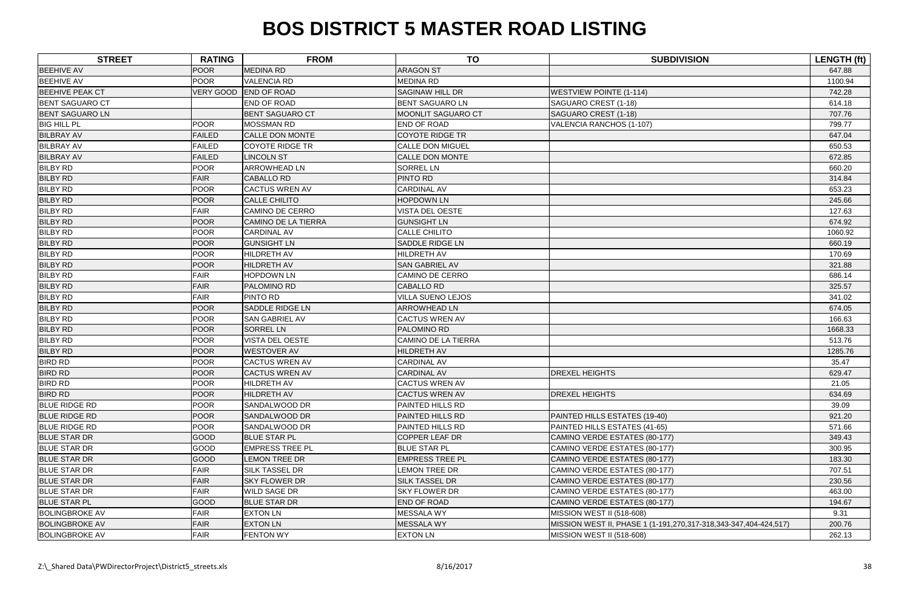# BOS DISTRICT 5 MASTER ROAD LISTING

| STREET | RATING | FROM | TO | SUBDIVISION | LENGTH (ft) |
|---|---|---|---|---|---|
| BEEHIVE AV | POOR | MEDINA RD | ARAGON ST | | 647.88 |
| BEEHIVE AV | POOR | VALENCIA RD | MEDINA RD | | 1100.94 |
| BEEHIVE PEAK CT | VERY GOOD | END OF ROAD | SAGINAW HILL DR | WESTVIEW POINTE (1-114) | 742.28 |
| BENT SAGUARO CT | | END OF ROAD | BENT SAGUARO LN | SAGUARO CREST (1-18) | 614.18 |
| BENT SAGUARO LN | | BENT SAGUARO CT | MOONLIT SAGUARO CT | SAGUARO CREST (1-18) | 707.76 |
| BIG HILL PL | POOR | MOSSMAN RD | END OF ROAD | VALENCIA RANCHOS (1-107) | 799.77 |
| BILBRAY AV | FAILED | CALLE DON MONTE | COYOTE RIDGE TR | | 647.04 |
| BILBRAY AV | FAILED | COYOTE RIDGE TR | CALLE DON MIGUEL | | 650.53 |
| BILBRAY AV | FAILED | LINCOLN ST | CALLE DON MONTE | | 672.85 |
| BILBY RD | POOR | ARROWHEAD LN | SORREL LN | | 660.20 |
| BILBY RD | FAIR | CABALLO RD | PINTO RD | | 314.84 |
| BILBY RD | POOR | CACTUS WREN AV | CARDINAL AV | | 653.23 |
| BILBY RD | POOR | CALLE CHILITO | HOPDOWN LN | | 245.66 |
| BILBY RD | FAIR | CAMINO DE CERRO | VISTA DEL OESTE | | 127.63 |
| BILBY RD | POOR | CAMINO DE LA TIERRA | GUNSIGHT LN | | 674.92 |
| BILBY RD | POOR | CARDINAL AV | CALLE CHILITO | | 1060.92 |
| BILBY RD | POOR | GUNSIGHT LN | SADDLE RIDGE LN | | 660.19 |
| BILBY RD | POOR | HILDRETH AV | HILDRETH AV | | 170.69 |
| BILBY RD | POOR | HILDRETH AV | SAN GABRIEL AV | | 321.88 |
| BILBY RD | FAIR | HOPDOWN LN | CAMINO DE CERRO | | 686.14 |
| BILBY RD | FAIR | PALOMINO RD | CABALLO RD | | 325.57 |
| BILBY RD | FAIR | PINTO RD | VILLA SUENO LEJOS | | 341.02 |
| BILBY RD | POOR | SADDLE RIDGE LN | ARROWHEAD LN | | 674.05 |
| BILBY RD | POOR | SAN GABRIEL AV | CACTUS WREN AV | | 166.63 |
| BILBY RD | POOR | SORREL LN | PALOMINO RD | | 1668.33 |
| BILBY RD | POOR | VISTA DEL OESTE | CAMINO DE LA TIERRA | | 513.76 |
| BILBY RD | POOR | WESTOVER AV | HILDRETH AV | | 1285.76 |
| BIRD RD | POOR | CACTUS WREN AV | CARDINAL AV | | 35.47 |
| BIRD RD | POOR | CACTUS WREN AV | CARDINAL AV | DREXEL HEIGHTS | 629.47 |
| BIRD RD | POOR | HILDRETH AV | CACTUS WREN AV | | 21.05 |
| BIRD RD | POOR | HILDRETH AV | CACTUS WREN AV | DREXEL HEIGHTS | 634.69 |
| BLUE RIDGE RD | POOR | SANDALWOOD DR | PAINTED HILLS RD | | 39.09 |
| BLUE RIDGE RD | POOR | SANDALWOOD DR | PAINTED HILLS RD | PAINTED HILLS ESTATES (19-40) | 921.20 |
| BLUE RIDGE RD | POOR | SANDALWOOD DR | PAINTED HILLS RD | PAINTED HILLS ESTATES (41-65) | 571.66 |
| BLUE STAR DR | GOOD | BLUE STAR PL | COPPER LEAF DR | CAMINO VERDE ESTATES (80-177) | 349.43 |
| BLUE STAR DR | GOOD | EMPRESS TREE PL | BLUE STAR PL | CAMINO VERDE ESTATES (80-177) | 300.95 |
| BLUE STAR DR | GOOD | LEMON TREE DR | EMPRESS TREE PL | CAMINO VERDE ESTATES (80-177) | 183.30 |
| BLUE STAR DR | FAIR | SILK TASSEL DR | LEMON TREE DR | CAMINO VERDE ESTATES (80-177) | 707.51 |
| BLUE STAR DR | FAIR | SKY FLOWER DR | SILK TASSEL DR | CAMINO VERDE ESTATES (80-177) | 230.56 |
| BLUE STAR DR | FAIR | WILD SAGE DR | SKY FLOWER DR | CAMINO VERDE ESTATES (80-177) | 463.00 |
| BLUE STAR PL | GOOD | BLUE STAR DR | END OF ROAD | CAMINO VERDE ESTATES (80-177) | 194.67 |
| BOLINGBROKE AV | FAIR | EXTON LN | MESSALA WY | MISSION WEST II (518-608) | 9.31 |
| BOLINGBROKE AV | FAIR | EXTON LN | MESSALA WY | MISSION WEST II, PHASE 1 (1-191,270,317-318,343-347,404-424,517) | 200.76 |
| BOLINGBROKE AV | FAIR | FENTON WY | EXTON LN | MISSION WEST II (518-608) | 262.13 |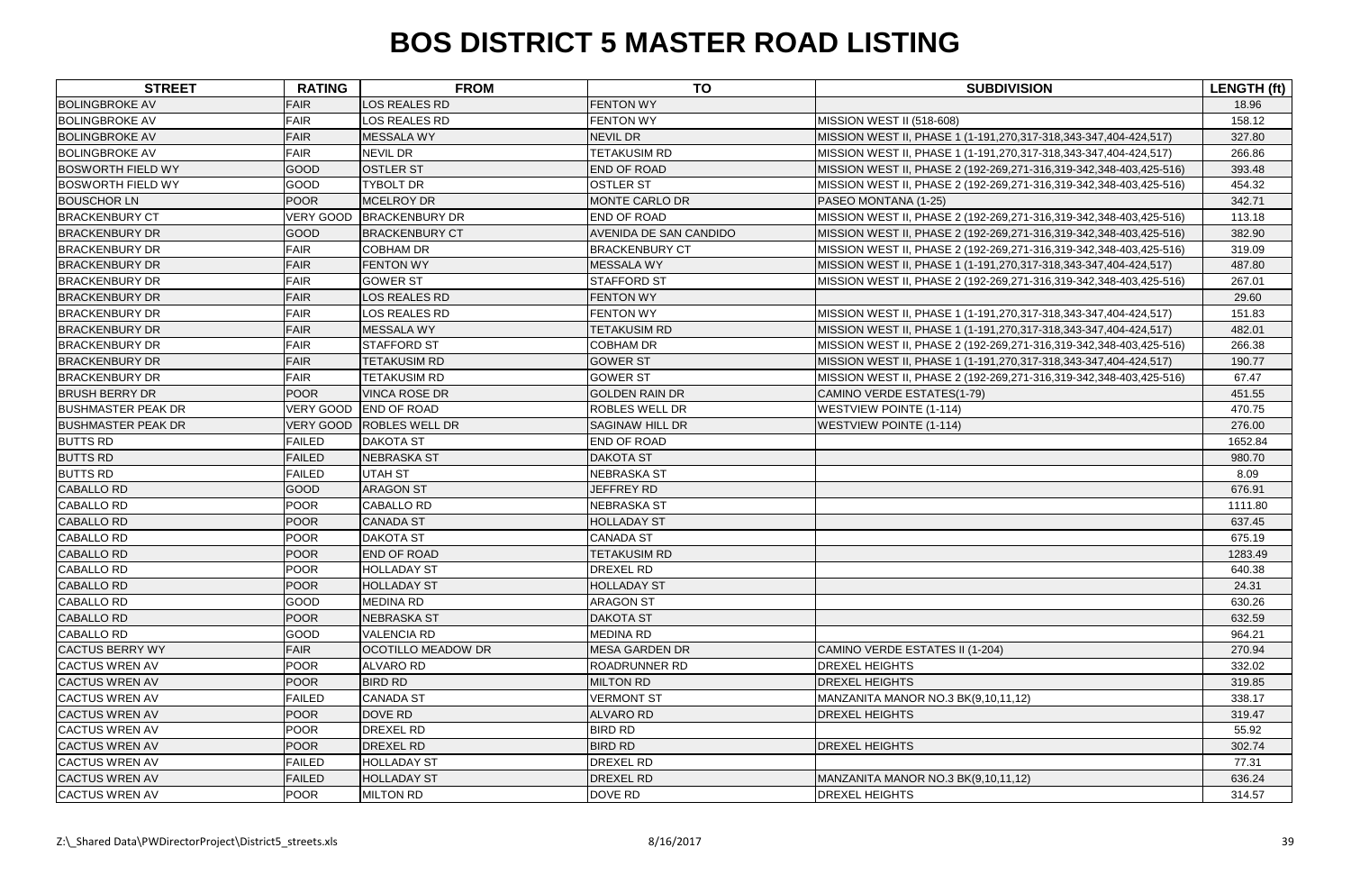# BOS DISTRICT 5 MASTER ROAD LISTING

| STREET | RATING | FROM | TO | SUBDIVISION | LENGTH (ft) |
|---|---|---|---|---|---|
| BOLINGBROKE AV | FAIR | LOS REALES RD | FENTON WY | | 18.96 |
| BOLINGBROKE AV | FAIR | LOS REALES RD | FENTON WY | MISSION WEST II (518-608) | 158.12 |
| BOLINGBROKE AV | FAIR | MESSALA WY | NEVIL DR | MISSION WEST II, PHASE 1 (1-191,270,317-318,343-347,404-424,517) | 327.80 |
| BOLINGBROKE AV | FAIR | NEVIL DR | TETAKUSIM RD | MISSION WEST II, PHASE 1 (1-191,270,317-318,343-347,404-424,517) | 266.86 |
| BOSWORTH FIELD WY | GOOD | OSTLER ST | END OF ROAD | MISSION WEST II, PHASE 2 (192-269,271-316,319-342,348-403,425-516) | 393.48 |
| BOSWORTH FIELD WY | GOOD | TYBOLT DR | OSTLER ST | MISSION WEST II, PHASE 2 (192-269,271-316,319-342,348-403,425-516) | 454.32 |
| BOUSCHOR LN | POOR | MCELROY DR | MONTE CARLO DR | PASEO MONTANA (1-25) | 342.71 |
| BRACKENBURY CT | VERY GOOD | BRACKENBURY DR | END OF ROAD | MISSION WEST II, PHASE 2 (192-269,271-316,319-342,348-403,425-516) | 113.18 |
| BRACKENBURY DR | GOOD | BRACKENBURY CT | AVENIDA DE SAN CANDIDO | MISSION WEST II, PHASE 2 (192-269,271-316,319-342,348-403,425-516) | 382.90 |
| BRACKENBURY DR | FAIR | COBHAM DR | BRACKENBURY CT | MISSION WEST II, PHASE 2 (192-269,271-316,319-342,348-403,425-516) | 319.09 |
| BRACKENBURY DR | FAIR | FENTON WY | MESSALA WY | MISSION WEST II, PHASE 1 (1-191,270,317-318,343-347,404-424,517) | 487.80 |
| BRACKENBURY DR | FAIR | GOWER ST | STAFFORD ST | MISSION WEST II, PHASE 2 (192-269,271-316,319-342,348-403,425-516) | 267.01 |
| BRACKENBURY DR | FAIR | LOS REALES RD | FENTON WY | | 29.60 |
| BRACKENBURY DR | FAIR | LOS REALES RD | FENTON WY | MISSION WEST II, PHASE 1 (1-191,270,317-318,343-347,404-424,517) | 151.83 |
| BRACKENBURY DR | FAIR | MESSALA WY | TETAKUSIM RD | MISSION WEST II, PHASE 1 (1-191,270,317-318,343-347,404-424,517) | 482.01 |
| BRACKENBURY DR | FAIR | STAFFORD ST | COBHAM DR | MISSION WEST II, PHASE 2 (192-269,271-316,319-342,348-403,425-516) | 266.38 |
| BRACKENBURY DR | FAIR | TETAKUSIM RD | GOWER ST | MISSION WEST II, PHASE 1 (1-191,270,317-318,343-347,404-424,517) | 190.77 |
| BRACKENBURY DR | FAIR | TETAKUSIM RD | GOWER ST | MISSION WEST II, PHASE 2 (192-269,271-316,319-342,348-403,425-516) | 67.47 |
| BRUSH BERRY DR | POOR | VINCA ROSE DR | GOLDEN RAIN DR | CAMINO VERDE ESTATES(1-79) | 451.55 |
| BUSHMASTER PEAK DR | VERY GOOD | END OF ROAD | ROBLES WELL DR | WESTVIEW POINTE (1-114) | 470.75 |
| BUSHMASTER PEAK DR | VERY GOOD | ROBLES WELL DR | SAGINAW HILL DR | WESTVIEW POINTE (1-114) | 276.00 |
| BUTTS RD | FAILED | DAKOTA ST | END OF ROAD | | 1652.84 |
| BUTTS RD | FAILED | NEBRASKA ST | DAKOTA ST | | 980.70 |
| BUTTS RD | FAILED | UTAH ST | NEBRASKA ST | | 8.09 |
| CABALLO RD | GOOD | ARAGON ST | JEFFREY RD | | 676.91 |
| CABALLO RD | POOR | CABALLO RD | NEBRASKA ST | | 1111.80 |
| CABALLO RD | POOR | CANADA ST | HOLLADAY ST | | 637.45 |
| CABALLO RD | POOR | DAKOTA ST | CANADA ST | | 675.19 |
| CABALLO RD | POOR | END OF ROAD | TETAKUSIM RD | | 1283.49 |
| CABALLO RD | POOR | HOLLADAY ST | DREXEL RD | | 640.38 |
| CABALLO RD | POOR | HOLLADAY ST | HOLLADAY ST | | 24.31 |
| CABALLO RD | GOOD | MEDINA RD | ARAGON ST | | 630.26 |
| CABALLO RD | POOR | NEBRASKA ST | DAKOTA ST | | 632.59 |
| CABALLO RD | GOOD | VALENCIA RD | MEDINA RD | | 964.21 |
| CACTUS BERRY WY | FAIR | OCOTILLO MEADOW DR | MESA GARDEN DR | CAMINO VERDE ESTATES II (1-204) | 270.94 |
| CACTUS WREN AV | POOR | ALVARO RD | ROADRUNNER RD | DREXEL HEIGHTS | 332.02 |
| CACTUS WREN AV | POOR | BIRD RD | MILTON RD | DREXEL HEIGHTS | 319.85 |
| CACTUS WREN AV | FAILED | CANADA ST | VERMONT ST | MANZANITA MANOR NO.3 BK(9,10,11,12) | 338.17 |
| CACTUS WREN AV | POOR | DOVE RD | ALVARO RD | DREXEL HEIGHTS | 319.47 |
| CACTUS WREN AV | POOR | DREXEL RD | BIRD RD | | 55.92 |
| CACTUS WREN AV | POOR | DREXEL RD | BIRD RD | DREXEL HEIGHTS | 302.74 |
| CACTUS WREN AV | FAILED | HOLLADAY ST | DREXEL RD | | 77.31 |
| CACTUS WREN AV | FAILED | HOLLADAY ST | DREXEL RD | MANZANITA MANOR NO.3 BK(9,10,11,12) | 636.24 |
| CACTUS WREN AV | POOR | MILTON RD | DOVE RD | DREXEL HEIGHTS | 314.57 |

Z:\_Shared Data\PWDirectorProject\District5_streets.xls &nbsp;&nbsp;&nbsp;&nbsp; 8/16/2017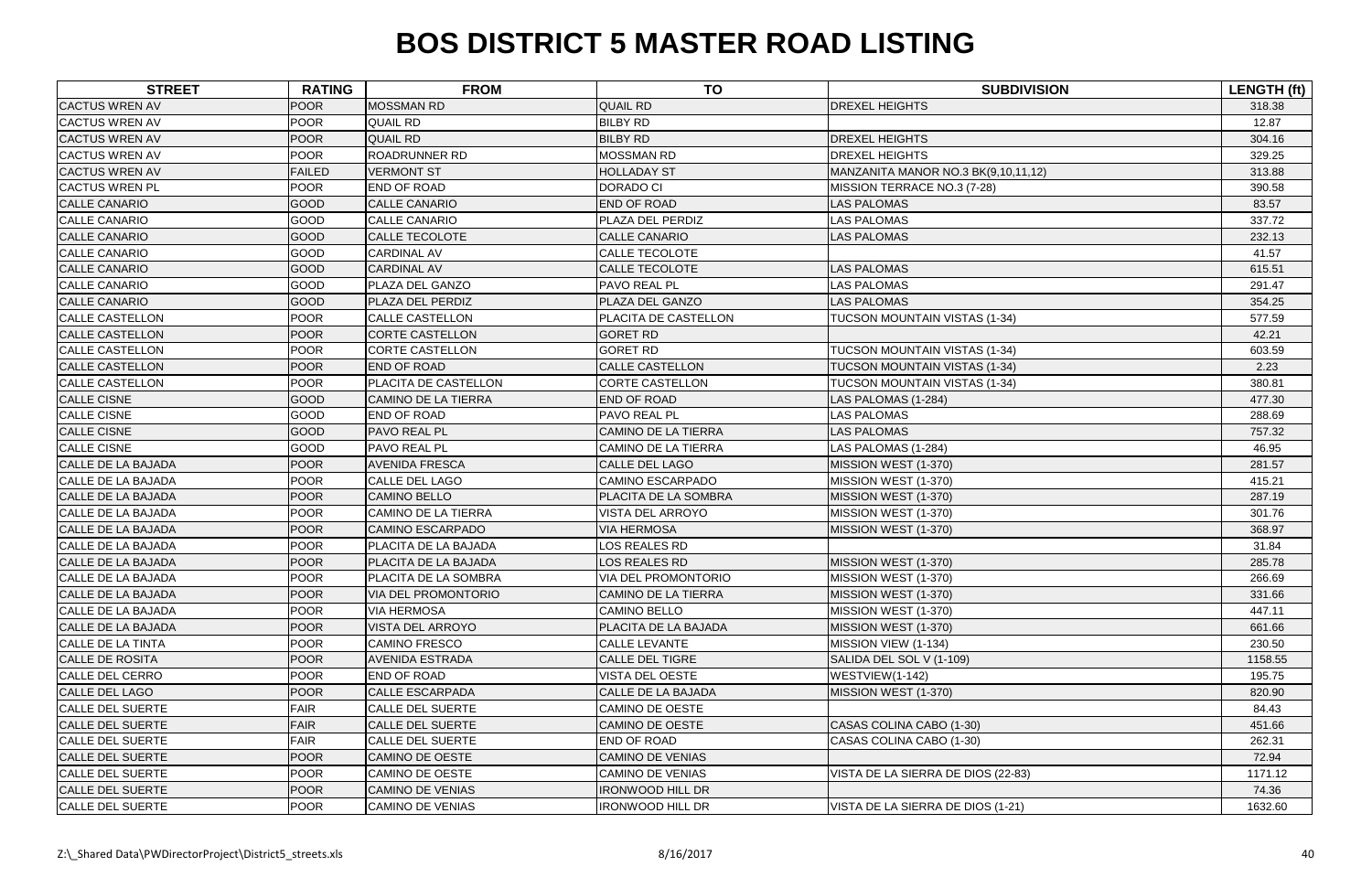# BOS DISTRICT 5 MASTER ROAD LISTING

| STREET | RATING | FROM | TO | SUBDIVISION | LENGTH (ft) |
|---|---|---|---|---|---|
| CACTUS WREN AV | POOR | MOSSMAN RD | QUAIL RD | DREXEL HEIGHTS | 318.38 |
| CACTUS WREN AV | POOR | QUAIL RD | BILBY RD | | 12.87 |
| CACTUS WREN AV | POOR | QUAIL RD | BILBY RD | DREXEL HEIGHTS | 304.16 |
| CACTUS WREN AV | POOR | ROADRUNNER RD | MOSSMAN RD | DREXEL HEIGHTS | 329.25 |
| CACTUS WREN AV | FAILED | VERMONT ST | HOLLADAY ST | MANZANITA MANOR NO.3 BK(9,10,11,12) | 313.88 |
| CACTUS WREN PL | POOR | END OF ROAD | DORADO CI | MISSION TERRACE NO.3 (7-28) | 390.58 |
| CALLE CANARIO | GOOD | CALLE CANARIO | END OF ROAD | LAS PALOMAS | 83.57 |
| CALLE CANARIO | GOOD | CALLE CANARIO | PLAZA DEL PERDIZ | LAS PALOMAS | 337.72 |
| CALLE CANARIO | GOOD | CALLE TECOLOTE | CALLE CANARIO | LAS PALOMAS | 232.13 |
| CALLE CANARIO | GOOD | CARDINAL AV | CALLE TECOLOTE | | 41.57 |
| CALLE CANARIO | GOOD | CARDINAL AV | CALLE TECOLOTE | LAS PALOMAS | 615.51 |
| CALLE CANARIO | GOOD | PLAZA DEL GANZO | PAVO REAL PL | LAS PALOMAS | 291.47 |
| CALLE CANARIO | GOOD | PLAZA DEL PERDIZ | PLAZA DEL GANZO | LAS PALOMAS | 354.25 |
| CALLE CASTELLON | POOR | CALLE CASTELLON | PLACITA DE CASTELLON | TUCSON MOUNTAIN VISTAS (1-34) | 577.59 |
| CALLE CASTELLON | POOR | CORTE CASTELLON | GORET RD | | 42.21 |
| CALLE CASTELLON | POOR | CORTE CASTELLON | GORET RD | TUCSON MOUNTAIN VISTAS (1-34) | 603.59 |
| CALLE CASTELLON | POOR | END OF ROAD | CALLE CASTELLON | TUCSON MOUNTAIN VISTAS (1-34) | 2.23 |
| CALLE CASTELLON | POOR | PLACITA DE CASTELLON | CORTE CASTELLON | TUCSON MOUNTAIN VISTAS (1-34) | 380.81 |
| CALLE CISNE | GOOD | CAMINO DE LA TIERRA | END OF ROAD | LAS PALOMAS (1-284) | 477.30 |
| CALLE CISNE | GOOD | END OF ROAD | PAVO REAL PL | LAS PALOMAS | 288.69 |
| CALLE CISNE | GOOD | PAVO REAL PL | CAMINO DE LA TIERRA | LAS PALOMAS | 757.32 |
| CALLE CISNE | GOOD | PAVO REAL PL | CAMINO DE LA TIERRA | LAS PALOMAS (1-284) | 46.95 |
| CALLE DE LA BAJADA | POOR | AVENIDA FRESCA | CALLE DEL LAGO | MISSION WEST (1-370) | 281.57 |
| CALLE DE LA BAJADA | POOR | CALLE DEL LAGO | CAMINO ESCARPADO | MISSION WEST (1-370) | 415.21 |
| CALLE DE LA BAJADA | POOR | CAMINO BELLO | PLACITA DE LA SOMBRA | MISSION WEST (1-370) | 287.19 |
| CALLE DE LA BAJADA | POOR | CAMINO DE LA TIERRA | VISTA DEL ARROYO | MISSION WEST (1-370) | 301.76 |
| CALLE DE LA BAJADA | POOR | CAMINO ESCARPADO | VIA HERMOSA | MISSION WEST (1-370) | 368.97 |
| CALLE DE LA BAJADA | POOR | PLACITA DE LA BAJADA | LOS REALES RD | | 31.84 |
| CALLE DE LA BAJADA | POOR | PLACITA DE LA BAJADA | LOS REALES RD | MISSION WEST (1-370) | 285.78 |
| CALLE DE LA BAJADA | POOR | PLACITA DE LA SOMBRA | VIA DEL PROMONTORIO | MISSION WEST (1-370) | 266.69 |
| CALLE DE LA BAJADA | POOR | VIA DEL PROMONTORIO | CAMINO DE LA TIERRA | MISSION WEST (1-370) | 331.66 |
| CALLE DE LA BAJADA | POOR | VIA HERMOSA | CAMINO BELLO | MISSION WEST (1-370) | 447.11 |
| CALLE DE LA BAJADA | POOR | VISTA DEL ARROYO | PLACITA DE LA BAJADA | MISSION WEST (1-370) | 661.66 |
| CALLE DE LA TINTA | POOR | CAMINO FRESCO | CALLE LEVANTE | MISSION VIEW (1-134) | 230.50 |
| CALLE DE ROSITA | POOR | AVENIDA ESTRADA | CALLE DEL TIGRE | SALIDA DEL SOL V (1-109) | 1158.55 |
| CALLE DEL CERRO | POOR | END OF ROAD | VISTA DEL OESTE | WESTVIEW(1-142) | 195.75 |
| CALLE DEL LAGO | POOR | CALLE ESCARPADA | CALLE DE LA BAJADA | MISSION WEST (1-370) | 820.90 |
| CALLE DEL SUERTE | FAIR | CALLE DEL SUERTE | CAMINO DE OESTE | | 84.43 |
| CALLE DEL SUERTE | FAIR | CALLE DEL SUERTE | CAMINO DE OESTE | CASAS COLINA CABO (1-30) | 451.66 |
| CALLE DEL SUERTE | FAIR | CALLE DEL SUERTE | END OF ROAD | CASAS COLINA CABO (1-30) | 262.31 |
| CALLE DEL SUERTE | POOR | CAMINO DE OESTE | CAMINO DE VENIAS | | 72.94 |
| CALLE DEL SUERTE | POOR | CAMINO DE OESTE | CAMINO DE VENIAS | VISTA DE LA SIERRA DE DIOS (22-83) | 1171.12 |
| CALLE DEL SUERTE | POOR | CAMINO DE VENIAS | IRONWOOD HILL DR | | 74.36 |
| CALLE DEL SUERTE | POOR | CAMINO DE VENIAS | IRONWOOD HILL DR | VISTA DE LA SIERRA DE DIOS (1-21) | 1632.60 |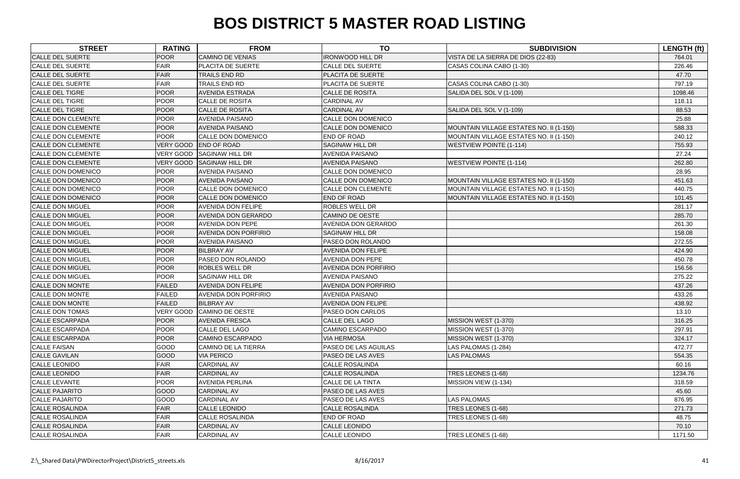# BOS DISTRICT 5 MASTER ROAD LISTING

| STREET | RATING | FROM | TO | SUBDIVISION | LENGTH (ft) |
|---|---|---|---|---|---|
| CALLE DEL SUERTE | POOR | CAMINO DE VENIAS | IRONWOOD HILL DR | VISTA DE LA SIERRA DE DIOS (22-83) | 764.01 |
| CALLE DEL SUERTE | FAIR | PLACITA DE SUERTE | CALLE DEL SUERTE | CASAS COLINA CABO (1-30) | 226.46 |
| CALLE DEL SUERTE | FAIR | TRAILS END RD | PLACITA DE SUERTE | | 47.70 |
| CALLE DEL SUERTE | FAIR | TRAILS END RD | PLACITA DE SUERTE | CASAS COLINA CABO (1-30) | 797.19 |
| CALLE DEL TIGRE | POOR | AVENIDA ESTRADA | CALLE DE ROSITA | SALIDA DEL SOL V (1-109) | 1098.46 |
| CALLE DEL TIGRE | POOR | CALLE DE ROSITA | CARDINAL AV | | 118.11 |
| CALLE DEL TIGRE | POOR | CALLE DE ROSITA | CARDINAL AV | SALIDA DEL SOL V (1-109) | 88.53 |
| CALLE DON CLEMENTE | POOR | AVENIDA PAISANO | CALLE DON DOMENICO | | 25.88 |
| CALLE DON CLEMENTE | POOR | AVENIDA PAISANO | CALLE DON DOMENICO | MOUNTAIN VILLAGE ESTATES NO. II (1-150) | 588.33 |
| CALLE DON CLEMENTE | POOR | CALLE DON DOMENICO | END OF ROAD | MOUNTAIN VILLAGE ESTATES NO. II (1-150) | 240.12 |
| CALLE DON CLEMENTE | VERY GOOD | END OF ROAD | SAGINAW HILL DR | WESTVIEW POINTE (1-114) | 755.93 |
| CALLE DON CLEMENTE | VERY GOOD | SAGINAW HILL DR | AVENIDA PAISANO | | 27.24 |
| CALLE DON CLEMENTE | VERY GOOD | SAGINAW HILL DR | AVENIDA PAISANO | WESTVIEW POINTE (1-114) | 262.80 |
| CALLE DON DOMENICO | POOR | AVENIDA PAISANO | CALLE DON DOMENICO | | 28.95 |
| CALLE DON DOMENICO | POOR | AVENIDA PAISANO | CALLE DON DOMENICO | MOUNTAIN VILLAGE ESTATES NO. II (1-150) | 451.63 |
| CALLE DON DOMENICO | POOR | CALLE DON DOMENICO | CALLE DON CLEMENTE | MOUNTAIN VILLAGE ESTATES NO. II (1-150) | 440.75 |
| CALLE DON DOMENICO | POOR | CALLE DON DOMENICO | END OF ROAD | MOUNTAIN VILLAGE ESTATES NO. II (1-150) | 101.45 |
| CALLE DON MIGUEL | POOR | AVENIDA DON FELIPE | ROBLES WELL DR | | 281.17 |
| CALLE DON MIGUEL | POOR | AVENIDA DON GERARDO | CAMINO DE OESTE | | 285.70 |
| CALLE DON MIGUEL | POOR | AVENIDA DON PEPE | AVENIDA DON GERARDO | | 261.30 |
| CALLE DON MIGUEL | POOR | AVENIDA DON PORFIRIO | SAGINAW HILL DR | | 158.08 |
| CALLE DON MIGUEL | POOR | AVENIDA PAISANO | PASEO DON ROLANDO | | 272.55 |
| CALLE DON MIGUEL | POOR | BILBRAY AV | AVENIDA DON FELIPE | | 424.90 |
| CALLE DON MIGUEL | POOR | PASEO DON ROLANDO | AVENIDA DON PEPE | | 450.78 |
| CALLE DON MIGUEL | POOR | ROBLES WELL DR | AVENIDA DON PORFIRIO | | 156.56 |
| CALLE DON MIGUEL | POOR | SAGINAW HILL DR | AVENIDA PAISANO | | 275.22 |
| CALLE DON MONTE | FAILED | AVENIDA DON FELIPE | AVENIDA DON PORFIRIO | | 437.26 |
| CALLE DON MONTE | FAILED | AVENIDA DON PORFIRIO | AVENIDA PAISANO | | 433.26 |
| CALLE DON MONTE | FAILED | BILBRAY AV | AVENIDA DON FELIPE | | 438.92 |
| CALLE DON TOMAS | VERY GOOD | CAMINO DE OESTE | PASEO DON CARLOS | | 13.10 |
| CALLE ESCARPADA | POOR | AVENIDA FRESCA | CALLE DEL LAGO | MISSION WEST (1-370) | 316.25 |
| CALLE ESCARPADA | POOR | CALLE DEL LAGO | CAMINO ESCARPADO | MISSION WEST (1-370) | 297.91 |
| CALLE ESCARPADA | POOR | CAMINO ESCARPADO | VIA HERMOSA | MISSION WEST (1-370) | 324.17 |
| CALLE FAISAN | GOOD | CAMINO DE LA TIERRA | PASEO DE LAS AGUILAS | LAS PALOMAS (1-284) | 472.77 |
| CALLE GAVILAN | GOOD | VIA PERICO | PASEO DE LAS AVES | LAS PALOMAS | 554.35 |
| CALLE LEONIDO | FAIR | CARDINAL AV | CALLE ROSALINDA | | 60.16 |
| CALLE LEONIDO | FAIR | CARDINAL AV | CALLE ROSALINDA | TRES LEONES (1-68) | 1234.76 |
| CALLE LEVANTE | POOR | AVENIDA PERLINA | CALLE DE LA TINTA | MISSION VIEW (1-134) | 318.59 |
| CALLE PAJARITO | GOOD | CARDINAL AV | PASEO DE LAS AVES | | 45.60 |
| CALLE PAJARITO | GOOD | CARDINAL AV | PASEO DE LAS AVES | LAS PALOMAS | 876.95 |
| CALLE ROSALINDA | FAIR | CALLE LEONIDO | CALLE ROSALINDA | TRES LEONES (1-68) | 271.73 |
| CALLE ROSALINDA | FAIR | CALLE ROSALINDA | END OF ROAD | TRES LEONES (1-68) | 48.75 |
| CALLE ROSALINDA | FAIR | CARDINAL AV | CALLE LEONIDO | | 70.10 |
| CALLE ROSALINDA | FAIR | CARDINAL AV | CALLE LEONIDO | TRES LEONES (1-68) | 1171.50 |

Z:\_Shared Data\PWDirectorProject\District5_streets.xls 8/16/2017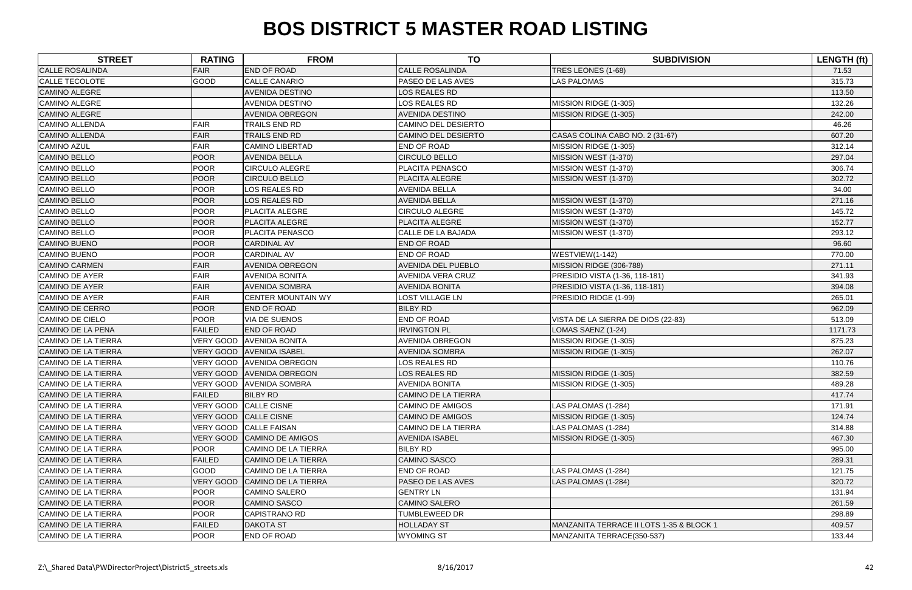# BOS DISTRICT 5 MASTER ROAD LISTING

| STREET | RATING | FROM | TO | SUBDIVISION | LENGTH (ft) |
|---|---|---|---|---|---|
| CALLE ROSALINDA | FAIR | END OF ROAD | CALLE ROSALINDA | TRES LEONES (1-68) | 71.53 |
| CALLE TECOLOTE | GOOD | CALLE CANARIO | PASEO DE LAS AVES | LAS PALOMAS | 315.73 |
| CAMINO ALEGRE | | AVENIDA DESTINO | LOS REALES RD | | 113.50 |
| CAMINO ALEGRE | | AVENIDA DESTINO | LOS REALES RD | MISSION RIDGE (1-305) | 132.26 |
| CAMINO ALEGRE | | AVENIDA OBREGON | AVENIDA DESTINO | MISSION RIDGE (1-305) | 242.00 |
| CAMINO ALLENDA | FAIR | TRAILS END RD | CAMINO DEL DESIERTO | | 46.26 |
| CAMINO ALLENDA | FAIR | TRAILS END RD | CAMINO DEL DESIERTO | CASAS COLINA CABO NO. 2 (31-67) | 607.20 |
| CAMINO AZUL | FAIR | CAMINO LIBERTAD | END OF ROAD | MISSION RIDGE (1-305) | 312.14 |
| CAMINO BELLO | POOR | AVENIDA BELLA | CIRCULO BELLO | MISSION WEST (1-370) | 297.04 |
| CAMINO BELLO | POOR | CIRCULO ALEGRE | PLACITA PENASCO | MISSION WEST (1-370) | 306.74 |
| CAMINO BELLO | POOR | CIRCULO BELLO | PLACITA ALEGRE | MISSION WEST (1-370) | 302.72 |
| CAMINO BELLO | POOR | LOS REALES RD | AVENIDA BELLA | | 34.00 |
| CAMINO BELLO | POOR | LOS REALES RD | AVENIDA BELLA | MISSION WEST (1-370) | 271.16 |
| CAMINO BELLO | POOR | PLACITA ALEGRE | CIRCULO ALEGRE | MISSION WEST (1-370) | 145.72 |
| CAMINO BELLO | POOR | PLACITA ALEGRE | PLACITA ALEGRE | MISSION WEST (1-370) | 152.77 |
| CAMINO BELLO | POOR | PLACITA PENASCO | CALLE DE LA BAJADA | MISSION WEST (1-370) | 293.12 |
| CAMINO BUENO | POOR | CARDINAL AV | END OF ROAD | | 96.60 |
| CAMINO BUENO | POOR | CARDINAL AV | END OF ROAD | WESTVIEW(1-142) | 770.00 |
| CAMINO CARMEN | FAIR | AVENIDA OBREGON | AVENIDA DEL PUEBLO | MISSION RIDGE (306-788) | 271.11 |
| CAMINO DE AYER | FAIR | AVENIDA BONITA | AVENIDA VERA CRUZ | PRESIDIO VISTA (1-36, 118-181) | 341.93 |
| CAMINO DE AYER | FAIR | AVENIDA SOMBRA | AVENIDA BONITA | PRESIDIO VISTA (1-36, 118-181) | 394.08 |
| CAMINO DE AYER | FAIR | CENTER MOUNTAIN WY | LOST VILLAGE LN | PRESIDIO RIDGE (1-99) | 265.01 |
| CAMINO DE CERRO | POOR | END OF ROAD | BILBY RD | | 962.09 |
| CAMINO DE CIELO | POOR | VIA DE SUENOS | END OF ROAD | VISTA DE LA SIERRA DE DIOS (22-83) | 513.09 |
| CAMINO DE LA PENA | FAILED | END OF ROAD | IRVINGTON PL | LOMAS SAENZ (1-24) | 1171.73 |
| CAMINO DE LA TIERRA | VERY GOOD | AVENIDA BONITA | AVENIDA OBREGON | MISSION RIDGE (1-305) | 875.23 |
| CAMINO DE LA TIERRA | VERY GOOD | AVENIDA ISABEL | AVENIDA SOMBRA | MISSION RIDGE (1-305) | 262.07 |
| CAMINO DE LA TIERRA | VERY GOOD | AVENIDA OBREGON | LOS REALES RD | | 110.76 |
| CAMINO DE LA TIERRA | VERY GOOD | AVENIDA OBREGON | LOS REALES RD | MISSION RIDGE (1-305) | 382.59 |
| CAMINO DE LA TIERRA | VERY GOOD | AVENIDA SOMBRA | AVENIDA BONITA | MISSION RIDGE (1-305) | 489.28 |
| CAMINO DE LA TIERRA | FAILED | BILBY RD | CAMINO DE LA TIERRA | | 417.74 |
| CAMINO DE LA TIERRA | VERY GOOD | CALLE CISNE | CAMINO DE AMIGOS | LAS PALOMAS (1-284) | 171.91 |
| CAMINO DE LA TIERRA | VERY GOOD | CALLE CISNE | CAMINO DE AMIGOS | MISSION RIDGE (1-305) | 124.74 |
| CAMINO DE LA TIERRA | VERY GOOD | CALLE FAISAN | CAMINO DE LA TIERRA | LAS PALOMAS (1-284) | 314.88 |
| CAMINO DE LA TIERRA | VERY GOOD | CAMINO DE AMIGOS | AVENIDA ISABEL | MISSION RIDGE (1-305) | 467.30 |
| CAMINO DE LA TIERRA | POOR | CAMINO DE LA TIERRA | BILBY RD | | 995.00 |
| CAMINO DE LA TIERRA | FAILED | CAMINO DE LA TIERRA | CAMINO SASCO | | 289.31 |
| CAMINO DE LA TIERRA | GOOD | CAMINO DE LA TIERRA | END OF ROAD | LAS PALOMAS (1-284) | 121.75 |
| CAMINO DE LA TIERRA | VERY GOOD | CAMINO DE LA TIERRA | PASEO DE LAS AVES | LAS PALOMAS (1-284) | 320.72 |
| CAMINO DE LA TIERRA | POOR | CAMINO SALERO | GENTRY LN | | 131.94 |
| CAMINO DE LA TIERRA | POOR | CAMINO SASCO | CAMINO SALERO | | 261.59 |
| CAMINO DE LA TIERRA | POOR | CAPISTRANO RD | TUMBLEWEED DR | | 298.89 |
| CAMINO DE LA TIERRA | FAILED | DAKOTA ST | HOLLADAY ST | MANZANITA TERRACE II LOTS 1-35 & BLOCK 1 | 409.57 |
| CAMINO DE LA TIERRA | POOR | END OF ROAD | WYOMING ST | MANZANITA TERRACE(350-537) | 133.44 |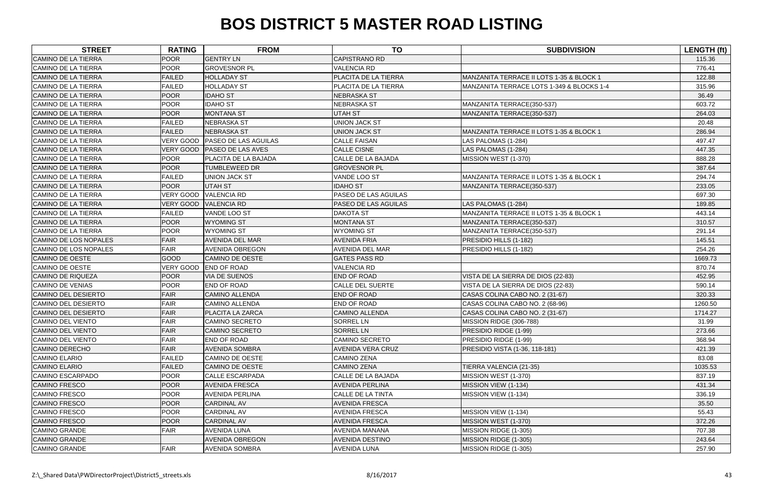# BOS DISTRICT 5 MASTER ROAD LISTING

| STREET | RATING | FROM | TO | SUBDIVISION | LENGTH (ft) |
|---|---|---|---|---|---|
| CAMINO DE LA TIERRA | POOR | GENTRY LN | CAPISTRANO RD | | 115.36 |
| CAMINO DE LA TIERRA | POOR | GROVESNOR PL | VALENCIA RD | | 776.41 |
| CAMINO DE LA TIERRA | FAILED | HOLLADAY ST | PLACITA DE LA TIERRA | MANZANITA TERRACE II LOTS 1-35 & BLOCK 1 | 122.88 |
| CAMINO DE LA TIERRA | FAILED | HOLLADAY ST | PLACITA DE LA TIERRA | MANZANITA TERRACE LOTS 1-349 & BLOCKS 1-4 | 315.96 |
| CAMINO DE LA TIERRA | POOR | IDAHO ST | NEBRASKA ST | | 36.49 |
| CAMINO DE LA TIERRA | POOR | IDAHO ST | NEBRASKA ST | MANZANITA TERRACE(350-537) | 603.72 |
| CAMINO DE LA TIERRA | POOR | MONTANA ST | UTAH ST | MANZANITA TERRACE(350-537) | 264.03 |
| CAMINO DE LA TIERRA | FAILED | NEBRASKA ST | UNION JACK ST | | 20.48 |
| CAMINO DE LA TIERRA | FAILED | NEBRASKA ST | UNION JACK ST | MANZANITA TERRACE II LOTS 1-35 & BLOCK 1 | 286.94 |
| CAMINO DE LA TIERRA | VERY GOOD | PASEO DE LAS AGUILAS | CALLE FAISAN | LAS PALOMAS (1-284) | 497.47 |
| CAMINO DE LA TIERRA | VERY GOOD | PASEO DE LAS AVES | CALLE CISNE | LAS PALOMAS (1-284) | 447.35 |
| CAMINO DE LA TIERRA | POOR | PLACITA DE LA BAJADA | CALLE DE LA BAJADA | MISSION WEST (1-370) | 888.28 |
| CAMINO DE LA TIERRA | POOR | TUMBLEWEED DR | GROVESNOR PL | | 387.64 |
| CAMINO DE LA TIERRA | FAILED | UNION JACK ST | VANDE LOO ST | MANZANITA TERRACE II LOTS 1-35 & BLOCK 1 | 294.74 |
| CAMINO DE LA TIERRA | POOR | UTAH ST | IDAHO ST | MANZANITA TERRACE(350-537) | 233.05 |
| CAMINO DE LA TIERRA | VERY GOOD | VALENCIA RD | PASEO DE LAS AGUILAS | | 697.30 |
| CAMINO DE LA TIERRA | VERY GOOD | VALENCIA RD | PASEO DE LAS AGUILAS | LAS PALOMAS (1-284) | 189.85 |
| CAMINO DE LA TIERRA | FAILED | VANDE LOO ST | DAKOTA ST | MANZANITA TERRACE II LOTS 1-35 & BLOCK 1 | 443.14 |
| CAMINO DE LA TIERRA | POOR | WYOMING ST | MONTANA ST | MANZANITA TERRACE(350-537) | 310.57 |
| CAMINO DE LA TIERRA | POOR | WYOMING ST | WYOMING ST | MANZANITA TERRACE(350-537) | 291.14 |
| CAMINO DE LOS NOPALES | FAIR | AVENIDA DEL MAR | AVENIDA FRIA | PRESIDIO HILLS (1-182) | 145.51 |
| CAMINO DE LOS NOPALES | FAIR | AVENIDA OBREGON | AVENIDA DEL MAR | PRESIDIO HILLS (1-182) | 254.26 |
| CAMINO DE OESTE | GOOD | CAMINO DE OESTE | GATES PASS RD | | 1669.73 |
| CAMINO DE OESTE | VERY GOOD | END OF ROAD | VALENCIA RD | | 870.74 |
| CAMINO DE RIQUEZA | POOR | VIA DE SUENOS | END OF ROAD | VISTA DE LA SIERRA DE DIOS (22-83) | 452.95 |
| CAMINO DE VENIAS | POOR | END OF ROAD | CALLE DEL SUERTE | VISTA DE LA SIERRA DE DIOS (22-83) | 590.14 |
| CAMINO DEL DESIERTO | FAIR | CAMINO ALLENDA | END OF ROAD | CASAS COLINA CABO NO. 2 (31-67) | 320.33 |
| CAMINO DEL DESIERTO | FAIR | CAMINO ALLENDA | END OF ROAD | CASAS COLINA CABO NO. 2 (68-96) | 1260.50 |
| CAMINO DEL DESIERTO | FAIR | PLACITA LA ZARCA | CAMINO ALLENDA | CASAS COLINA CABO NO. 2 (31-67) | 1714.27 |
| CAMINO DEL VIENTO | FAIR | CAMINO SECRETO | SORREL LN | MISSION RIDGE (306-788) | 31.99 |
| CAMINO DEL VIENTO | FAIR | CAMINO SECRETO | SORREL LN | PRESIDIO RIDGE (1-99) | 273.66 |
| CAMINO DEL VIENTO | FAIR | END OF ROAD | CAMINO SECRETO | PRESIDIO RIDGE (1-99) | 368.94 |
| CAMINO DERECHO | FAIR | AVENIDA SOMBRA | AVENIDA VERA CRUZ | PRESIDIO VISTA (1-36, 118-181) | 421.39 |
| CAMINO ELARIO | FAILED | CAMINO DE OESTE | CAMINO ZENA | | 83.08 |
| CAMINO ELARIO | FAILED | CAMINO DE OESTE | CAMINO ZENA | TIERRA VALENCIA (21-35) | 1035.53 |
| CAMINO ESCARPADO | POOR | CALLE ESCARPADA | CALLE DE LA BAJADA | MISSION WEST (1-370) | 837.19 |
| CAMINO FRESCO | POOR | AVENIDA FRESCA | AVENIDA PERLINA | MISSION VIEW (1-134) | 431.34 |
| CAMINO FRESCO | POOR | AVENIDA PERLINA | CALLE DE LA TINTA | MISSION VIEW (1-134) | 336.19 |
| CAMINO FRESCO | POOR | CARDINAL AV | AVENIDA FRESCA | | 35.50 |
| CAMINO FRESCO | POOR | CARDINAL AV | AVENIDA FRESCA | MISSION VIEW (1-134) | 55.43 |
| CAMINO FRESCO | POOR | CARDINAL AV | AVENIDA FRESCA | MISSION WEST (1-370) | 372.26 |
| CAMINO GRANDE | FAIR | AVENIDA LUNA | AVENIDA MANANA | MISSION RIDGE (1-305) | 707.38 |
| CAMINO GRANDE | | AVENIDA OBREGON | AVENIDA DESTINO | MISSION RIDGE (1-305) | 243.64 |
| CAMINO GRANDE | FAIR | AVENIDA SOMBRA | AVENIDA LUNA | MISSION RIDGE (1-305) | 257.90 |

Z:\_Shared Data\PWDirectorProject\District5_streets.xls 8/16/2017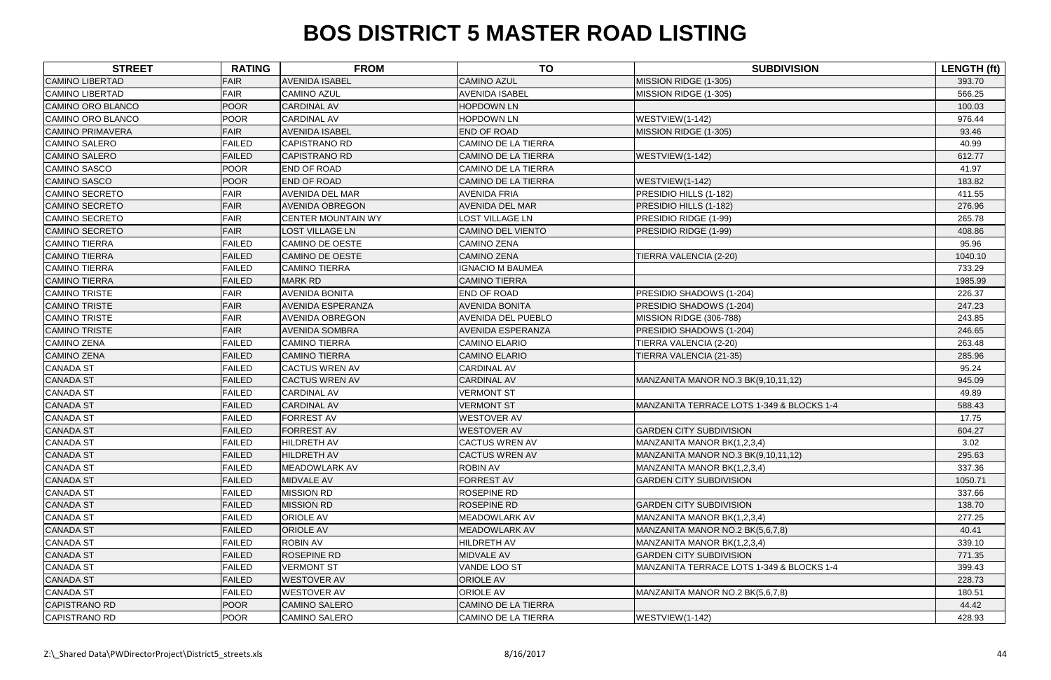# BOS DISTRICT 5 MASTER ROAD LISTING

| STREET | RATING | FROM | TO | SUBDIVISION | LENGTH (ft) |
|---|---|---|---|---|---|
| CAMINO LIBERTAD | FAIR | AVENIDA ISABEL | CAMINO AZUL | MISSION RIDGE (1-305) | 393.70 |
| CAMINO LIBERTAD | FAIR | CAMINO AZUL | AVENIDA ISABEL | MISSION RIDGE (1-305) | 566.25 |
| CAMINO ORO BLANCO | POOR | CARDINAL AV | HOPDOWN LN | | 100.03 |
| CAMINO ORO BLANCO | POOR | CARDINAL AV | HOPDOWN LN | WESTVIEW(1-142) | 976.44 |
| CAMINO PRIMAVERA | FAIR | AVENIDA ISABEL | END OF ROAD | MISSION RIDGE (1-305) | 93.46 |
| CAMINO SALERO | FAILED | CAPISTRANO RD | CAMINO DE LA TIERRA | | 40.99 |
| CAMINO SALERO | FAILED | CAPISTRANO RD | CAMINO DE LA TIERRA | WESTVIEW(1-142) | 612.77 |
| CAMINO SASCO | POOR | END OF ROAD | CAMINO DE LA TIERRA | | 41.97 |
| CAMINO SASCO | POOR | END OF ROAD | CAMINO DE LA TIERRA | WESTVIEW(1-142) | 183.82 |
| CAMINO SECRETO | FAIR | AVENIDA DEL MAR | AVENIDA FRIA | PRESIDIO HILLS (1-182) | 411.55 |
| CAMINO SECRETO | FAIR | AVENIDA OBREGON | AVENIDA DEL MAR | PRESIDIO HILLS (1-182) | 276.96 |
| CAMINO SECRETO | FAIR | CENTER MOUNTAIN WY | LOST VILLAGE LN | PRESIDIO RIDGE (1-99) | 265.78 |
| CAMINO SECRETO | FAIR | LOST VILLAGE LN | CAMINO DEL VIENTO | PRESIDIO RIDGE (1-99) | 408.86 |
| CAMINO TIERRA | FAILED | CAMINO DE OESTE | CAMINO ZENA | | 95.96 |
| CAMINO TIERRA | FAILED | CAMINO DE OESTE | CAMINO ZENA | TIERRA VALENCIA (2-20) | 1040.10 |
| CAMINO TIERRA | FAILED | CAMINO TIERRA | IGNACIO M BAUMEA | | 733.29 |
| CAMINO TIERRA | FAILED | MARK RD | CAMINO TIERRA | | 1985.99 |
| CAMINO TRISTE | FAIR | AVENIDA BONITA | END OF ROAD | PRESIDIO SHADOWS (1-204) | 226.37 |
| CAMINO TRISTE | FAIR | AVENIDA ESPERANZA | AVENIDA BONITA | PRESIDIO SHADOWS (1-204) | 247.23 |
| CAMINO TRISTE | FAIR | AVENIDA OBREGON | AVENIDA DEL PUEBLO | MISSION RIDGE (306-788) | 243.85 |
| CAMINO TRISTE | FAIR | AVENIDA SOMBRA | AVENIDA ESPERANZA | PRESIDIO SHADOWS (1-204) | 246.65 |
| CAMINO ZENA | FAILED | CAMINO TIERRA | CAMINO ELARIO | TIERRA VALENCIA (2-20) | 263.48 |
| CAMINO ZENA | FAILED | CAMINO TIERRA | CAMINO ELARIO | TIERRA VALENCIA (21-35) | 285.96 |
| CANADA ST | FAILED | CACTUS WREN AV | CARDINAL AV | | 95.24 |
| CANADA ST | FAILED | CACTUS WREN AV | CARDINAL AV | MANZANITA MANOR NO.3 BK(9,10,11,12) | 945.09 |
| CANADA ST | FAILED | CARDINAL AV | VERMONT ST | | 49.89 |
| CANADA ST | FAILED | CARDINAL AV | VERMONT ST | MANZANITA TERRACE LOTS 1-349 & BLOCKS 1-4 | 588.43 |
| CANADA ST | FAILED | FORREST AV | WESTOVER AV | | 17.75 |
| CANADA ST | FAILED | FORREST AV | WESTOVER AV | GARDEN CITY SUBDIVISION | 604.27 |
| CANADA ST | FAILED | HILDRETH AV | CACTUS WREN AV | MANZANITA MANOR BK(1,2,3,4) | 3.02 |
| CANADA ST | FAILED | HILDRETH AV | CACTUS WREN AV | MANZANITA MANOR NO.3 BK(9,10,11,12) | 295.63 |
| CANADA ST | FAILED | MEADOWLARK AV | ROBIN AV | MANZANITA MANOR BK(1,2,3,4) | 337.36 |
| CANADA ST | FAILED | MIDVALE AV | FORREST AV | GARDEN CITY SUBDIVISION | 1050.71 |
| CANADA ST | FAILED | MISSION RD | ROSEPINE RD | | 337.66 |
| CANADA ST | FAILED | MISSION RD | ROSEPINE RD | GARDEN CITY SUBDIVISION | 138.70 |
| CANADA ST | FAILED | ORIOLE AV | MEADOWLARK AV | MANZANITA MANOR BK(1,2,3,4) | 277.25 |
| CANADA ST | FAILED | ORIOLE AV | MEADOWLARK AV | MANZANITA MANOR NO.2 BK(5,6,7,8) | 40.41 |
| CANADA ST | FAILED | ROBIN AV | HILDRETH AV | MANZANITA MANOR BK(1,2,3,4) | 339.10 |
| CANADA ST | FAILED | ROSEPINE RD | MIDVALE AV | GARDEN CITY SUBDIVISION | 771.35 |
| CANADA ST | FAILED | VERMONT ST | VANDE LOO ST | MANZANITA TERRACE LOTS 1-349 & BLOCKS 1-4 | 399.43 |
| CANADA ST | FAILED | WESTOVER AV | ORIOLE AV | | 228.73 |
| CANADA ST | FAILED | WESTOVER AV | ORIOLE AV | MANZANITA MANOR NO.2 BK(5,6,7,8) | 180.51 |
| CAPISTRANO RD | POOR | CAMINO SALERO | CAMINO DE LA TIERRA | | 44.42 |
| CAPISTRANO RD | POOR | CAMINO SALERO | CAMINO DE LA TIERRA | WESTVIEW(1-142) | 428.93 |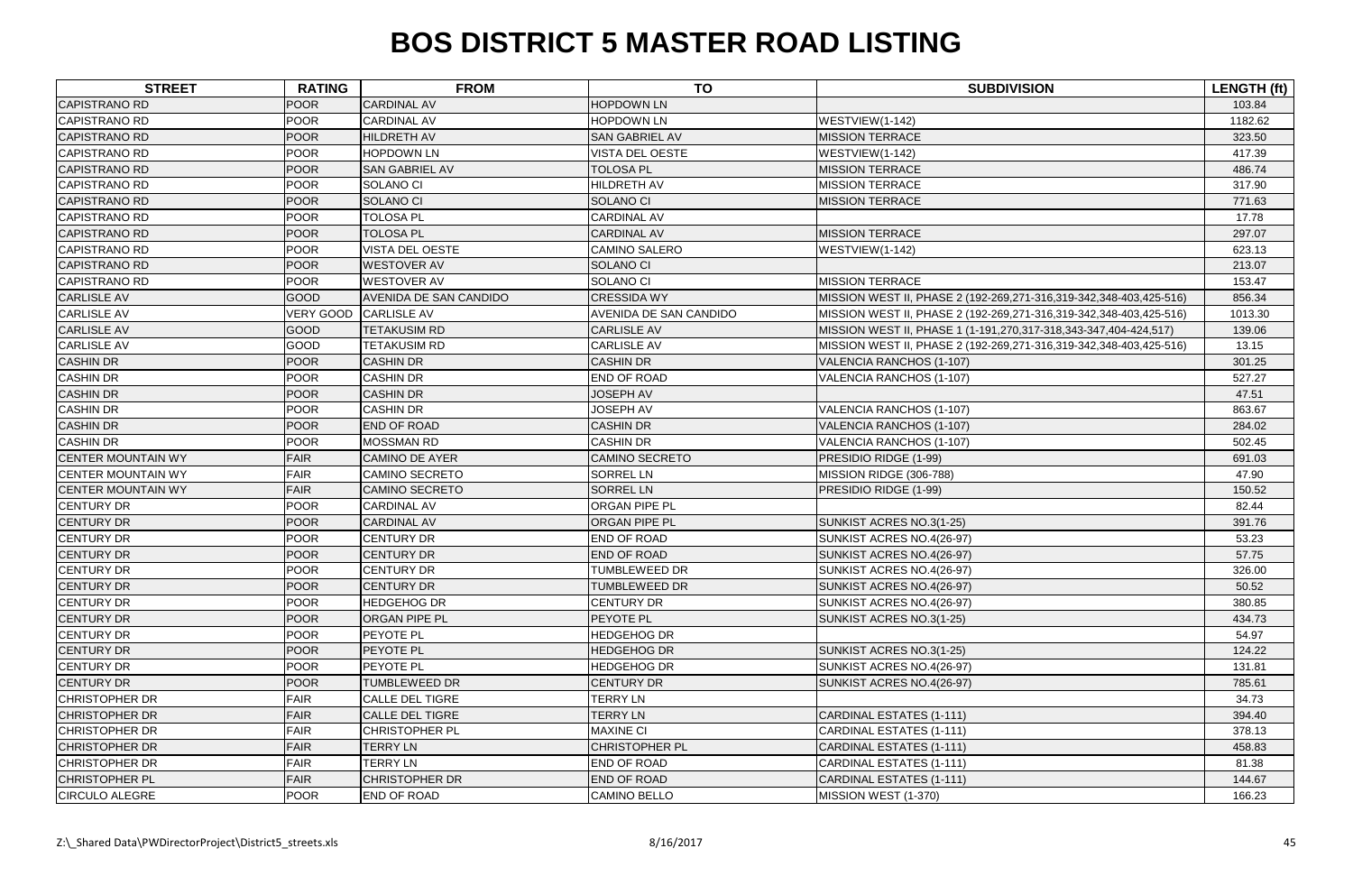# BOS DISTRICT 5 MASTER ROAD LISTING

| STREET | RATING | FROM | TO | SUBDIVISION | LENGTH (ft) |
|---|---|---|---|---|---|
| CAPISTRANO RD | POOR | CARDINAL AV | HOPDOWN LN | | 103.84 |
| CAPISTRANO RD | POOR | CARDINAL AV | HOPDOWN LN | WESTVIEW(1-142) | 1182.62 |
| CAPISTRANO RD | POOR | HILDRETH AV | SAN GABRIEL AV | MISSION TERRACE | 323.50 |
| CAPISTRANO RD | POOR | HOPDOWN LN | VISTA DEL OESTE | WESTVIEW(1-142) | 417.39 |
| CAPISTRANO RD | POOR | SAN GABRIEL AV | TOLOSA PL | MISSION TERRACE | 486.74 |
| CAPISTRANO RD | POOR | SOLANO CI | HILDRETH AV | MISSION TERRACE | 317.90 |
| CAPISTRANO RD | POOR | SOLANO CI | SOLANO CI | MISSION TERRACE | 771.63 |
| CAPISTRANO RD | POOR | TOLOSA PL | CARDINAL AV | | 17.78 |
| CAPISTRANO RD | POOR | TOLOSA PL | CARDINAL AV | MISSION TERRACE | 297.07 |
| CAPISTRANO RD | POOR | VISTA DEL OESTE | CAMINO SALERO | WESTVIEW(1-142) | 623.13 |
| CAPISTRANO RD | POOR | WESTOVER AV | SOLANO CI | | 213.07 |
| CAPISTRANO RD | POOR | WESTOVER AV | SOLANO CI | MISSION TERRACE | 153.47 |
| CARLISLE AV | GOOD | AVENIDA DE SAN CANDIDO | CRESSIDA WY | MISSION WEST II, PHASE 2 (192-269,271-316,319-342,348-403,425-516) | 856.34 |
| CARLISLE AV | VERY GOOD | CARLISLE AV | AVENIDA DE SAN CANDIDO | MISSION WEST II, PHASE 2 (192-269,271-316,319-342,348-403,425-516) | 1013.30 |
| CARLISLE AV | GOOD | TETAKUSIM RD | CARLISLE AV | MISSION WEST II, PHASE 1 (1-191,270,317-318,343-347,404-424,517) | 139.06 |
| CARLISLE AV | GOOD | TETAKUSIM RD | CARLISLE AV | MISSION WEST II, PHASE 2 (192-269,271-316,319-342,348-403,425-516) | 13.15 |
| CASHIN DR | POOR | CASHIN DR | CASHIN DR | VALENCIA RANCHOS (1-107) | 301.25 |
| CASHIN DR | POOR | CASHIN DR | END OF ROAD | VALENCIA RANCHOS (1-107) | 527.27 |
| CASHIN DR | POOR | CASHIN DR | JOSEPH AV | | 47.51 |
| CASHIN DR | POOR | CASHIN DR | JOSEPH AV | VALENCIA RANCHOS (1-107) | 863.67 |
| CASHIN DR | POOR | END OF ROAD | CASHIN DR | VALENCIA RANCHOS (1-107) | 284.02 |
| CASHIN DR | POOR | MOSSMAN RD | CASHIN DR | VALENCIA RANCHOS (1-107) | 502.45 |
| CENTER MOUNTAIN WY | FAIR | CAMINO DE AYER | CAMINO SECRETO | PRESIDIO RIDGE (1-99) | 691.03 |
| CENTER MOUNTAIN WY | FAIR | CAMINO SECRETO | SORREL LN | MISSION RIDGE (306-788) | 47.90 |
| CENTER MOUNTAIN WY | FAIR | CAMINO SECRETO | SORREL LN | PRESIDIO RIDGE (1-99) | 150.52 |
| CENTURY DR | POOR | CARDINAL AV | ORGAN PIPE PL | | 82.44 |
| CENTURY DR | POOR | CARDINAL AV | ORGAN PIPE PL | SUNKIST ACRES NO.3(1-25) | 391.76 |
| CENTURY DR | POOR | CENTURY DR | END OF ROAD | SUNKIST ACRES NO.4(26-97) | 53.23 |
| CENTURY DR | POOR | CENTURY DR | END OF ROAD | SUNKIST ACRES NO.4(26-97) | 57.75 |
| CENTURY DR | POOR | CENTURY DR | TUMBLEWEED DR | SUNKIST ACRES NO.4(26-97) | 326.00 |
| CENTURY DR | POOR | CENTURY DR | TUMBLEWEED DR | SUNKIST ACRES NO.4(26-97) | 50.52 |
| CENTURY DR | POOR | HEDGEHOG DR | CENTURY DR | SUNKIST ACRES NO.4(26-97) | 380.85 |
| CENTURY DR | POOR | ORGAN PIPE PL | PEYOTE PL | SUNKIST ACRES NO.3(1-25) | 434.73 |
| CENTURY DR | POOR | PEYOTE PL | HEDGEHOG DR | | 54.97 |
| CENTURY DR | POOR | PEYOTE PL | HEDGEHOG DR | SUNKIST ACRES NO.3(1-25) | 124.22 |
| CENTURY DR | POOR | PEYOTE PL | HEDGEHOG DR | SUNKIST ACRES NO.4(26-97) | 131.81 |
| CENTURY DR | POOR | TUMBLEWEED DR | CENTURY DR | SUNKIST ACRES NO.4(26-97) | 785.61 |
| CHRISTOPHER DR | FAIR | CALLE DEL TIGRE | TERRY LN | | 34.73 |
| CHRISTOPHER DR | FAIR | CALLE DEL TIGRE | TERRY LN | CARDINAL ESTATES (1-111) | 394.40 |
| CHRISTOPHER DR | FAIR | CHRISTOPHER PL | MAXINE CI | CARDINAL ESTATES (1-111) | 378.13 |
| CHRISTOPHER DR | FAIR | TERRY LN | CHRISTOPHER PL | CARDINAL ESTATES (1-111) | 458.83 |
| CHRISTOPHER DR | FAIR | TERRY LN | END OF ROAD | CARDINAL ESTATES (1-111) | 81.38 |
| CHRISTOPHER PL | FAIR | CHRISTOPHER DR | END OF ROAD | CARDINAL ESTATES (1-111) | 144.67 |
| CIRCULO ALEGRE | POOR | END OF ROAD | CAMINO BELLO | MISSION WEST (1-370) | 166.23 |

Z:\_Shared Data\PWDirectorProject\District5_streets.xls 8/16/2017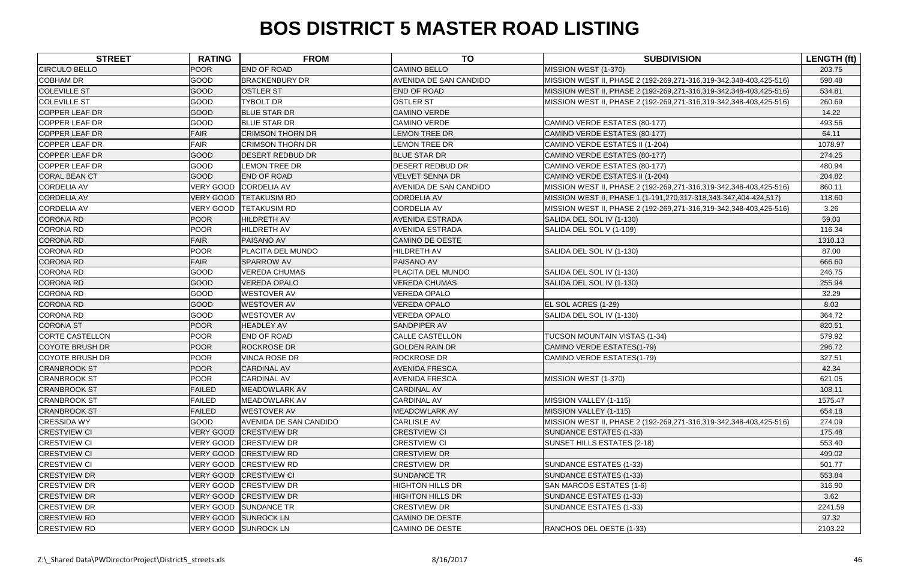# BOS DISTRICT 5 MASTER ROAD LISTING

| STREET | RATING | FROM | TO | SUBDIVISION | LENGTH (ft) |
|---|---|---|---|---|---|
| CIRCULO BELLO | POOR | END OF ROAD | CAMINO BELLO | MISSION WEST (1-370) | 203.75 |
| COBHAM DR | GOOD | BRACKENBURY DR | AVENIDA DE SAN CANDIDO | MISSION WEST II, PHASE 2 (192-269,271-316,319-342,348-403,425-516) | 598.48 |
| COLEVILLE ST | GOOD | OSTLER ST | END OF ROAD | MISSION WEST II, PHASE 2 (192-269,271-316,319-342,348-403,425-516) | 534.81 |
| COLEVILLE ST | GOOD | TYBOLT DR | OSTLER ST | MISSION WEST II, PHASE 2 (192-269,271-316,319-342,348-403,425-516) | 260.69 |
| COPPER LEAF DR | GOOD | BLUE STAR DR | CAMINO VERDE | | 14.22 |
| COPPER LEAF DR | GOOD | BLUE STAR DR | CAMINO VERDE | CAMINO VERDE ESTATES (80-177) | 493.56 |
| COPPER LEAF DR | FAIR | CRIMSON THORN DR | LEMON TREE DR | CAMINO VERDE ESTATES (80-177) | 64.11 |
| COPPER LEAF DR | FAIR | CRIMSON THORN DR | LEMON TREE DR | CAMINO VERDE ESTATES II (1-204) | 1078.97 |
| COPPER LEAF DR | GOOD | DESERT REDBUD DR | BLUE STAR DR | CAMINO VERDE ESTATES (80-177) | 274.25 |
| COPPER LEAF DR | GOOD | LEMON TREE DR | DESERT REDBUD DR | CAMINO VERDE ESTATES (80-177) | 480.94 |
| CORAL BEAN CT | GOOD | END OF ROAD | VELVET SENNA DR | CAMINO VERDE ESTATES II (1-204) | 204.82 |
| CORDELIA AV | VERY GOOD | CORDELIA AV | AVENIDA DE SAN CANDIDO | MISSION WEST II, PHASE 2 (192-269,271-316,319-342,348-403,425-516) | 860.11 |
| CORDELIA AV | VERY GOOD | TETAKUSIM RD | CORDELIA AV | MISSION WEST II, PHASE 1 (1-191,270,317-318,343-347,404-424,517) | 118.60 |
| CORDELIA AV | VERY GOOD | TETAKUSIM RD | CORDELIA AV | MISSION WEST II, PHASE 2 (192-269,271-316,319-342,348-403,425-516) | 3.26 |
| CORONA RD | POOR | HILDRETH AV | AVENIDA ESTRADA | SALIDA DEL SOL IV (1-130) | 59.03 |
| CORONA RD | POOR | HILDRETH AV | AVENIDA ESTRADA | SALIDA DEL SOL V (1-109) | 116.34 |
| CORONA RD | FAIR | PAISANO AV | CAMINO DE OESTE | | 1310.13 |
| CORONA RD | POOR | PLACITA DEL MUNDO | HILDRETH AV | SALIDA DEL SOL IV (1-130) | 87.00 |
| CORONA RD | FAIR | SPARROW AV | PAISANO AV | | 666.60 |
| CORONA RD | GOOD | VEREDA CHUMAS | PLACITA DEL MUNDO | SALIDA DEL SOL IV (1-130) | 246.75 |
| CORONA RD | GOOD | VEREDA OPALO | VEREDA CHUMAS | SALIDA DEL SOL IV (1-130) | 255.94 |
| CORONA RD | GOOD | WESTOVER AV | VEREDA OPALO | | 32.29 |
| CORONA RD | GOOD | WESTOVER AV | VEREDA OPALO | EL SOL ACRES (1-29) | 8.03 |
| CORONA RD | GOOD | WESTOVER AV | VEREDA OPALO | SALIDA DEL SOL IV (1-130) | 364.72 |
| CORONA ST | POOR | HEADLEY AV | SANDPIPER AV | | 820.51 |
| CORTE CASTELLON | POOR | END OF ROAD | CALLE CASTELLON | TUCSON MOUNTAIN VISTAS (1-34) | 579.92 |
| COYOTE BRUSH DR | POOR | ROCKROSE DR | GOLDEN RAIN DR | CAMINO VERDE ESTATES(1-79) | 296.72 |
| COYOTE BRUSH DR | POOR | VINCA ROSE DR | ROCKROSE DR | CAMINO VERDE ESTATES(1-79) | 327.51 |
| CRANBROOK ST | POOR | CARDINAL AV | AVENIDA FRESCA | | 42.34 |
| CRANBROOK ST | POOR | CARDINAL AV | AVENIDA FRESCA | MISSION WEST (1-370) | 621.05 |
| CRANBROOK ST | FAILED | MEADOWLARK AV | CARDINAL AV | | 108.11 |
| CRANBROOK ST | FAILED | MEADOWLARK AV | CARDINAL AV | MISSION VALLEY (1-115) | 1575.47 |
| CRANBROOK ST | FAILED | WESTOVER AV | MEADOWLARK AV | MISSION VALLEY (1-115) | 654.18 |
| CRESSIDA WY | GOOD | AVENIDA DE SAN CANDIDO | CARLISLE AV | MISSION WEST II, PHASE 2 (192-269,271-316,319-342,348-403,425-516) | 274.09 |
| CRESTVIEW CI | VERY GOOD | CRESTVIEW DR | CRESTVIEW CI | SUNDANCE ESTATES (1-33) | 175.48 |
| CRESTVIEW CI | VERY GOOD | CRESTVIEW DR | CRESTVIEW CI | SUNSET HILLS ESTATES (2-18) | 553.40 |
| CRESTVIEW CI | VERY GOOD | CRESTVIEW RD | CRESTVIEW DR | | 499.02 |
| CRESTVIEW CI | VERY GOOD | CRESTVIEW RD | CRESTVIEW DR | SUNDANCE ESTATES (1-33) | 501.77 |
| CRESTVIEW DR | VERY GOOD | CRESTVIEW CI | SUNDANCE TR | SUNDANCE ESTATES (1-33) | 553.84 |
| CRESTVIEW DR | VERY GOOD | CRESTVIEW DR | HIGHTON HILLS DR | SAN MARCOS ESTATES (1-6) | 316.90 |
| CRESTVIEW DR | VERY GOOD | CRESTVIEW DR | HIGHTON HILLS DR | SUNDANCE ESTATES (1-33) | 3.62 |
| CRESTVIEW DR | VERY GOOD | SUNDANCE TR | CRESTVIEW DR | SUNDANCE ESTATES (1-33) | 2241.59 |
| CRESTVIEW RD | VERY GOOD | SUNROCK LN | CAMINO DE OESTE | | 97.32 |
| CRESTVIEW RD | VERY GOOD | SUNROCK LN | CAMINO DE OESTE | RANCHOS DEL OESTE (1-33) | 2103.22 |

Z:\_Shared Data\PWDirectorProject\District5_streets.xls 8/16/2017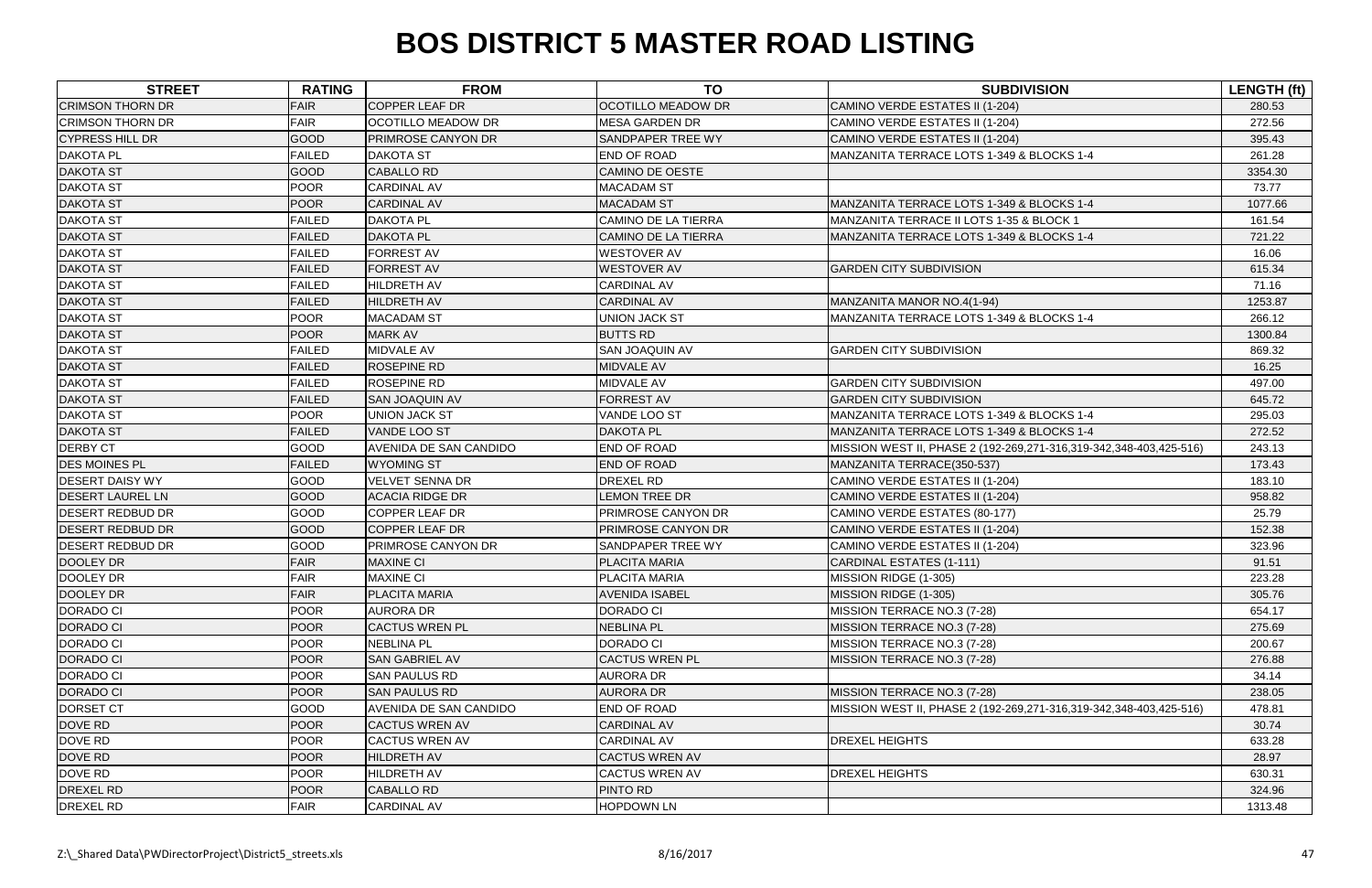# BOS DISTRICT 5 MASTER ROAD LISTING

| STREET | RATING | FROM | TO | SUBDIVISION | LENGTH (ft) |
|---|---|---|---|---|---|
| CRIMSON THORN DR | FAIR | COPPER LEAF DR | OCOTILLO MEADOW DR | CAMINO VERDE ESTATES II (1-204) | 280.53 |
| CRIMSON THORN DR | FAIR | OCOTILLO MEADOW DR | MESA GARDEN DR | CAMINO VERDE ESTATES II (1-204) | 272.56 |
| CYPRESS HILL DR | GOOD | PRIMROSE CANYON DR | SANDPAPER TREE WY | CAMINO VERDE ESTATES II (1-204) | 395.43 |
| DAKOTA PL | FAILED | DAKOTA ST | END OF ROAD | MANZANITA TERRACE LOTS 1-349 & BLOCKS 1-4 | 261.28 |
| DAKOTA ST | GOOD | CABALLO RD | CAMINO DE OESTE | | 3354.30 |
| DAKOTA ST | POOR | CARDINAL AV | MACADAM ST | | 73.77 |
| DAKOTA ST | POOR | CARDINAL AV | MACADAM ST | MANZANITA TERRACE LOTS 1-349 & BLOCKS 1-4 | 1077.66 |
| DAKOTA ST | FAILED | DAKOTA PL | CAMINO DE LA TIERRA | MANZANITA TERRACE II LOTS 1-35 & BLOCK 1 | 161.54 |
| DAKOTA ST | FAILED | DAKOTA PL | CAMINO DE LA TIERRA | MANZANITA TERRACE LOTS 1-349 & BLOCKS 1-4 | 721.22 |
| DAKOTA ST | FAILED | FORREST AV | WESTOVER AV | | 16.06 |
| DAKOTA ST | FAILED | FORREST AV | WESTOVER AV | GARDEN CITY SUBDIVISION | 615.34 |
| DAKOTA ST | FAILED | HILDRETH AV | CARDINAL AV | | 71.16 |
| DAKOTA ST | FAILED | HILDRETH AV | CARDINAL AV | MANZANITA MANOR NO.4(1-94) | 1253.87 |
| DAKOTA ST | POOR | MACADAM ST | UNION JACK ST | MANZANITA TERRACE LOTS 1-349 & BLOCKS 1-4 | 266.12 |
| DAKOTA ST | POOR | MARK AV | BUTTS RD | | 1300.84 |
| DAKOTA ST | FAILED | MIDVALE AV | SAN JOAQUIN AV | GARDEN CITY SUBDIVISION | 869.32 |
| DAKOTA ST | FAILED | ROSEPINE RD | MIDVALE AV | | 16.25 |
| DAKOTA ST | FAILED | ROSEPINE RD | MIDVALE AV | GARDEN CITY SUBDIVISION | 497.00 |
| DAKOTA ST | FAILED | SAN JOAQUIN AV | FORREST AV | GARDEN CITY SUBDIVISION | 645.72 |
| DAKOTA ST | POOR | UNION JACK ST | VANDE LOO ST | MANZANITA TERRACE LOTS 1-349 & BLOCKS 1-4 | 295.03 |
| DAKOTA ST | FAILED | VANDE LOO ST | DAKOTA PL | MANZANITA TERRACE LOTS 1-349 & BLOCKS 1-4 | 272.52 |
| DERBY CT | GOOD | AVENIDA DE SAN CANDIDO | END OF ROAD | MISSION WEST II, PHASE 2 (192-269,271-316,319-342,348-403,425-516) | 243.13 |
| DES MOINES PL | FAILED | WYOMING ST | END OF ROAD | MANZANITA TERRACE(350-537) | 173.43 |
| DESERT DAISY WY | GOOD | VELVET SENNA DR | DREXEL RD | CAMINO VERDE ESTATES II (1-204) | 183.10 |
| DESERT LAUREL LN | GOOD | ACACIA RIDGE DR | LEMON TREE DR | CAMINO VERDE ESTATES II (1-204) | 958.82 |
| DESERT REDBUD DR | GOOD | COPPER LEAF DR | PRIMROSE CANYON DR | CAMINO VERDE ESTATES (80-177) | 25.79 |
| DESERT REDBUD DR | GOOD | COPPER LEAF DR | PRIMROSE CANYON DR | CAMINO VERDE ESTATES II (1-204) | 152.38 |
| DESERT REDBUD DR | GOOD | PRIMROSE CANYON DR | SANDPAPER TREE WY | CAMINO VERDE ESTATES II (1-204) | 323.96 |
| DOOLEY DR | FAIR | MAXINE CI | PLACITA MARIA | CARDINAL ESTATES (1-111) | 91.51 |
| DOOLEY DR | FAIR | MAXINE CI | PLACITA MARIA | MISSION RIDGE (1-305) | 223.28 |
| DOOLEY DR | FAIR | PLACITA MARIA | AVENIDA ISABEL | MISSION RIDGE (1-305) | 305.76 |
| DORADO CI | POOR | AURORA DR | DORADO CI | MISSION TERRACE NO.3 (7-28) | 654.17 |
| DORADO CI | POOR | CACTUS WREN PL | NEBLINA PL | MISSION TERRACE NO.3 (7-28) | 275.69 |
| DORADO CI | POOR | NEBLINA PL | DORADO CI | MISSION TERRACE NO.3 (7-28) | 200.67 |
| DORADO CI | POOR | SAN GABRIEL AV | CACTUS WREN PL | MISSION TERRACE NO.3 (7-28) | 276.88 |
| DORADO CI | POOR | SAN PAULUS RD | AURORA DR | | 34.14 |
| DORADO CI | POOR | SAN PAULUS RD | AURORA DR | MISSION TERRACE NO.3 (7-28) | 238.05 |
| DORSET CT | GOOD | AVENIDA DE SAN CANDIDO | END OF ROAD | MISSION WEST II, PHASE 2 (192-269,271-316,319-342,348-403,425-516) | 478.81 |
| DOVE RD | POOR | CACTUS WREN AV | CARDINAL AV | | 30.74 |
| DOVE RD | POOR | CACTUS WREN AV | CARDINAL AV | DREXEL HEIGHTS | 633.28 |
| DOVE RD | POOR | HILDRETH AV | CACTUS WREN AV | | 28.97 |
| DOVE RD | POOR | HILDRETH AV | CACTUS WREN AV | DREXEL HEIGHTS | 630.31 |
| DREXEL RD | POOR | CABALLO RD | PINTO RD | | 324.96 |
| DREXEL RD | FAIR | CARDINAL AV | HOPDOWN LN | | 1313.48 |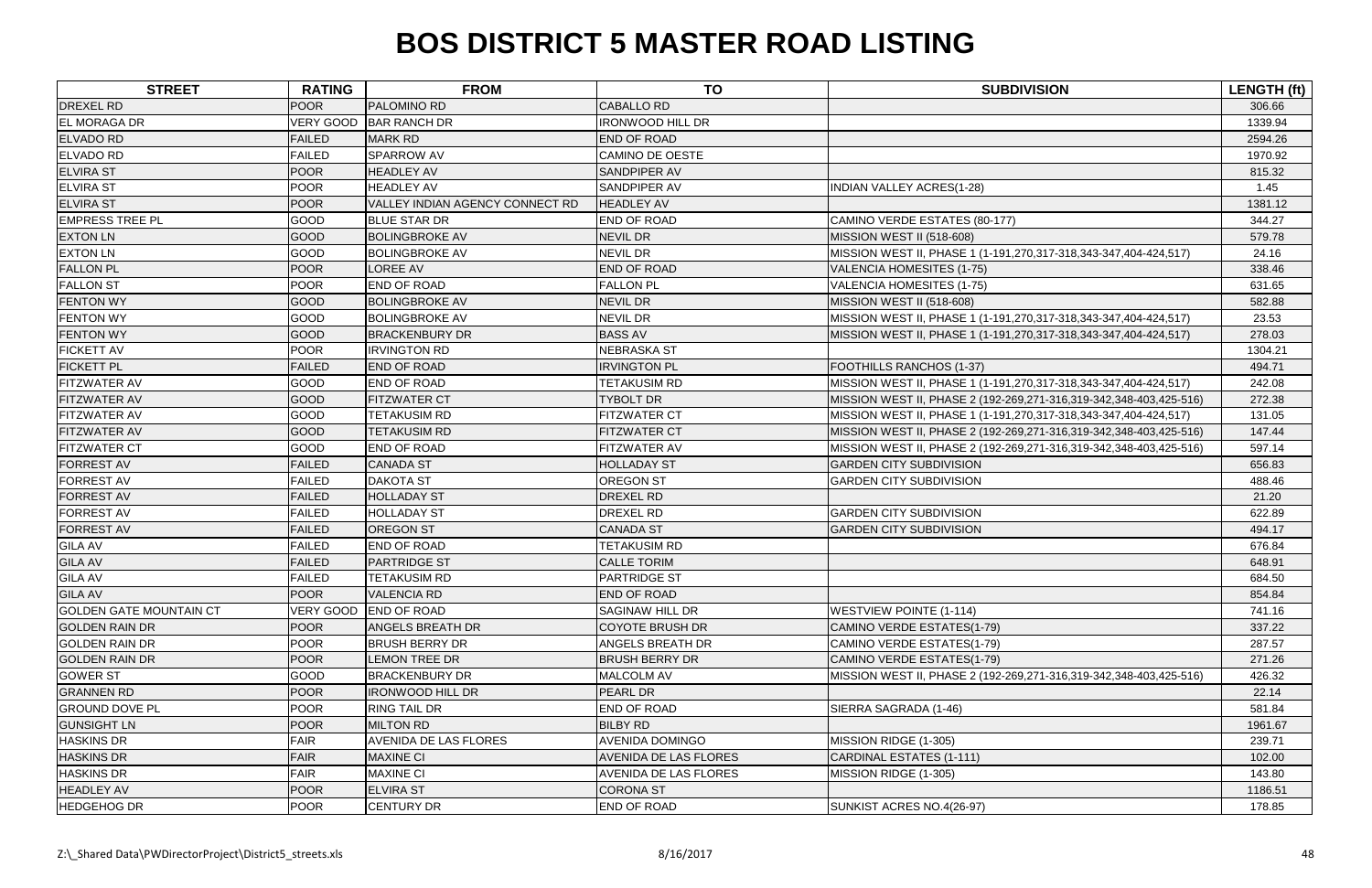# BOS DISTRICT 5 MASTER ROAD LISTING

| STREET | RATING | FROM | TO | SUBDIVISION | LENGTH (ft) |
|---|---|---|---|---|---|
| DREXEL RD | POOR | PALOMINO RD | CABALLO RD | | 306.66 |
| EL MORAGA DR | VERY GOOD | BAR RANCH DR | IRONWOOD HILL DR | | 1339.94 |
| ELVADO RD | FAILED | MARK RD | END OF ROAD | | 2594.26 |
| ELVADO RD | FAILED | SPARROW AV | CAMINO DE OESTE | | 1970.92 |
| ELVIRA ST | POOR | HEADLEY AV | SANDPIPER AV | | 815.32 |
| ELVIRA ST | POOR | HEADLEY AV | SANDPIPER AV | INDIAN VALLEY ACRES(1-28) | 1.45 |
| ELVIRA ST | POOR | VALLEY INDIAN AGENCY CONNECT RD | HEADLEY AV | | 1381.12 |
| EMPRESS TREE PL | GOOD | BLUE STAR DR | END OF ROAD | CAMINO VERDE ESTATES (80-177) | 344.27 |
| EXTON LN | GOOD | BOLINGBROKE AV | NEVIL DR | MISSION WEST II (518-608) | 579.78 |
| EXTON LN | GOOD | BOLINGBROKE AV | NEVIL DR | MISSION WEST II, PHASE 1 (1-191,270,317-318,343-347,404-424,517) | 24.16 |
| FALLON PL | POOR | LOREE AV | END OF ROAD | VALENCIA HOMESITES (1-75) | 338.46 |
| FALLON ST | POOR | END OF ROAD | FALLON PL | VALENCIA HOMESITES (1-75) | 631.65 |
| FENTON WY | GOOD | BOLINGBROKE AV | NEVIL DR | MISSION WEST II (518-608) | 582.88 |
| FENTON WY | GOOD | BOLINGBROKE AV | NEVIL DR | MISSION WEST II, PHASE 1 (1-191,270,317-318,343-347,404-424,517) | 23.53 |
| FENTON WY | GOOD | BRACKENBURY DR | BASS AV | MISSION WEST II, PHASE 1 (1-191,270,317-318,343-347,404-424,517) | 278.03 |
| FICKETT AV | POOR | IRVINGTON RD | NEBRASKA ST | | 1304.21 |
| FICKETT PL | FAILED | END OF ROAD | IRVINGTON PL | FOOTHILLS RANCHOS (1-37) | 494.71 |
| FITZWATER AV | GOOD | END OF ROAD | TETAKUSIM RD | MISSION WEST II, PHASE 1 (1-191,270,317-318,343-347,404-424,517) | 242.08 |
| FITZWATER AV | GOOD | FITZWATER CT | TYBOLT DR | MISSION WEST II, PHASE 2 (192-269,271-316,319-342,348-403,425-516) | 272.38 |
| FITZWATER AV | GOOD | TETAKUSIM RD | FITZWATER CT | MISSION WEST II, PHASE 1 (1-191,270,317-318,343-347,404-424,517) | 131.05 |
| FITZWATER AV | GOOD | TETAKUSIM RD | FITZWATER CT | MISSION WEST II, PHASE 2 (192-269,271-316,319-342,348-403,425-516) | 147.44 |
| FITZWATER CT | GOOD | END OF ROAD | FITZWATER AV | MISSION WEST II, PHASE 2 (192-269,271-316,319-342,348-403,425-516) | 597.14 |
| FORREST AV | FAILED | CANADA ST | HOLLADAY ST | GARDEN CITY SUBDIVISION | 656.83 |
| FORREST AV | FAILED | DAKOTA ST | OREGON ST | GARDEN CITY SUBDIVISION | 488.46 |
| FORREST AV | FAILED | HOLLADAY ST | DREXEL RD | | 21.20 |
| FORREST AV | FAILED | HOLLADAY ST | DREXEL RD | GARDEN CITY SUBDIVISION | 622.89 |
| FORREST AV | FAILED | OREGON ST | CANADA ST | GARDEN CITY SUBDIVISION | 494.17 |
| GILA AV | FAILED | END OF ROAD | TETAKUSIM RD | | 676.84 |
| GILA AV | FAILED | PARTRIDGE ST | CALLE TORIM | | 648.91 |
| GILA AV | FAILED | TETAKUSIM RD | PARTRIDGE ST | | 684.50 |
| GILA AV | POOR | VALENCIA RD | END OF ROAD | | 854.84 |
| GOLDEN GATE MOUNTAIN CT | VERY GOOD | END OF ROAD | SAGINAW HILL DR | WESTVIEW POINTE (1-114) | 741.16 |
| GOLDEN RAIN DR | POOR | ANGELS BREATH DR | COYOTE BRUSH DR | CAMINO VERDE ESTATES(1-79) | 337.22 |
| GOLDEN RAIN DR | POOR | BRUSH BERRY DR | ANGELS BREATH DR | CAMINO VERDE ESTATES(1-79) | 287.57 |
| GOLDEN RAIN DR | POOR | LEMON TREE DR | BRUSH BERRY DR | CAMINO VERDE ESTATES(1-79) | 271.26 |
| GOWER ST | GOOD | BRACKENBURY DR | MALCOLM AV | MISSION WEST II, PHASE 2 (192-269,271-316,319-342,348-403,425-516) | 426.32 |
| GRANNEN RD | POOR | IRONWOOD HILL DR | PEARL DR | | 22.14 |
| GROUND DOVE PL | POOR | RING TAIL DR | END OF ROAD | SIERRA SAGRADA (1-46) | 581.84 |
| GUNSIGHT LN | POOR | MILTON RD | BILBY RD | | 1961.67 |
| HASKINS DR | FAIR | AVENIDA DE LAS FLORES | AVENIDA DOMINGO | MISSION RIDGE (1-305) | 239.71 |
| HASKINS DR | FAIR | MAXINE CI | AVENIDA DE LAS FLORES | CARDINAL ESTATES (1-111) | 102.00 |
| HASKINS DR | FAIR | MAXINE CI | AVENIDA DE LAS FLORES | MISSION RIDGE (1-305) | 143.80 |
| HEADLEY AV | POOR | ELVIRA ST | CORONA ST | | 1186.51 |
| HEDGEHOG DR | POOR | CENTURY DR | END OF ROAD | SUNKIST ACRES NO.4(26-97) | 178.85 |

Z:\_Shared Data\PWDirectorProject\District5_streets.xls — 8/16/2017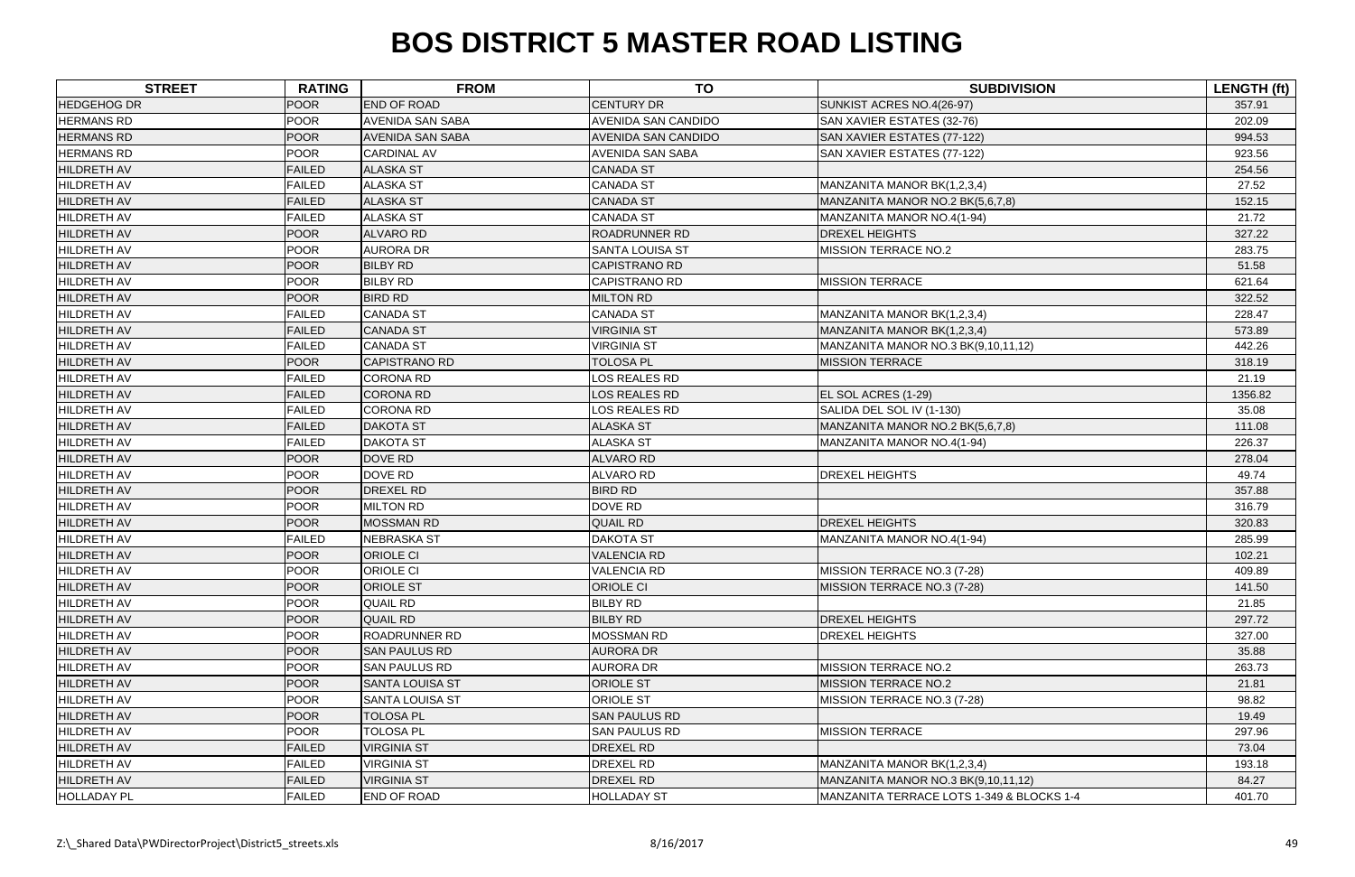# BOS DISTRICT 5 MASTER ROAD LISTING

| STREET | RATING | FROM | TO | SUBDIVISION | LENGTH (ft) |
|---|---|---|---|---|---|
| HEDGEHOG DR | POOR | END OF ROAD | CENTURY DR | SUNKIST ACRES NO.4(26-97) | 357.91 |
| HERMANS RD | POOR | AVENIDA SAN SABA | AVENIDA SAN CANDIDO | SAN XAVIER ESTATES (32-76) | 202.09 |
| HERMANS RD | POOR | AVENIDA SAN SABA | AVENIDA SAN CANDIDO | SAN XAVIER ESTATES (77-122) | 994.53 |
| HERMANS RD | POOR | CARDINAL AV | AVENIDA SAN SABA | SAN XAVIER ESTATES (77-122) | 923.56 |
| HILDRETH AV | FAILED | ALASKA ST | CANADA ST | | 254.56 |
| HILDRETH AV | FAILED | ALASKA ST | CANADA ST | MANZANITA MANOR BK(1,2,3,4) | 27.52 |
| HILDRETH AV | FAILED | ALASKA ST | CANADA ST | MANZANITA MANOR NO.2 BK(5,6,7,8) | 152.15 |
| HILDRETH AV | FAILED | ALASKA ST | CANADA ST | MANZANITA MANOR NO.4(1-94) | 21.72 |
| HILDRETH AV | POOR | ALVARO RD | ROADRUNNER RD | DREXEL HEIGHTS | 327.22 |
| HILDRETH AV | POOR | AURORA DR | SANTA LOUISA ST | MISSION TERRACE NO.2 | 283.75 |
| HILDRETH AV | POOR | BILBY RD | CAPISTRANO RD | | 51.58 |
| HILDRETH AV | POOR | BILBY RD | CAPISTRANO RD | MISSION TERRACE | 621.64 |
| HILDRETH AV | POOR | BIRD RD | MILTON RD | | 322.52 |
| HILDRETH AV | FAILED | CANADA ST | CANADA ST | MANZANITA MANOR BK(1,2,3,4) | 228.47 |
| HILDRETH AV | FAILED | CANADA ST | VIRGINIA ST | MANZANITA MANOR BK(1,2,3,4) | 573.89 |
| HILDRETH AV | FAILED | CANADA ST | VIRGINIA ST | MANZANITA MANOR NO.3 BK(9,10,11,12) | 442.26 |
| HILDRETH AV | POOR | CAPISTRANO RD | TOLOSA PL | MISSION TERRACE | 318.19 |
| HILDRETH AV | FAILED | CORONA RD | LOS REALES RD | | 21.19 |
| HILDRETH AV | FAILED | CORONA RD | LOS REALES RD | EL SOL ACRES (1-29) | 1356.82 |
| HILDRETH AV | FAILED | CORONA RD | LOS REALES RD | SALIDA DEL SOL IV (1-130) | 35.08 |
| HILDRETH AV | FAILED | DAKOTA ST | ALASKA ST | MANZANITA MANOR NO.2 BK(5,6,7,8) | 111.08 |
| HILDRETH AV | FAILED | DAKOTA ST | ALASKA ST | MANZANITA MANOR NO.4(1-94) | 226.37 |
| HILDRETH AV | POOR | DOVE RD | ALVARO RD | | 278.04 |
| HILDRETH AV | POOR | DOVE RD | ALVARO RD | DREXEL HEIGHTS | 49.74 |
| HILDRETH AV | POOR | DREXEL RD | BIRD RD | | 357.88 |
| HILDRETH AV | POOR | MILTON RD | DOVE RD | | 316.79 |
| HILDRETH AV | POOR | MOSSMAN RD | QUAIL RD | DREXEL HEIGHTS | 320.83 |
| HILDRETH AV | FAILED | NEBRASKA ST | DAKOTA ST | MANZANITA MANOR NO.4(1-94) | 285.99 |
| HILDRETH AV | POOR | ORIOLE CI | VALENCIA RD | | 102.21 |
| HILDRETH AV | POOR | ORIOLE CI | VALENCIA RD | MISSION TERRACE NO.3 (7-28) | 409.89 |
| HILDRETH AV | POOR | ORIOLE ST | ORIOLE CI | MISSION TERRACE NO.3 (7-28) | 141.50 |
| HILDRETH AV | POOR | QUAIL RD | BILBY RD | | 21.85 |
| HILDRETH AV | POOR | QUAIL RD | BILBY RD | DREXEL HEIGHTS | 297.72 |
| HILDRETH AV | POOR | ROADRUNNER RD | MOSSMAN RD | DREXEL HEIGHTS | 327.00 |
| HILDRETH AV | POOR | SAN PAULUS RD | AURORA DR | | 35.88 |
| HILDRETH AV | POOR | SAN PAULUS RD | AURORA DR | MISSION TERRACE NO.2 | 263.73 |
| HILDRETH AV | POOR | SANTA LOUISA ST | ORIOLE ST | MISSION TERRACE NO.2 | 21.81 |
| HILDRETH AV | POOR | SANTA LOUISA ST | ORIOLE ST | MISSION TERRACE NO.3 (7-28) | 98.82 |
| HILDRETH AV | POOR | TOLOSA PL | SAN PAULUS RD | | 19.49 |
| HILDRETH AV | POOR | TOLOSA PL | SAN PAULUS RD | MISSION TERRACE | 297.96 |
| HILDRETH AV | FAILED | VIRGINIA ST | DREXEL RD | | 73.04 |
| HILDRETH AV | FAILED | VIRGINIA ST | DREXEL RD | MANZANITA MANOR BK(1,2,3,4) | 193.18 |
| HILDRETH AV | FAILED | VIRGINIA ST | DREXEL RD | MANZANITA MANOR NO.3 BK(9,10,11,12) | 84.27 |
| HOLLADAY PL | FAILED | END OF ROAD | HOLLADAY ST | MANZANITA TERRACE LOTS 1-349 & BLOCKS 1-4 | 401.70 |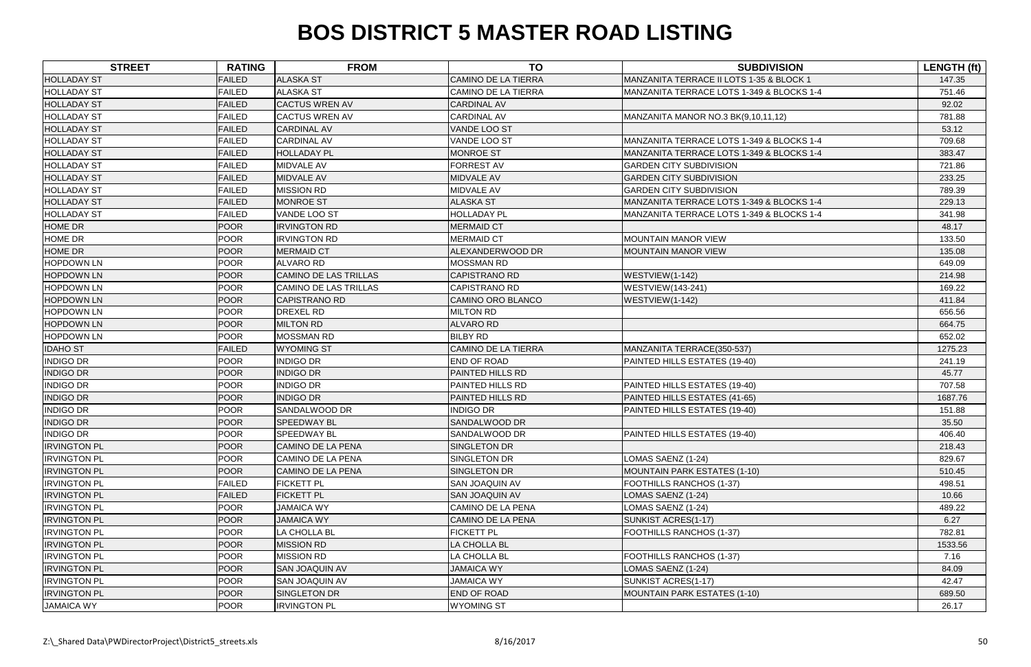# BOS DISTRICT 5 MASTER ROAD LISTING

| STREET | RATING | FROM | TO | SUBDIVISION | LENGTH (ft) |
|---|---|---|---|---|---|
| HOLLADAY ST | FAILED | ALASKA ST | CAMINO DE LA TIERRA | MANZANITA TERRACE II LOTS 1-35 & BLOCK 1 | 147.35 |
| HOLLADAY ST | FAILED | ALASKA ST | CAMINO DE LA TIERRA | MANZANITA TERRACE LOTS 1-349 & BLOCKS 1-4 | 751.46 |
| HOLLADAY ST | FAILED | CACTUS WREN AV | CARDINAL AV | | 92.02 |
| HOLLADAY ST | FAILED | CACTUS WREN AV | CARDINAL AV | MANZANITA MANOR NO.3 BK(9,10,11,12) | 781.88 |
| HOLLADAY ST | FAILED | CARDINAL AV | VANDE LOO ST | | 53.12 |
| HOLLADAY ST | FAILED | CARDINAL AV | VANDE LOO ST | MANZANITA TERRACE LOTS 1-349 & BLOCKS 1-4 | 709.68 |
| HOLLADAY ST | FAILED | HOLLADAY PL | MONROE ST | MANZANITA TERRACE LOTS 1-349 & BLOCKS 1-4 | 383.47 |
| HOLLADAY ST | FAILED | MIDVALE AV | FORREST AV | GARDEN CITY SUBDIVISION | 721.86 |
| HOLLADAY ST | FAILED | MIDVALE AV | MIDVALE AV | GARDEN CITY SUBDIVISION | 233.25 |
| HOLLADAY ST | FAILED | MISSION RD | MIDVALE AV | GARDEN CITY SUBDIVISION | 789.39 |
| HOLLADAY ST | FAILED | MONROE ST | ALASKA ST | MANZANITA TERRACE LOTS 1-349 & BLOCKS 1-4 | 229.13 |
| HOLLADAY ST | FAILED | VANDE LOO ST | HOLLADAY PL | MANZANITA TERRACE LOTS 1-349 & BLOCKS 1-4 | 341.98 |
| HOME DR | POOR | IRVINGTON RD | MERMAID CT | | 48.17 |
| HOME DR | POOR | IRVINGTON RD | MERMAID CT | MOUNTAIN MANOR VIEW | 133.50 |
| HOME DR | POOR | MERMAID CT | ALEXANDERWOOD DR | MOUNTAIN MANOR VIEW | 135.08 |
| HOPDOWN LN | POOR | ALVARO RD | MOSSMAN RD | | 649.09 |
| HOPDOWN LN | POOR | CAMINO DE LAS TRILLAS | CAPISTRANO RD | WESTVIEW(1-142) | 214.98 |
| HOPDOWN LN | POOR | CAMINO DE LAS TRILLAS | CAPISTRANO RD | WESTVIEW(143-241) | 169.22 |
| HOPDOWN LN | POOR | CAPISTRANO RD | CAMINO ORO BLANCO | WESTVIEW(1-142) | 411.84 |
| HOPDOWN LN | POOR | DREXEL RD | MILTON RD | | 656.56 |
| HOPDOWN LN | POOR | MILTON RD | ALVARO RD | | 664.75 |
| HOPDOWN LN | POOR | MOSSMAN RD | BILBY RD | | 652.02 |
| IDAHO ST | FAILED | WYOMING ST | CAMINO DE LA TIERRA | MANZANITA TERRACE(350-537) | 1275.23 |
| INDIGO DR | POOR | INDIGO DR | END OF ROAD | PAINTED HILLS ESTATES (19-40) | 241.19 |
| INDIGO DR | POOR | INDIGO DR | PAINTED HILLS RD | | 45.77 |
| INDIGO DR | POOR | INDIGO DR | PAINTED HILLS RD | PAINTED HILLS ESTATES (19-40) | 707.58 |
| INDIGO DR | POOR | INDIGO DR | PAINTED HILLS RD | PAINTED HILLS ESTATES (41-65) | 1687.76 |
| INDIGO DR | POOR | SANDALWOOD DR | INDIGO DR | PAINTED HILLS ESTATES (19-40) | 151.88 |
| INDIGO DR | POOR | SPEEDWAY BL | SANDALWOOD DR | | 35.50 |
| INDIGO DR | POOR | SPEEDWAY BL | SANDALWOOD DR | PAINTED HILLS ESTATES (19-40) | 406.40 |
| IRVINGTON PL | POOR | CAMINO DE LA PENA | SINGLETON DR | | 218.43 |
| IRVINGTON PL | POOR | CAMINO DE LA PENA | SINGLETON DR | LOMAS SAENZ (1-24) | 829.67 |
| IRVINGTON PL | POOR | CAMINO DE LA PENA | SINGLETON DR | MOUNTAIN PARK ESTATES (1-10) | 510.45 |
| IRVINGTON PL | FAILED | FICKETT PL | SAN JOAQUIN AV | FOOTHILLS RANCHOS (1-37) | 498.51 |
| IRVINGTON PL | FAILED | FICKETT PL | SAN JOAQUIN AV | LOMAS SAENZ (1-24) | 10.66 |
| IRVINGTON PL | POOR | JAMAICA WY | CAMINO DE LA PENA | LOMAS SAENZ (1-24) | 489.22 |
| IRVINGTON PL | POOR | JAMAICA WY | CAMINO DE LA PENA | SUNKIST ACRES(1-17) | 6.27 |
| IRVINGTON PL | POOR | LA CHOLLA BL | FICKETT PL | FOOTHILLS RANCHOS (1-37) | 782.81 |
| IRVINGTON PL | POOR | MISSION RD | LA CHOLLA BL | | 1533.56 |
| IRVINGTON PL | POOR | MISSION RD | LA CHOLLA BL | FOOTHILLS RANCHOS (1-37) | 7.16 |
| IRVINGTON PL | POOR | SAN JOAQUIN AV | JAMAICA WY | LOMAS SAENZ (1-24) | 84.09 |
| IRVINGTON PL | POOR | SAN JOAQUIN AV | JAMAICA WY | SUNKIST ACRES(1-17) | 42.47 |
| IRVINGTON PL | POOR | SINGLETON DR | END OF ROAD | MOUNTAIN PARK ESTATES (1-10) | 689.50 |
| JAMAICA WY | POOR | IRVINGTON PL | WYOMING ST | | 26.17 |

Z:\_Shared Data\PWDirectorProject\District5_streets.xls 8/16/2017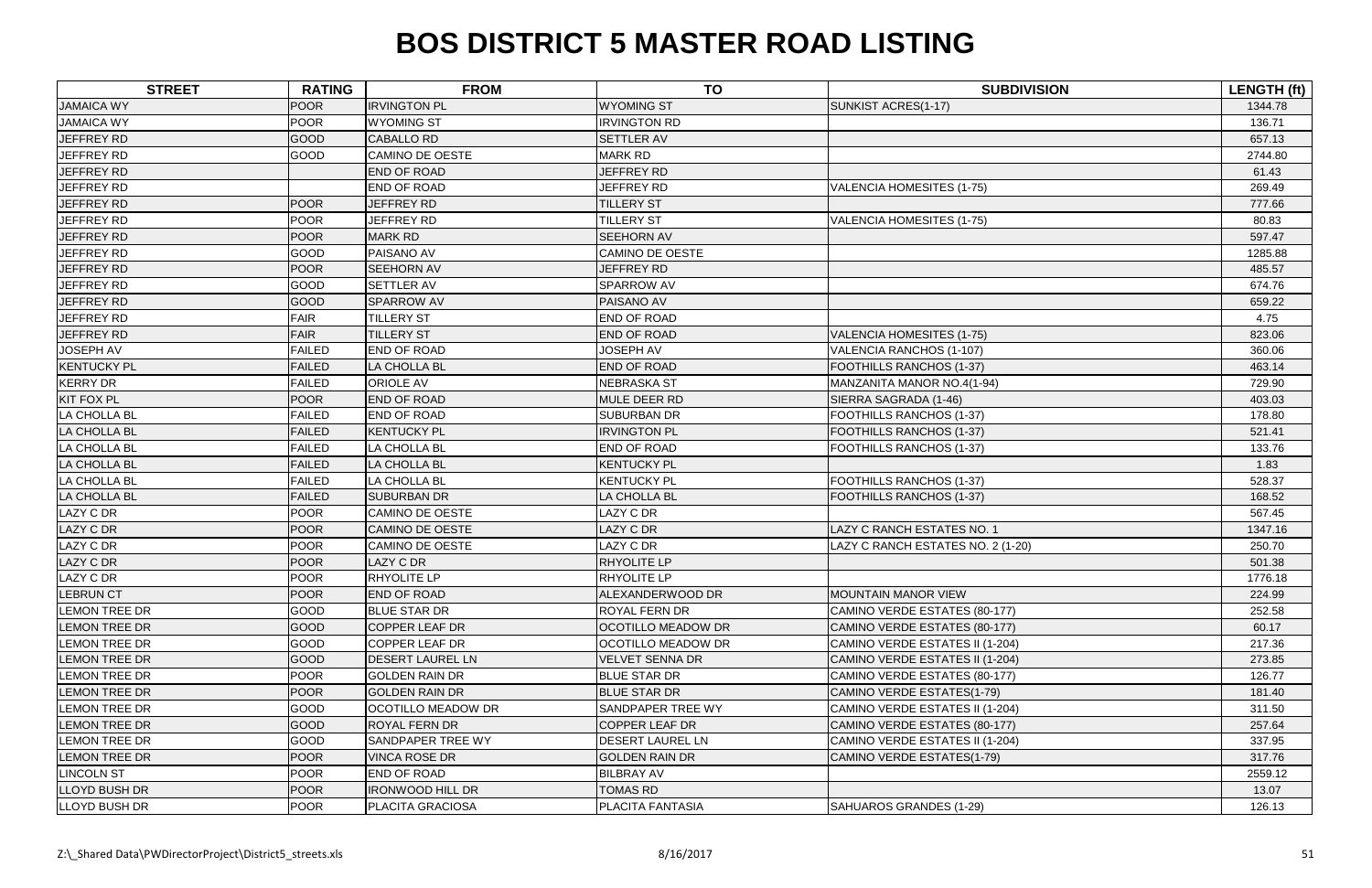# BOS DISTRICT 5 MASTER ROAD LISTING

| STREET | RATING | FROM | TO | SUBDIVISION | LENGTH (ft) |
|---|---|---|---|---|---|
| JAMAICA WY | POOR | IRVINGTON PL | WYOMING ST | SUNKIST ACRES(1-17) | 1344.78 |
| JAMAICA WY | POOR | WYOMING ST | IRVINGTON RD | | 136.71 |
| JEFFREY RD | GOOD | CABALLO RD | SETTLER AV | | 657.13 |
| JEFFREY RD | GOOD | CAMINO DE OESTE | MARK RD | | 2744.80 |
| JEFFREY RD | | END OF ROAD | JEFFREY RD | | 61.43 |
| JEFFREY RD | | END OF ROAD | JEFFREY RD | VALENCIA HOMESITES (1-75) | 269.49 |
| JEFFREY RD | POOR | JEFFREY RD | TILLERY ST | | 777.66 |
| JEFFREY RD | POOR | JEFFREY RD | TILLERY ST | VALENCIA HOMESITES (1-75) | 80.83 |
| JEFFREY RD | POOR | MARK RD | SEEHORN AV | | 597.47 |
| JEFFREY RD | GOOD | PAISANO AV | CAMINO DE OESTE | | 1285.88 |
| JEFFREY RD | POOR | SEEHORN AV | JEFFREY RD | | 485.57 |
| JEFFREY RD | GOOD | SETTLER AV | SPARROW AV | | 674.76 |
| JEFFREY RD | GOOD | SPARROW AV | PAISANO AV | | 659.22 |
| JEFFREY RD | FAIR | TILLERY ST | END OF ROAD | | 4.75 |
| JEFFREY RD | FAIR | TILLERY ST | END OF ROAD | VALENCIA HOMESITES (1-75) | 823.06 |
| JOSEPH AV | FAILED | END OF ROAD | JOSEPH AV | VALENCIA RANCHOS (1-107) | 360.06 |
| KENTUCKY PL | FAILED | LA CHOLLA BL | END OF ROAD | FOOTHILLS RANCHOS (1-37) | 463.14 |
| KERRY DR | FAILED | ORIOLE AV | NEBRASKA ST | MANZANITA MANOR NO.4(1-94) | 729.90 |
| KIT FOX PL | POOR | END OF ROAD | MULE DEER RD | SIERRA SAGRADA (1-46) | 403.03 |
| LA CHOLLA BL | FAILED | END OF ROAD | SUBURBAN DR | FOOTHILLS RANCHOS (1-37) | 178.80 |
| LA CHOLLA BL | FAILED | KENTUCKY PL | IRVINGTON PL | FOOTHILLS RANCHOS (1-37) | 521.41 |
| LA CHOLLA BL | FAILED | LA CHOLLA BL | END OF ROAD | FOOTHILLS RANCHOS (1-37) | 133.76 |
| LA CHOLLA BL | FAILED | LA CHOLLA BL | KENTUCKY PL | | 1.83 |
| LA CHOLLA BL | FAILED | LA CHOLLA BL | KENTUCKY PL | FOOTHILLS RANCHOS (1-37) | 528.37 |
| LA CHOLLA BL | FAILED | SUBURBAN DR | LA CHOLLA BL | FOOTHILLS RANCHOS (1-37) | 168.52 |
| LAZY C DR | POOR | CAMINO DE OESTE | LAZY C DR | | 567.45 |
| LAZY C DR | POOR | CAMINO DE OESTE | LAZY C DR | LAZY C RANCH ESTATES NO. 1 | 1347.16 |
| LAZY C DR | POOR | CAMINO DE OESTE | LAZY C DR | LAZY C RANCH ESTATES NO. 2 (1-20) | 250.70 |
| LAZY C DR | POOR | LAZY C DR | RHYOLITE LP | | 501.38 |
| LAZY C DR | POOR | RHYOLITE LP | RHYOLITE LP | | 1776.18 |
| LEBRUN CT | POOR | END OF ROAD | ALEXANDERWOOD DR | MOUNTAIN MANOR VIEW | 224.99 |
| LEMON TREE DR | GOOD | BLUE STAR DR | ROYAL FERN DR | CAMINO VERDE ESTATES (80-177) | 252.58 |
| LEMON TREE DR | GOOD | COPPER LEAF DR | OCOTILLO MEADOW DR | CAMINO VERDE ESTATES (80-177) | 60.17 |
| LEMON TREE DR | GOOD | COPPER LEAF DR | OCOTILLO MEADOW DR | CAMINO VERDE ESTATES II (1-204) | 217.36 |
| LEMON TREE DR | GOOD | DESERT LAUREL LN | VELVET SENNA DR | CAMINO VERDE ESTATES II (1-204) | 273.85 |
| LEMON TREE DR | POOR | GOLDEN RAIN DR | BLUE STAR DR | CAMINO VERDE ESTATES (80-177) | 126.77 |
| LEMON TREE DR | POOR | GOLDEN RAIN DR | BLUE STAR DR | CAMINO VERDE ESTATES(1-79) | 181.40 |
| LEMON TREE DR | GOOD | OCOTILLO MEADOW DR | SANDPAPER TREE WY | CAMINO VERDE ESTATES II (1-204) | 311.50 |
| LEMON TREE DR | GOOD | ROYAL FERN DR | COPPER LEAF DR | CAMINO VERDE ESTATES (80-177) | 257.64 |
| LEMON TREE DR | GOOD | SANDPAPER TREE WY | DESERT LAUREL LN | CAMINO VERDE ESTATES II (1-204) | 337.95 |
| LEMON TREE DR | POOR | VINCA ROSE DR | GOLDEN RAIN DR | CAMINO VERDE ESTATES(1-79) | 317.76 |
| LINCOLN ST | POOR | END OF ROAD | BILBRAY AV | | 2559.12 |
| LLOYD BUSH DR | POOR | IRONWOOD HILL DR | TOMAS RD | | 13.07 |
| LLOYD BUSH DR | POOR | PLACITA GRACIOSA | PLACITA FANTASIA | SAHUAROS GRANDES (1-29) | 126.13 |

Z:\_Shared Data\PWDirectorProject\District5_streets.xls 8/16/2017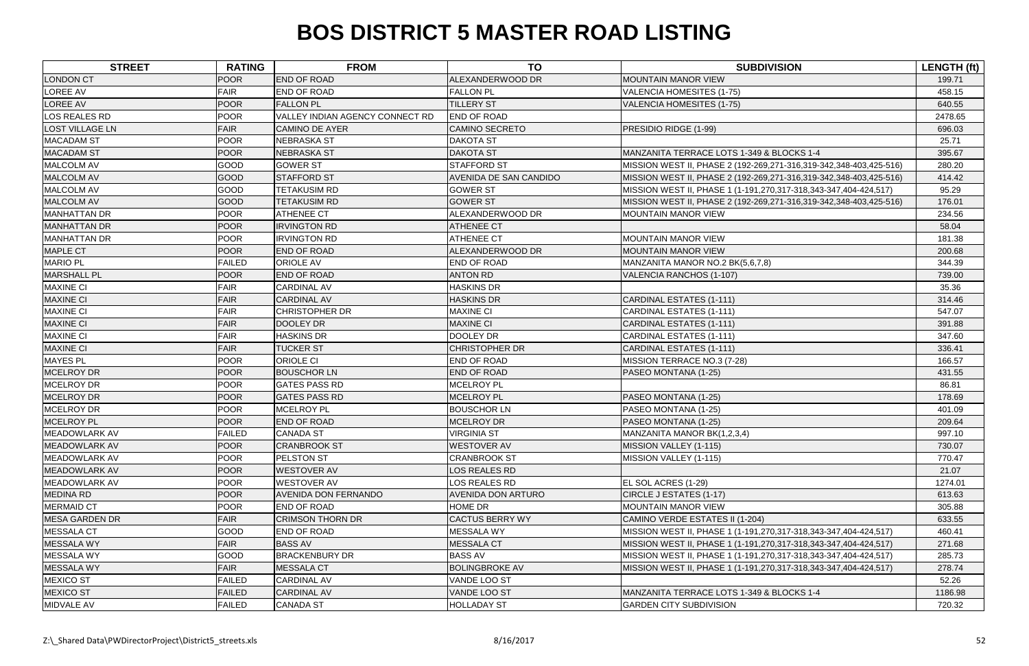# BOS DISTRICT 5 MASTER ROAD LISTING

| STREET | RATING | FROM | TO | SUBDIVISION | LENGTH (ft) |
|---|---|---|---|---|---|
| LONDON CT | POOR | END OF ROAD | ALEXANDERWOOD DR | MOUNTAIN MANOR VIEW | 199.71 |
| LOREE AV | FAIR | END OF ROAD | FALLON PL | VALENCIA HOMESITES (1-75) | 458.15 |
| LOREE AV | POOR | FALLON PL | TILLERY ST | VALENCIA HOMESITES (1-75) | 640.55 |
| LOS REALES RD | POOR | VALLEY INDIAN AGENCY CONNECT RD | END OF ROAD | | 2478.65 |
| LOST VILLAGE LN | FAIR | CAMINO DE AYER | CAMINO SECRETO | PRESIDIO RIDGE (1-99) | 696.03 |
| MACADAM ST | POOR | NEBRASKA ST | DAKOTA ST | | 25.71 |
| MACADAM ST | POOR | NEBRASKA ST | DAKOTA ST | MANZANITA TERRACE LOTS 1-349 & BLOCKS 1-4 | 395.67 |
| MALCOLM AV | GOOD | GOWER ST | STAFFORD ST | MISSION WEST II, PHASE 2 (192-269,271-316,319-342,348-403,425-516) | 280.20 |
| MALCOLM AV | GOOD | STAFFORD ST | AVENIDA DE SAN CANDIDO | MISSION WEST II, PHASE 2 (192-269,271-316,319-342,348-403,425-516) | 414.42 |
| MALCOLM AV | GOOD | TETAKUSIM RD | GOWER ST | MISSION WEST II, PHASE 1 (1-191,270,317-318,343-347,404-424,517) | 95.29 |
| MALCOLM AV | GOOD | TETAKUSIM RD | GOWER ST | MISSION WEST II, PHASE 2 (192-269,271-316,319-342,348-403,425-516) | 176.01 |
| MANHATTAN DR | POOR | ATHENEE CT | ALEXANDERWOOD DR | MOUNTAIN MANOR VIEW | 234.56 |
| MANHATTAN DR | POOR | IRVINGTON RD | ATHENEE CT | | 58.04 |
| MANHATTAN DR | POOR | IRVINGTON RD | ATHENEE CT | MOUNTAIN MANOR VIEW | 181.38 |
| MAPLE CT | POOR | END OF ROAD | ALEXANDERWOOD DR | MOUNTAIN MANOR VIEW | 200.68 |
| MARIO PL | FAILED | ORIOLE AV | END OF ROAD | MANZANITA MANOR NO.2 BK(5,6,7,8) | 344.39 |
| MARSHALL PL | POOR | END OF ROAD | ANTON RD | VALENCIA RANCHOS (1-107) | 739.00 |
| MAXINE CI | FAIR | CARDINAL AV | HASKINS DR | | 35.36 |
| MAXINE CI | FAIR | CARDINAL AV | HASKINS DR | CARDINAL ESTATES (1-111) | 314.46 |
| MAXINE CI | FAIR | CHRISTOPHER DR | MAXINE CI | CARDINAL ESTATES (1-111) | 547.07 |
| MAXINE CI | FAIR | DOOLEY DR | MAXINE CI | CARDINAL ESTATES (1-111) | 391.88 |
| MAXINE CI | FAIR | HASKINS DR | DOOLEY DR | CARDINAL ESTATES (1-111) | 347.60 |
| MAXINE CI | FAIR | TUCKER ST | CHRISTOPHER DR | CARDINAL ESTATES (1-111) | 336.41 |
| MAYES PL | POOR | ORIOLE CI | END OF ROAD | MISSION TERRACE NO.3 (7-28) | 166.57 |
| MCELROY DR | POOR | BOUSCHOR LN | END OF ROAD | PASEO MONTANA (1-25) | 431.55 |
| MCELROY DR | POOR | GATES PASS RD | MCELROY PL | | 86.81 |
| MCELROY DR | POOR | GATES PASS RD | MCELROY PL | PASEO MONTANA (1-25) | 178.69 |
| MCELROY DR | POOR | MCELROY PL | BOUSCHOR LN | PASEO MONTANA (1-25) | 401.09 |
| MCELROY PL | POOR | END OF ROAD | MCELROY DR | PASEO MONTANA (1-25) | 209.64 |
| MEADOWLARK AV | FAILED | CANADA ST | VIRGINIA ST | MANZANITA MANOR BK(1,2,3,4) | 997.10 |
| MEADOWLARK AV | POOR | CRANBROOK ST | WESTOVER AV | MISSION VALLEY (1-115) | 730.07 |
| MEADOWLARK AV | POOR | PELSTON ST | CRANBROOK ST | MISSION VALLEY (1-115) | 770.47 |
| MEADOWLARK AV | POOR | WESTOVER AV | LOS REALES RD | | 21.07 |
| MEADOWLARK AV | POOR | WESTOVER AV | LOS REALES RD | EL SOL ACRES (1-29) | 1274.01 |
| MEDINA RD | POOR | AVENIDA DON FERNANDO | AVENIDA DON ARTURO | CIRCLE J ESTATES (1-17) | 613.63 |
| MERMAID CT | POOR | END OF ROAD | HOME DR | MOUNTAIN MANOR VIEW | 305.88 |
| MESA GARDEN DR | FAIR | CRIMSON THORN DR | CACTUS BERRY WY | CAMINO VERDE ESTATES II (1-204) | 633.55 |
| MESSALA CT | GOOD | END OF ROAD | MESSALA WY | MISSION WEST II, PHASE 1 (1-191,270,317-318,343-347,404-424,517) | 460.41 |
| MESSALA WY | FAIR | BASS AV | MESSALA CT | MISSION WEST II, PHASE 1 (1-191,270,317-318,343-347,404-424,517) | 271.68 |
| MESSALA WY | GOOD | BRACKENBURY DR | BASS AV | MISSION WEST II, PHASE 1 (1-191,270,317-318,343-347,404-424,517) | 285.73 |
| MESSALA WY | FAIR | MESSALA CT | BOLINGBROKE AV | MISSION WEST II, PHASE 1 (1-191,270,317-318,343-347,404-424,517) | 278.74 |
| MEXICO ST | FAILED | CARDINAL AV | VANDE LOO ST | | 52.26 |
| MEXICO ST | FAILED | CARDINAL AV | VANDE LOO ST | MANZANITA TERRACE LOTS 1-349 & BLOCKS 1-4 | 1186.98 |
| MIDVALE AV | FAILED | CANADA ST | HOLLADAY ST | GARDEN CITY SUBDIVISION | 720.32 |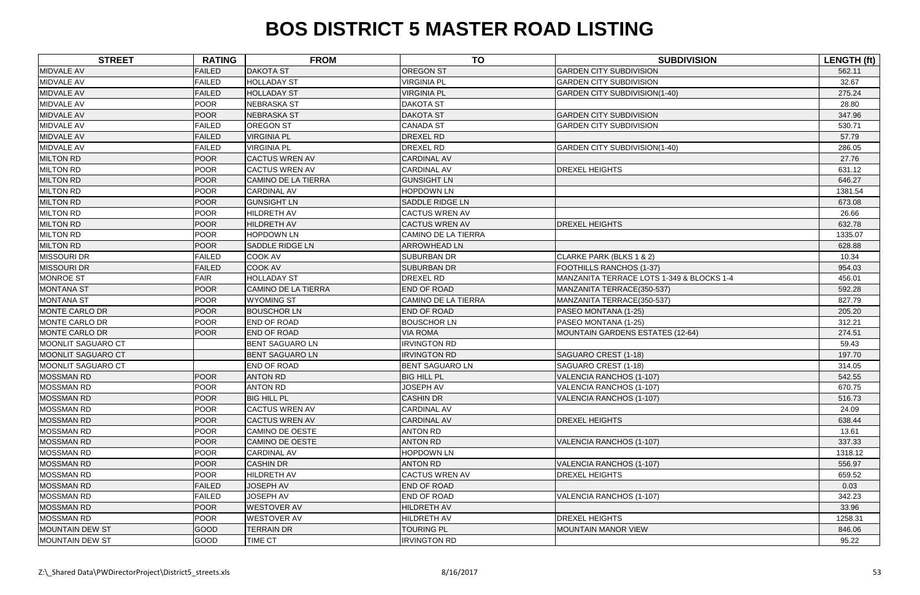# BOS DISTRICT 5 MASTER ROAD LISTING

| STREET | RATING | FROM | TO | SUBDIVISION | LENGTH (ft) |
|---|---|---|---|---|---|
| MIDVALE AV | FAILED | DAKOTA ST | OREGON ST | GARDEN CITY SUBDIVISION | 562.11 |
| MIDVALE AV | FAILED | HOLLADAY ST | VIRGINIA PL | GARDEN CITY SUBDIVISION | 32.67 |
| MIDVALE AV | FAILED | HOLLADAY ST | VIRGINIA PL | GARDEN CITY SUBDIVISION(1-40) | 275.24 |
| MIDVALE AV | POOR | NEBRASKA ST | DAKOTA ST | | 28.80 |
| MIDVALE AV | POOR | NEBRASKA ST | DAKOTA ST | GARDEN CITY SUBDIVISION | 347.96 |
| MIDVALE AV | FAILED | OREGON ST | CANADA ST | GARDEN CITY SUBDIVISION | 530.71 |
| MIDVALE AV | FAILED | VIRGINIA PL | DREXEL RD | | 57.79 |
| MIDVALE AV | FAILED | VIRGINIA PL | DREXEL RD | GARDEN CITY SUBDIVISION(1-40) | 286.05 |
| MILTON RD | POOR | CACTUS WREN AV | CARDINAL AV | | 27.76 |
| MILTON RD | POOR | CACTUS WREN AV | CARDINAL AV | DREXEL HEIGHTS | 631.12 |
| MILTON RD | POOR | CAMINO DE LA TIERRA | GUNSIGHT LN | | 646.27 |
| MILTON RD | POOR | CARDINAL AV | HOPDOWN LN | | 1381.54 |
| MILTON RD | POOR | GUNSIGHT LN | SADDLE RIDGE LN | | 673.08 |
| MILTON RD | POOR | HILDRETH AV | CACTUS WREN AV | | 26.66 |
| MILTON RD | POOR | HILDRETH AV | CACTUS WREN AV | DREXEL HEIGHTS | 632.78 |
| MILTON RD | POOR | HOPDOWN LN | CAMINO DE LA TIERRA | | 1335.07 |
| MILTON RD | POOR | SADDLE RIDGE LN | ARROWHEAD LN | | 628.88 |
| MISSOURI DR | FAILED | COOK AV | SUBURBAN DR | CLARKE PARK (BLKS 1 & 2) | 10.34 |
| MISSOURI DR | FAILED | COOK AV | SUBURBAN DR | FOOTHILLS RANCHOS (1-37) | 954.03 |
| MONROE ST | FAIR | HOLLADAY ST | DREXEL RD | MANZANITA TERRACE LOTS 1-349 & BLOCKS 1-4 | 456.01 |
| MONTANA ST | POOR | CAMINO DE LA TIERRA | END OF ROAD | MANZANITA TERRACE(350-537) | 592.28 |
| MONTANA ST | POOR | WYOMING ST | CAMINO DE LA TIERRA | MANZANITA TERRACE(350-537) | 827.79 |
| MONTE CARLO DR | POOR | BOUSCHOR LN | END OF ROAD | PASEO MONTANA (1-25) | 205.20 |
| MONTE CARLO DR | POOR | END OF ROAD | BOUSCHOR LN | PASEO MONTANA (1-25) | 312.21 |
| MONTE CARLO DR | POOR | END OF ROAD | VIA ROMA | MOUNTAIN GARDENS ESTATES (12-64) | 274.51 |
| MOONLIT SAGUARO CT | | BENT SAGUARO LN | IRVINGTON RD | | 59.43 |
| MOONLIT SAGUARO CT | | BENT SAGUARO LN | IRVINGTON RD | SAGUARO CREST (1-18) | 197.70 |
| MOONLIT SAGUARO CT | | END OF ROAD | BENT SAGUARO LN | SAGUARO CREST (1-18) | 314.05 |
| MOSSMAN RD | POOR | ANTON RD | BIG HILL PL | VALENCIA RANCHOS (1-107) | 542.55 |
| MOSSMAN RD | POOR | ANTON RD | JOSEPH AV | VALENCIA RANCHOS (1-107) | 670.75 |
| MOSSMAN RD | POOR | BIG HILL PL | CASHIN DR | VALENCIA RANCHOS (1-107) | 516.73 |
| MOSSMAN RD | POOR | CACTUS WREN AV | CARDINAL AV | | 24.09 |
| MOSSMAN RD | POOR | CACTUS WREN AV | CARDINAL AV | DREXEL HEIGHTS | 638.44 |
| MOSSMAN RD | POOR | CAMINO DE OESTE | ANTON RD | | 13.61 |
| MOSSMAN RD | POOR | CAMINO DE OESTE | ANTON RD | VALENCIA RANCHOS (1-107) | 337.33 |
| MOSSMAN RD | POOR | CARDINAL AV | HOPDOWN LN | | 1318.12 |
| MOSSMAN RD | POOR | CASHIN DR | ANTON RD | VALENCIA RANCHOS (1-107) | 556.97 |
| MOSSMAN RD | POOR | HILDRETH AV | CACTUS WREN AV | DREXEL HEIGHTS | 659.52 |
| MOSSMAN RD | FAILED | JOSEPH AV | END OF ROAD | | 0.03 |
| MOSSMAN RD | FAILED | JOSEPH AV | END OF ROAD | VALENCIA RANCHOS (1-107) | 342.23 |
| MOSSMAN RD | POOR | WESTOVER AV | HILDRETH AV | | 33.96 |
| MOSSMAN RD | POOR | WESTOVER AV | HILDRETH AV | DREXEL HEIGHTS | 1258.31 |
| MOUNTAIN DEW ST | GOOD | TERRAIN DR | TOURING PL | MOUNTAIN MANOR VIEW | 846.06 |
| MOUNTAIN DEW ST | GOOD | TIME CT | IRVINGTON RD | | 95.22 |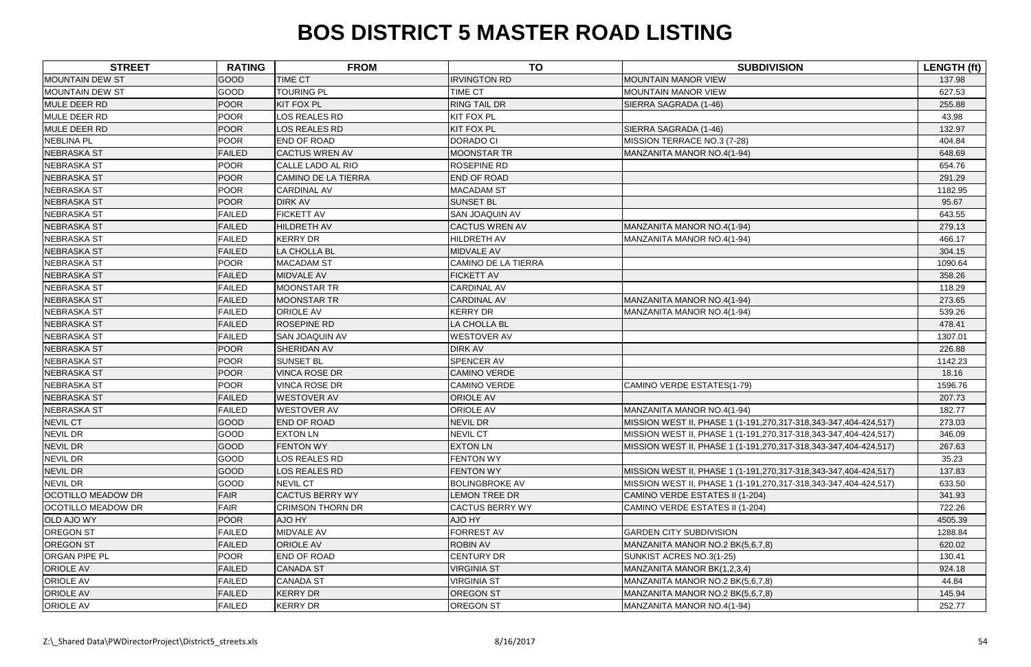# BOS DISTRICT 5 MASTER ROAD LISTING

| STREET | RATING | FROM | TO | SUBDIVISION | LENGTH (ft) |
|---|---|---|---|---|---|
| MOUNTAIN DEW ST | GOOD | TIME CT | IRVINGTON RD | MOUNTAIN MANOR VIEW | 137.98 |
| MOUNTAIN DEW ST | GOOD | TOURING PL | TIME CT | MOUNTAIN MANOR VIEW | 627.53 |
| MULE DEER RD | POOR | KIT FOX PL | RING TAIL DR | SIERRA SAGRADA (1-46) | 255.88 |
| MULE DEER RD | POOR | LOS REALES RD | KIT FOX PL | | 43.98 |
| MULE DEER RD | POOR | LOS REALES RD | KIT FOX PL | SIERRA SAGRADA (1-46) | 132.97 |
| NEBLINA PL | POOR | END OF ROAD | DORADO CI | MISSION TERRACE NO.3 (7-28) | 404.84 |
| NEBRASKA ST | FAILED | CACTUS WREN AV | MOONSTAR TR | MANZANITA MANOR NO.4(1-94) | 648.69 |
| NEBRASKA ST | POOR | CALLE LADO AL RIO | ROSEPINE RD | | 654.76 |
| NEBRASKA ST | POOR | CAMINO DE LA TIERRA | END OF ROAD | | 291.29 |
| NEBRASKA ST | POOR | CARDINAL AV | MACADAM ST | | 1182.95 |
| NEBRASKA ST | POOR | DIRK AV | SUNSET BL | | 95.67 |
| NEBRASKA ST | FAILED | FICKETT AV | SAN JOAQUIN AV | | 643.55 |
| NEBRASKA ST | FAILED | HILDRETH AV | CACTUS WREN AV | MANZANITA MANOR NO.4(1-94) | 279.13 |
| NEBRASKA ST | FAILED | KERRY DR | HILDRETH AV | MANZANITA MANOR NO.4(1-94) | 466.17 |
| NEBRASKA ST | FAILED | LA CHOLLA BL | MIDVALE AV | | 304.15 |
| NEBRASKA ST | POOR | MACADAM ST | CAMINO DE LA TIERRA | | 1090.64 |
| NEBRASKA ST | FAILED | MIDVALE AV | FICKETT AV | | 358.26 |
| NEBRASKA ST | FAILED | MOONSTAR TR | CARDINAL AV | | 118.29 |
| NEBRASKA ST | FAILED | MOONSTAR TR | CARDINAL AV | MANZANITA MANOR NO.4(1-94) | 273.65 |
| NEBRASKA ST | FAILED | ORIOLE AV | KERRY DR | MANZANITA MANOR NO.4(1-94) | 539.26 |
| NEBRASKA ST | FAILED | ROSEPINE RD | LA CHOLLA BL | | 478.41 |
| NEBRASKA ST | FAILED | SAN JOAQUIN AV | WESTOVER AV | | 1307.01 |
| NEBRASKA ST | POOR | SHERIDAN AV | DIRK AV | | 226.88 |
| NEBRASKA ST | POOR | SUNSET BL | SPENCER AV | | 1142.23 |
| NEBRASKA ST | POOR | VINCA ROSE DR | CAMINO VERDE | | 18.16 |
| NEBRASKA ST | POOR | VINCA ROSE DR | CAMINO VERDE | CAMINO VERDE ESTATES(1-79) | 1596.76 |
| NEBRASKA ST | FAILED | WESTOVER AV | ORIOLE AV | | 207.73 |
| NEBRASKA ST | FAILED | WESTOVER AV | ORIOLE AV | MANZANITA MANOR NO.4(1-94) | 182.77 |
| NEVIL CT | GOOD | END OF ROAD | NEVIL DR | MISSION WEST II, PHASE 1 (1-191,270,317-318,343-347,404-424,517) | 273.03 |
| NEVIL DR | GOOD | EXTON LN | NEVIL CT | MISSION WEST II, PHASE 1 (1-191,270,317-318,343-347,404-424,517) | 346.09 |
| NEVIL DR | GOOD | FENTON WY | EXTON LN | MISSION WEST II, PHASE 1 (1-191,270,317-318,343-347,404-424,517) | 267.63 |
| NEVIL DR | GOOD | LOS REALES RD | FENTON WY | | 35.23 |
| NEVIL DR | GOOD | LOS REALES RD | FENTON WY | MISSION WEST II, PHASE 1 (1-191,270,317-318,343-347,404-424,517) | 137.83 |
| NEVIL DR | GOOD | NEVIL CT | BOLINGBROKE AV | MISSION WEST II, PHASE 1 (1-191,270,317-318,343-347,404-424,517) | 633.50 |
| OCOTILLO MEADOW DR | FAIR | CACTUS BERRY WY | LEMON TREE DR | CAMINO VERDE ESTATES II (1-204) | 341.93 |
| OCOTILLO MEADOW DR | FAIR | CRIMSON THORN DR | CACTUS BERRY WY | CAMINO VERDE ESTATES II (1-204) | 722.26 |
| OLD AJO WY | POOR | AJO HY | AJO HY | | 4505.39 |
| OREGON ST | FAILED | MIDVALE AV | FORREST AV | GARDEN CITY SUBDIVISION | 1288.84 |
| OREGON ST | FAILED | ORIOLE AV | ROBIN AV | MANZANITA MANOR NO.2 BK(5,6,7,8) | 620.02 |
| ORGAN PIPE PL | POOR | END OF ROAD | CENTURY DR | SUNKIST ACRES NO.3(1-25) | 130.41 |
| ORIOLE AV | FAILED | CANADA ST | VIRGINIA ST | MANZANITA MANOR BK(1,2,3,4) | 924.18 |
| ORIOLE AV | FAILED | CANADA ST | VIRGINIA ST | MANZANITA MANOR NO.2 BK(5,6,7,8) | 44.84 |
| ORIOLE AV | FAILED | KERRY DR | OREGON ST | MANZANITA MANOR NO.2 BK(5,6,7,8) | 145.94 |
| ORIOLE AV | FAILED | KERRY DR | OREGON ST | MANZANITA MANOR NO.4(1-94) | 252.77 |

Z:\_Shared Data\PWDirectorProject\District5_streets.xls 8/16/2017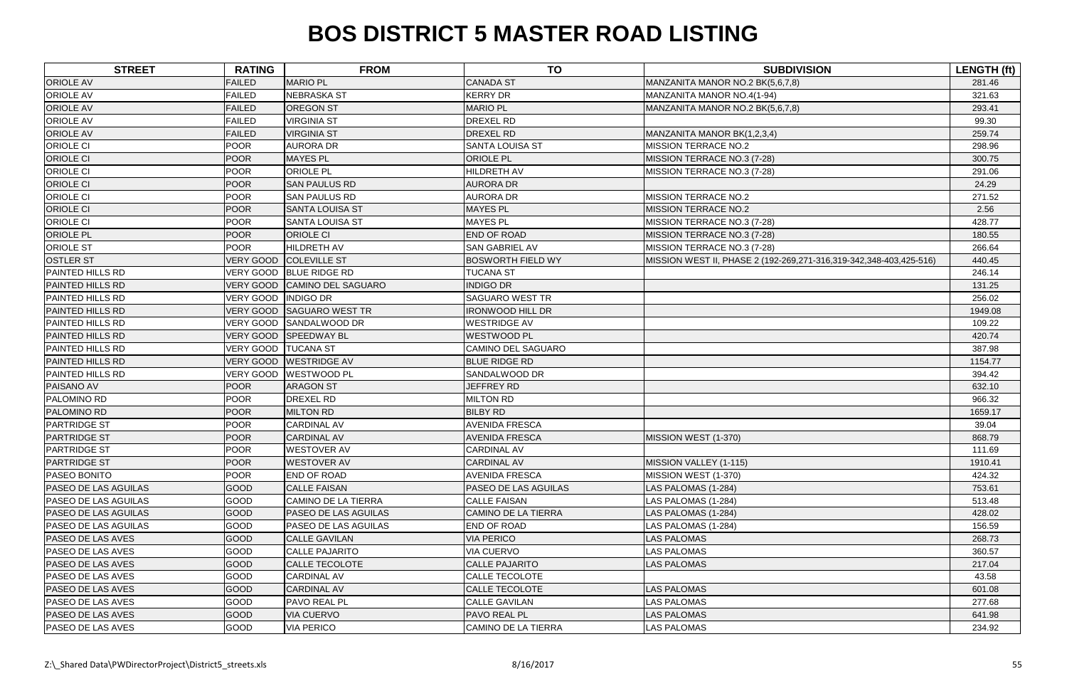# BOS DISTRICT 5 MASTER ROAD LISTING

| STREET | RATING | FROM | TO | SUBDIVISION | LENGTH (ft) |
|---|---|---|---|---|---|
| ORIOLE AV | FAILED | MARIO PL | CANADA ST | MANZANITA MANOR NO.2 BK(5,6,7,8) | 281.46 |
| ORIOLE AV | FAILED | NEBRASKA ST | KERRY DR | MANZANITA MANOR NO.4(1-94) | 321.63 |
| ORIOLE AV | FAILED | OREGON ST | MARIO PL | MANZANITA MANOR NO.2 BK(5,6,7,8) | 293.41 |
| ORIOLE AV | FAILED | VIRGINIA ST | DREXEL RD | | 99.30 |
| ORIOLE AV | FAILED | VIRGINIA ST | DREXEL RD | MANZANITA MANOR BK(1,2,3,4) | 259.74 |
| ORIOLE CI | POOR | AURORA DR | SANTA LOUISA ST | MISSION TERRACE NO.2 | 298.96 |
| ORIOLE CI | POOR | MAYES PL | ORIOLE PL | MISSION TERRACE NO.3 (7-28) | 300.75 |
| ORIOLE CI | POOR | ORIOLE PL | HILDRETH AV | MISSION TERRACE NO.3 (7-28) | 291.06 |
| ORIOLE CI | POOR | SAN PAULUS RD | AURORA DR | | 24.29 |
| ORIOLE CI | POOR | SAN PAULUS RD | AURORA DR | MISSION TERRACE NO.2 | 271.52 |
| ORIOLE CI | POOR | SANTA LOUISA ST | MAYES PL | MISSION TERRACE NO.2 | 2.56 |
| ORIOLE CI | POOR | SANTA LOUISA ST | MAYES PL | MISSION TERRACE NO.3 (7-28) | 428.77 |
| ORIOLE PL | POOR | ORIOLE CI | END OF ROAD | MISSION TERRACE NO.3 (7-28) | 180.55 |
| ORIOLE ST | POOR | HILDRETH AV | SAN GABRIEL AV | MISSION TERRACE NO.3 (7-28) | 266.64 |
| OSTLER ST | VERY GOOD | COLEVILLE ST | BOSWORTH FIELD WY | MISSION WEST II, PHASE 2 (192-269,271-316,319-342,348-403,425-516) | 440.45 |
| PAINTED HILLS RD | VERY GOOD | BLUE RIDGE RD | TUCANA ST | | 246.14 |
| PAINTED HILLS RD | VERY GOOD | CAMINO DEL SAGUARO | INDIGO DR | | 131.25 |
| PAINTED HILLS RD | VERY GOOD | INDIGO DR | SAGUARO WEST TR | | 256.02 |
| PAINTED HILLS RD | VERY GOOD | SAGUARO WEST TR | IRONWOOD HILL DR | | 1949.08 |
| PAINTED HILLS RD | VERY GOOD | SANDALWOOD DR | WESTRIDGE AV | | 109.22 |
| PAINTED HILLS RD | VERY GOOD | SPEEDWAY BL | WESTWOOD PL | | 420.74 |
| PAINTED HILLS RD | VERY GOOD | TUCANA ST | CAMINO DEL SAGUARO | | 387.98 |
| PAINTED HILLS RD | VERY GOOD | WESTRIDGE AV | BLUE RIDGE RD | | 1154.77 |
| PAINTED HILLS RD | VERY GOOD | WESTWOOD PL | SANDALWOOD DR | | 394.42 |
| PAISANO AV | POOR | ARAGON ST | JEFFREY RD | | 632.10 |
| PALOMINO RD | POOR | DREXEL RD | MILTON RD | | 966.32 |
| PALOMINO RD | POOR | MILTON RD | BILBY RD | | 1659.17 |
| PARTRIDGE ST | POOR | CARDINAL AV | AVENIDA FRESCA | | 39.04 |
| PARTRIDGE ST | POOR | CARDINAL AV | AVENIDA FRESCA | MISSION WEST (1-370) | 868.79 |
| PARTRIDGE ST | POOR | WESTOVER AV | CARDINAL AV | | 111.69 |
| PARTRIDGE ST | POOR | WESTOVER AV | CARDINAL AV | MISSION VALLEY (1-115) | 1910.41 |
| PASEO BONITO | POOR | END OF ROAD | AVENIDA FRESCA | MISSION WEST (1-370) | 424.32 |
| PASEO DE LAS AGUILAS | GOOD | CALLE FAISAN | PASEO DE LAS AGUILAS | LAS PALOMAS (1-284) | 753.61 |
| PASEO DE LAS AGUILAS | GOOD | CAMINO DE LA TIERRA | CALLE FAISAN | LAS PALOMAS (1-284) | 513.48 |
| PASEO DE LAS AGUILAS | GOOD | PASEO DE LAS AGUILAS | CAMINO DE LA TIERRA | LAS PALOMAS (1-284) | 428.02 |
| PASEO DE LAS AGUILAS | GOOD | PASEO DE LAS AGUILAS | END OF ROAD | LAS PALOMAS (1-284) | 156.59 |
| PASEO DE LAS AVES | GOOD | CALLE GAVILAN | VIA PERICO | LAS PALOMAS | 268.73 |
| PASEO DE LAS AVES | GOOD | CALLE PAJARITO | VIA CUERVO | LAS PALOMAS | 360.57 |
| PASEO DE LAS AVES | GOOD | CALLE TECOLOTE | CALLE PAJARITO | LAS PALOMAS | 217.04 |
| PASEO DE LAS AVES | GOOD | CARDINAL AV | CALLE TECOLOTE | | 43.58 |
| PASEO DE LAS AVES | GOOD | CARDINAL AV | CALLE TECOLOTE | LAS PALOMAS | 601.08 |
| PASEO DE LAS AVES | GOOD | PAVO REAL PL | CALLE GAVILAN | LAS PALOMAS | 277.68 |
| PASEO DE LAS AVES | GOOD | VIA CUERVO | PAVO REAL PL | LAS PALOMAS | 641.98 |
| PASEO DE LAS AVES | GOOD | VIA PERICO | CAMINO DE LA TIERRA | LAS PALOMAS | 234.92 |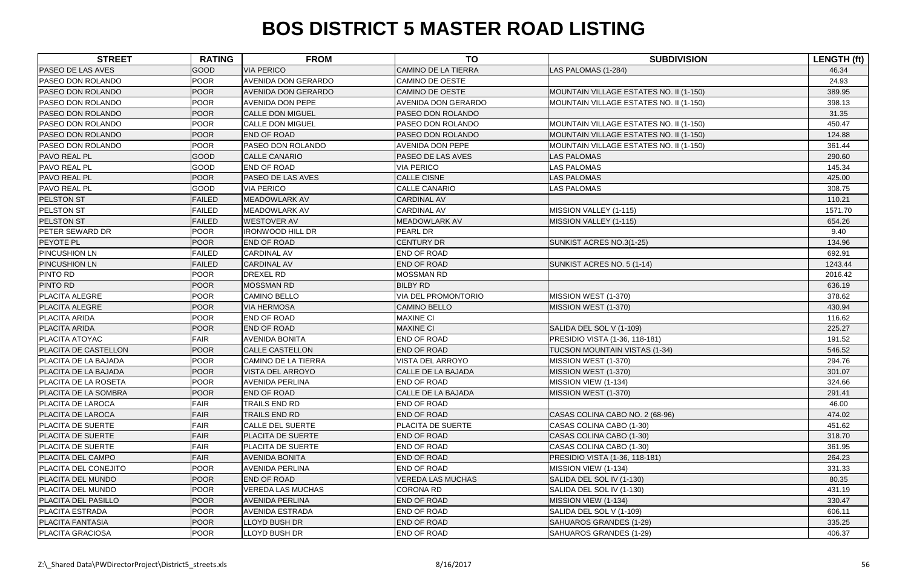# BOS DISTRICT 5 MASTER ROAD LISTING

| STREET | RATING | FROM | TO | SUBDIVISION | LENGTH (ft) |
|---|---|---|---|---|---|
| PASEO DE LAS AVES | GOOD | VIA PERICO | CAMINO DE LA TIERRA | LAS PALOMAS (1-284) | 46.34 |
| PASEO DON ROLANDO | POOR | AVENIDA DON GERARDO | CAMINO DE OESTE | | 24.93 |
| PASEO DON ROLANDO | POOR | AVENIDA DON GERARDO | CAMINO DE OESTE | MOUNTAIN VILLAGE ESTATES NO. II (1-150) | 389.95 |
| PASEO DON ROLANDO | POOR | AVENIDA DON PEPE | AVENIDA DON GERARDO | MOUNTAIN VILLAGE ESTATES NO. II (1-150) | 398.13 |
| PASEO DON ROLANDO | POOR | CALLE DON MIGUEL | PASEO DON ROLANDO | | 31.35 |
| PASEO DON ROLANDO | POOR | CALLE DON MIGUEL | PASEO DON ROLANDO | MOUNTAIN VILLAGE ESTATES NO. II (1-150) | 450.47 |
| PASEO DON ROLANDO | POOR | END OF ROAD | PASEO DON ROLANDO | MOUNTAIN VILLAGE ESTATES NO. II (1-150) | 124.88 |
| PASEO DON ROLANDO | POOR | PASEO DON ROLANDO | AVENIDA DON PEPE | MOUNTAIN VILLAGE ESTATES NO. II (1-150) | 361.44 |
| PAVO REAL PL | GOOD | CALLE CANARIO | PASEO DE LAS AVES | LAS PALOMAS | 290.60 |
| PAVO REAL PL | GOOD | END OF ROAD | VIA PERICO | LAS PALOMAS | 145.34 |
| PAVO REAL PL | POOR | PASEO DE LAS AVES | CALLE CISNE | LAS PALOMAS | 425.00 |
| PAVO REAL PL | GOOD | VIA PERICO | CALLE CANARIO | LAS PALOMAS | 308.75 |
| PELSTON ST | FAILED | MEADOWLARK AV | CARDINAL AV | | 110.21 |
| PELSTON ST | FAILED | MEADOWLARK AV | CARDINAL AV | MISSION VALLEY (1-115) | 1571.70 |
| PELSTON ST | FAILED | WESTOVER AV | MEADOWLARK AV | MISSION VALLEY (1-115) | 654.26 |
| PETER SEWARD DR | POOR | IRONWOOD HILL DR | PEARL DR | | 9.40 |
| PEYOTE PL | POOR | END OF ROAD | CENTURY DR | SUNKIST ACRES NO.3(1-25) | 134.96 |
| PINCUSHION LN | FAILED | CARDINAL AV | END OF ROAD | | 692.91 |
| PINCUSHION LN | FAILED | CARDINAL AV | END OF ROAD | SUNKIST ACRES NO. 5 (1-14) | 1243.44 |
| PINTO RD | POOR | DREXEL RD | MOSSMAN RD | | 2016.42 |
| PINTO RD | POOR | MOSSMAN RD | BILBY RD | | 636.19 |
| PLACITA ALEGRE | POOR | CAMINO BELLO | VIA DEL PROMONTORIO | MISSION WEST (1-370) | 378.62 |
| PLACITA ALEGRE | POOR | VIA HERMOSA | CAMINO BELLO | MISSION WEST (1-370) | 430.94 |
| PLACITA ARIDA | POOR | END OF ROAD | MAXINE CI | | 116.62 |
| PLACITA ARIDA | POOR | END OF ROAD | MAXINE CI | SALIDA DEL SOL V (1-109) | 225.27 |
| PLACITA ATOYAC | FAIR | AVENIDA BONITA | END OF ROAD | PRESIDIO VISTA (1-36, 118-181) | 191.52 |
| PLACITA DE CASTELLON | POOR | CALLE CASTELLON | END OF ROAD | TUCSON MOUNTAIN VISTAS (1-34) | 546.52 |
| PLACITA DE LA BAJADA | POOR | CAMINO DE LA TIERRA | VISTA DEL ARROYO | MISSION WEST (1-370) | 294.76 |
| PLACITA DE LA BAJADA | POOR | VISTA DEL ARROYO | CALLE DE LA BAJADA | MISSION WEST (1-370) | 301.07 |
| PLACITA DE LA ROSETA | POOR | AVENIDA PERLINA | END OF ROAD | MISSION VIEW (1-134) | 324.66 |
| PLACITA DE LA SOMBRA | POOR | END OF ROAD | CALLE DE LA BAJADA | MISSION WEST (1-370) | 291.41 |
| PLACITA DE LAROCA | FAIR | TRAILS END RD | END OF ROAD | | 46.00 |
| PLACITA DE LAROCA | FAIR | TRAILS END RD | END OF ROAD | CASAS COLINA CABO NO. 2 (68-96) | 474.02 |
| PLACITA DE SUERTE | FAIR | CALLE DEL SUERTE | PLACITA DE SUERTE | CASAS COLINA CABO (1-30) | 451.62 |
| PLACITA DE SUERTE | FAIR | PLACITA DE SUERTE | END OF ROAD | CASAS COLINA CABO (1-30) | 318.70 |
| PLACITA DE SUERTE | FAIR | PLACITA DE SUERTE | END OF ROAD | CASAS COLINA CABO (1-30) | 361.95 |
| PLACITA DEL CAMPO | FAIR | AVENIDA BONITA | END OF ROAD | PRESIDIO VISTA (1-36, 118-181) | 264.23 |
| PLACITA DEL CONEJITO | POOR | AVENIDA PERLINA | END OF ROAD | MISSION VIEW (1-134) | 331.33 |
| PLACITA DEL MUNDO | POOR | END OF ROAD | VEREDA LAS MUCHAS | SALIDA DEL SOL IV (1-130) | 80.35 |
| PLACITA DEL MUNDO | POOR | VEREDA LAS MUCHAS | CORONA RD | SALIDA DEL SOL IV (1-130) | 431.19 |
| PLACITA DEL PASILLO | POOR | AVENIDA PERLINA | END OF ROAD | MISSION VIEW (1-134) | 330.47 |
| PLACITA ESTRADA | POOR | AVENIDA ESTRADA | END OF ROAD | SALIDA DEL SOL V (1-109) | 606.11 |
| PLACITA FANTASIA | POOR | LLOYD BUSH DR | END OF ROAD | SAHUAROS GRANDES (1-29) | 335.25 |
| PLACITA GRACIOSA | POOR | LLOYD BUSH DR | END OF ROAD | SAHUAROS GRANDES (1-29) | 406.37 |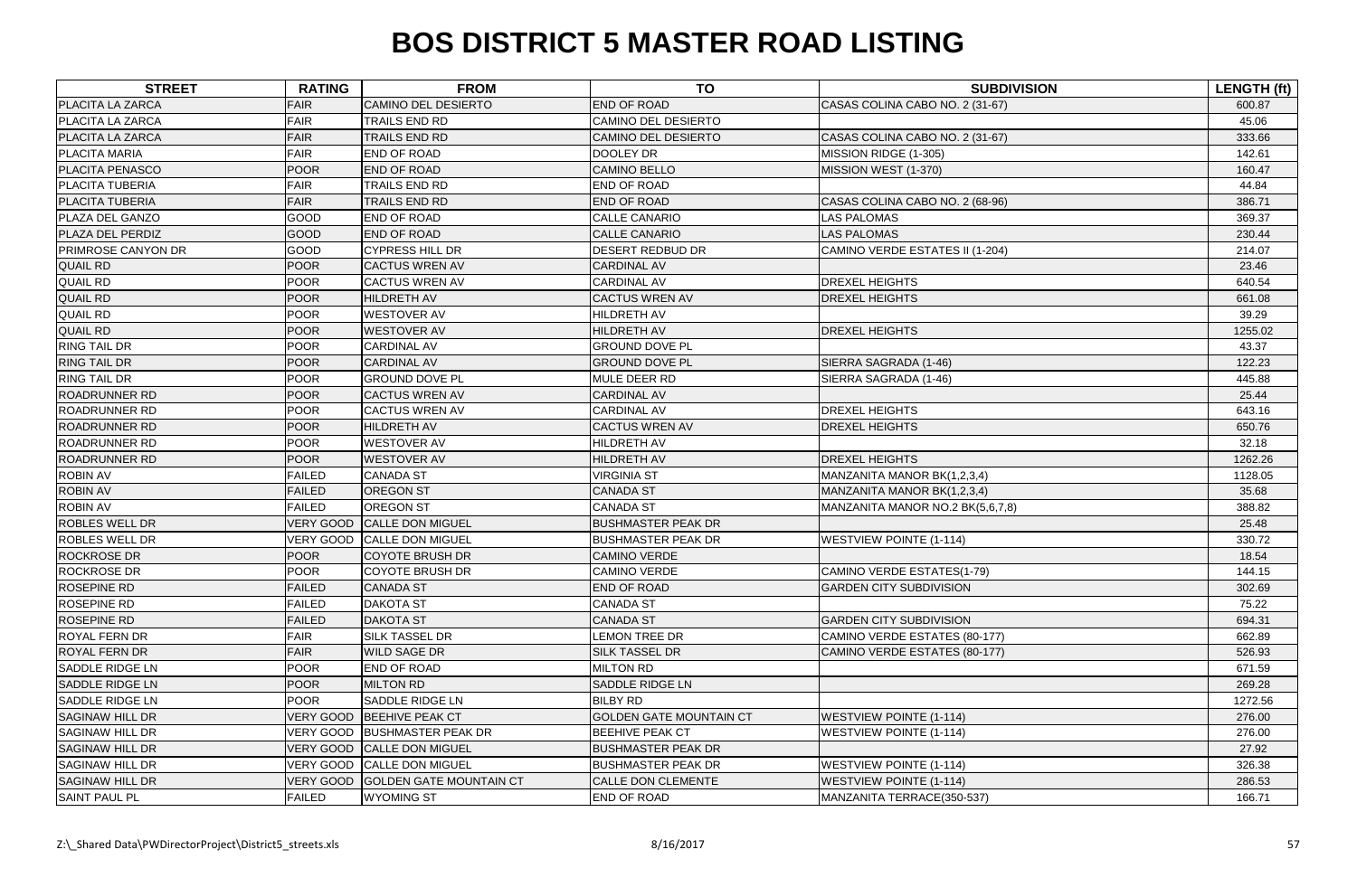# BOS DISTRICT 5 MASTER ROAD LISTING

| STREET | RATING | FROM | TO | SUBDIVISION | LENGTH (ft) |
|---|---|---|---|---|---|
| PLACITA LA ZARCA | FAIR | CAMINO DEL DESIERTO | END OF ROAD | CASAS COLINA CABO NO. 2 (31-67) | 600.87 |
| PLACITA LA ZARCA | FAIR | TRAILS END RD | CAMINO DEL DESIERTO | | 45.06 |
| PLACITA LA ZARCA | FAIR | TRAILS END RD | CAMINO DEL DESIERTO | CASAS COLINA CABO NO. 2 (31-67) | 333.66 |
| PLACITA MARIA | FAIR | END OF ROAD | DOOLEY DR | MISSION RIDGE (1-305) | 142.61 |
| PLACITA PENASCO | POOR | END OF ROAD | CAMINO BELLO | MISSION WEST (1-370) | 160.47 |
| PLACITA TUBERIA | FAIR | TRAILS END RD | END OF ROAD | | 44.84 |
| PLACITA TUBERIA | FAIR | TRAILS END RD | END OF ROAD | CASAS COLINA CABO NO. 2 (68-96) | 386.71 |
| PLAZA DEL GANZO | GOOD | END OF ROAD | CALLE CANARIO | LAS PALOMAS | 369.37 |
| PLAZA DEL PERDIZ | GOOD | END OF ROAD | CALLE CANARIO | LAS PALOMAS | 230.44 |
| PRIMROSE CANYON DR | GOOD | CYPRESS HILL DR | DESERT REDBUD DR | CAMINO VERDE ESTATES II (1-204) | 214.07 |
| QUAIL RD | POOR | CACTUS WREN AV | CARDINAL AV | | 23.46 |
| QUAIL RD | POOR | CACTUS WREN AV | CARDINAL AV | DREXEL HEIGHTS | 640.54 |
| QUAIL RD | POOR | HILDRETH AV | CACTUS WREN AV | DREXEL HEIGHTS | 661.08 |
| QUAIL RD | POOR | WESTOVER AV | HILDRETH AV | | 39.29 |
| QUAIL RD | POOR | WESTOVER AV | HILDRETH AV | DREXEL HEIGHTS | 1255.02 |
| RING TAIL DR | POOR | CARDINAL AV | GROUND DOVE PL | | 43.37 |
| RING TAIL DR | POOR | CARDINAL AV | GROUND DOVE PL | SIERRA SAGRADA (1-46) | 122.23 |
| RING TAIL DR | POOR | GROUND DOVE PL | MULE DEER RD | SIERRA SAGRADA (1-46) | 445.88 |
| ROADRUNNER RD | POOR | CACTUS WREN AV | CARDINAL AV | | 25.44 |
| ROADRUNNER RD | POOR | CACTUS WREN AV | CARDINAL AV | DREXEL HEIGHTS | 643.16 |
| ROADRUNNER RD | POOR | HILDRETH AV | CACTUS WREN AV | DREXEL HEIGHTS | 650.76 |
| ROADRUNNER RD | POOR | WESTOVER AV | HILDRETH AV | | 32.18 |
| ROADRUNNER RD | POOR | WESTOVER AV | HILDRETH AV | DREXEL HEIGHTS | 1262.26 |
| ROBIN AV | FAILED | CANADA ST | VIRGINIA ST | MANZANITA MANOR BK(1,2,3,4) | 1128.05 |
| ROBIN AV | FAILED | OREGON ST | CANADA ST | MANZANITA MANOR BK(1,2,3,4) | 35.68 |
| ROBIN AV | FAILED | OREGON ST | CANADA ST | MANZANITA MANOR NO.2 BK(5,6,7,8) | 388.82 |
| ROBLES WELL DR | VERY GOOD | CALLE DON MIGUEL | BUSHMASTER PEAK DR | | 25.48 |
| ROBLES WELL DR | VERY GOOD | CALLE DON MIGUEL | BUSHMASTER PEAK DR | WESTVIEW POINTE (1-114) | 330.72 |
| ROCKROSE DR | POOR | COYOTE BRUSH DR | CAMINO VERDE | | 18.54 |
| ROCKROSE DR | POOR | COYOTE BRUSH DR | CAMINO VERDE | CAMINO VERDE ESTATES(1-79) | 144.15 |
| ROSEPINE RD | FAILED | CANADA ST | END OF ROAD | GARDEN CITY SUBDIVISION | 302.69 |
| ROSEPINE RD | FAILED | DAKOTA ST | CANADA ST | | 75.22 |
| ROSEPINE RD | FAILED | DAKOTA ST | CANADA ST | GARDEN CITY SUBDIVISION | 694.31 |
| ROYAL FERN DR | FAIR | SILK TASSEL DR | LEMON TREE DR | CAMINO VERDE ESTATES (80-177) | 662.89 |
| ROYAL FERN DR | FAIR | WILD SAGE DR | SILK TASSEL DR | CAMINO VERDE ESTATES (80-177) | 526.93 |
| SADDLE RIDGE LN | POOR | END OF ROAD | MILTON RD | | 671.59 |
| SADDLE RIDGE LN | POOR | MILTON RD | SADDLE RIDGE LN | | 269.28 |
| SADDLE RIDGE LN | POOR | SADDLE RIDGE LN | BILBY RD | | 1272.56 |
| SAGINAW HILL DR | VERY GOOD | BEEHIVE PEAK CT | GOLDEN GATE MOUNTAIN CT | WESTVIEW POINTE (1-114) | 276.00 |
| SAGINAW HILL DR | VERY GOOD | BUSHMASTER PEAK DR | BEEHIVE PEAK CT | WESTVIEW POINTE (1-114) | 276.00 |
| SAGINAW HILL DR | VERY GOOD | CALLE DON MIGUEL | BUSHMASTER PEAK DR | | 27.92 |
| SAGINAW HILL DR | VERY GOOD | CALLE DON MIGUEL | BUSHMASTER PEAK DR | WESTVIEW POINTE (1-114) | 326.38 |
| SAGINAW HILL DR | VERY GOOD | GOLDEN GATE MOUNTAIN CT | CALLE DON CLEMENTE | WESTVIEW POINTE (1-114) | 286.53 |
| SAINT PAUL PL | FAILED | WYOMING ST | END OF ROAD | MANZANITA TERRACE(350-537) | 166.71 |

Z:\_Shared Data\PWDirectorProject\District5_streets.xls 8/16/2017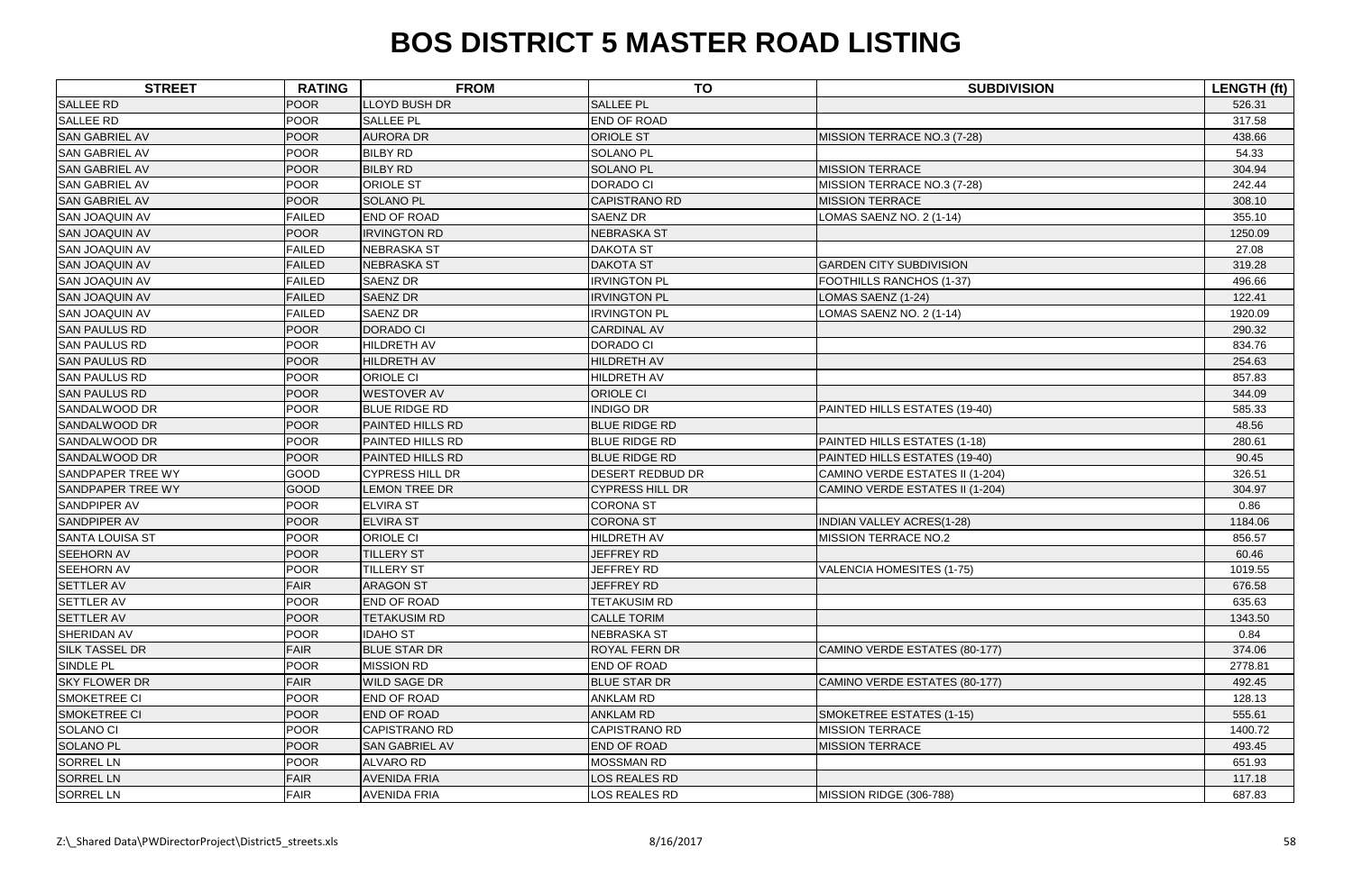# BOS DISTRICT 5 MASTER ROAD LISTING

| STREET | RATING | FROM | TO | SUBDIVISION | LENGTH (ft) |
|---|---|---|---|---|---|
| SALLEE RD | POOR | LLOYD BUSH DR | SALLEE PL | | 526.31 |
| SALLEE RD | POOR | SALLEE PL | END OF ROAD | | 317.58 |
| SAN GABRIEL AV | POOR | AURORA DR | ORIOLE ST | MISSION TERRACE NO.3 (7-28) | 438.66 |
| SAN GABRIEL AV | POOR | BILBY RD | SOLANO PL | | 54.33 |
| SAN GABRIEL AV | POOR | BILBY RD | SOLANO PL | MISSION TERRACE | 304.94 |
| SAN GABRIEL AV | POOR | ORIOLE ST | DORADO CI | MISSION TERRACE NO.3 (7-28) | 242.44 |
| SAN GABRIEL AV | POOR | SOLANO PL | CAPISTRANO RD | MISSION TERRACE | 308.10 |
| SAN JOAQUIN AV | FAILED | END OF ROAD | SAENZ DR | LOMAS SAENZ NO. 2 (1-14) | 355.10 |
| SAN JOAQUIN AV | POOR | IRVINGTON RD | NEBRASKA ST | | 1250.09 |
| SAN JOAQUIN AV | FAILED | NEBRASKA ST | DAKOTA ST | | 27.08 |
| SAN JOAQUIN AV | FAILED | NEBRASKA ST | DAKOTA ST | GARDEN CITY SUBDIVISION | 319.28 |
| SAN JOAQUIN AV | FAILED | SAENZ DR | IRVINGTON PL | FOOTHILLS RANCHOS (1-37) | 496.66 |
| SAN JOAQUIN AV | FAILED | SAENZ DR | IRVINGTON PL | LOMAS SAENZ (1-24) | 122.41 |
| SAN JOAQUIN AV | FAILED | SAENZ DR | IRVINGTON PL | LOMAS SAENZ NO. 2 (1-14) | 1920.09 |
| SAN PAULUS RD | POOR | DORADO CI | CARDINAL AV | | 290.32 |
| SAN PAULUS RD | POOR | HILDRETH AV | DORADO CI | | 834.76 |
| SAN PAULUS RD | POOR | HILDRETH AV | HILDRETH AV | | 254.63 |
| SAN PAULUS RD | POOR | ORIOLE CI | HILDRETH AV | | 857.83 |
| SAN PAULUS RD | POOR | WESTOVER AV | ORIOLE CI | | 344.09 |
| SANDALWOOD DR | POOR | BLUE RIDGE RD | INDIGO DR | PAINTED HILLS ESTATES (19-40) | 585.33 |
| SANDALWOOD DR | POOR | PAINTED HILLS RD | BLUE RIDGE RD | | 48.56 |
| SANDALWOOD DR | POOR | PAINTED HILLS RD | BLUE RIDGE RD | PAINTED HILLS ESTATES (1-18) | 280.61 |
| SANDALWOOD DR | POOR | PAINTED HILLS RD | BLUE RIDGE RD | PAINTED HILLS ESTATES (19-40) | 90.45 |
| SANDPAPER TREE WY | GOOD | CYPRESS HILL DR | DESERT REDBUD DR | CAMINO VERDE ESTATES II (1-204) | 326.51 |
| SANDPAPER TREE WY | GOOD | LEMON TREE DR | CYPRESS HILL DR | CAMINO VERDE ESTATES II (1-204) | 304.97 |
| SANDPIPER AV | POOR | ELVIRA ST | CORONA ST | | 0.86 |
| SANDPIPER AV | POOR | ELVIRA ST | CORONA ST | INDIAN VALLEY ACRES(1-28) | 1184.06 |
| SANTA LOUISA ST | POOR | ORIOLE CI | HILDRETH AV | MISSION TERRACE NO.2 | 856.57 |
| SEEHORN AV | POOR | TILLERY ST | JEFFREY RD | | 60.46 |
| SEEHORN AV | POOR | TILLERY ST | JEFFREY RD | VALENCIA HOMESITES (1-75) | 1019.55 |
| SETTLER AV | FAIR | ARAGON ST | JEFFREY RD | | 676.58 |
| SETTLER AV | POOR | END OF ROAD | TETAKUSIM RD | | 635.63 |
| SETTLER AV | POOR | TETAKUSIM RD | CALLE TORIM | | 1343.50 |
| SHERIDAN AV | POOR | IDAHO ST | NEBRASKA ST | | 0.84 |
| SILK TASSEL DR | FAIR | BLUE STAR DR | ROYAL FERN DR | CAMINO VERDE ESTATES (80-177) | 374.06 |
| SINDLE PL | POOR | MISSION RD | END OF ROAD | | 2778.81 |
| SKY FLOWER DR | FAIR | WILD SAGE DR | BLUE STAR DR | CAMINO VERDE ESTATES (80-177) | 492.45 |
| SMOKETREE CI | POOR | END OF ROAD | ANKLAM RD | | 128.13 |
| SMOKETREE CI | POOR | END OF ROAD | ANKLAM RD | SMOKETREE ESTATES (1-15) | 555.61 |
| SOLANO CI | POOR | CAPISTRANO RD | CAPISTRANO RD | MISSION TERRACE | 1400.72 |
| SOLANO PL | POOR | SAN GABRIEL AV | END OF ROAD | MISSION TERRACE | 493.45 |
| SORREL LN | POOR | ALVARO RD | MOSSMAN RD | | 651.93 |
| SORREL LN | FAIR | AVENIDA FRIA | LOS REALES RD | | 117.18 |
| SORREL LN | FAIR | AVENIDA FRIA | LOS REALES RD | MISSION RIDGE (306-788) | 687.83 |

Z:\_Shared Data\PWDirectorProject\District5_streets.xls 8/16/2017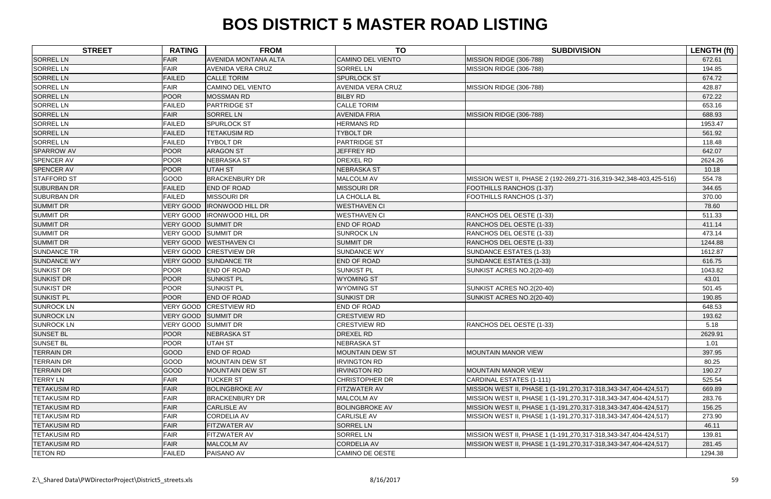# BOS DISTRICT 5 MASTER ROAD LISTING

| STREET | RATING | FROM | TO | SUBDIVISION | LENGTH (ft) |
|---|---|---|---|---|---|
| SORREL LN | FAIR | AVENIDA MONTANA ALTA | CAMINO DEL VIENTO | MISSION RIDGE (306-788) | 672.61 |
| SORREL LN | FAIR | AVENIDA VERA CRUZ | SORREL LN | MISSION RIDGE (306-788) | 194.85 |
| SORREL LN | FAILED | CALLE TORIM | SPURLOCK ST | | 674.72 |
| SORREL LN | FAIR | CAMINO DEL VIENTO | AVENIDA VERA CRUZ | MISSION RIDGE (306-788) | 428.87 |
| SORREL LN | POOR | MOSSMAN RD | BILBY RD | | 672.22 |
| SORREL LN | FAILED | PARTRIDGE ST | CALLE TORIM | | 653.16 |
| SORREL LN | FAIR | SORREL LN | AVENIDA FRIA | MISSION RIDGE (306-788) | 688.93 |
| SORREL LN | FAILED | SPURLOCK ST | HERMANS RD | | 1953.47 |
| SORREL LN | FAILED | TETAKUSIM RD | TYBOLT DR | | 561.92 |
| SORREL LN | FAILED | TYBOLT DR | PARTRIDGE ST | | 118.48 |
| SPARROW AV | POOR | ARAGON ST | JEFFREY RD | | 642.07 |
| SPENCER AV | POOR | NEBRASKA ST | DREXEL RD | | 2624.26 |
| SPENCER AV | POOR | UTAH ST | NEBRASKA ST | | 10.18 |
| STAFFORD ST | GOOD | BRACKENBURY DR | MALCOLM AV | MISSION WEST II, PHASE 2 (192-269,271-316,319-342,348-403,425-516) | 554.78 |
| SUBURBAN DR | FAILED | END OF ROAD | MISSOURI DR | FOOTHILLS RANCHOS (1-37) | 344.65 |
| SUBURBAN DR | FAILED | MISSOURI DR | LA CHOLLA BL | FOOTHILLS RANCHOS (1-37) | 370.00 |
| SUMMIT DR | VERY GOOD | IRONWOOD HILL DR | WESTHAVEN CI | | 78.60 |
| SUMMIT DR | VERY GOOD | IRONWOOD HILL DR | WESTHAVEN CI | RANCHOS DEL OESTE (1-33) | 511.33 |
| SUMMIT DR | VERY GOOD | SUMMIT DR | END OF ROAD | RANCHOS DEL OESTE (1-33) | 411.14 |
| SUMMIT DR | VERY GOOD | SUMMIT DR | SUNROCK LN | RANCHOS DEL OESTE (1-33) | 473.14 |
| SUMMIT DR | VERY GOOD | WESTHAVEN CI | SUMMIT DR | RANCHOS DEL OESTE (1-33) | 1244.88 |
| SUNDANCE TR | VERY GOOD | CRESTVIEW DR | SUNDANCE WY | SUNDANCE ESTATES (1-33) | 1612.87 |
| SUNDANCE WY | VERY GOOD | SUNDANCE TR | END OF ROAD | SUNDANCE ESTATES (1-33) | 616.75 |
| SUNKIST DR | POOR | END OF ROAD | SUNKIST PL | SUNKIST ACRES NO.2(20-40) | 1043.82 |
| SUNKIST DR | POOR | SUNKIST PL | WYOMING ST | | 43.01 |
| SUNKIST DR | POOR | SUNKIST PL | WYOMING ST | SUNKIST ACRES NO.2(20-40) | 501.45 |
| SUNKIST PL | POOR | END OF ROAD | SUNKIST DR | SUNKIST ACRES NO.2(20-40) | 190.85 |
| SUNROCK LN | VERY GOOD | CRESTVIEW RD | END OF ROAD | | 648.53 |
| SUNROCK LN | VERY GOOD | SUMMIT DR | CRESTVIEW RD | | 193.62 |
| SUNROCK LN | VERY GOOD | SUMMIT DR | CRESTVIEW RD | RANCHOS DEL OESTE (1-33) | 5.18 |
| SUNSET BL | POOR | NEBRASKA ST | DREXEL RD | | 2629.91 |
| SUNSET BL | POOR | UTAH ST | NEBRASKA ST | | 1.01 |
| TERRAIN DR | GOOD | END OF ROAD | MOUNTAIN DEW ST | MOUNTAIN MANOR VIEW | 397.95 |
| TERRAIN DR | GOOD | MOUNTAIN DEW ST | IRVINGTON RD | | 80.25 |
| TERRAIN DR | GOOD | MOUNTAIN DEW ST | IRVINGTON RD | MOUNTAIN MANOR VIEW | 190.27 |
| TERRY LN | FAIR | TUCKER ST | CHRISTOPHER DR | CARDINAL ESTATES (1-111) | 525.54 |
| TETAKUSIM RD | FAIR | BOLINGBROKE AV | FITZWATER AV | MISSION WEST II, PHASE 1 (1-191,270,317-318,343-347,404-424,517) | 669.89 |
| TETAKUSIM RD | FAIR | BRACKENBURY DR | MALCOLM AV | MISSION WEST II, PHASE 1 (1-191,270,317-318,343-347,404-424,517) | 283.76 |
| TETAKUSIM RD | FAIR | CARLISLE AV | BOLINGBROKE AV | MISSION WEST II, PHASE 1 (1-191,270,317-318,343-347,404-424,517) | 156.25 |
| TETAKUSIM RD | FAIR | CORDELIA AV | CARLISLE AV | MISSION WEST II, PHASE 1 (1-191,270,317-318,343-347,404-424,517) | 273.90 |
| TETAKUSIM RD | FAIR | FITZWATER AV | SORREL LN | | 46.11 |
| TETAKUSIM RD | FAIR | FITZWATER AV | SORREL LN | MISSION WEST II, PHASE 1 (1-191,270,317-318,343-347,404-424,517) | 139.81 |
| TETAKUSIM RD | FAIR | MALCOLM AV | CORDELIA AV | MISSION WEST II, PHASE 1 (1-191,270,317-318,343-347,404-424,517) | 281.45 |
| TETON RD | FAILED | PAISANO AV | CAMINO DE OESTE | | 1294.38 |

Z:\_Shared Data\PWDirectorProject\District5_streets.xls 8/16/2017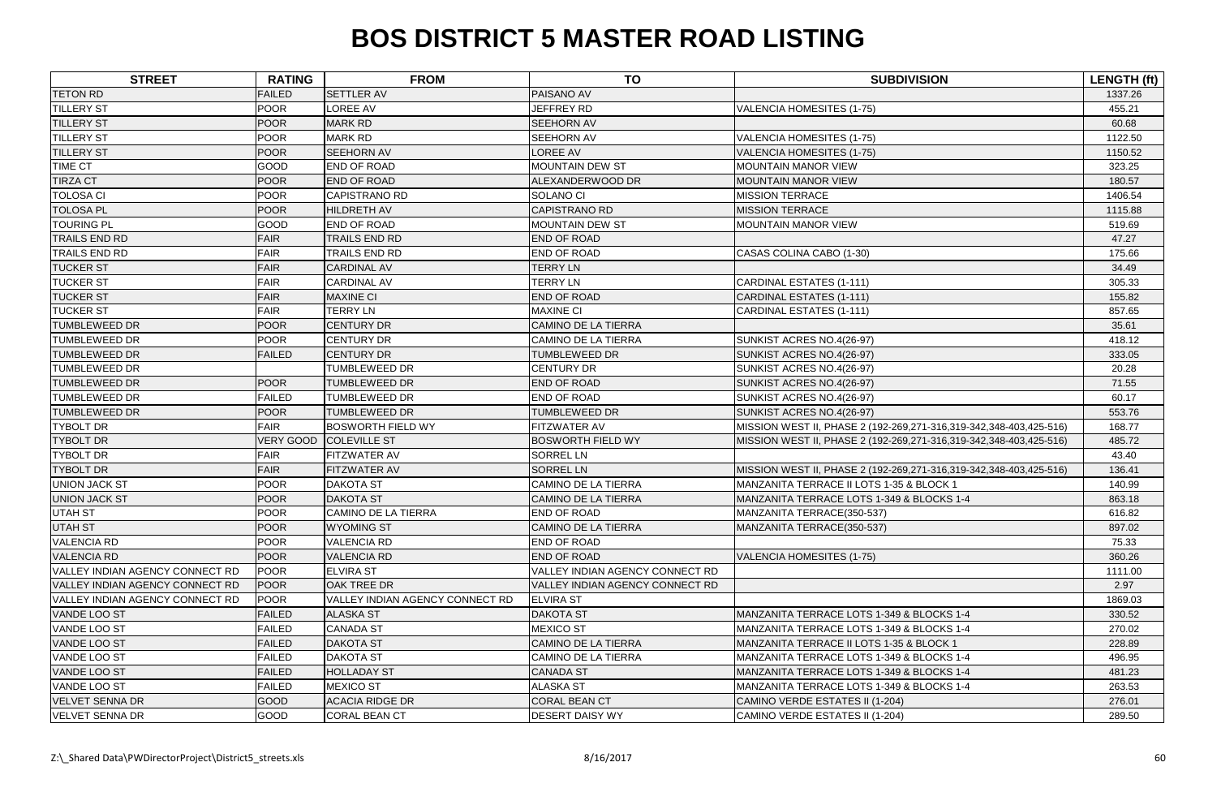# BOS DISTRICT 5 MASTER ROAD LISTING

| STREET | RATING | FROM | TO | SUBDIVISION | LENGTH (ft) |
|---|---|---|---|---|---|
| TETON RD | FAILED | SETTLER AV | PAISANO AV | | 1337.26 |
| TILLERY ST | POOR | LOREE AV | JEFFREY RD | VALENCIA HOMESITES (1-75) | 455.21 |
| TILLERY ST | POOR | MARK RD | SEEHORN AV | | 60.68 |
| TILLERY ST | POOR | MARK RD | SEEHORN AV | VALENCIA HOMESITES (1-75) | 1122.50 |
| TILLERY ST | POOR | SEEHORN AV | LOREE AV | VALENCIA HOMESITES (1-75) | 1150.52 |
| TIME CT | GOOD | END OF ROAD | MOUNTAIN DEW ST | MOUNTAIN MANOR VIEW | 323.25 |
| TIRZA CT | POOR | END OF ROAD | ALEXANDERWOOD DR | MOUNTAIN MANOR VIEW | 180.57 |
| TOLOSA CI | POOR | CAPISTRANO RD | SOLANO CI | MISSION TERRACE | 1406.54 |
| TOLOSA PL | POOR | HILDRETH AV | CAPISTRANO RD | MISSION TERRACE | 1115.88 |
| TOURING PL | GOOD | END OF ROAD | MOUNTAIN DEW ST | MOUNTAIN MANOR VIEW | 519.69 |
| TRAILS END RD | FAIR | TRAILS END RD | END OF ROAD | | 47.27 |
| TRAILS END RD | FAIR | TRAILS END RD | END OF ROAD | CASAS COLINA CABO (1-30) | 175.66 |
| TUCKER ST | FAIR | CARDINAL AV | TERRY LN | | 34.49 |
| TUCKER ST | FAIR | CARDINAL AV | TERRY LN | CARDINAL ESTATES (1-111) | 305.33 |
| TUCKER ST | FAIR | MAXINE CI | END OF ROAD | CARDINAL ESTATES (1-111) | 155.82 |
| TUCKER ST | FAIR | TERRY LN | MAXINE CI | CARDINAL ESTATES (1-111) | 857.65 |
| TUMBLEWEED DR | POOR | CENTURY DR | CAMINO DE LA TIERRA | | 35.61 |
| TUMBLEWEED DR | POOR | CENTURY DR | CAMINO DE LA TIERRA | SUNKIST ACRES NO.4(26-97) | 418.12 |
| TUMBLEWEED DR | FAILED | CENTURY DR | TUMBLEWEED DR | SUNKIST ACRES NO.4(26-97) | 333.05 |
| TUMBLEWEED DR | | TUMBLEWEED DR | CENTURY DR | SUNKIST ACRES NO.4(26-97) | 20.28 |
| TUMBLEWEED DR | POOR | TUMBLEWEED DR | END OF ROAD | SUNKIST ACRES NO.4(26-97) | 71.55 |
| TUMBLEWEED DR | FAILED | TUMBLEWEED DR | END OF ROAD | SUNKIST ACRES NO.4(26-97) | 60.17 |
| TUMBLEWEED DR | POOR | TUMBLEWEED DR | TUMBLEWEED DR | SUNKIST ACRES NO.4(26-97) | 553.76 |
| TYBOLT DR | FAIR | BOSWORTH FIELD WY | FITZWATER AV | MISSION WEST II, PHASE 2 (192-269,271-316,319-342,348-403,425-516) | 168.77 |
| TYBOLT DR | VERY GOOD | COLEVILLE ST | BOSWORTH FIELD WY | MISSION WEST II, PHASE 2 (192-269,271-316,319-342,348-403,425-516) | 485.72 |
| TYBOLT DR | FAIR | FITZWATER AV | SORREL LN | | 43.40 |
| TYBOLT DR | FAIR | FITZWATER AV | SORREL LN | MISSION WEST II, PHASE 2 (192-269,271-316,319-342,348-403,425-516) | 136.41 |
| UNION JACK ST | POOR | DAKOTA ST | CAMINO DE LA TIERRA | MANZANITA TERRACE II LOTS 1-35 & BLOCK 1 | 140.99 |
| UNION JACK ST | POOR | DAKOTA ST | CAMINO DE LA TIERRA | MANZANITA TERRACE LOTS 1-349 & BLOCKS 1-4 | 863.18 |
| UTAH ST | POOR | CAMINO DE LA TIERRA | END OF ROAD | MANZANITA TERRACE(350-537) | 616.82 |
| UTAH ST | POOR | WYOMING ST | CAMINO DE LA TIERRA | MANZANITA TERRACE(350-537) | 897.02 |
| VALENCIA RD | POOR | VALENCIA RD | END OF ROAD | | 75.33 |
| VALENCIA RD | POOR | VALENCIA RD | END OF ROAD | VALENCIA HOMESITES (1-75) | 360.26 |
| VALLEY INDIAN AGENCY CONNECT RD | POOR | ELVIRA ST | VALLEY INDIAN AGENCY CONNECT RD | | 1111.00 |
| VALLEY INDIAN AGENCY CONNECT RD | POOR | OAK TREE DR | VALLEY INDIAN AGENCY CONNECT RD | | 2.97 |
| VALLEY INDIAN AGENCY CONNECT RD | POOR | VALLEY INDIAN AGENCY CONNECT RD | ELVIRA ST | | 1869.03 |
| VANDE LOO ST | FAILED | ALASKA ST | DAKOTA ST | MANZANITA TERRACE LOTS 1-349 & BLOCKS 1-4 | 330.52 |
| VANDE LOO ST | FAILED | CANADA ST | MEXICO ST | MANZANITA TERRACE LOTS 1-349 & BLOCKS 1-4 | 270.02 |
| VANDE LOO ST | FAILED | DAKOTA ST | CAMINO DE LA TIERRA | MANZANITA TERRACE II LOTS 1-35 & BLOCK 1 | 228.89 |
| VANDE LOO ST | FAILED | DAKOTA ST | CAMINO DE LA TIERRA | MANZANITA TERRACE LOTS 1-349 & BLOCKS 1-4 | 496.95 |
| VANDE LOO ST | FAILED | HOLLADAY ST | CANADA ST | MANZANITA TERRACE LOTS 1-349 & BLOCKS 1-4 | 481.23 |
| VANDE LOO ST | FAILED | MEXICO ST | ALASKA ST | MANZANITA TERRACE LOTS 1-349 & BLOCKS 1-4 | 263.53 |
| VELVET SENNA DR | GOOD | ACACIA RIDGE DR | CORAL BEAN CT | CAMINO VERDE ESTATES II (1-204) | 276.01 |
| VELVET SENNA DR | GOOD | CORAL BEAN CT | DESERT DAISY WY | CAMINO VERDE ESTATES II (1-204) | 289.50 |

Z:\_Shared Data\PWDirectorProject\District5_streets.xls 8/16/2017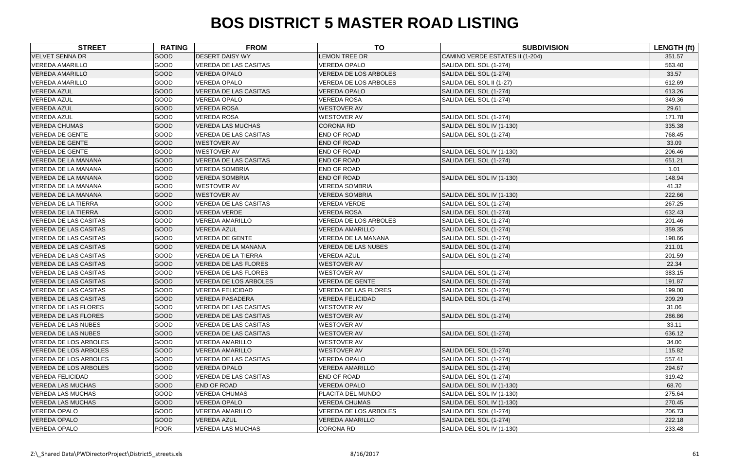# BOS DISTRICT 5 MASTER ROAD LISTING

| STREET | RATING | FROM | TO | SUBDIVISION | LENGTH (ft) |
|---|---|---|---|---|---|
| VELVET SENNA DR | GOOD | DESERT DAISY WY | LEMON TREE DR | CAMINO VERDE ESTATES II (1-204) | 351.57 |
| VEREDA AMARILLO | GOOD | VEREDA DE LAS CASITAS | VEREDA OPALO | SALIDA DEL SOL (1-274) | 563.40 |
| VEREDA AMARILLO | GOOD | VEREDA OPALO | VEREDA DE LOS ARBOLES | SALIDA DEL SOL (1-274) | 33.57 |
| VEREDA AMARILLO | GOOD | VEREDA OPALO | VEREDA DE LOS ARBOLES | SALIDA DEL SOL II (1-27) | 612.69 |
| VEREDA AZUL | GOOD | VEREDA DE LAS CASITAS | VEREDA OPALO | SALIDA DEL SOL (1-274) | 613.26 |
| VEREDA AZUL | GOOD | VEREDA OPALO | VEREDA ROSA | SALIDA DEL SOL (1-274) | 349.36 |
| VEREDA AZUL | GOOD | VEREDA ROSA | WESTOVER AV | | 29.61 |
| VEREDA AZUL | GOOD | VEREDA ROSA | WESTOVER AV | SALIDA DEL SOL (1-274) | 171.78 |
| VEREDA CHUMAS | GOOD | VEREDA LAS MUCHAS | CORONA RD | SALIDA DEL SOL IV (1-130) | 335.38 |
| VEREDA DE GENTE | GOOD | VEREDA DE LAS CASITAS | END OF ROAD | SALIDA DEL SOL (1-274) | 768.45 |
| VEREDA DE GENTE | GOOD | WESTOVER AV | END OF ROAD | | 33.09 |
| VEREDA DE GENTE | GOOD | WESTOVER AV | END OF ROAD | SALIDA DEL SOL IV (1-130) | 206.46 |
| VEREDA DE LA MANANA | GOOD | VEREDA DE LAS CASITAS | END OF ROAD | SALIDA DEL SOL (1-274) | 651.21 |
| VEREDA DE LA MANANA | GOOD | VEREDA SOMBRIA | END OF ROAD | | 1.01 |
| VEREDA DE LA MANANA | GOOD | VEREDA SOMBRIA | END OF ROAD | SALIDA DEL SOL IV (1-130) | 148.94 |
| VEREDA DE LA MANANA | GOOD | WESTOVER AV | VEREDA SOMBRIA | | 41.32 |
| VEREDA DE LA MANANA | GOOD | WESTOVER AV | VEREDA SOMBRIA | SALIDA DEL SOL IV (1-130) | 222.66 |
| VEREDA DE LA TIERRA | GOOD | VEREDA DE LAS CASITAS | VEREDA VERDE | SALIDA DEL SOL (1-274) | 267.25 |
| VEREDA DE LA TIERRA | GOOD | VEREDA VERDE | VEREDA ROSA | SALIDA DEL SOL (1-274) | 632.43 |
| VEREDA DE LAS CASITAS | GOOD | VEREDA AMARILLO | VEREDA DE LOS ARBOLES | SALIDA DEL SOL (1-274) | 201.46 |
| VEREDA DE LAS CASITAS | GOOD | VEREDA AZUL | VEREDA AMARILLO | SALIDA DEL SOL (1-274) | 359.35 |
| VEREDA DE LAS CASITAS | GOOD | VEREDA DE GENTE | VEREDA DE LA MANANA | SALIDA DEL SOL (1-274) | 198.66 |
| VEREDA DE LAS CASITAS | GOOD | VEREDA DE LA MANANA | VEREDA DE LAS NUBES | SALIDA DEL SOL (1-274) | 211.01 |
| VEREDA DE LAS CASITAS | GOOD | VEREDA DE LA TIERRA | VEREDA AZUL | SALIDA DEL SOL (1-274) | 201.59 |
| VEREDA DE LAS CASITAS | GOOD | VEREDA DE LAS FLORES | WESTOVER AV | | 22.34 |
| VEREDA DE LAS CASITAS | GOOD | VEREDA DE LAS FLORES | WESTOVER AV | SALIDA DEL SOL (1-274) | 383.15 |
| VEREDA DE LAS CASITAS | GOOD | VEREDA DE LOS ARBOLES | VEREDA DE GENTE | SALIDA DEL SOL (1-274) | 191.87 |
| VEREDA DE LAS CASITAS | GOOD | VEREDA FELICIDAD | VEREDA DE LAS FLORES | SALIDA DEL SOL (1-274) | 199.00 |
| VEREDA DE LAS CASITAS | GOOD | VEREDA PASADERA | VEREDA FELICIDAD | SALIDA DEL SOL (1-274) | 209.29 |
| VEREDA DE LAS FLORES | GOOD | VEREDA DE LAS CASITAS | WESTOVER AV | | 31.06 |
| VEREDA DE LAS FLORES | GOOD | VEREDA DE LAS CASITAS | WESTOVER AV | SALIDA DEL SOL (1-274) | 286.86 |
| VEREDA DE LAS NUBES | GOOD | VEREDA DE LAS CASITAS | WESTOVER AV | | 33.11 |
| VEREDA DE LAS NUBES | GOOD | VEREDA DE LAS CASITAS | WESTOVER AV | SALIDA DEL SOL (1-274) | 636.12 |
| VEREDA DE LOS ARBOLES | GOOD | VEREDA AMARILLO | WESTOVER AV | | 34.00 |
| VEREDA DE LOS ARBOLES | GOOD | VEREDA AMARILLO | WESTOVER AV | SALIDA DEL SOL (1-274) | 115.82 |
| VEREDA DE LOS ARBOLES | GOOD | VEREDA DE LAS CASITAS | VEREDA OPALO | SALIDA DEL SOL (1-274) | 557.41 |
| VEREDA DE LOS ARBOLES | GOOD | VEREDA OPALO | VEREDA AMARILLO | SALIDA DEL SOL (1-274) | 294.67 |
| VEREDA FELICIDAD | GOOD | VEREDA DE LAS CASITAS | END OF ROAD | SALIDA DEL SOL (1-274) | 319.42 |
| VEREDA LAS MUCHAS | GOOD | END OF ROAD | VEREDA OPALO | SALIDA DEL SOL IV (1-130) | 68.70 |
| VEREDA LAS MUCHAS | GOOD | VEREDA CHUMAS | PLACITA DEL MUNDO | SALIDA DEL SOL IV (1-130) | 275.64 |
| VEREDA LAS MUCHAS | GOOD | VEREDA OPALO | VEREDA CHUMAS | SALIDA DEL SOL IV (1-130) | 270.45 |
| VEREDA OPALO | GOOD | VEREDA AMARILLO | VEREDA DE LOS ARBOLES | SALIDA DEL SOL (1-274) | 206.73 |
| VEREDA OPALO | GOOD | VEREDA AZUL | VEREDA AMARILLO | SALIDA DEL SOL (1-274) | 222.18 |
| VEREDA OPALO | POOR | VEREDA LAS MUCHAS | CORONA RD | SALIDA DEL SOL IV (1-130) | 233.48 |

Z:\_Shared Data\PWDirectorProject\District5_streets.xls 8/16/2017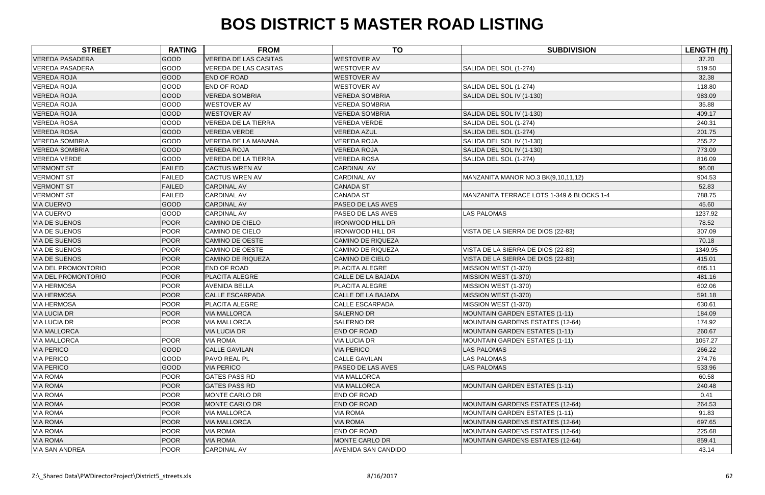# BOS DISTRICT 5 MASTER ROAD LISTING

| STREET | RATING | FROM | TO | SUBDIVISION | LENGTH (ft) |
|---|---|---|---|---|---|
| VEREDA PASADERA | GOOD | VEREDA DE LAS CASITAS | WESTOVER AV | | 37.20 |
| VEREDA PASADERA | GOOD | VEREDA DE LAS CASITAS | WESTOVER AV | SALIDA DEL SOL (1-274) | 519.50 |
| VEREDA ROJA | GOOD | END OF ROAD | WESTOVER AV | | 32.38 |
| VEREDA ROJA | GOOD | END OF ROAD | WESTOVER AV | SALIDA DEL SOL (1-274) | 118.80 |
| VEREDA ROJA | GOOD | VEREDA SOMBRIA | VEREDA SOMBRIA | SALIDA DEL SOL IV (1-130) | 983.09 |
| VEREDA ROJA | GOOD | WESTOVER AV | VEREDA SOMBRIA | | 35.88 |
| VEREDA ROJA | GOOD | WESTOVER AV | VEREDA SOMBRIA | SALIDA DEL SOL IV (1-130) | 409.17 |
| VEREDA ROSA | GOOD | VEREDA DE LA TIERRA | VEREDA VERDE | SALIDA DEL SOL (1-274) | 240.31 |
| VEREDA ROSA | GOOD | VEREDA VERDE | VEREDA AZUL | SALIDA DEL SOL (1-274) | 201.75 |
| VEREDA SOMBRIA | GOOD | VEREDA DE LA MANANA | VEREDA ROJA | SALIDA DEL SOL IV (1-130) | 255.22 |
| VEREDA SOMBRIA | GOOD | VEREDA ROJA | VEREDA ROJA | SALIDA DEL SOL IV (1-130) | 773.09 |
| VEREDA VERDE | GOOD | VEREDA DE LA TIERRA | VEREDA ROSA | SALIDA DEL SOL (1-274) | 816.09 |
| VERMONT ST | FAILED | CACTUS WREN AV | CARDINAL AV | | 96.08 |
| VERMONT ST | FAILED | CACTUS WREN AV | CARDINAL AV | MANZANITA MANOR NO.3 BK(9,10,11,12) | 904.53 |
| VERMONT ST | FAILED | CARDINAL AV | CANADA ST | | 52.83 |
| VERMONT ST | FAILED | CARDINAL AV | CANADA ST | MANZANITA TERRACE LOTS 1-349 & BLOCKS 1-4 | 788.75 |
| VIA CUERVO | GOOD | CARDINAL AV | PASEO DE LAS AVES | | 45.60 |
| VIA CUERVO | GOOD | CARDINAL AV | PASEO DE LAS AVES | LAS PALOMAS | 1237.92 |
| VIA DE SUENOS | POOR | CAMINO DE CIELO | IRONWOOD HILL DR | | 78.52 |
| VIA DE SUENOS | POOR | CAMINO DE CIELO | IRONWOOD HILL DR | VISTA DE LA SIERRA DE DIOS (22-83) | 307.09 |
| VIA DE SUENOS | POOR | CAMINO DE OESTE | CAMINO DE RIQUEZA | | 70.18 |
| VIA DE SUENOS | POOR | CAMINO DE OESTE | CAMINO DE RIQUEZA | VISTA DE LA SIERRA DE DIOS (22-83) | 1349.95 |
| VIA DE SUENOS | POOR | CAMINO DE RIQUEZA | CAMINO DE CIELO | VISTA DE LA SIERRA DE DIOS (22-83) | 415.01 |
| VIA DEL PROMONTORIO | POOR | END OF ROAD | PLACITA ALEGRE | MISSION WEST (1-370) | 685.11 |
| VIA DEL PROMONTORIO | POOR | PLACITA ALEGRE | CALLE DE LA BAJADA | MISSION WEST (1-370) | 481.16 |
| VIA HERMOSA | POOR | AVENIDA BELLA | PLACITA ALEGRE | MISSION WEST (1-370) | 602.06 |
| VIA HERMOSA | POOR | CALLE ESCARPADA | CALLE DE LA BAJADA | MISSION WEST (1-370) | 591.18 |
| VIA HERMOSA | POOR | PLACITA ALEGRE | CALLE ESCARPADA | MISSION WEST (1-370) | 630.61 |
| VIA LUCIA DR | POOR | VIA MALLORCA | SALERNO DR | MOUNTAIN GARDEN ESTATES (1-11) | 184.09 |
| VIA LUCIA DR | POOR | VIA MALLORCA | SALERNO DR | MOUNTAIN GARDENS ESTATES (12-64) | 174.92 |
| VIA MALLORCA | | VIA LUCIA DR | END OF ROAD | MOUNTAIN GARDEN ESTATES (1-11) | 260.67 |
| VIA MALLORCA | POOR | VIA ROMA | VIA LUCIA DR | MOUNTAIN GARDEN ESTATES (1-11) | 1057.27 |
| VIA PERICO | GOOD | CALLE GAVILAN | VIA PERICO | LAS PALOMAS | 266.22 |
| VIA PERICO | GOOD | PAVO REAL PL | CALLE GAVILAN | LAS PALOMAS | 274.76 |
| VIA PERICO | GOOD | VIA PERICO | PASEO DE LAS AVES | LAS PALOMAS | 533.96 |
| VIA ROMA | POOR | GATES PASS RD | VIA MALLORCA | | 60.58 |
| VIA ROMA | POOR | GATES PASS RD | VIA MALLORCA | MOUNTAIN GARDEN ESTATES (1-11) | 240.48 |
| VIA ROMA | POOR | MONTE CARLO DR | END OF ROAD | | 0.41 |
| VIA ROMA | POOR | MONTE CARLO DR | END OF ROAD | MOUNTAIN GARDENS ESTATES (12-64) | 264.53 |
| VIA ROMA | POOR | VIA MALLORCA | VIA ROMA | MOUNTAIN GARDEN ESTATES (1-11) | 91.83 |
| VIA ROMA | POOR | VIA MALLORCA | VIA ROMA | MOUNTAIN GARDENS ESTATES (12-64) | 697.65 |
| VIA ROMA | POOR | VIA ROMA | END OF ROAD | MOUNTAIN GARDENS ESTATES (12-64) | 225.68 |
| VIA ROMA | POOR | VIA ROMA | MONTE CARLO DR | MOUNTAIN GARDENS ESTATES (12-64) | 859.41 |
| VIA SAN ANDREA | POOR | CARDINAL AV | AVENIDA SAN CANDIDO | | 43.14 |

Z:\_Shared Data\PWDirectorProject\District5_streets.xls 8/16/2017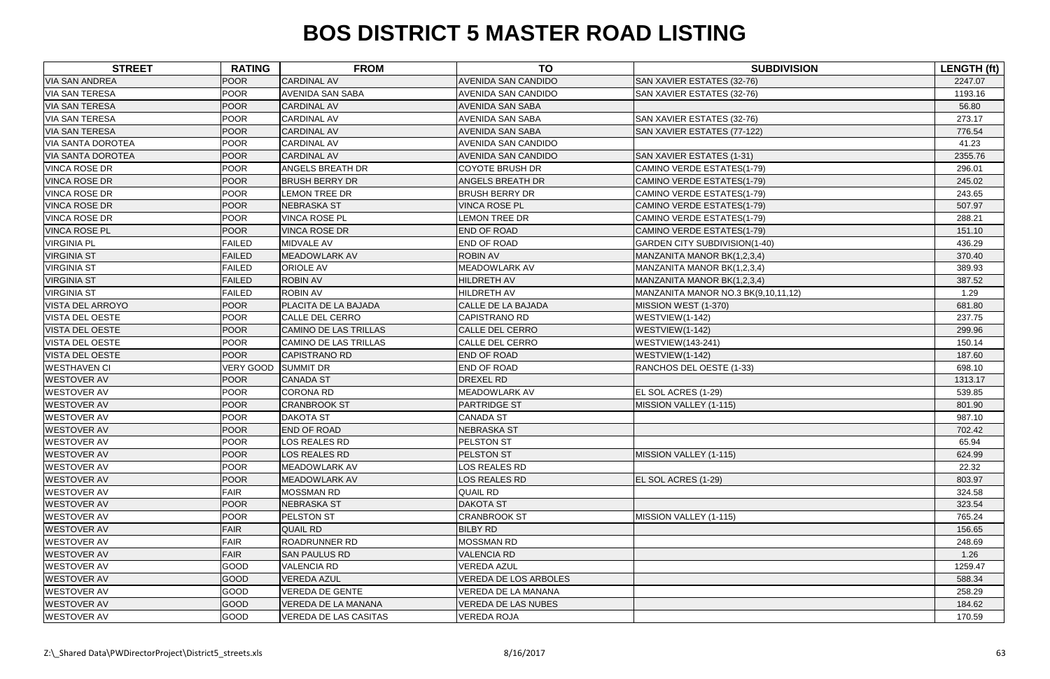# BOS DISTRICT 5 MASTER ROAD LISTING

| STREET | RATING | FROM | TO | SUBDIVISION | LENGTH (ft) |
|---|---|---|---|---|---|
| VIA SAN ANDREA | POOR | CARDINAL AV | AVENIDA SAN CANDIDO | SAN XAVIER ESTATES (32-76) | 2247.07 |
| VIA SAN TERESA | POOR | AVENIDA SAN SABA | AVENIDA SAN CANDIDO | SAN XAVIER ESTATES (32-76) | 1193.16 |
| VIA SAN TERESA | POOR | CARDINAL AV | AVENIDA SAN SABA | | 56.80 |
| VIA SAN TERESA | POOR | CARDINAL AV | AVENIDA SAN SABA | SAN XAVIER ESTATES (32-76) | 273.17 |
| VIA SAN TERESA | POOR | CARDINAL AV | AVENIDA SAN SABA | SAN XAVIER ESTATES (77-122) | 776.54 |
| VIA SANTA DOROTEA | POOR | CARDINAL AV | AVENIDA SAN CANDIDO | | 41.23 |
| VIA SANTA DOROTEA | POOR | CARDINAL AV | AVENIDA SAN CANDIDO | SAN XAVIER ESTATES (1-31) | 2355.76 |
| VINCA ROSE DR | POOR | ANGELS BREATH DR | COYOTE BRUSH DR | CAMINO VERDE ESTATES(1-79) | 296.01 |
| VINCA ROSE DR | POOR | BRUSH BERRY DR | ANGELS BREATH DR | CAMINO VERDE ESTATES(1-79) | 245.02 |
| VINCA ROSE DR | POOR | LEMON TREE DR | BRUSH BERRY DR | CAMINO VERDE ESTATES(1-79) | 243.65 |
| VINCA ROSE DR | POOR | NEBRASKA ST | VINCA ROSE PL | CAMINO VERDE ESTATES(1-79) | 507.97 |
| VINCA ROSE DR | POOR | VINCA ROSE PL | LEMON TREE DR | CAMINO VERDE ESTATES(1-79) | 288.21 |
| VINCA ROSE PL | POOR | VINCA ROSE DR | END OF ROAD | CAMINO VERDE ESTATES(1-79) | 151.10 |
| VIRGINIA PL | FAILED | MIDVALE AV | END OF ROAD | GARDEN CITY SUBDIVISION(1-40) | 436.29 |
| VIRGINIA ST | FAILED | MEADOWLARK AV | ROBIN AV | MANZANITA MANOR BK(1,2,3,4) | 370.40 |
| VIRGINIA ST | FAILED | ORIOLE AV | MEADOWLARK AV | MANZANITA MANOR BK(1,2,3,4) | 389.93 |
| VIRGINIA ST | FAILED | ROBIN AV | HILDRETH AV | MANZANITA MANOR BK(1,2,3,4) | 387.52 |
| VIRGINIA ST | FAILED | ROBIN AV | HILDRETH AV | MANZANITA MANOR NO.3 BK(9,10,11,12) | 1.29 |
| VISTA DEL ARROYO | POOR | PLACITA DE LA BAJADA | CALLE DE LA BAJADA | MISSION WEST (1-370) | 681.80 |
| VISTA DEL OESTE | POOR | CALLE DEL CERRO | CAPISTRANO RD | WESTVIEW(1-142) | 237.75 |
| VISTA DEL OESTE | POOR | CAMINO DE LAS TRILLAS | CALLE DEL CERRO | WESTVIEW(1-142) | 299.96 |
| VISTA DEL OESTE | POOR | CAMINO DE LAS TRILLAS | CALLE DEL CERRO | WESTVIEW(143-241) | 150.14 |
| VISTA DEL OESTE | POOR | CAPISTRANO RD | END OF ROAD | WESTVIEW(1-142) | 187.60 |
| WESTHAVEN CI | VERY GOOD | SUMMIT DR | END OF ROAD | RANCHOS DEL OESTE (1-33) | 698.10 |
| WESTOVER AV | POOR | CANADA ST | DREXEL RD | | 1313.17 |
| WESTOVER AV | POOR | CORONA RD | MEADOWLARK AV | EL SOL ACRES (1-29) | 539.85 |
| WESTOVER AV | POOR | CRANBROOK ST | PARTRIDGE ST | MISSION VALLEY (1-115) | 801.90 |
| WESTOVER AV | POOR | DAKOTA ST | CANADA ST | | 987.10 |
| WESTOVER AV | POOR | END OF ROAD | NEBRASKA ST | | 702.42 |
| WESTOVER AV | POOR | LOS REALES RD | PELSTON ST | | 65.94 |
| WESTOVER AV | POOR | LOS REALES RD | PELSTON ST | MISSION VALLEY (1-115) | 624.99 |
| WESTOVER AV | POOR | MEADOWLARK AV | LOS REALES RD | | 22.32 |
| WESTOVER AV | POOR | MEADOWLARK AV | LOS REALES RD | EL SOL ACRES (1-29) | 803.97 |
| WESTOVER AV | FAIR | MOSSMAN RD | QUAIL RD | | 324.58 |
| WESTOVER AV | POOR | NEBRASKA ST | DAKOTA ST | | 323.54 |
| WESTOVER AV | POOR | PELSTON ST | CRANBROOK ST | MISSION VALLEY (1-115) | 765.24 |
| WESTOVER AV | FAIR | QUAIL RD | BILBY RD | | 156.65 |
| WESTOVER AV | FAIR | ROADRUNNER RD | MOSSMAN RD | | 248.69 |
| WESTOVER AV | FAIR | SAN PAULUS RD | VALENCIA RD | | 1.26 |
| WESTOVER AV | GOOD | VALENCIA RD | VEREDA AZUL | | 1259.47 |
| WESTOVER AV | GOOD | VEREDA AZUL | VEREDA DE LOS ARBOLES | | 588.34 |
| WESTOVER AV | GOOD | VEREDA DE GENTE | VEREDA DE LA MANANA | | 258.29 |
| WESTOVER AV | GOOD | VEREDA DE LA MANANA | VEREDA DE LAS NUBES | | 184.62 |
| WESTOVER AV | GOOD | VEREDA DE LAS CASITAS | VEREDA ROJA | | 170.59 |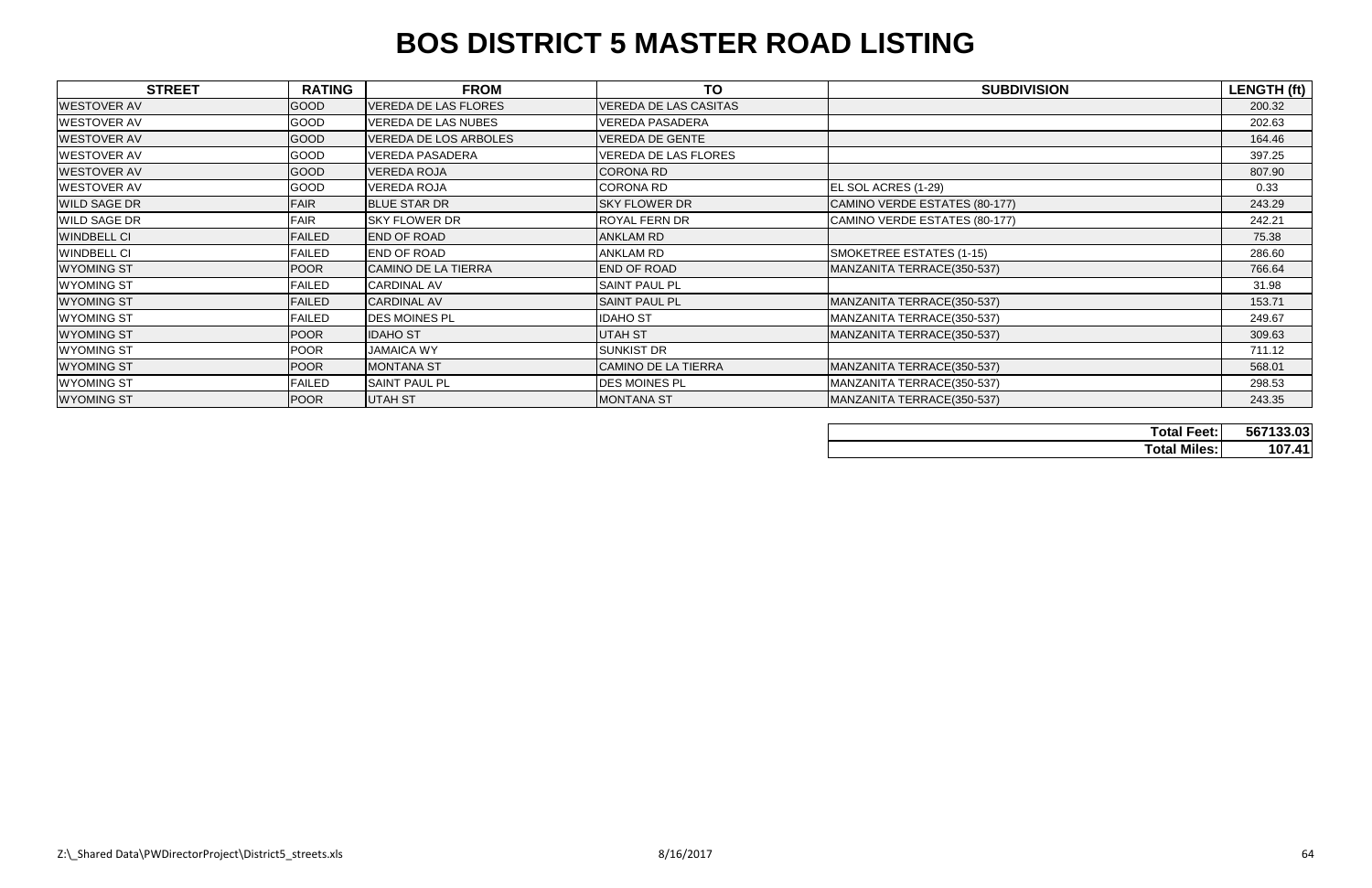# BOS DISTRICT 5 MASTER ROAD LISTING

| STREET | RATING | FROM | TO | SUBDIVISION | LENGTH (ft) |
|---|---|---|---|---|---|
| WESTOVER AV | GOOD | VEREDA DE LAS FLORES | VEREDA DE LAS CASITAS | | 200.32 |
| WESTOVER AV | GOOD | VEREDA DE LAS NUBES | VEREDA PASADERA | | 202.63 |
| WESTOVER AV | GOOD | VEREDA DE LOS ARBOLES | VEREDA DE GENTE | | 164.46 |
| WESTOVER AV | GOOD | VEREDA PASADERA | VEREDA DE LAS FLORES | | 397.25 |
| WESTOVER AV | GOOD | VEREDA ROJA | CORONA RD | | 807.90 |
| WESTOVER AV | GOOD | VEREDA ROJA | CORONA RD | EL SOL ACRES (1-29) | 0.33 |
| WILD SAGE DR | FAIR | BLUE STAR DR | SKY FLOWER DR | CAMINO VERDE ESTATES (80-177) | 243.29 |
| WILD SAGE DR | FAIR | SKY FLOWER DR | ROYAL FERN DR | CAMINO VERDE ESTATES (80-177) | 242.21 |
| WINDBELL CI | FAILED | END OF ROAD | ANKLAM RD | | 75.38 |
| WINDBELL CI | FAILED | END OF ROAD | ANKLAM RD | SMOKETREE ESTATES (1-15) | 286.60 |
| WYOMING ST | POOR | CAMINO DE LA TIERRA | END OF ROAD | MANZANITA TERRACE(350-537) | 766.64 |
| WYOMING ST | FAILED | CARDINAL AV | SAINT PAUL PL | | 31.98 |
| WYOMING ST | FAILED | CARDINAL AV | SAINT PAUL PL | MANZANITA TERRACE(350-537) | 153.71 |
| WYOMING ST | FAILED | DES MOINES PL | IDAHO ST | MANZANITA TERRACE(350-537) | 249.67 |
| WYOMING ST | POOR | IDAHO ST | UTAH ST | MANZANITA TERRACE(350-537) | 309.63 |
| WYOMING ST | POOR | JAMAICA WY | SUNKIST DR | | 711.12 |
| WYOMING ST | POOR | MONTANA ST | CAMINO DE LA TIERRA | MANZANITA TERRACE(350-537) | 568.01 |
| WYOMING ST | FAILED | SAINT PAUL PL | DES MOINES PL | MANZANITA TERRACE(350-537) | 298.53 |
| WYOMING ST | POOR | UTAH ST | MONTANA ST | MANZANITA TERRACE(350-537) | 243.35 |

| | |
|---|---|
| **Total Feet:** | **567133.03** |
| **Total Miles:** | **107.41** |

Z:\_Shared Data\PWDirectorProject\District5_streets.xls 8/16/2017